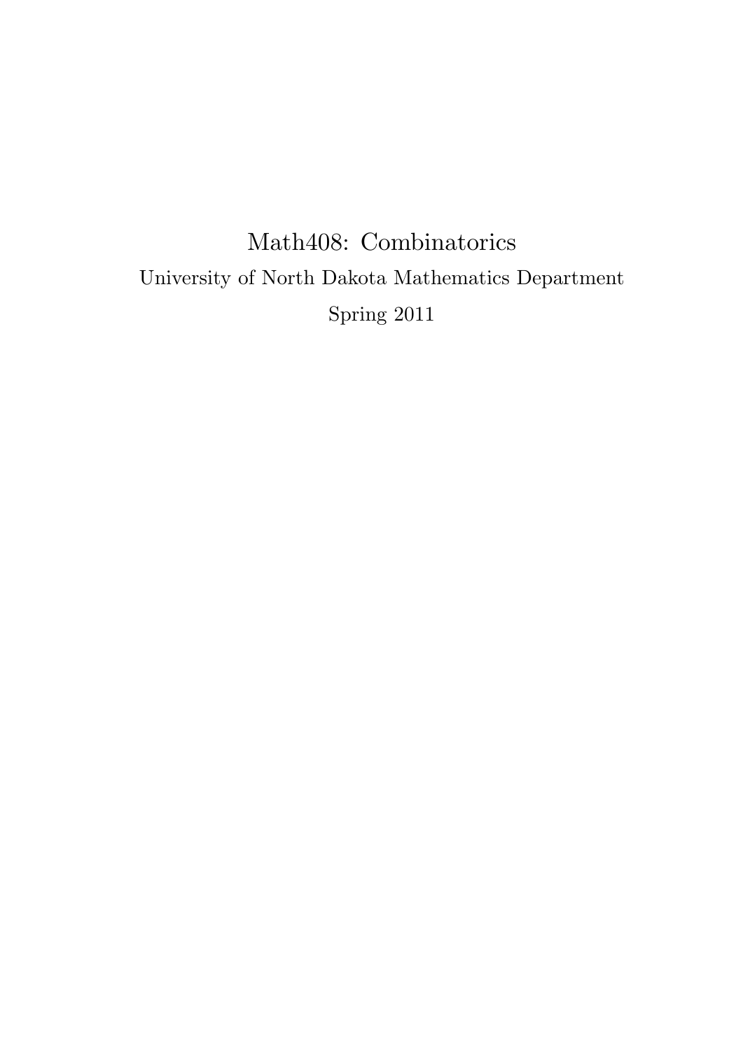# Math408: Combinatorics

University of North Dakota Mathematics Department

Spring 2011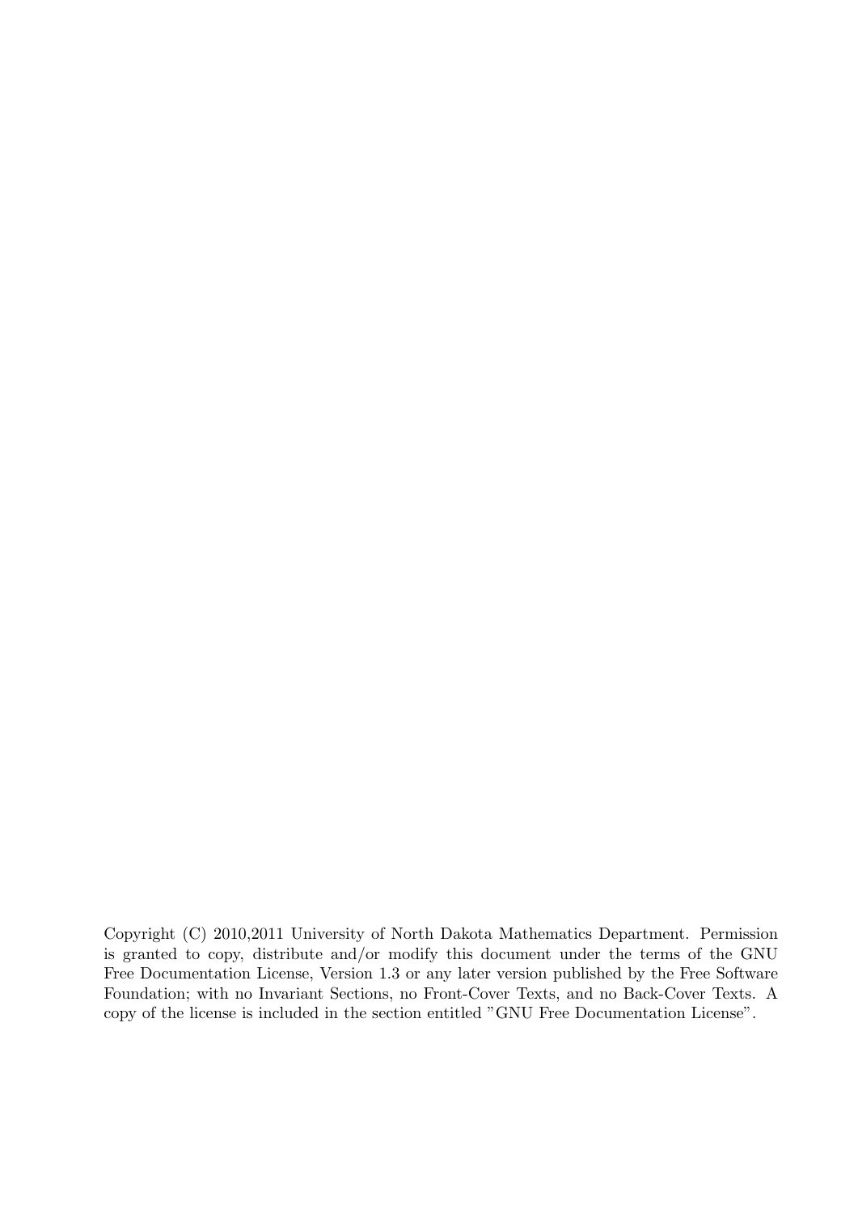Copyright (C) 2010,2011 University of North Dakota Mathematics Department. Permission is granted to copy, distribute and/or modify this document under the terms of the GNU Free Documentation License, Version 1.3 or any later version published by the Free Software Foundation; with no Invariant Sections, no Front-Cover Texts, and no Back-Cover Texts. A copy of the license is included in the section entitled "GNU Free Documentation License".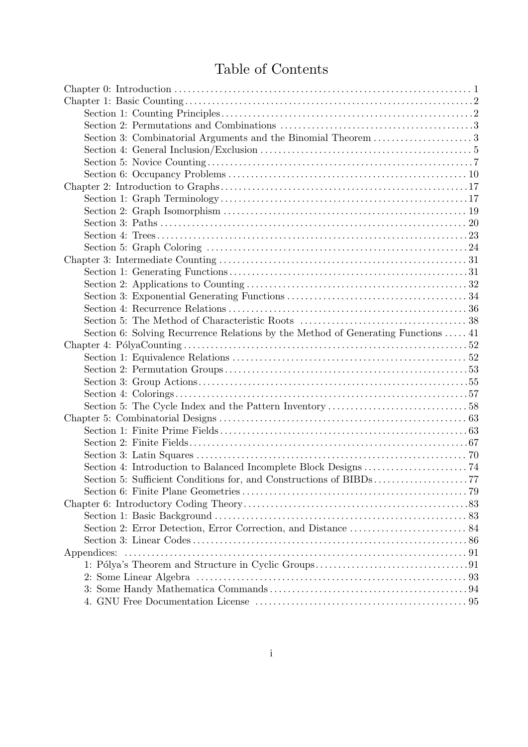# Table of Contents

Chapter 0: Introduction . . . . . . . . . . 1

Chapter 1: Basic Counting . . . . . . . . . . 2

- Section 1: Counting Principles . . . . . . . . . . 2
- Section 2: Permutations and Combinations . . . . . . . . . . 3
- Section 3: Combinatorial Arguments and the Binomial Theorem . . . . . . . . . . 3
- Section 4: General Inclusion/Exclusion . . . . . . . . . . 5
- Section 5: Novice Counting . . . . . . . . . . 7
- Section 6: Occupancy Problems . . . . . . . . . . 10

Chapter 2: Introduction to Graphs . . . . . . . . . . 17

- Section 1: Graph Terminology . . . . . . . . . . 17
- Section 2: Graph Isomorphism . . . . . . . . . . 19
- Section 3: Paths . . . . . . . . . . 20
- Section 4: Trees . . . . . . . . . . 23
- Section 5: Graph Coloring . . . . . . . . . . 24

Chapter 3: Intermediate Counting . . . . . . . . . . 31

- Section 1: Generating Functions . . . . . . . . . . 31
- Section 2: Applications to Counting . . . . . . . . . . 32
- Section 3: Exponential Generating Functions . . . . . . . . . . 34
- Section 4: Recurrence Relations . . . . . . . . . . 36
- Section 5: The Method of Characteristic Roots . . . . . . . . . . 38
- Section 6: Solving Recurrence Relations by the Method of Generating Functions . . . . . 41

Chapter 4: PólyaCounting . . . . . . . . . . 52

- Section 1: Equivalence Relations . . . . . . . . . . 52
- Section 2: Permutation Groups . . . . . . . . . . 53
- Section 3: Group Actions . . . . . . . . . . 55
- Section 4: Colorings . . . . . . . . . . 57
- Section 5: The Cycle Index and the Pattern Inventory . . . . . . . . . . 58

Chapter 5: Combinatorial Designs . . . . . . . . . . 63

- Section 1: Finite Prime Fields . . . . . . . . . . 63
- Section 2: Finite Fields . . . . . . . . . . 67
- Section 3: Latin Squares . . . . . . . . . . 70
- Section 4: Introduction to Balanced Incomplete Block Designs . . . . . . . . . . 74
- Section 5: Sufficient Conditions for, and Constructions of BIBDs . . . . . . . . . . 77
- Section 6: Finite Plane Geometries . . . . . . . . . . 79

Chapter 6: Introductory Coding Theory . . . . . . . . . . 83

- Section 1: Basic Background . . . . . . . . . . 83
- Section 2: Error Detection, Error Correction, and Distance . . . . . . . . . . 84
- Section 3: Linear Codes . . . . . . . . . . 86

Appendices: . . . . . . . . . . 91

- 1: Pólya's Theorem and Structure in Cyclic Groups . . . . . . . . . . 91
- 2: Some Linear Algebra . . . . . . . . . . 93
- 3: Some Handy Mathematica Commands . . . . . . . . . . 94
- 4. GNU Free Documentation License . . . . . . . . . . 95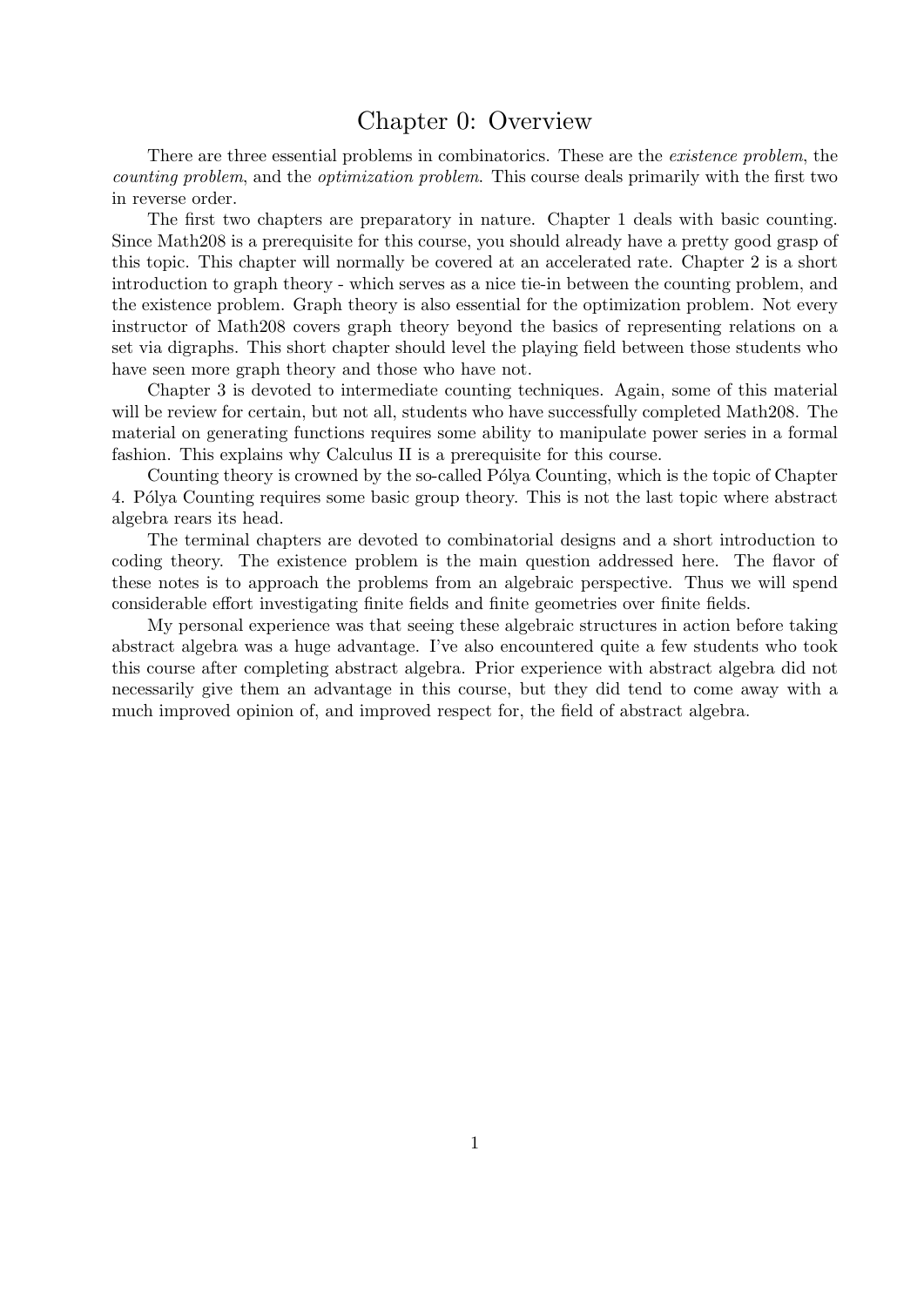# Chapter 0: Overview

There are three essential problems in combinatorics. These are the *existence problem*, the *counting problem*, and the *optimization problem*. This course deals primarily with the first two in reverse order.

The first two chapters are preparatory in nature. Chapter 1 deals with basic counting. Since Math208 is a prerequisite for this course, you should already have a pretty good grasp of this topic. This chapter will normally be covered at an accelerated rate. Chapter 2 is a short introduction to graph theory - which serves as a nice tie-in between the counting problem, and the existence problem. Graph theory is also essential for the optimization problem. Not every instructor of Math208 covers graph theory beyond the basics of representing relations on a set via digraphs. This short chapter should level the playing field between those students who have seen more graph theory and those who have not.

Chapter 3 is devoted to intermediate counting techniques. Again, some of this material will be review for certain, but not all, students who have successfully completed Math208. The material on generating functions requires some ability to manipulate power series in a formal fashion. This explains why Calculus II is a prerequisite for this course.

Counting theory is crowned by the so-called Pólya Counting, which is the topic of Chapter 4. Pólya Counting requires some basic group theory. This is not the last topic where abstract algebra rears its head.

The terminal chapters are devoted to combinatorial designs and a short introduction to coding theory. The existence problem is the main question addressed here. The flavor of these notes is to approach the problems from an algebraic perspective. Thus we will spend considerable effort investigating finite fields and finite geometries over finite fields.

My personal experience was that seeing these algebraic structures in action before taking abstract algebra was a huge advantage. I've also encountered quite a few students who took this course after completing abstract algebra. Prior experience with abstract algebra did not necessarily give them an advantage in this course, but they did tend to come away with a much improved opinion of, and improved respect for, the field of abstract algebra.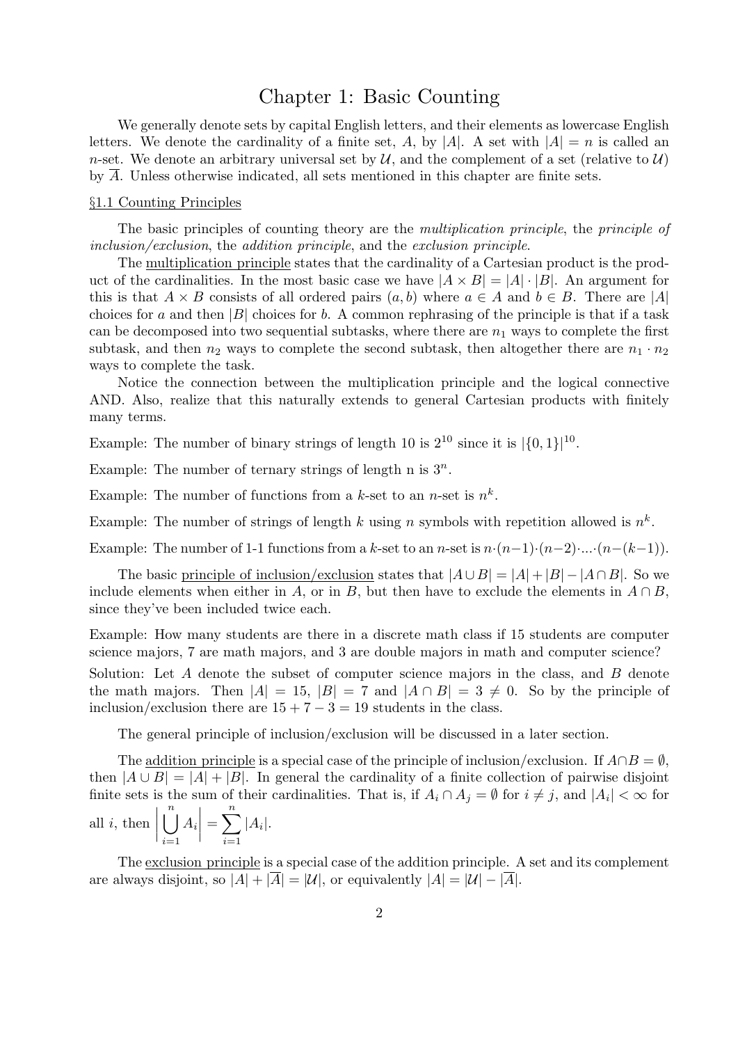# Chapter 1: Basic Counting

We generally denote sets by capital English letters, and their elements as lowercase English letters. We denote the cardinality of a finite set, $A$, by $|A|$. A set with $|A| = n$ is called an $n$-set. We denote an arbitrary universal set by $\mathcal{U}$, and the complement of a set (relative to $\mathcal{U}$) by $\overline{A}$. Unless otherwise indicated, all sets mentioned in this chapter are finite sets.

## §1.1 Counting Principles

The basic principles of counting theory are the *multiplication principle*, the *principle of inclusion/exclusion*, the *addition principle*, and the *exclusion principle*.

The multiplication principle states that the cardinality of a Cartesian product is the product of the cardinalities. In the most basic case we have $|A \times B| = |A| \cdot |B|$. An argument for this is that $A \times B$ consists of all ordered pairs $(a, b)$ where $a \in A$ and $b \in B$. There are $|A|$ choices for $a$ and then $|B|$ choices for $b$. A common rephrasing of the principle is that if a task can be decomposed into two sequential subtasks, where there are $n_1$ ways to complete the first subtask, and then $n_2$ ways to complete the second subtask, then altogether there are $n_1 \cdot n_2$ ways to complete the task.

Notice the connection between the multiplication principle and the logical connective AND. Also, realize that this naturally extends to general Cartesian products with finitely many terms.

Example: The number of binary strings of length 10 is $2^{10}$ since it is $|\{0, 1\}|^{10}$.

Example: The number of ternary strings of length n is $3^n$.

Example: The number of functions from a $k$-set to an $n$-set is $n^k$.

Example: The number of strings of length $k$ using $n$ symbols with repetition allowed is $n^k$.

Example: The number of 1-1 functions from a $k$-set to an $n$-set is $n \cdot (n-1) \cdot (n-2) \cdot \ldots \cdot (n-(k-1))$.

The basic principle of inclusion/exclusion states that $|A \cup B| = |A| + |B| - |A \cap B|$. So we include elements when either in $A$, or in $B$, but then have to exclude the elements in $A \cap B$, since they've been included twice each.

Example: How many students are there in a discrete math class if 15 students are computer science majors, 7 are math majors, and 3 are double majors in math and computer science?

Solution: Let $A$ denote the subset of computer science majors in the class, and $B$ denote the math majors. Then $|A| = 15$, $|B| = 7$ and $|A \cap B| = 3 \neq 0$. So by the principle of inclusion/exclusion there are $15 + 7 - 3 = 19$ students in the class.

The general principle of inclusion/exclusion will be discussed in a later section.

The addition principle is a special case of the principle of inclusion/exclusion. If $A \cap B = \emptyset$, then $|A \cup B| = |A| + |B|$. In general the cardinality of a finite collection of pairwise disjoint finite sets is the sum of their cardinalities. That is, if $A_i \cap A_j = \emptyset$ for $i \neq j$, and $|A_i| < \infty$ for all $i$, then $\left| \bigcup_{i=1}^{n} A_i \right| = \sum_{i=1}^{n} |A_i|$.

The exclusion principle is a special case of the addition principle. A set and its complement are always disjoint, so $|A| + |\overline{A}| = |\mathcal{U}|$, or equivalently $|A| = |\mathcal{U}| - |\overline{A}|$.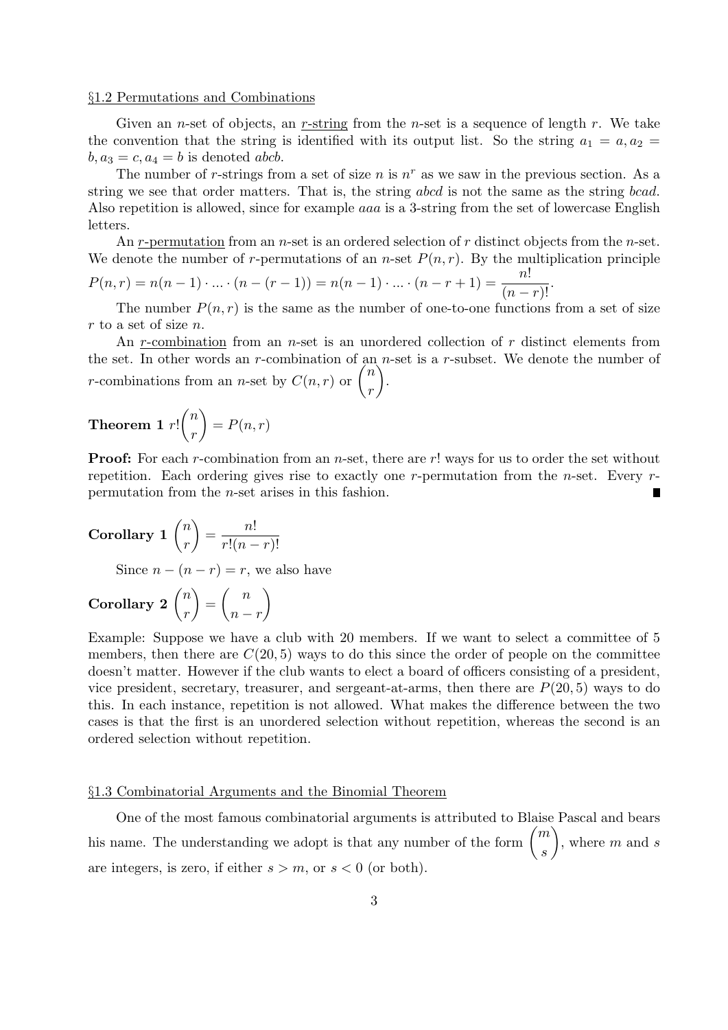## §1.2 Permutations and Combinations

Given an $n$-set of objects, an <u>$r$-string</u> from the $n$-set is a sequence of length $r$. We take the convention that the string is identified with its output list. So the string $a_1 = a, a_2 = b, a_3 = c, a_4 = b$ is denoted $abcb$.

The number of $r$-strings from a set of size $n$ is $n^r$ as we saw in the previous section. As a string we see that order matters. That is, the string $abcd$ is not the same as the string $bcad$. Also repetition is allowed, since for example $aaa$ is a 3-string from the set of lowercase English letters.

An <u>$r$-permutation</u> from an $n$-set is an ordered selection of $r$ distinct objects from the $n$-set. We denote the number of $r$-permutations of an $n$-set $P(n, r)$. By the multiplication principle $P(n, r) = n(n-1) \cdot \ldots \cdot (n-(r-1)) = n(n-1) \cdot \ldots \cdot (n-r+1) = \dfrac{n!}{(n-r)!}$.

The number $P(n, r)$ is the same as the number of one-to-one functions from a set of size $r$ to a set of size $n$.

An <u>$r$-combination</u> from an $n$-set is an unordered collection of $r$ distinct elements from the set. In other words an $r$-combination of an $n$-set is a $r$-subset. We denote the number of $r$-combinations from an $n$-set by $C(n, r)$ or $\dbinom{n}{r}$.

**Theorem 1** $r!\dbinom{n}{r} = P(n, r)$

**Proof:** For each $r$-combination from an $n$-set, there are $r!$ ways for us to order the set without repetition. Each ordering gives rise to exactly one $r$-permutation from the $n$-set. Every $r$-permutation from the $n$-set arises in this fashion. ∎

**Corollary 1** $\dbinom{n}{r} = \dfrac{n!}{r!(n-r)!}$

Since $n - (n - r) = r$, we also have

**Corollary 2** $\dbinom{n}{r} = \dbinom{n}{n-r}$

Example: Suppose we have a club with 20 members. If we want to select a committee of 5 members, then there are $C(20, 5)$ ways to do this since the order of people on the committee doesn't matter. However if the club wants to elect a board of officers consisting of a president, vice president, secretary, treasurer, and sergeant-at-arms, then there are $P(20, 5)$ ways to do this. In each instance, repetition is not allowed. What makes the difference between the two cases is that the first is an unordered selection without repetition, whereas the second is an ordered selection without repetition.

## §1.3 Combinatorial Arguments and the Binomial Theorem

One of the most famous combinatorial arguments is attributed to Blaise Pascal and bears his name. The understanding we adopt is that any number of the form $\dbinom{m}{s}$, where $m$ and $s$ are integers, is zero, if either $s > m$, or $s < 0$ (or both).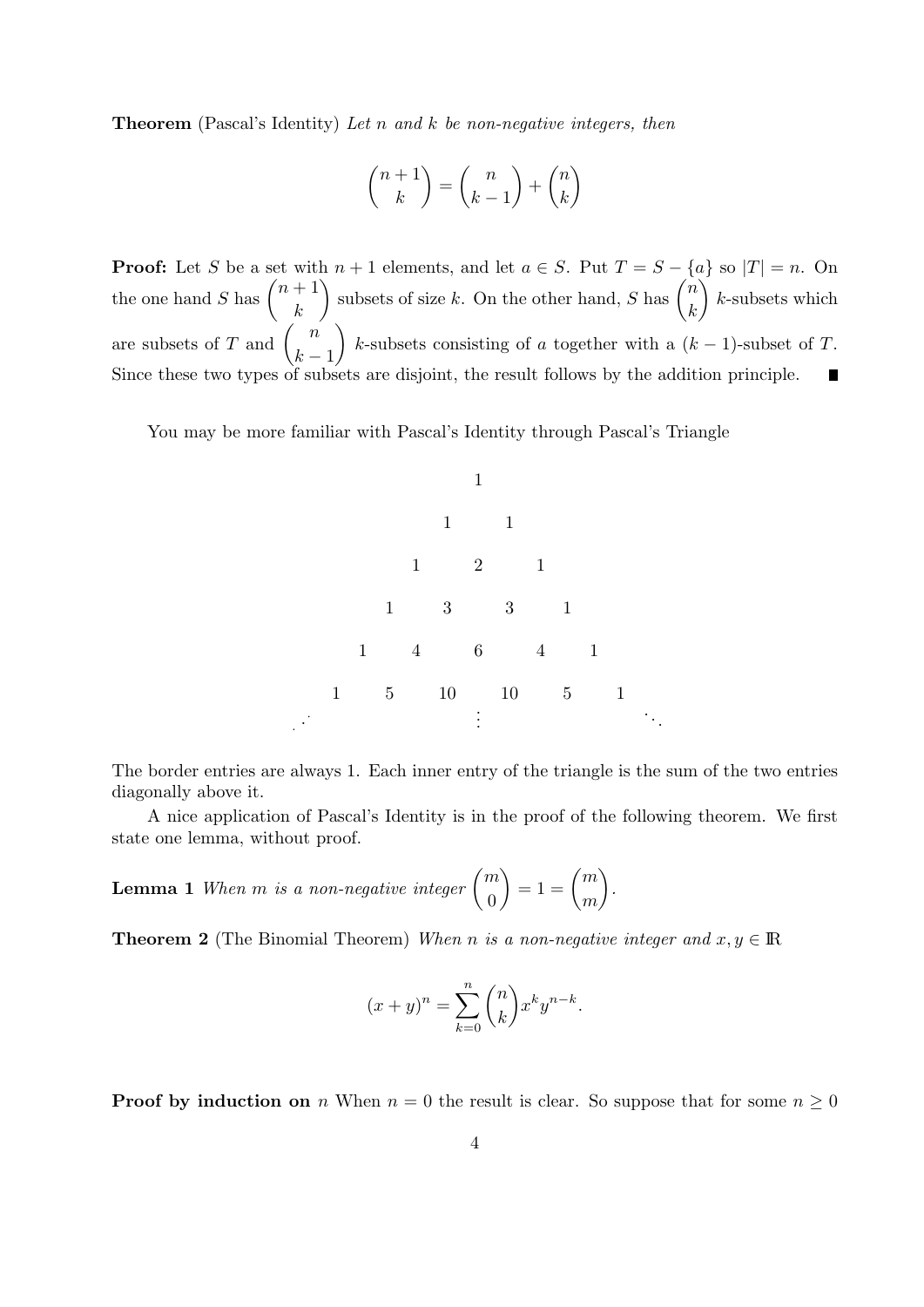**Theorem** (Pascal's Identity) *Let $n$ and $k$ be non-negative integers, then*

$$\binom{n+1}{k} = \binom{n}{k-1} + \binom{n}{k}$$

**Proof:** Let $S$ be a set with $n+1$ elements, and let $a \in S$. Put $T = S - \{a\}$ so $|T| = n$. On the one hand $S$ has $\binom{n+1}{k}$ subsets of size $k$. On the other hand, $S$ has $\binom{n}{k}$ $k$-subsets which are subsets of $T$ and $\binom{n}{k-1}$ $k$-subsets consisting of $a$ together with a $(k-1)$-subset of $T$. Since these two types of subsets are disjoint, the result follows by the addition principle. ∎

You may be more familiar with Pascal's Identity through Pascal's Triangle

$$
\begin{array}{ccccccccccc}
 & & & & & 1 & & & & & \\
 & & & & 1 & & 1 & & & & \\
 & & & 1 & & 2 & & 1 & & & \\
 & & 1 & & 3 & & 3 & & 1 & & \\
 & 1 & & 4 & & 6 & & 4 & & 1 & \\
1 & & 5 & & 10 & & 10 & & 5 & & 1 \\
\cdot^{\cdot^{\cdot}} & & & & & \vdots & & & & & \ddots
\end{array}
$$

The border entries are always 1. Each inner entry of the triangle is the sum of the two entries diagonally above it.

A nice application of Pascal's Identity is in the proof of the following theorem. We first state one lemma, without proof.

**Lemma 1** *When $m$ is a non-negative integer $\binom{m}{0} = 1 = \binom{m}{m}$.*

**Theorem 2** (The Binomial Theorem) *When $n$ is a non-negative integer and $x, y \in \mathbb{R}$*

$$(x+y)^n = \sum_{k=0}^{n} \binom{n}{k} x^k y^{n-k}.$$

**Proof by induction on** $n$ When $n = 0$ the result is clear. So suppose that for some $n \geq 0$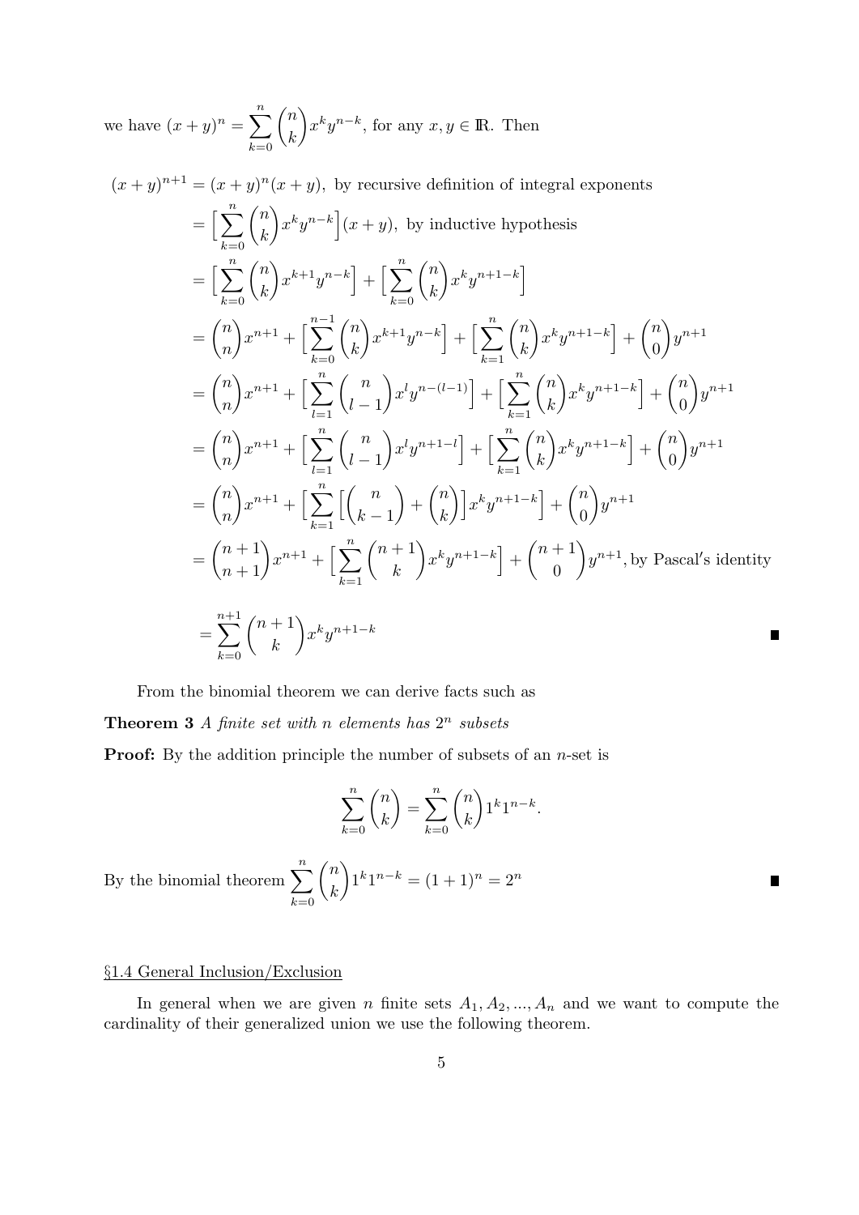we have $(x+y)^n = \sum_{k=0}^{n} \binom{n}{k} x^k y^{n-k}$, for any $x, y \in \mathbb{R}$. Then

$$
\begin{aligned}
(x+y)^{n+1} &= (x+y)^n(x+y), \text{ by recursive definition of integral exponents} \\
&= \Big[\sum_{k=0}^{n} \binom{n}{k} x^k y^{n-k}\Big](x+y), \text{ by inductive hypothesis} \\
&= \Big[\sum_{k=0}^{n} \binom{n}{k} x^{k+1} y^{n-k}\Big] + \Big[\sum_{k=0}^{n} \binom{n}{k} x^k y^{n+1-k}\Big] \\
&= \binom{n}{n} x^{n+1} + \Big[\sum_{k=0}^{n-1} \binom{n}{k} x^{k+1} y^{n-k}\Big] + \Big[\sum_{k=1}^{n} \binom{n}{k} x^k y^{n+1-k}\Big] + \binom{n}{0} y^{n+1} \\
&= \binom{n}{n} x^{n+1} + \Big[\sum_{l=1}^{n} \binom{n}{l-1} x^{l} y^{n-(l-1)}\Big] + \Big[\sum_{k=1}^{n} \binom{n}{k} x^k y^{n+1-k}\Big] + \binom{n}{0} y^{n+1} \\
&= \binom{n}{n} x^{n+1} + \Big[\sum_{l=1}^{n} \binom{n}{l-1} x^{l} y^{n+1-l}\Big] + \Big[\sum_{k=1}^{n} \binom{n}{k} x^k y^{n+1-k}\Big] + \binom{n}{0} y^{n+1} \\
&= \binom{n}{n} x^{n+1} + \Big[\sum_{k=1}^{n} \Big[\binom{n}{k-1} + \binom{n}{k}\Big] x^k y^{n+1-k}\Big] + \binom{n}{0} y^{n+1} \\
&= \binom{n+1}{n+1} x^{n+1} + \Big[\sum_{k=1}^{n} \binom{n+1}{k} x^k y^{n+1-k}\Big] + \binom{n+1}{0} y^{n+1}, \text{ by Pascal's identity} \\
&= \sum_{k=0}^{n+1} \binom{n+1}{k} x^k y^{n+1-k}
\end{aligned}
$$

∎

From the binomial theorem we can derive facts such as

**Theorem 3** *A finite set with $n$ elements has $2^n$ subsets*

**Proof:** By the addition principle the number of subsets of an $n$-set is

$$\sum_{k=0}^{n} \binom{n}{k} = \sum_{k=0}^{n} \binom{n}{k} 1^k 1^{n-k}.$$

By the binomial theorem $\sum_{k=0}^{n} \binom{n}{k} 1^k 1^{n-k} = (1+1)^n = 2^n$ ∎

§1.4 General Inclusion/Exclusion

In general when we are given $n$ finite sets $A_1, A_2, ..., A_n$ and we want to compute the cardinality of their generalized union we use the following theorem.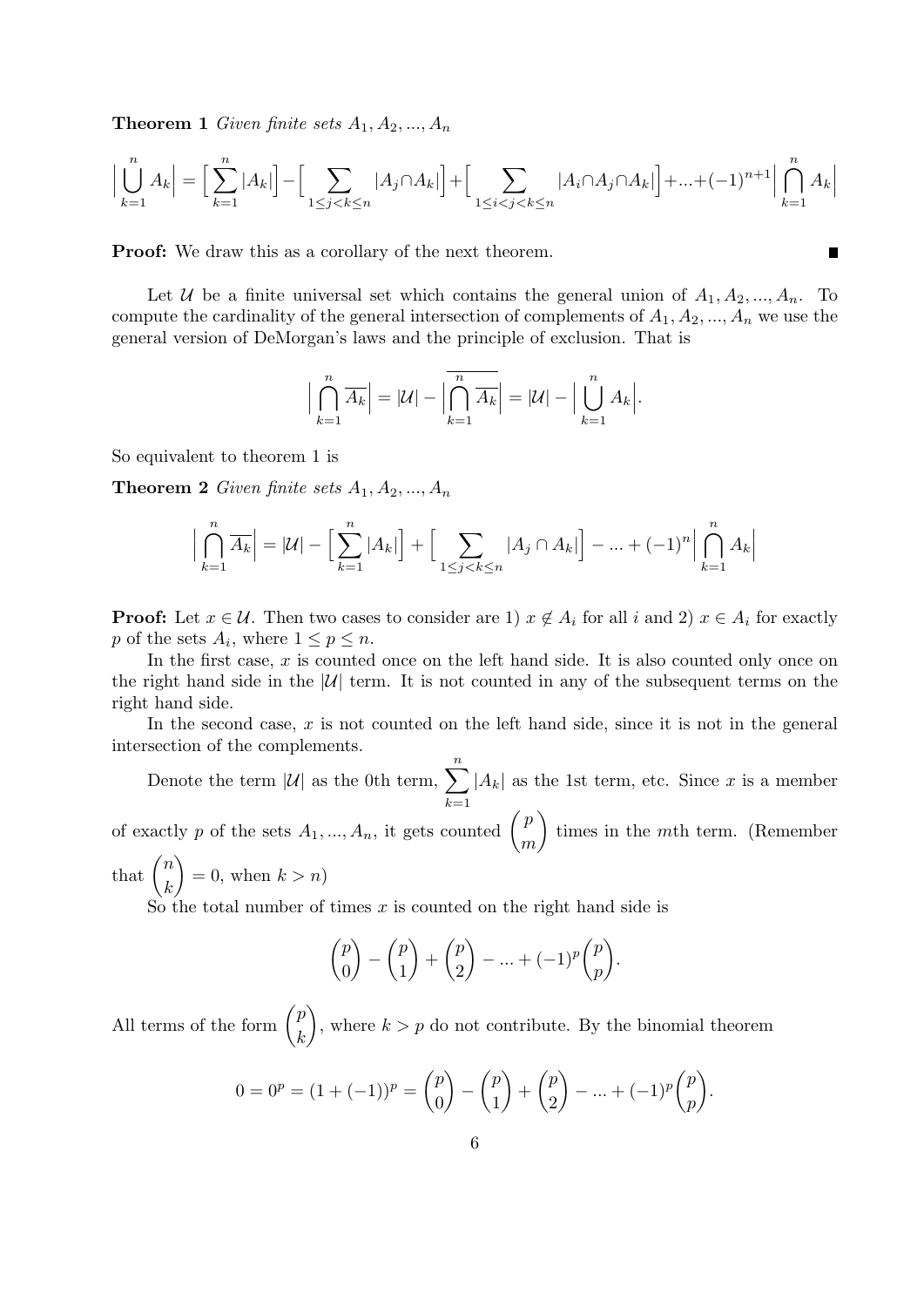**Theorem 1** *Given finite sets $A_1, A_2, ..., A_n$*

$$\Big|\bigcup_{k=1}^{n} A_k\Big| = \Big[\sum_{k=1}^{n} |A_k|\Big] - \Big[\sum_{1\leq j<k\leq n} |A_j \cap A_k|\Big] + \Big[\sum_{1\leq i<j<k\leq n} |A_i \cap A_j \cap A_k|\Big] + ... + (-1)^{n+1}\Big|\bigcap_{k=1}^{n} A_k\Big|$$

**Proof:** We draw this as a corollary of the next theorem. ∎

Let $\mathcal{U}$ be a finite universal set which contains the general union of $A_1, A_2, ..., A_n$. To compute the cardinality of the general intersection of complements of $A_1, A_2, ..., A_n$ we use the general version of DeMorgan's laws and the principle of exclusion. That is

$$\Big|\bigcap_{k=1}^{n} \overline{A_k}\Big| = |\mathcal{U}| - \Big|\overline{\bigcap_{k=1}^{n} \overline{A_k}}\Big| = |\mathcal{U}| - \Big|\bigcup_{k=1}^{n} A_k\Big|.$$

So equivalent to theorem 1 is

**Theorem 2** *Given finite sets $A_1, A_2, ..., A_n$*

$$\Big|\bigcap_{k=1}^{n} \overline{A_k}\Big| = |\mathcal{U}| - \Big[\sum_{k=1}^{n} |A_k|\Big] + \Big[\sum_{1\leq j<k\leq n} |A_j \cap A_k|\Big] - ... + (-1)^{n}\Big|\bigcap_{k=1}^{n} A_k\Big|$$

**Proof:** Let $x \in \mathcal{U}$. Then two cases to consider are 1) $x \notin A_i$ for all $i$ and 2) $x \in A_i$ for exactly $p$ of the sets $A_i$, where $1 \leq p \leq n$.

In the first case, $x$ is counted once on the left hand side. It is also counted only once on the right hand side in the $|\mathcal{U}|$ term. It is not counted in any of the subsequent terms on the right hand side.

In the second case, $x$ is not counted on the left hand side, since it is not in the general intersection of the complements.

Denote the term $|\mathcal{U}|$ as the 0th term, $\sum_{k=1}^{n} |A_k|$ as the 1st term, etc. Since $x$ is a member of exactly $p$ of the sets $A_1, ..., A_n$, it gets counted $\binom{p}{m}$ times in the $m$th term. (Remember that $\binom{n}{k} = 0$, when $k > n$)

So the total number of times $x$ is counted on the right hand side is

$$\binom{p}{0} - \binom{p}{1} + \binom{p}{2} - ... + (-1)^p\binom{p}{p}.$$

All terms of the form $\binom{p}{k}$, where $k > p$ do not contribute. By the binomial theorem

$$0 = 0^p = (1 + (-1))^p = \binom{p}{0} - \binom{p}{1} + \binom{p}{2} - ... + (-1)^p\binom{p}{p}.$$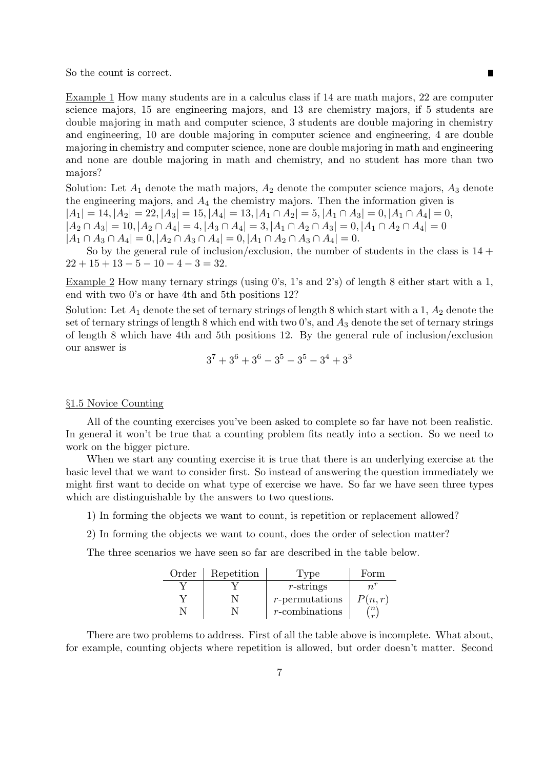So the count is correct. ∎

Example 1 How many students are in a calculus class if 14 are math majors, 22 are computer science majors, 15 are engineering majors, and 13 are chemistry majors, if 5 students are double majoring in math and computer science, 3 students are double majoring in chemistry and engineering, 10 are double majoring in computer science and engineering, 4 are double majoring in chemistry and computer science, none are double majoring in math and engineering and none are double majoring in math and chemistry, and no student has more than two majors?

Solution: Let $A_1$ denote the math majors, $A_2$ denote the computer science majors, $A_3$ denote the engineering majors, and $A_4$ the chemistry majors. Then the information given is
$|A_1| = 14, |A_2| = 22, |A_3| = 15, |A_4| = 13, |A_1 \cap A_2| = 5, |A_1 \cap A_3| = 0, |A_1 \cap A_4| = 0,$
$|A_2 \cap A_3| = 10, |A_2 \cap A_4| = 4, |A_3 \cap A_4| = 3, |A_1 \cap A_2 \cap A_3| = 0, |A_1 \cap A_2 \cap A_4| = 0$
$|A_1 \cap A_3 \cap A_4| = 0, |A_2 \cap A_3 \cap A_4| = 0, |A_1 \cap A_2 \cap A_3 \cap A_4| = 0.$

So by the general rule of inclusion/exclusion, the number of students in the class is $14 + 22 + 15 + 13 - 5 - 10 - 4 - 3 = 32$.

Example 2 How many ternary strings (using 0's, 1's and 2's) of length 8 either start with a 1, end with two 0's or have 4th and 5th positions 12?

Solution: Let $A_1$ denote the set of ternary strings of length 8 which start with a 1, $A_2$ denote the set of ternary strings of length 8 which end with two 0's, and $A_3$ denote the set of ternary strings of length 8 which have 4th and 5th positions 12. By the general rule of inclusion/exclusion our answer is

$$3^7 + 3^6 + 3^6 - 3^5 - 3^5 - 3^4 + 3^3$$

## §1.5 Novice Counting

All of the counting exercises you've been asked to complete so far have not been realistic. In general it won't be true that a counting problem fits neatly into a section. So we need to work on the bigger picture.

When we start any counting exercise it is true that there is an underlying exercise at the basic level that we want to consider first. So instead of answering the question immediately we might first want to decide on what type of exercise we have. So far we have seen three types which are distinguishable by the answers to two questions.

1) In forming the objects we want to count, is repetition or replacement allowed?

2) In forming the objects we want to count, does the order of selection matter?

The three scenarios we have seen so far are described in the table below.

| Order | Repetition | Type | Form |
|---|---|---|---|
| Y | Y | $r$-strings | $n^r$ |
| Y | N | $r$-permutations | $P(n, r)$ |
| N | N | $r$-combinations | $\binom{n}{r}$ |

There are two problems to address. First of all the table above is incomplete. What about, for example, counting objects where repetition is allowed, but order doesn't matter. Second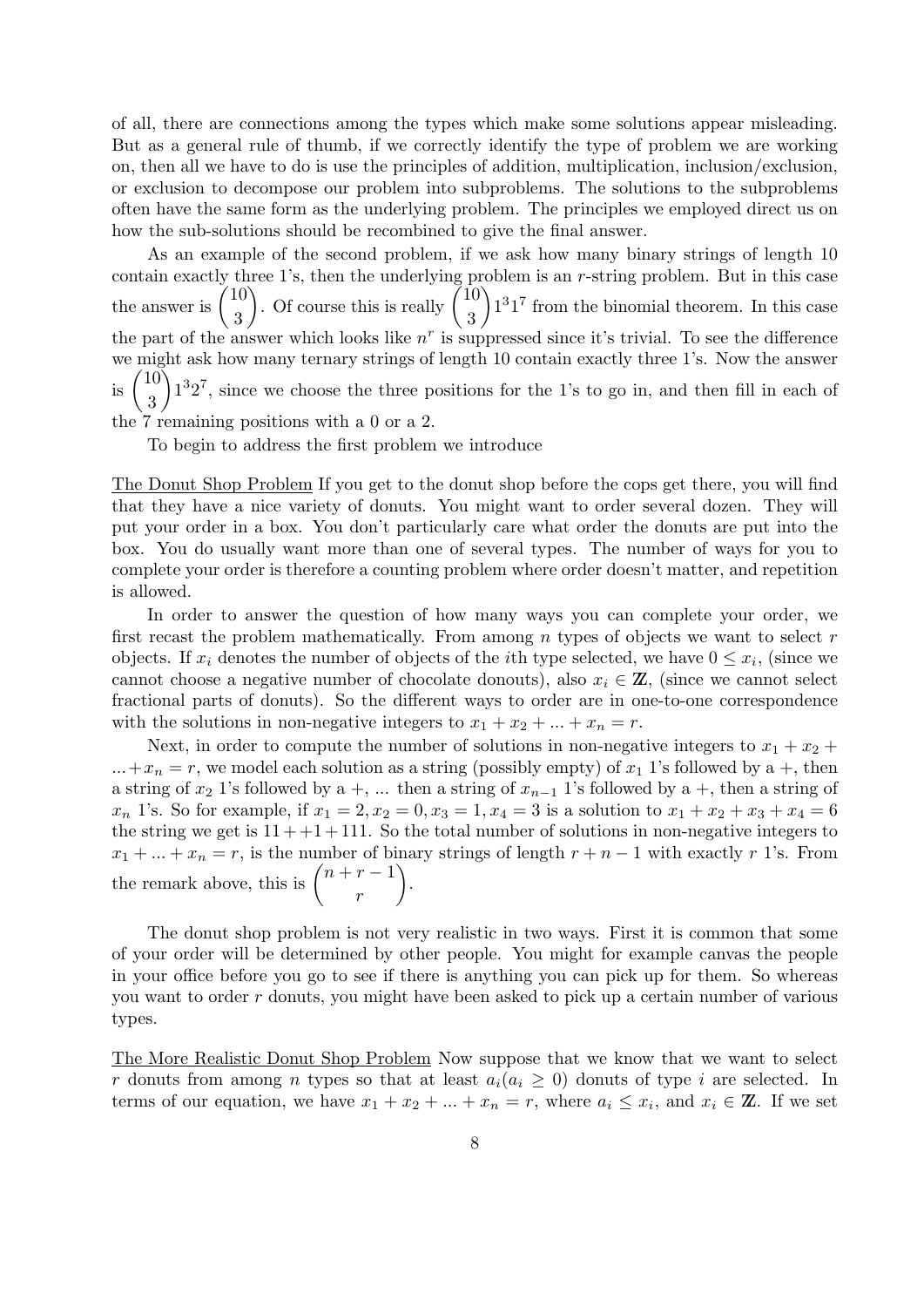of all, there are connections among the types which make some solutions appear misleading. But as a general rule of thumb, if we correctly identify the type of problem we are working on, then all we have to do is use the principles of addition, multiplication, inclusion/exclusion, or exclusion to decompose our problem into subproblems. The solutions to the subproblems often have the same form as the underlying problem. The principles we employed direct us on how the sub-solutions should be recombined to give the final answer.

As an example of the second problem, if we ask how many binary strings of length 10 contain exactly three 1's, then the underlying problem is an $r$-string problem. But in this case the answer is $\binom{10}{3}$. Of course this is really $\binom{10}{3}1^3 1^7$ from the binomial theorem. In this case the part of the answer which looks like $n^r$ is suppressed since it's trivial. To see the difference we might ask how many ternary strings of length 10 contain exactly three 1's. Now the answer is $\binom{10}{3}1^3 2^7$, since we choose the three positions for the 1's to go in, and then fill in each of the 7 remaining positions with a 0 or a 2.

To begin to address the first problem we introduce

<u>The Donut Shop Problem</u> If you get to the donut shop before the cops get there, you will find that they have a nice variety of donuts. You might want to order several dozen. They will put your order in a box. You don't particularly care what order the donuts are put into the box. You do usually want more than one of several types. The number of ways for you to complete your order is therefore a counting problem where order doesn't matter, and repetition is allowed.

In order to answer the question of how many ways you can complete your order, we first recast the problem mathematically. From among $n$ types of objects we want to select $r$ objects. If $x_i$ denotes the number of objects of the $i$th type selected, we have $0 \leq x_i$, (since we cannot choose a negative number of chocolate donouts), also $x_i \in \mathbb{Z}$, (since we cannot select fractional parts of donuts). So the different ways to order are in one-to-one correspondence with the solutions in non-negative integers to $x_1 + x_2 + ... + x_n = r$.

Next, in order to compute the number of solutions in non-negative integers to $x_1 + x_2 + ... + x_n = r$, we model each solution as a string (possibly empty) of $x_1$ 1's followed by a +, then a string of $x_2$ 1's followed by a +, ... then a string of $x_{n-1}$ 1's followed by a +, then a string of $x_n$ 1's. So for example, if $x_1 = 2, x_2 = 0, x_3 = 1, x_4 = 3$ is a solution to $x_1 + x_2 + x_3 + x_4 = 6$ the string we get is $11 + +1 + 111$. So the total number of solutions in non-negative integers to $x_1 + ... + x_n = r$, is the number of binary strings of length $r + n - 1$ with exactly $r$ 1's. From the remark above, this is $\binom{n+r-1}{r}$.

The donut shop problem is not very realistic in two ways. First it is common that some of your order will be determined by other people. You might for example canvas the people in your office before you go to see if there is anything you can pick up for them. So whereas you want to order $r$ donuts, you might have been asked to pick up a certain number of various types.

<u>The More Realistic Donut Shop Problem</u> Now suppose that we know that we want to select $r$ donuts from among $n$ types so that at least $a_i (a_i \geq 0)$ donuts of type $i$ are selected. In terms of our equation, we have $x_1 + x_2 + ... + x_n = r$, where $a_i \leq x_i$, and $x_i \in \mathbb{Z}$. If we set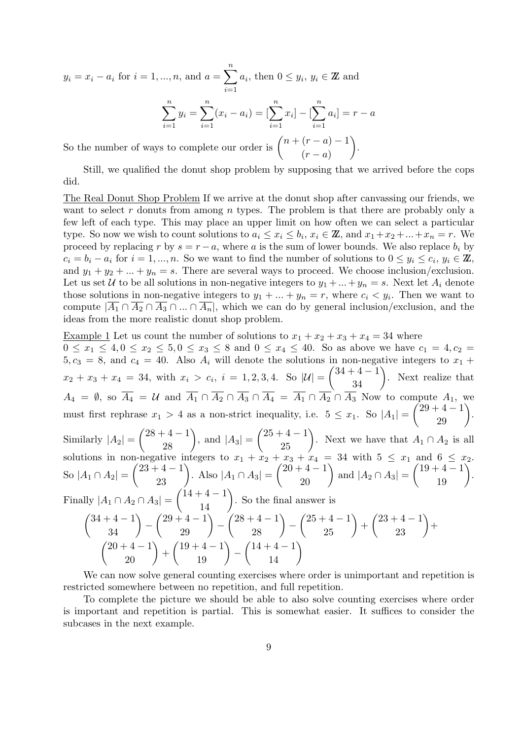$y_i = x_i - a_i$ for $i = 1, ..., n$, and $a = \sum_{i=1}^{n} a_i$, then $0 \leq y_i$, $y_i \in \mathbb{Z}$ and

$$\sum_{i=1}^{n} y_i = \sum_{i=1}^{n} (x_i - a_i) = [\sum_{i=1}^{n} x_i] - [\sum_{i=1}^{n} a_i] = r - a$$

So the number of ways to complete our order is $\binom{n + (r-a) - 1}{(r-a)}$.

Still, we qualified the donut shop problem by supposing that we arrived before the cops did.

<u>The Real Donut Shop Problem</u> If we arrive at the donut shop after canvassing our friends, we want to select $r$ donuts from among $n$ types. The problem is that there are probably only a few left of each type. This may place an upper limit on how often we can select a particular type. So now we wish to count solutions to $a_i \leq x_i \leq b_i$, $x_i \in \mathbb{Z}$, and $x_1 + x_2 + ... + x_n = r$. We proceed by replacing $r$ by $s = r - a$, where $a$ is the sum of lower bounds. We also replace $b_i$ by $c_i = b_i - a_i$ for $i = 1, ..., n$. So we want to find the number of solutions to $0 \leq y_i \leq c_i$, $y_i \in \mathbb{Z}$, and $y_1 + y_2 + ... + y_n = s$. There are several ways to proceed. We choose inclusion/exclusion. Let us set $\mathcal{U}$ to be all solutions in non-negative integers to $y_1 + ... + y_n = s$. Next let $A_i$ denote those solutions in non-negative integers to $y_1 + ... + y_n = r$, where $c_i < y_i$. Then we want to compute $|\overline{A_1} \cap \overline{A_2} \cap \overline{A_3} \cap ... \cap \overline{A_n}|$, which we can do by general inclusion/exclusion, and the ideas from the more realistic donut shop problem.

<u>Example 1</u> Let us count the number of solutions to $x_1 + x_2 + x_3 + x_4 = 34$ where $0 \leq x_1 \leq 4, 0 \leq x_2 \leq 5, 0 \leq x_3 \leq 8$ and $0 \leq x_4 \leq 40$. So as above we have $c_1 = 4, c_2 = 5, c_3 = 8$, and $c_4 = 40$. Also $A_i$ will denote the solutions in non-negative integers to $x_1 + x_2 + x_3 + x_4 = 34$, with $x_i > c_i$, $i = 1, 2, 3, 4$. So $|\mathcal{U}| = \binom{34+4-1}{34}$. Next realize that $A_4 = \emptyset$, so $\overline{A_4} = \mathcal{U}$ and $\overline{A_1} \cap \overline{A_2} \cap \overline{A_3} \cap \overline{A_4} = \overline{A_1} \cap \overline{A_2} \cap \overline{A_3}$ Now to compute $A_1$, we must first rephrase $x_1 > 4$ as a non-strict inequality, i.e. $5 \leq x_1$. So $|A_1| = \binom{29+4-1}{29}$. Similarly $|A_2| = \binom{28+4-1}{28}$, and $|A_3| = \binom{25+4-1}{25}$. Next we have that $A_1 \cap A_2$ is all solutions in non-negative integers to $x_1 + x_2 + x_3 + x_4 = 34$ with $5 \leq x_1$ and $6 \leq x_2$. So $|A_1 \cap A_2| = \binom{23+4-1}{23}$. Also $|A_1 \cap A_3| = \binom{20+4-1}{20}$ and $|A_2 \cap A_3| = \binom{19+4-1}{19}$. Finally $|A_1 \cap A_2 \cap A_3| = \binom{14+4-1}{14}$. So the final answer is

$$\binom{34+4-1}{34} - \binom{29+4-1}{29} - \binom{28+4-1}{28} - \binom{25+4-1}{25} + \binom{23+4-1}{23} + \binom{20+4-1}{20} + \binom{19+4-1}{19} - \binom{14+4-1}{14}$$

We can now solve general counting exercises where order is unimportant and repetition is restricted somewhere between no repetition, and full repetition.

To complete the picture we should be able to also solve counting exercises where order is important and repetition is partial. This is somewhat easier. It suffices to consider the subcases in the next example.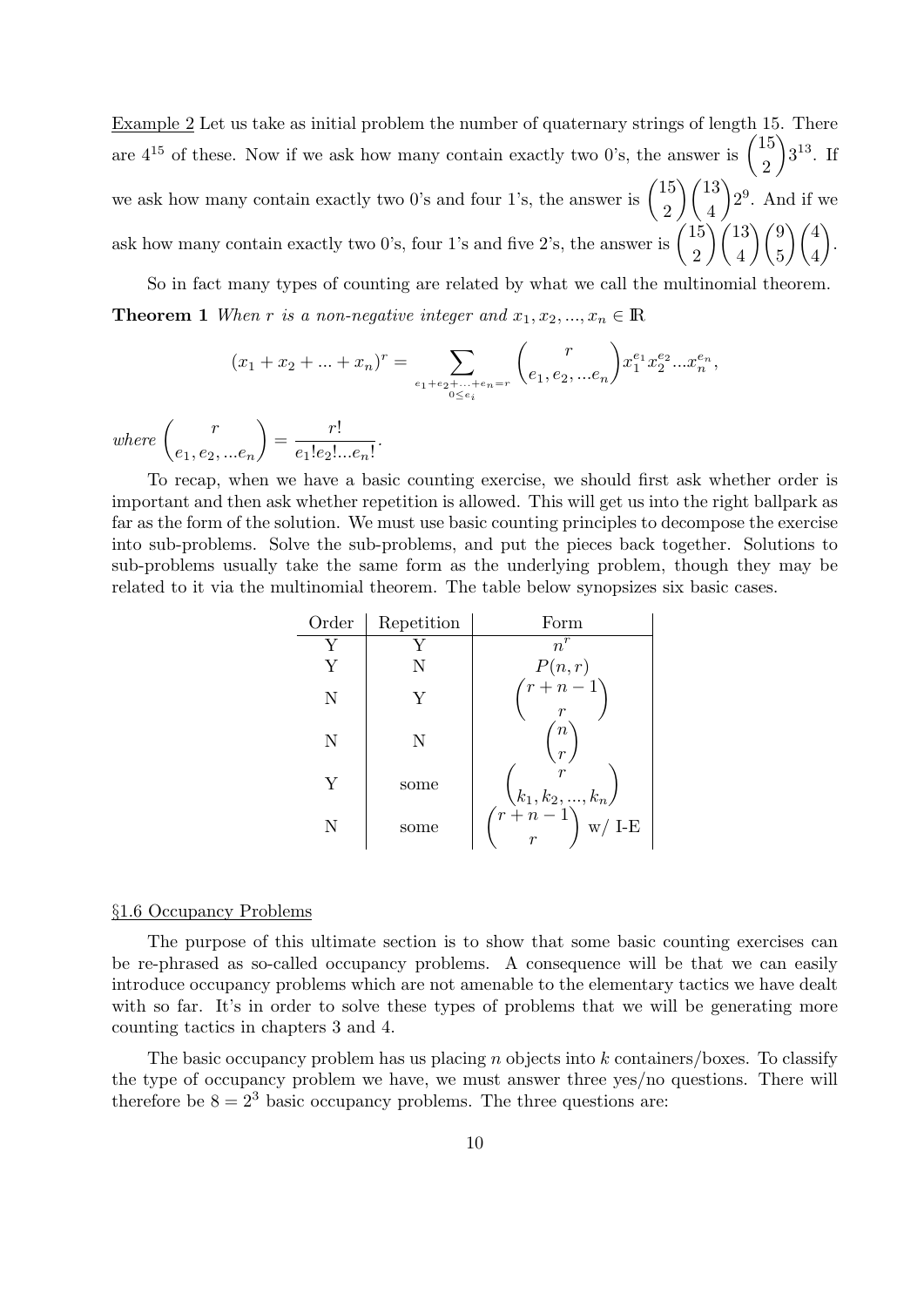Example 2 Let us take as initial problem the number of quaternary strings of length 15. There are $4^{15}$ of these. Now if we ask how many contain exactly two 0's, the answer is $\binom{15}{2}3^{13}$. If we ask how many contain exactly two 0's and four 1's, the answer is $\binom{15}{2}\binom{13}{4}2^9$. And if we ask how many contain exactly two 0's, four 1's and five 2's, the answer is $\binom{15}{2}\binom{13}{4}\binom{9}{5}\binom{4}{4}$.

So in fact many types of counting are related by what we call the multinomial theorem.

**Theorem 1** *When $r$ is a non-negative integer and $x_1, x_2, ..., x_n \in \mathbb{R}$*

$$(x_1 + x_2 + ... + x_n)^r = \sum_{\substack{e_1+e_2+...+e_n=r \\ 0 \leq e_i}} \binom{r}{e_1, e_2, ...e_n} x_1^{e_1} x_2^{e_2} ... x_n^{e_n},$$

*where* $\binom{r}{e_1, e_2, ...e_n} = \frac{r!}{e_1!e_2!...e_n!}$.

To recap, when we have a basic counting exercise, we should first ask whether order is important and then ask whether repetition is allowed. This will get us into the right ballpark as far as the form of the solution. We must use basic counting principles to decompose the exercise into sub-problems. Solve the sub-problems, and put the pieces back together. Solutions to sub-problems usually take the same form as the underlying problem, though they may be related to it via the multinomial theorem. The table below synopsizes six basic cases.

| Order | Repetition | Form |
|---|---|---|
| Y | Y | $n^r$ |
| Y | N | $P(n, r)$ |
| N | Y | $\binom{r+n-1}{r}$ |
| N | N | $\binom{n}{r}$ |
| Y | some | $\binom{r}{k_1, k_2, ..., k_n}$ |
| N | some | $\binom{r+n-1}{r}$ w/ I-E |

§1.6 Occupancy Problems

The purpose of this ultimate section is to show that some basic counting exercises can be re-phrased as so-called occupancy problems. A consequence will be that we can easily introduce occupancy problems which are not amenable to the elementary tactics we have dealt with so far. It's in order to solve these types of problems that we will be generating more counting tactics in chapters 3 and 4.

The basic occupancy problem has us placing $n$ objects into $k$ containers/boxes. To classify the type of occupancy problem we have, we must answer three yes/no questions. There will therefore be $8 = 2^3$ basic occupancy problems. The three questions are: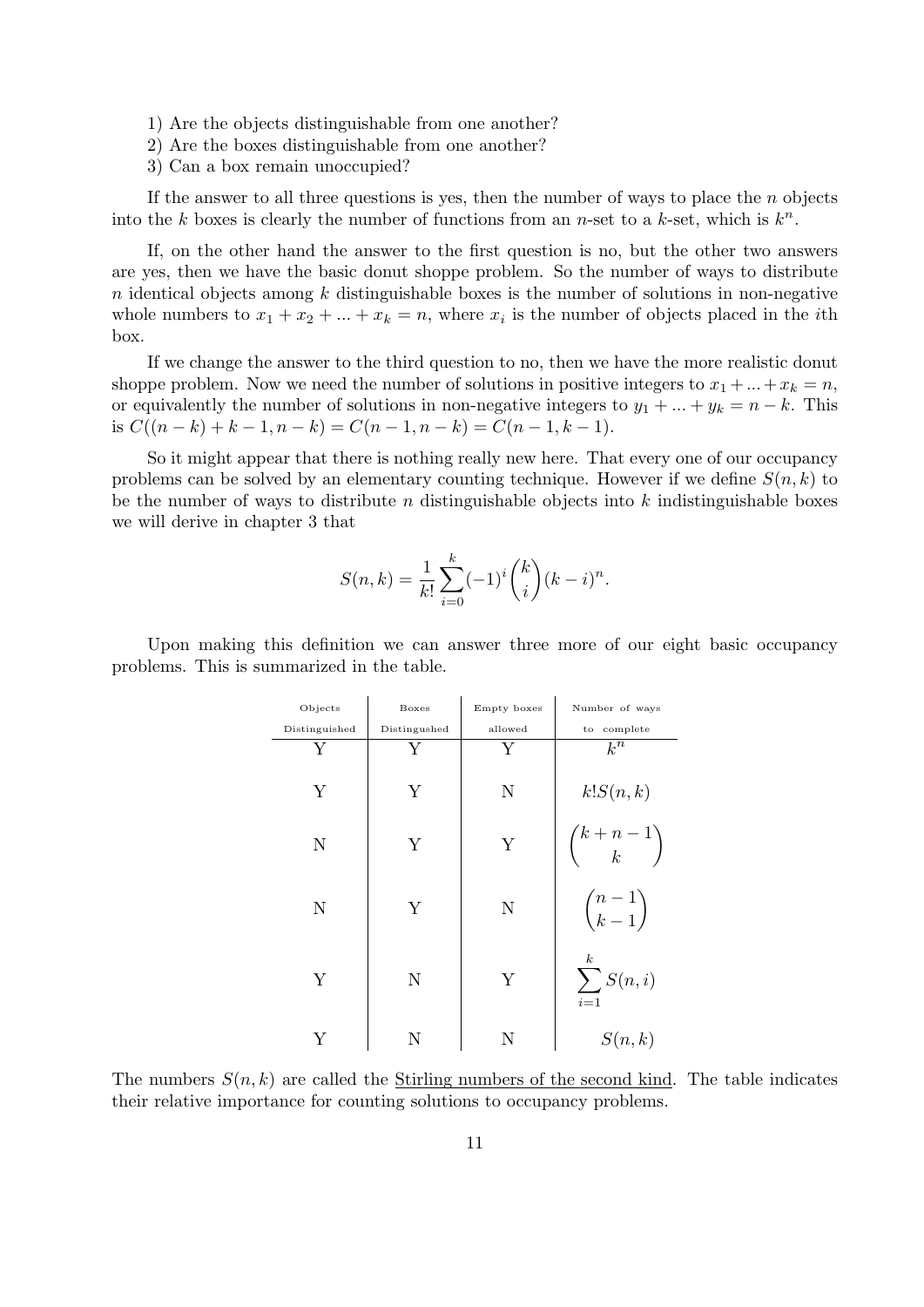1) Are the objects distinguishable from one another?
2) Are the boxes distinguishable from one another?
3) Can a box remain unoccupied?

If the answer to all three questions is yes, then the number of ways to place the $n$ objects into the $k$ boxes is clearly the number of functions from an $n$-set to a $k$-set, which is $k^n$.

If, on the other hand the answer to the first question is no, but the other two answers are yes, then we have the basic donut shoppe problem. So the number of ways to distribute $n$ identical objects among $k$ distinguishable boxes is the number of solutions in non-negative whole numbers to $x_1 + x_2 + ... + x_k = n$, where $x_i$ is the number of objects placed in the $i$th box.

If we change the answer to the third question to no, then we have the more realistic donut shoppe problem. Now we need the number of solutions in positive integers to $x_1 + ... + x_k = n$, or equivalently the number of solutions in non-negative integers to $y_1 + ... + y_k = n - k$. This is $C((n-k)+k-1, n-k) = C(n-1, n-k) = C(n-1, k-1)$.

So it might appear that there is nothing really new here. That every one of our occupancy problems can be solved by an elementary counting technique. However if we define $S(n,k)$ to be the number of ways to distribute $n$ distinguishable objects into $k$ indistinguishable boxes we will derive in chapter 3 that

$$S(n,k) = \frac{1}{k!}\sum_{i=0}^{k}(-1)^i\binom{k}{i}(k-i)^n.$$

Upon making this definition we can answer three more of our eight basic occupancy problems. This is summarized in the table.

| Objects Distinguished | Boxes Distingushed | Empty boxes allowed | Number of ways to complete |
|---|---|---|---|
| Y | Y | Y | $k^n$ |
| Y | Y | N | $k!S(n,k)$ |
| N | Y | Y | $\binom{k+n-1}{k}$ |
| N | Y | N | $\binom{n-1}{k-1}$ |
| Y | N | Y | $\sum_{i=1}^{k} S(n,i)$ |
| Y | N | N | $S(n,k)$ |

The numbers $S(n,k)$ are called the <u>Stirling numbers of the second kind</u>. The table indicates their relative importance for counting solutions to occupancy problems.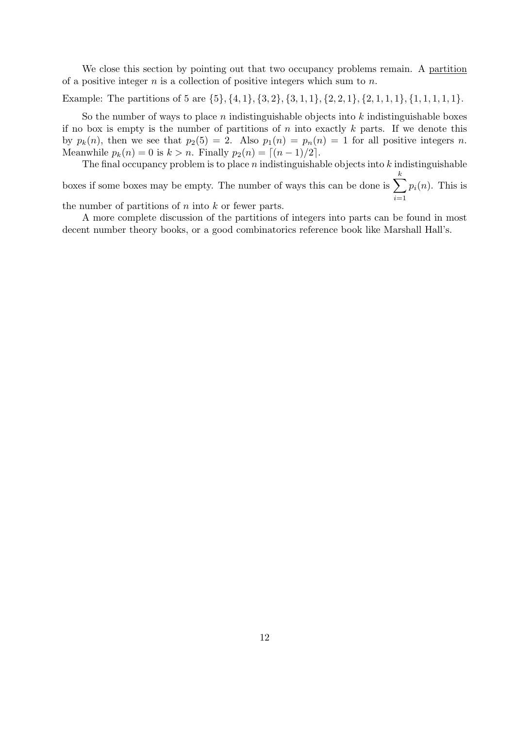We close this section by pointing out that two occupancy problems remain. A partition of a positive integer $n$ is a collection of positive integers which sum to $n$.

Example: The partitions of 5 are $\{5\}, \{4, 1\}, \{3, 2\}, \{3, 1, 1\}, \{2, 2, 1\}, \{2, 1, 1, 1\}, \{1, 1, 1, 1, 1\}$.

So the number of ways to place $n$ indistinguishable objects into $k$ indistinguishable boxes if no box is empty is the number of partitions of $n$ into exactly $k$ parts. If we denote this by $p_k(n)$, then we see that $p_2(5) = 2$. Also $p_1(n) = p_n(n) = 1$ for all positive integers $n$. Meanwhile $p_k(n) = 0$ is $k > n$. Finally $p_2(n) = \lceil (n-1)/2 \rceil$.

The final occupancy problem is to place $n$ indistinguishable objects into $k$ indistinguishable boxes if some boxes may be empty. The number of ways this can be done is $\sum_{i=1}^{k} p_i(n)$. This is the number of partitions of $n$ into $k$ or fewer parts.

A more complete discussion of the partitions of integers into parts can be found in most decent number theory books, or a good combinatorics reference book like Marshall Hall's.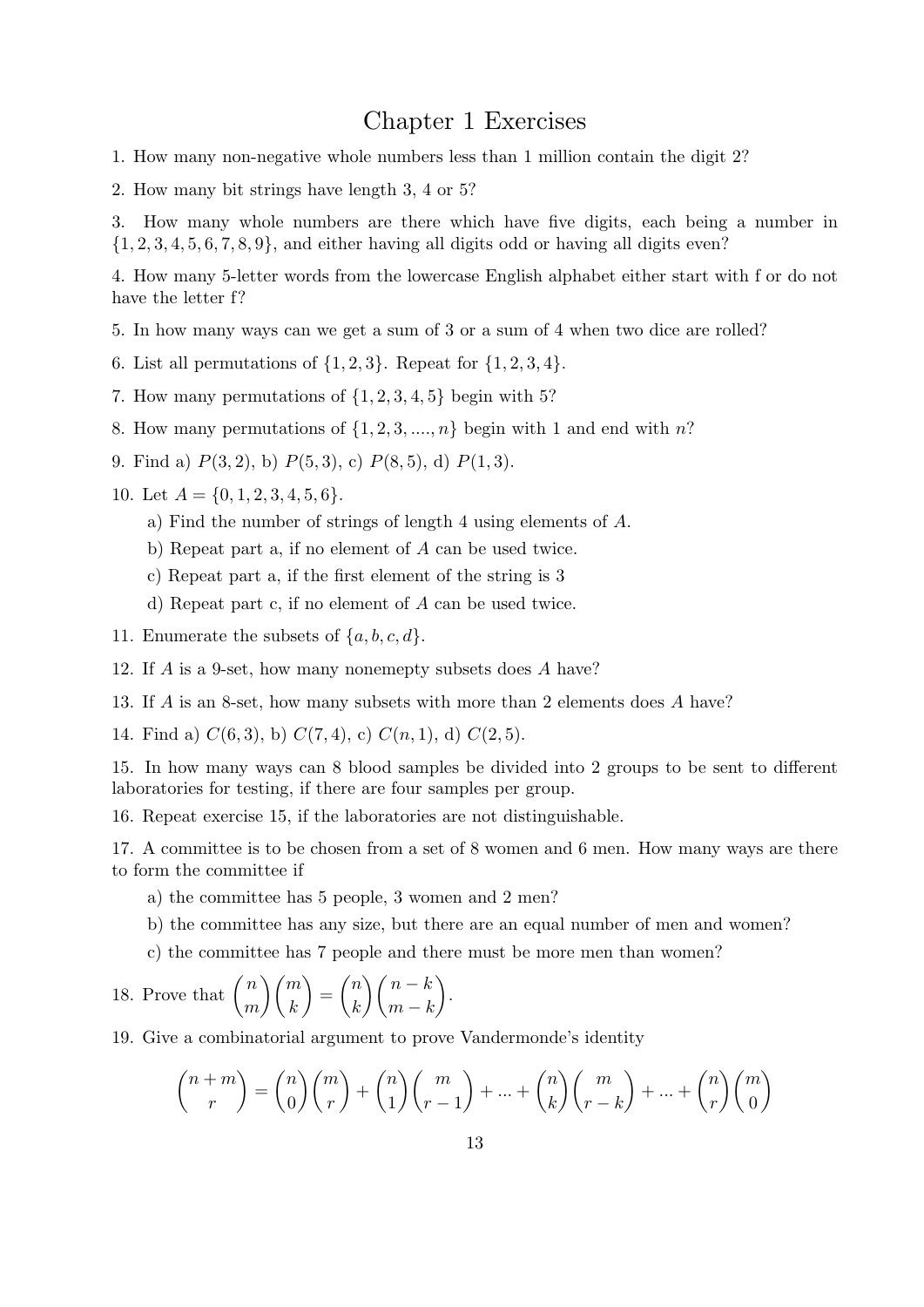# Chapter 1 Exercises

1. How many non-negative whole numbers less than 1 million contain the digit 2?

2. How many bit strings have length 3, 4 or 5?

3. How many whole numbers are there which have five digits, each being a number in $\{1, 2, 3, 4, 5, 6, 7, 8, 9\}$, and either having all digits odd or having all digits even?

4. How many 5-letter words from the lowercase English alphabet either start with f or do not have the letter f?

5. In how many ways can we get a sum of 3 or a sum of 4 when two dice are rolled?

6. List all permutations of $\{1, 2, 3\}$. Repeat for $\{1, 2, 3, 4\}$.

7. How many permutations of $\{1, 2, 3, 4, 5\}$ begin with 5?

8. How many permutations of $\{1, 2, 3, ...., n\}$ begin with 1 and end with $n$?

9. Find a) $P(3, 2)$, b) $P(5, 3)$, c) $P(8, 5)$, d) $P(1, 3)$.

10. Let $A = \{0, 1, 2, 3, 4, 5, 6\}$.

    a) Find the number of strings of length 4 using elements of $A$.

    b) Repeat part a, if no element of $A$ can be used twice.

    c) Repeat part a, if the first element of the string is 3

    d) Repeat part c, if no element of $A$ can be used twice.

11. Enumerate the subsets of $\{a, b, c, d\}$.

12. If $A$ is a 9-set, how many nonemepty subsets does $A$ have?

13. If $A$ is an 8-set, how many subsets with more than 2 elements does $A$ have?

14. Find a) $C(6, 3)$, b) $C(7, 4)$, c) $C(n, 1)$, d) $C(2, 5)$.

15. In how many ways can 8 blood samples be divided into 2 groups to be sent to different laboratories for testing, if there are four samples per group.

16. Repeat exercise 15, if the laboratories are not distinguishable.

17. A committee is to be chosen from a set of 8 women and 6 men. How many ways are there to form the committee if

    a) the committee has 5 people, 3 women and 2 men?

    b) the committee has any size, but there are an equal number of men and women?

    c) the committee has 7 people and there must be more men than women?

18. Prove that $\binom{n}{m}\binom{m}{k} = \binom{n}{k}\binom{n-k}{m-k}$.

19. Give a combinatorial argument to prove Vandermonde's identity

$$\binom{n+m}{r} = \binom{n}{0}\binom{m}{r} + \binom{n}{1}\binom{m}{r-1} + ... + \binom{n}{k}\binom{m}{r-k} + ... + \binom{n}{r}\binom{m}{0}$$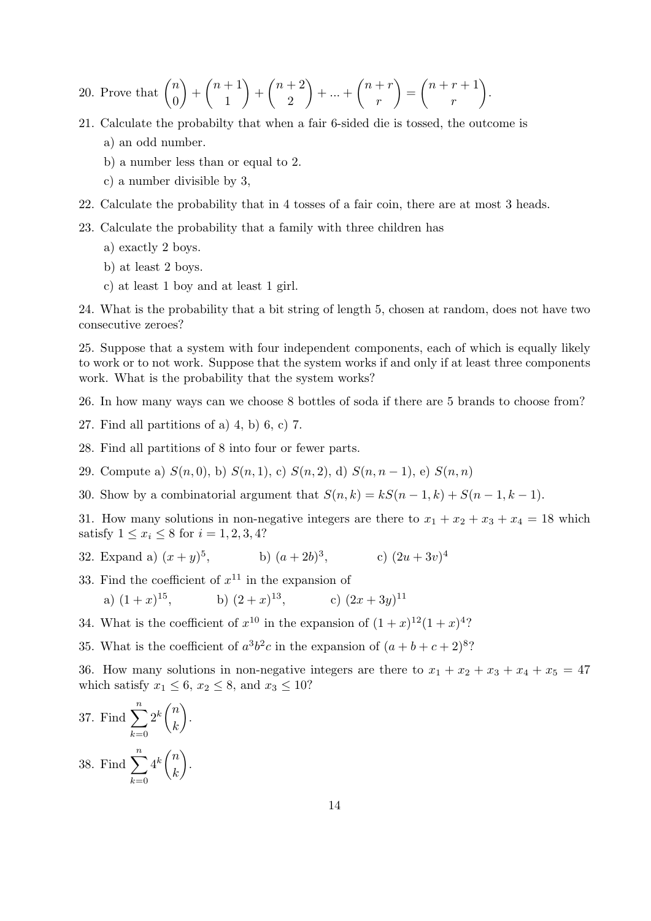20. Prove that $\binom{n}{0} + \binom{n+1}{1} + \binom{n+2}{2} + ... + \binom{n+r}{r} = \binom{n+r+1}{r}$.

21. Calculate the probabilty that when a fair 6-sided die is tossed, the outcome is

   a) an odd number.

   b) a number less than or equal to 2.

   c) a number divisible by 3,

22. Calculate the probability that in 4 tosses of a fair coin, there are at most 3 heads.

23. Calculate the probability that a family with three children has

   a) exactly 2 boys.

   b) at least 2 boys.

   c) at least 1 boy and at least 1 girl.

24. What is the probability that a bit string of length 5, chosen at random, does not have two consecutive zeroes?

25. Suppose that a system with four independent components, each of which is equally likely to work or to not work. Suppose that the system works if and only if at least three components work. What is the probability that the system works?

26. In how many ways can we choose 8 bottles of soda if there are 5 brands to choose from?

27. Find all partitions of a) 4, b) 6, c) 7.

28. Find all partitions of 8 into four or fewer parts.

29. Compute a) $S(n, 0)$, b) $S(n, 1)$, c) $S(n, 2)$, d) $S(n, n-1)$, e) $S(n, n)$

30. Show by a combinatorial argument that $S(n, k) = kS(n-1, k) + S(n-1, k-1)$.

31. How many solutions in non-negative integers are there to $x_1 + x_2 + x_3 + x_4 = 18$ which satisfy $1 \leq x_i \leq 8$ for $i = 1, 2, 3, 4$?

32. Expand a) $(x + y)^5$, b) $(a + 2b)^3$, c) $(2u + 3v)^4$

33. Find the coefficient of $x^{11}$ in the expansion of

   a) $(1 + x)^{15}$, b) $(2 + x)^{13}$, c) $(2x + 3y)^{11}$

34. What is the coefficient of $x^{10}$ in the expansion of $(1 + x)^{12}(1 + x)^4$?

35. What is the coefficient of $a^3b^2c$ in the expansion of $(a + b + c + 2)^8$?

36. How many solutions in non-negative integers are there to $x_1 + x_2 + x_3 + x_4 + x_5 = 47$ which satisfy $x_1 \leq 6$, $x_2 \leq 8$, and $x_3 \leq 10$?

37. Find $\sum_{k=0}^{n} 2^k \binom{n}{k}$.

38. Find $\sum_{k=0}^{n} 4^k \binom{n}{k}$.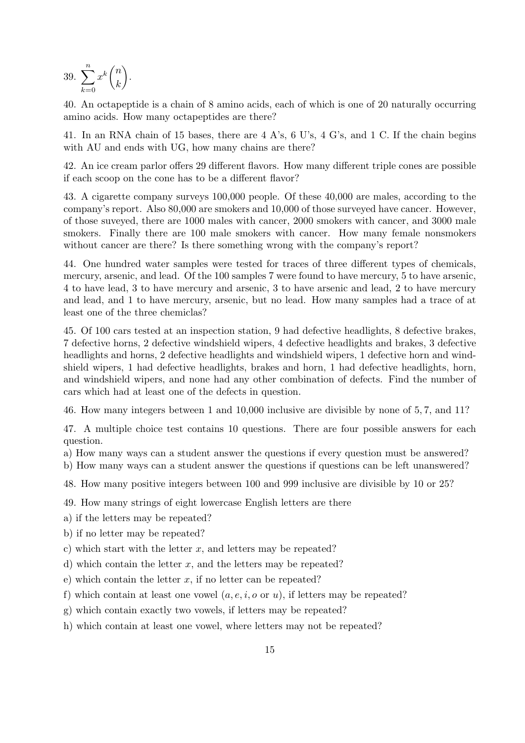39. $\sum_{k=0}^{n} x^k \binom{n}{k}$.

40. An octapeptide is a chain of 8 amino acids, each of which is one of 20 naturally occurring amino acids. How many octapeptides are there?

41. In an RNA chain of 15 bases, there are 4 A's, 6 U's, 4 G's, and 1 C. If the chain begins with AU and ends with UG, how many chains are there?

42. An ice cream parlor offers 29 different flavors. How many different triple cones are possible if each scoop on the cone has to be a different flavor?

43. A cigarette company surveys 100,000 people. Of these 40,000 are males, according to the company's report. Also 80,000 are smokers and 10,000 of those surveyed have cancer. However, of those suveyed, there are 1000 males with cancer, 2000 smokers with cancer, and 3000 male smokers. Finally there are 100 male smokers with cancer. How many female nonsmokers without cancer are there? Is there something wrong with the company's report?

44. One hundred water samples were tested for traces of three different types of chemicals, mercury, arsenic, and lead. Of the 100 samples 7 were found to have mercury, 5 to have arsenic, 4 to have lead, 3 to have mercury and arsenic, 3 to have arsenic and lead, 2 to have mercury and lead, and 1 to have mercury, arsenic, but no lead. How many samples had a trace of at least one of the three chemiclas?

45. Of 100 cars tested at an inspection station, 9 had defective headlights, 8 defective brakes, 7 defective horns, 2 defective windshield wipers, 4 defective headlights and brakes, 3 defective headlights and horns, 2 defective headlights and windshield wipers, 1 defective horn and windshield wipers, 1 had defective headlights, brakes and horn, 1 had defective headlights, horn, and windshield wipers, and none had any other combination of defects. Find the number of cars which had at least one of the defects in question.

46. How many integers between 1 and 10,000 inclusive are divisible by none of $5, 7$, and $11$?

47. A multiple choice test contains 10 questions. There are four possible answers for each question.

a) How many ways can a student answer the questions if every question must be answered?

b) How many ways can a student answer the questions if questions can be left unanswered?

48. How many positive integers between 100 and 999 inclusive are divisible by 10 or 25?

49. How many strings of eight lowercase English letters are there

a) if the letters may be repeated?

b) if no letter may be repeated?

c) which start with the letter $x$, and letters may be repeated?

d) which contain the letter $x$, and the letters may be repeated?

e) which contain the letter $x$, if no letter can be repeated?

f) which contain at least one vowel ($a, e, i, o$ or $u$), if letters may be repeated?

g) which contain exactly two vowels, if letters may be repeated?

h) which contain at least one vowel, where letters may not be repeated?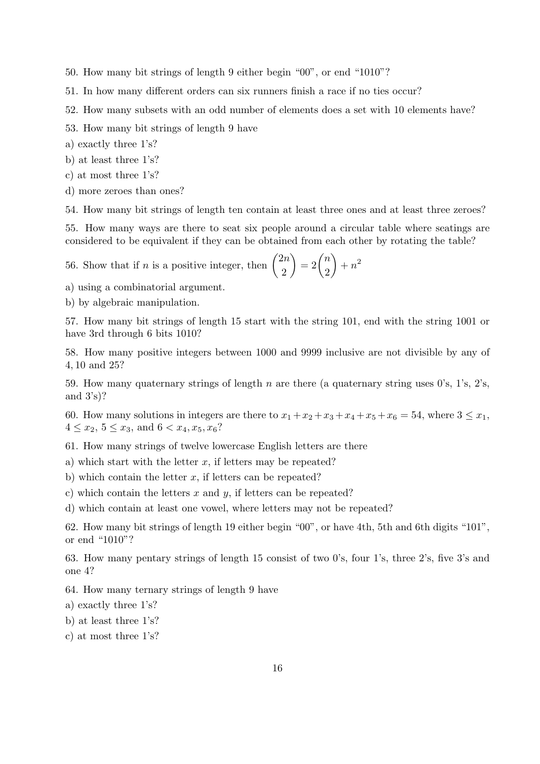50. How many bit strings of length 9 either begin “00”, or end “1010”?

51. In how many different orders can six runners finish a race if no ties occur?

52. How many subsets with an odd number of elements does a set with 10 elements have?

53. How many bit strings of length 9 have

a) exactly three 1’s?

b) at least three 1’s?

c) at most three 1’s?

d) more zeroes than ones?

54. How many bit strings of length ten contain at least three ones and at least three zeroes?

55. How many ways are there to seat six people around a circular table where seatings are considered to be equivalent if they can be obtained from each other by rotating the table?

56. Show that if $n$ is a positive integer, then $\binom{2n}{2} = 2\binom{n}{2} + n^2$

a) using a combinatorial argument.

b) by algebraic manipulation.

57. How many bit strings of length 15 start with the string 101, end with the string 1001 or have 3rd through 6 bits 1010?

58. How many positive integers between 1000 and 9999 inclusive are not divisible by any of $4, 10$ and $25$?

59. How many quaternary strings of length $n$ are there (a quaternary string uses 0’s, 1’s, 2’s, and 3’s)?

60. How many solutions in integers are there to $x_1+x_2+x_3+x_4+x_5+x_6 = 54$, where $3 \leq x_1$, $4 \leq x_2$, $5 \leq x_3$, and $6 < x_4, x_5, x_6$?

61. How many strings of twelve lowercase English letters are there

a) which start with the letter $x$, if letters may be repeated?

b) which contain the letter $x$, if letters can be repeated?

c) which contain the letters $x$ and $y$, if letters can be repeated?

d) which contain at least one vowel, where letters may not be repeated?

62. How many bit strings of length 19 either begin “00”, or have 4th, 5th and 6th digits “101”, or end “1010”?

63. How many pentary strings of length 15 consist of two 0’s, four 1’s, three 2’s, five 3’s and one 4?

64. How many ternary strings of length 9 have

a) exactly three 1’s?

b) at least three 1’s?

c) at most three 1’s?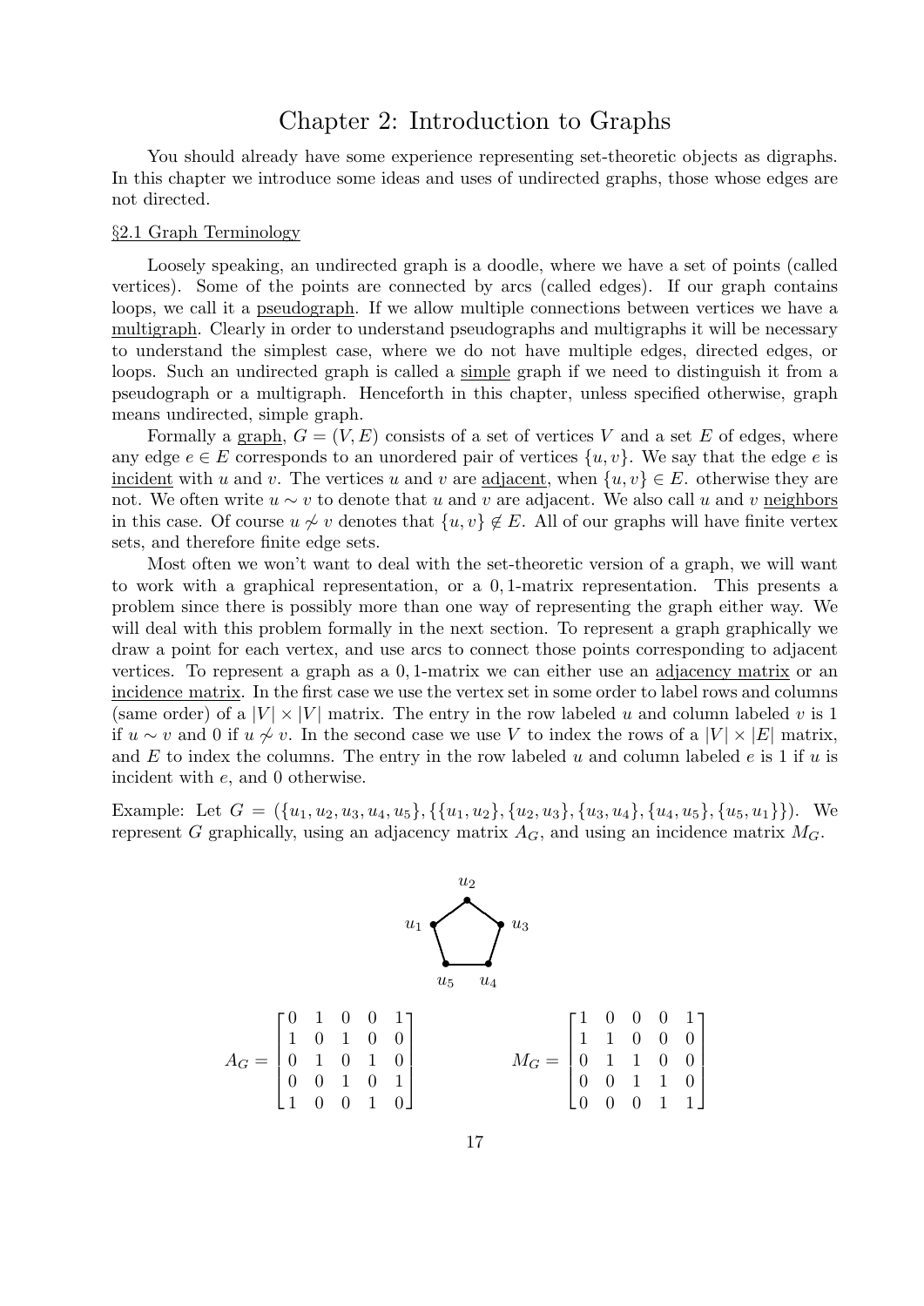# Chapter 2: Introduction to Graphs

You should already have some experience representing set-theoretic objects as digraphs. In this chapter we introduce some ideas and uses of undirected graphs, those whose edges are not directed.

## §2.1 Graph Terminology

Loosely speaking, an undirected graph is a doodle, where we have a set of points (called vertices). Some of the points are connected by arcs (called edges). If our graph contains loops, we call it a pseudograph. If we allow multiple connections between vertices we have a multigraph. Clearly in order to understand pseudographs and multigraphs it will be necessary to understand the simplest case, where we do not have multiple edges, directed edges, or loops. Such an undirected graph is called a simple graph if we need to distinguish it from a pseudograph or a multigraph. Henceforth in this chapter, unless specified otherwise, graph means undirected, simple graph.

Formally a graph, $G = (V, E)$ consists of a set of vertices $V$ and a set $E$ of edges, where any edge $e \in E$ corresponds to an unordered pair of vertices $\{u, v\}$. We say that the edge $e$ is incident with $u$ and $v$. The vertices $u$ and $v$ are adjacent, when $\{u, v\} \in E$. otherwise they are not. We often write $u \sim v$ to denote that $u$ and $v$ are adjacent. We also call $u$ and $v$ neighbors in this case. Of course $u \not\sim v$ denotes that $\{u, v\} \notin E$. All of our graphs will have finite vertex sets, and therefore finite edge sets.

Most often we won't want to deal with the set-theoretic version of a graph, we will want to work with a graphical representation, or a $0,1$-matrix representation. This presents a problem since there is possibly more than one way of representing the graph either way. We will deal with this problem formally in the next section. To represent a graph graphically we draw a point for each vertex, and use arcs to connect those points corresponding to adjacent vertices. To represent a graph as a $0,1$-matrix we can either use an adjacency matrix or an incidence matrix. In the first case we use the vertex set in some order to label rows and columns (same order) of a $|V| \times |V|$ matrix. The entry in the row labeled $u$ and column labeled $v$ is 1 if $u \sim v$ and 0 if $u \not\sim v$. In the second case we use $V$ to index the rows of a $|V| \times |E|$ matrix, and $E$ to index the columns. The entry in the row labeled $u$ and column labeled $e$ is 1 if $u$ is incident with $e$, and 0 otherwise.

Example: Let $G = (\{u_1, u_2, u_3, u_4, u_5\}, \{\{u_1, u_2\}, \{u_2, u_3\}, \{u_3, u_4\}, \{u_4, u_5\}, \{u_5, u_1\}\})$. We represent $G$ graphically, using an adjacency matrix $A_G$, and using an incidence matrix $M_G$.

$$A_G = \begin{bmatrix} 0 & 1 & 0 & 0 & 1 \\ 1 & 0 & 1 & 0 & 0 \\ 0 & 1 & 0 & 1 & 0 \\ 0 & 0 & 1 & 0 & 1 \\ 1 & 0 & 0 & 1 & 0 \end{bmatrix} \qquad M_G = \begin{bmatrix} 1 & 0 & 0 & 0 & 1 \\ 1 & 1 & 0 & 0 & 0 \\ 0 & 1 & 1 & 0 & 0 \\ 0 & 0 & 1 & 1 & 0 \\ 0 & 0 & 0 & 1 & 1 \end{bmatrix}$$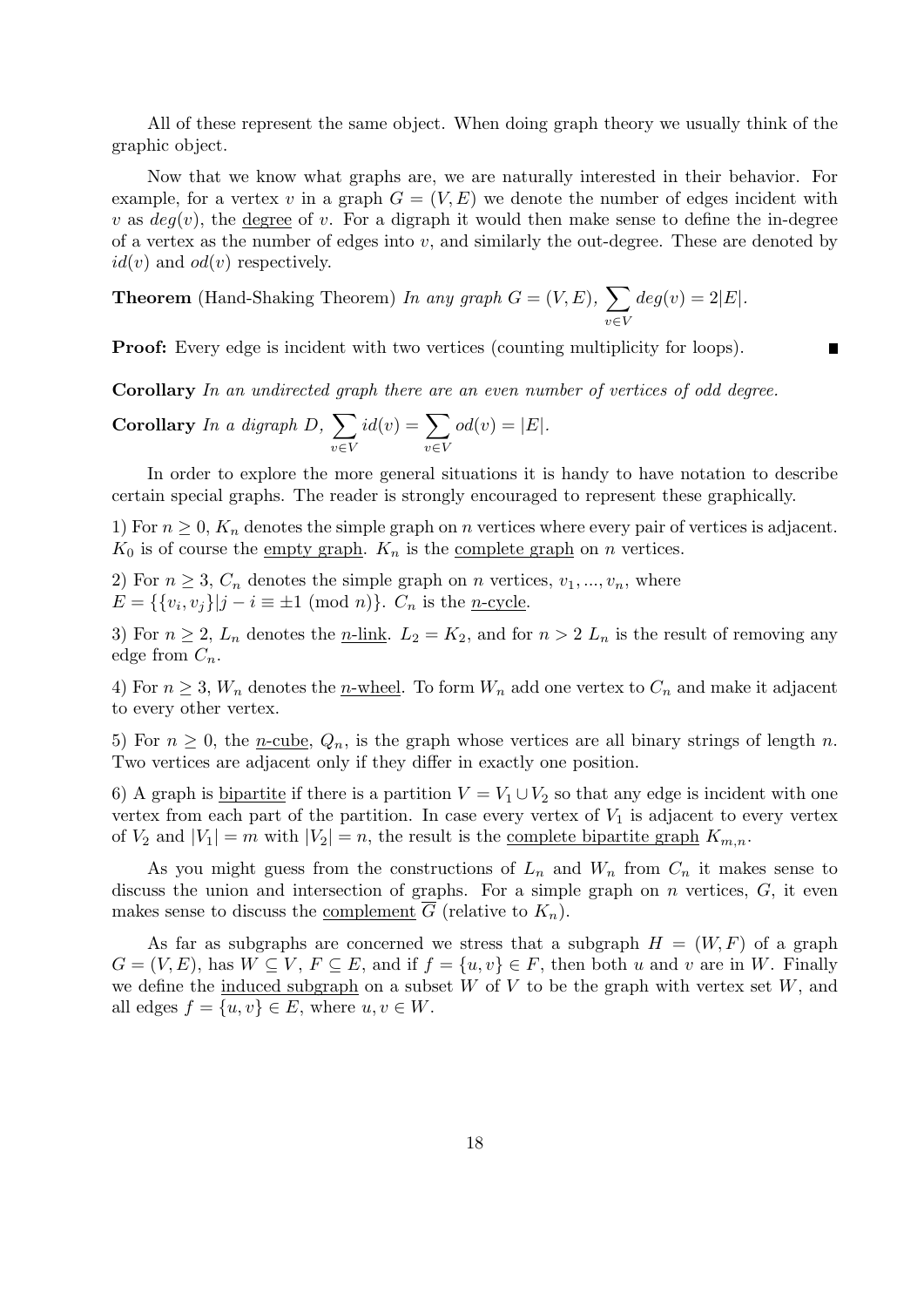All of these represent the same object. When doing graph theory we usually think of the graphic object.

Now that we know what graphs are, we are naturally interested in their behavior. For example, for a vertex $v$ in a graph $G = (V, E)$ we denote the number of edges incident with $v$ as $deg(v)$, the degree of $v$. For a digraph it would then make sense to define the in-degree of a vertex as the number of edges into $v$, and similarly the out-degree. These are denoted by $id(v)$ and $od(v)$ respectively.

**Theorem** (Hand-Shaking Theorem) *In any graph* $G = (V, E)$, $\sum_{v \in V} deg(v) = 2|E|$.

**Proof:** Every edge is incident with two vertices (counting multiplicity for loops). ∎

**Corollary** *In an undirected graph there are an even number of vertices of odd degree.*

**Corollary** *In a digraph* $D$, $\sum_{v \in V} id(v) = \sum_{v \in V} od(v) = |E|$.

In order to explore the more general situations it is handy to have notation to describe certain special graphs. The reader is strongly encouraged to represent these graphically.

1) For $n \geq 0$, $K_n$ denotes the simple graph on $n$ vertices where every pair of vertices is adjacent. $K_0$ is of course the empty graph. $K_n$ is the complete graph on $n$ vertices.

2) For $n \geq 3$, $C_n$ denotes the simple graph on $n$ vertices, $v_1, ..., v_n$, where $E = \{\{v_i, v_j\} | j - i \equiv \pm 1 \pmod{n}\}$. $C_n$ is the $n$-cycle.

3) For $n \geq 2$, $L_n$ denotes the $n$-link. $L_2 = K_2$, and for $n > 2$ $L_n$ is the result of removing any edge from $C_n$.

4) For $n \geq 3$, $W_n$ denotes the $n$-wheel. To form $W_n$ add one vertex to $C_n$ and make it adjacent to every other vertex.

5) For $n \geq 0$, the $n$-cube, $Q_n$, is the graph whose vertices are all binary strings of length $n$. Two vertices are adjacent only if they differ in exactly one position.

6) A graph is bipartite if there is a partition $V = V_1 \cup V_2$ so that any edge is incident with one vertex from each part of the partition. In case every vertex of $V_1$ is adjacent to every vertex of $V_2$ and $|V_1| = m$ with $|V_2| = n$, the result is the complete bipartite graph $K_{m,n}$.

As you might guess from the constructions of $L_n$ and $W_n$ from $C_n$ it makes sense to discuss the union and intersection of graphs. For a simple graph on $n$ vertices, $G$, it even makes sense to discuss the complement $\overline{G}$ (relative to $K_n$).

As far as subgraphs are concerned we stress that a subgraph $H = (W, F)$ of a graph $G = (V, E)$, has $W \subseteq V$, $F \subseteq E$, and if $f = \{u, v\} \in F$, then both $u$ and $v$ are in $W$. Finally we define the induced subgraph on a subset $W$ of $V$ to be the graph with vertex set $W$, and all edges $f = \{u, v\} \in E$, where $u, v \in W$.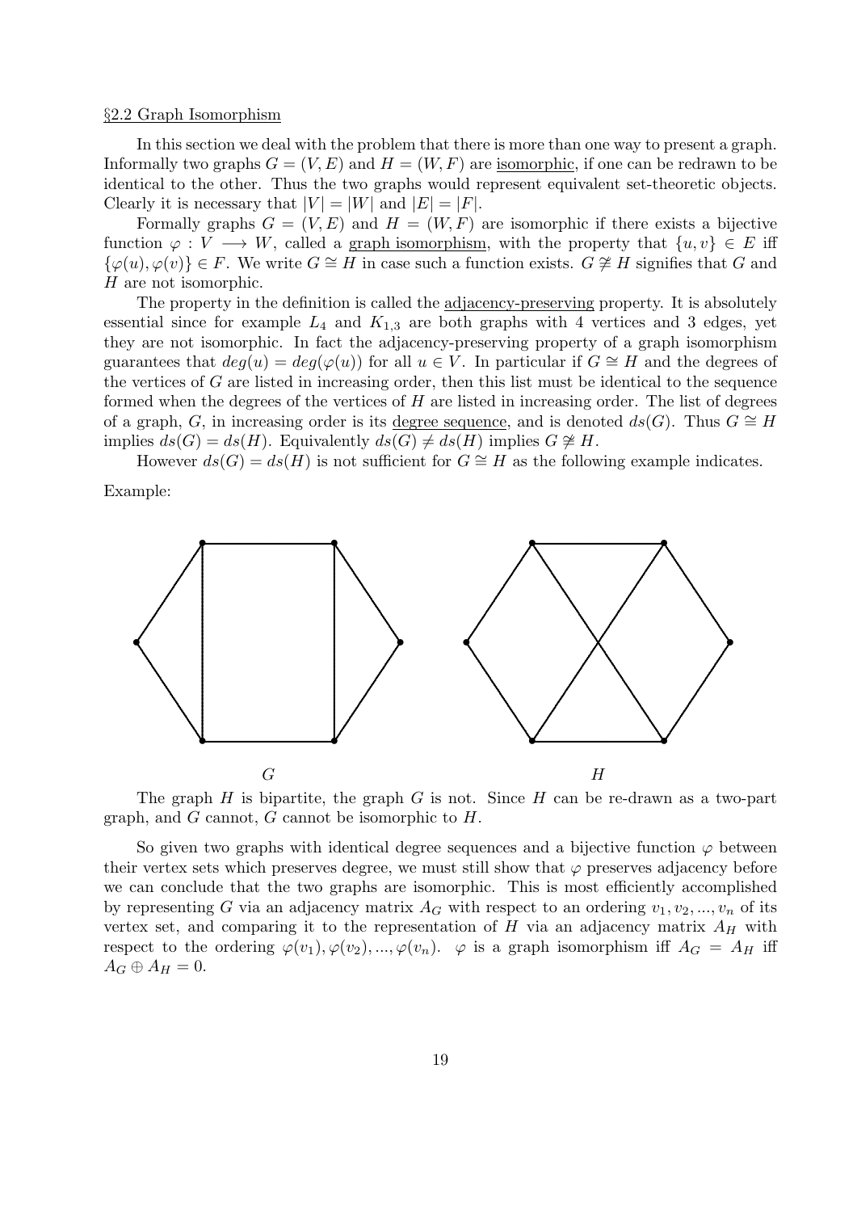## §2.2 Graph Isomorphism

In this section we deal with the problem that there is more than one way to present a graph. Informally two graphs $G = (V, E)$ and $H = (W, F)$ are isomorphic, if one can be redrawn to be identical to the other. Thus the two graphs would represent equivalent set-theoretic objects. Clearly it is necessary that $|V| = |W|$ and $|E| = |F|$.

Formally graphs $G = (V, E)$ and $H = (W, F)$ are isomorphic if there exists a bijective function $\varphi : V \longrightarrow W$, called a graph isomorphism, with the property that $\{u, v\} \in E$ iff $\{\varphi(u), \varphi(v)\} \in F$. We write $G \cong H$ in case such a function exists. $G \not\cong H$ signifies that $G$ and $H$ are not isomorphic.

The property in the definition is called the adjacency-preserving property. It is absolutely essential since for example $L_4$ and $K_{1,3}$ are both graphs with 4 vertices and 3 edges, yet they are not isomorphic. In fact the adjacency-preserving property of a graph isomorphism guarantees that $deg(u) = deg(\varphi(u))$ for all $u \in V$. In particular if $G \cong H$ and the degrees of the vertices of $G$ are listed in increasing order, then this list must be identical to the sequence formed when the degrees of the vertices of $H$ are listed in increasing order. The list of degrees of a graph, $G$, in increasing order is its degree sequence, and is denoted $ds(G)$. Thus $G \cong H$ implies $ds(G) = ds(H)$. Equivalently $ds(G) \neq ds(H)$ implies $G \not\cong H$.

However $ds(G) = ds(H)$ is not sufficient for $G \cong H$ as the following example indicates.

Example:

$G$ $\qquad\qquad\qquad\qquad$ $H$

The graph $H$ is bipartite, the graph $G$ is not. Since $H$ can be re-drawn as a two-part graph, and $G$ cannot, $G$ cannot be isomorphic to $H$.

So given two graphs with identical degree sequences and a bijective function $\varphi$ between their vertex sets which preserves degree, we must still show that $\varphi$ preserves adjacency before we can conclude that the two graphs are isomorphic. This is most efficiently accomplished by representing $G$ via an adjacency matrix $A_G$ with respect to an ordering $v_1, v_2, ..., v_n$ of its vertex set, and comparing it to the representation of $H$ via an adjacency matrix $A_H$ with respect to the ordering $\varphi(v_1), \varphi(v_2), ..., \varphi(v_n)$. $\varphi$ is a graph isomorphism iff $A_G = A_H$ iff $A_G \oplus A_H = 0$.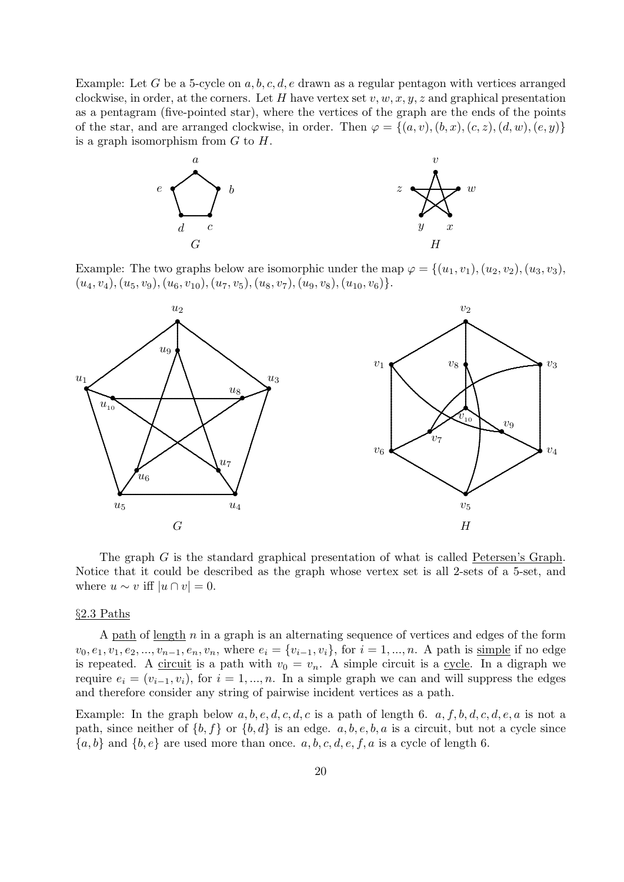Example: Let $G$ be a 5-cycle on $a, b, c, d, e$ drawn as a regular pentagon with vertices arranged clockwise, in order, at the corners. Let $H$ have vertex set $v, w, x, y, z$ and graphical presentation as a pentagram (five-pointed star), where the vertices of the graph are the ends of the points of the star, and are arranged clockwise, in order. Then $\varphi = \{(a, v), (b, x), (c, z), (d, w), (e, y)\}$ is a graph isomorphism from $G$ to $H$.

Example: The two graphs below are isomorphic under the map $\varphi = \{(u_1, v_1), (u_2, v_2), (u_3, v_3), (u_4, v_4), (u_5, v_9), (u_6, v_{10}), (u_7, v_5), (u_8, v_7), (u_9, v_8), (u_{10}, v_6)\}$.

The graph $G$ is the standard graphical presentation of what is called Petersen's Graph. Notice that it could be described as the graph whose vertex set is all 2-sets of a 5-set, and where $u \sim v$ iff $|u \cap v| = 0$.

## §2.3 Paths

A path of length $n$ in a graph is an alternating sequence of vertices and edges of the form $v_0, e_1, v_1, e_2, ..., v_{n-1}, e_n, v_n$, where $e_i = \{v_{i-1}, v_i\}$, for $i = 1, ..., n$. A path is simple if no edge is repeated. A circuit is a path with $v_0 = v_n$. A simple circuit is a cycle. In a digraph we require $e_i = (v_{i-1}, v_i)$, for $i = 1, ..., n$. In a simple graph we can and will suppress the edges and therefore consider any string of pairwise incident vertices as a path.

Example: In the graph below $a, b, e, d, c, d, c$ is a path of length 6. $a, f, b, d, c, d, e, a$ is not a path, since neither of $\{b, f\}$ or $\{b, d\}$ is an edge. $a, b, e, b, a$ is a circuit, but not a cycle since $\{a, b\}$ and $\{b, e\}$ are used more than once. $a, b, c, d, e, f, a$ is a cycle of length 6.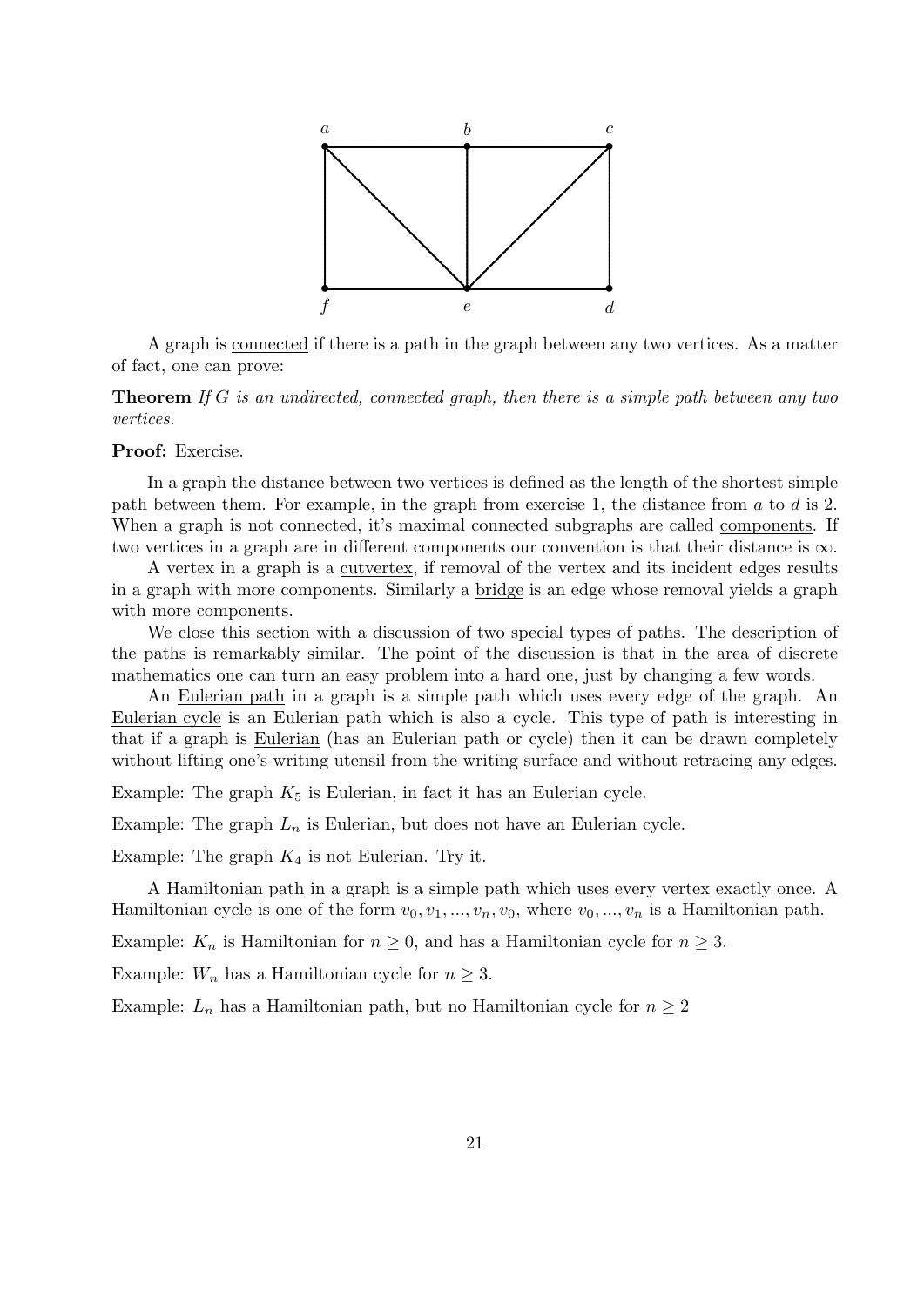A graph is connected if there is a path in the graph between any two vertices. As a matter of fact, one can prove:

**Theorem** *If $G$ is an undirected, connected graph, then there is a simple path between any two vertices.*

**Proof:** Exercise.

In a graph the distance between two vertices is defined as the length of the shortest simple path between them. For example, in the graph from exercise 1, the distance from $a$ to $d$ is 2. When a graph is not connected, it's maximal connected subgraphs are called components. If two vertices in a graph are in different components our convention is that their distance is $\infty$.

A vertex in a graph is a cutvertex, if removal of the vertex and its incident edges results in a graph with more components. Similarly a bridge is an edge whose removal yields a graph with more components.

We close this section with a discussion of two special types of paths. The description of the paths is remarkably similar. The point of the discussion is that in the area of discrete mathematics one can turn an easy problem into a hard one, just by changing a few words.

An Eulerian path in a graph is a simple path which uses every edge of the graph. An Eulerian cycle is an Eulerian path which is also a cycle. This type of path is interesting in that if a graph is Eulerian (has an Eulerian path or cycle) then it can be drawn completely without lifting one's writing utensil from the writing surface and without retracing any edges.

Example: The graph $K_5$ is Eulerian, in fact it has an Eulerian cycle.

Example: The graph $L_n$ is Eulerian, but does not have an Eulerian cycle.

Example: The graph $K_4$ is not Eulerian. Try it.

A Hamiltonian path in a graph is a simple path which uses every vertex exactly once. A Hamiltonian cycle is one of the form $v_0, v_1, ..., v_n, v_0$, where $v_0, ..., v_n$ is a Hamiltonian path.

Example: $K_n$ is Hamiltonian for $n \geq 0$, and has a Hamiltonian cycle for $n \geq 3$.

Example: $W_n$ has a Hamiltonian cycle for $n \geq 3$.

Example: $L_n$ has a Hamiltonian path, but no Hamiltonian cycle for $n \geq 2$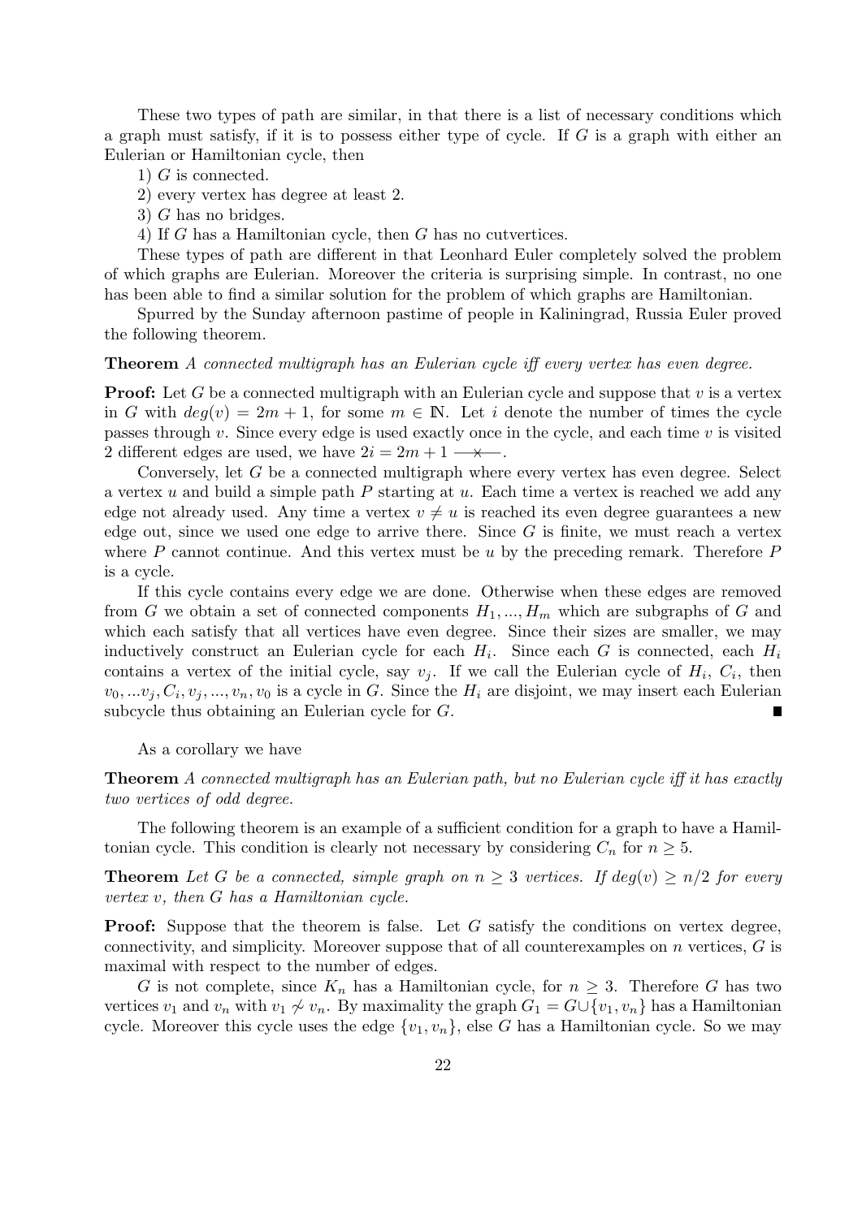These two types of path are similar, in that there is a list of necessary conditions which a graph must satisfy, if it is to possess either type of cycle. If $G$ is a graph with either an Eulerian or Hamiltonian cycle, then

1) $G$ is connected.

2) every vertex has degree at least 2.

3) $G$ has no bridges.

4) If $G$ has a Hamiltonian cycle, then $G$ has no cutvertices.

These types of path are different in that Leonhard Euler completely solved the problem of which graphs are Eulerian. Moreover the criteria is surprising simple. In contrast, no one has been able to find a similar solution for the problem of which graphs are Hamiltonian.

Spurred by the Sunday afternoon pastime of people in Kaliningrad, Russia Euler proved the following theorem.

**Theorem** *A connected multigraph has an Eulerian cycle iff every vertex has even degree.*

**Proof:** Let $G$ be a connected multigraph with an Eulerian cycle and suppose that $v$ is a vertex in $G$ with $deg(v) = 2m + 1$, for some $m \in \mathbb{N}$. Let $i$ denote the number of times the cycle passes through $v$. Since every edge is used exactly once in the cycle, and each time $v$ is visited 2 different edges are used, we have $2i = 2m + 1 \longrightarrow\!\!\!\!\!\!\times\!\!\longleftarrow$.

Conversely, let $G$ be a connected multigraph where every vertex has even degree. Select a vertex $u$ and build a simple path $P$ starting at $u$. Each time a vertex is reached we add any edge not already used. Any time a vertex $v \neq u$ is reached its even degree guarantees a new edge out, since we used one edge to arrive there. Since $G$ is finite, we must reach a vertex where $P$ cannot continue. And this vertex must be $u$ by the preceding remark. Therefore $P$ is a cycle.

If this cycle contains every edge we are done. Otherwise when these edges are removed from $G$ we obtain a set of connected components $H_1, ..., H_m$ which are subgraphs of $G$ and which each satisfy that all vertices have even degree. Since their sizes are smaller, we may inductively construct an Eulerian cycle for each $H_i$. Since each $G$ is connected, each $H_i$ contains a vertex of the initial cycle, say $v_j$. If we call the Eulerian cycle of $H_i$, $C_i$, then $v_0, ...v_j, C_i, v_j, ..., v_n, v_0$ is a cycle in $G$. Since the $H_i$ are disjoint, we may insert each Eulerian subcycle thus obtaining an Eulerian cycle for $G$. ∎

As a corollary we have

**Theorem** *A connected multigraph has an Eulerian path, but no Eulerian cycle iff it has exactly two vertices of odd degree.*

The following theorem is an example of a sufficient condition for a graph to have a Hamiltonian cycle. This condition is clearly not necessary by considering $C_n$ for $n \geq 5$.

**Theorem** *Let $G$ be a connected, simple graph on $n \geq 3$ vertices. If $deg(v) \geq n/2$ for every vertex $v$, then $G$ has a Hamiltonian cycle.*

**Proof:** Suppose that the theorem is false. Let $G$ satisfy the conditions on vertex degree, connectivity, and simplicity. Moreover suppose that of all counterexamples on $n$ vertices, $G$ is maximal with respect to the number of edges.

$G$ is not complete, since $K_n$ has a Hamiltonian cycle, for $n \geq 3$. Therefore $G$ has two vertices $v_1$ and $v_n$ with $v_1 \not\sim v_n$. By maximality the graph $G_1 = G \cup \{v_1, v_n\}$ has a Hamiltonian cycle. Moreover this cycle uses the edge $\{v_1, v_n\}$, else $G$ has a Hamiltonian cycle. So we may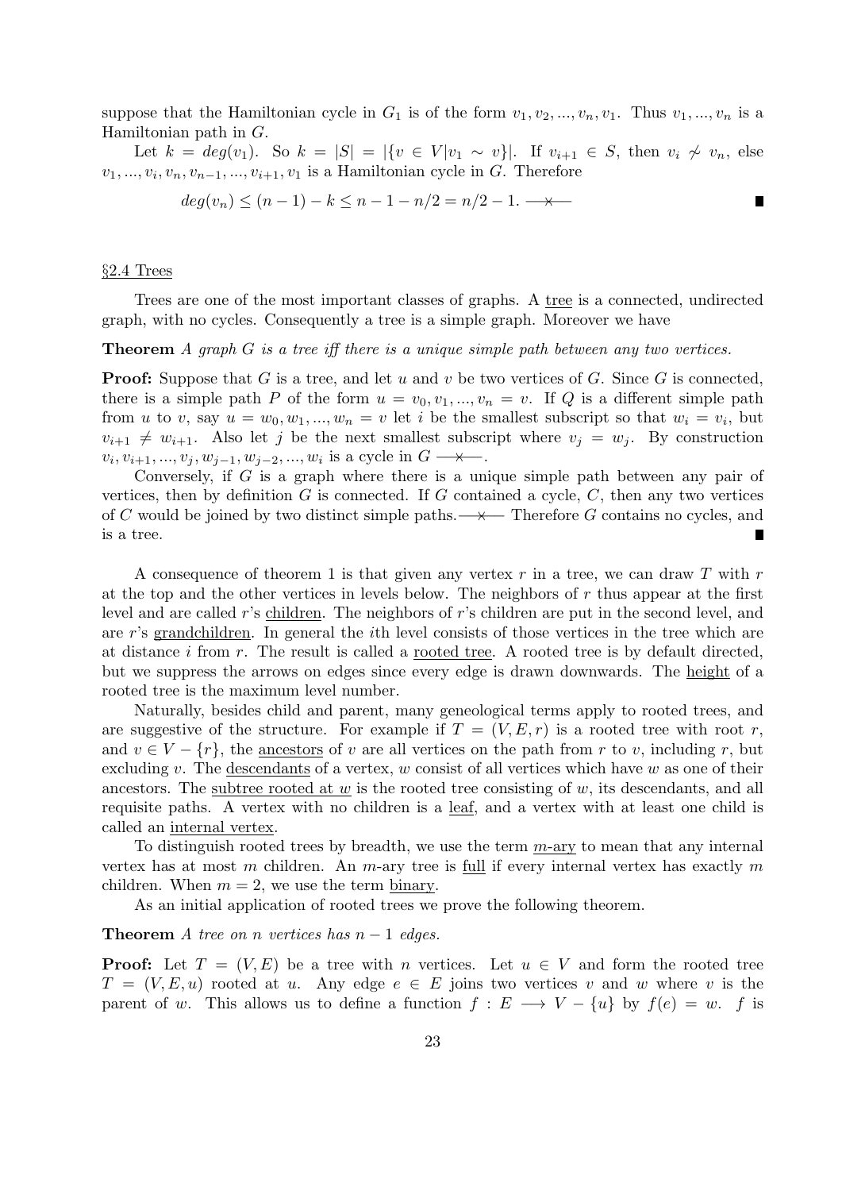suppose that the Hamiltonian cycle in $G_1$ is of the form $v_1, v_2, ..., v_n, v_1$. Thus $v_1, ..., v_n$ is a Hamiltonian path in $G$.

Let $k = deg(v_1)$. So $k = |S| = |\{v \in V | v_1 \sim v\}|$. If $v_{i+1} \in S$, then $v_i \not\sim v_n$, else $v_1, ..., v_i, v_n, v_{n-1}, ..., v_{i+1}, v_1$ is a Hamiltonian cycle in $G$. Therefore

$$deg(v_n) \leq (n-1) - k \leq n - 1 - n/2 = n/2 - 1. \longrightarrow\!\!\!\!\!\times\!\!\!\!\!\longleftarrow$$

■

## §2.4 Trees

Trees are one of the most important classes of graphs. A tree is a connected, undirected graph, with no cycles. Consequently a tree is a simple graph. Moreover we have

**Theorem** *A graph $G$ is a tree iff there is a unique simple path between any two vertices.*

**Proof:** Suppose that $G$ is a tree, and let $u$ and $v$ be two vertices of $G$. Since $G$ is connected, there is a simple path $P$ of the form $u = v_0, v_1, ..., v_n = v$. If $Q$ is a different simple path from $u$ to $v$, say $u = w_0, w_1, ..., w_n = v$ let $i$ be the smallest subscript so that $w_i = v_i$, but $v_{i+1} \neq w_{i+1}$. Also let $j$ be the next smallest subscript where $v_j = w_j$. By construction $v_i, v_{i+1}, ..., v_j, w_{j-1}, w_{j-2}, ..., w_i$ is a cycle in $G$ $\longrightarrow\!\!\!\!\!\times\!\!\!\!\!\longleftarrow$.

Conversely, if $G$ is a graph where there is a unique simple path between any pair of vertices, then by definition $G$ is connected. If $G$ contained a cycle, $C$, then any two vertices of $C$ would be joined by two distinct simple paths. $\longrightarrow\!\!\!\!\!\times\!\!\!\!\!\longleftarrow$ Therefore $G$ contains no cycles, and is a tree. ■

A consequence of theorem 1 is that given any vertex $r$ in a tree, we can draw $T$ with $r$ at the top and the other vertices in levels below. The neighbors of $r$ thus appear at the first level and are called $r$'s children. The neighbors of $r$'s children are put in the second level, and are $r$'s grandchildren. In general the $i$th level consists of those vertices in the tree which are at distance $i$ from $r$. The result is called a rooted tree. A rooted tree is by default directed, but we suppress the arrows on edges since every edge is drawn downwards. The height of a rooted tree is the maximum level number.

Naturally, besides child and parent, many geneological terms apply to rooted trees, and are suggestive of the structure. For example if $T = (V, E, r)$ is a rooted tree with root $r$, and $v \in V - \{r\}$, the ancestors of $v$ are all vertices on the path from $r$ to $v$, including $r$, but excluding $v$. The descendants of a vertex, $w$ consist of all vertices which have $w$ as one of their ancestors. The subtree rooted at $w$ is the rooted tree consisting of $w$, its descendants, and all requisite paths. A vertex with no children is a leaf, and a vertex with at least one child is called an internal vertex.

To distinguish rooted trees by breadth, we use the term $m$-ary to mean that any internal vertex has at most $m$ children. An $m$-ary tree is full if every internal vertex has exactly $m$ children. When $m = 2$, we use the term binary.

As an initial application of rooted trees we prove the following theorem.

**Theorem** *A tree on $n$ vertices has $n - 1$ edges.*

**Proof:** Let $T = (V, E)$ be a tree with $n$ vertices. Let $u \in V$ and form the rooted tree $T = (V, E, u)$ rooted at $u$. Any edge $e \in E$ joins two vertices $v$ and $w$ where $v$ is the parent of $w$. This allows us to define a function $f : E \longrightarrow V - \{u\}$ by $f(e) = w$. $f$ is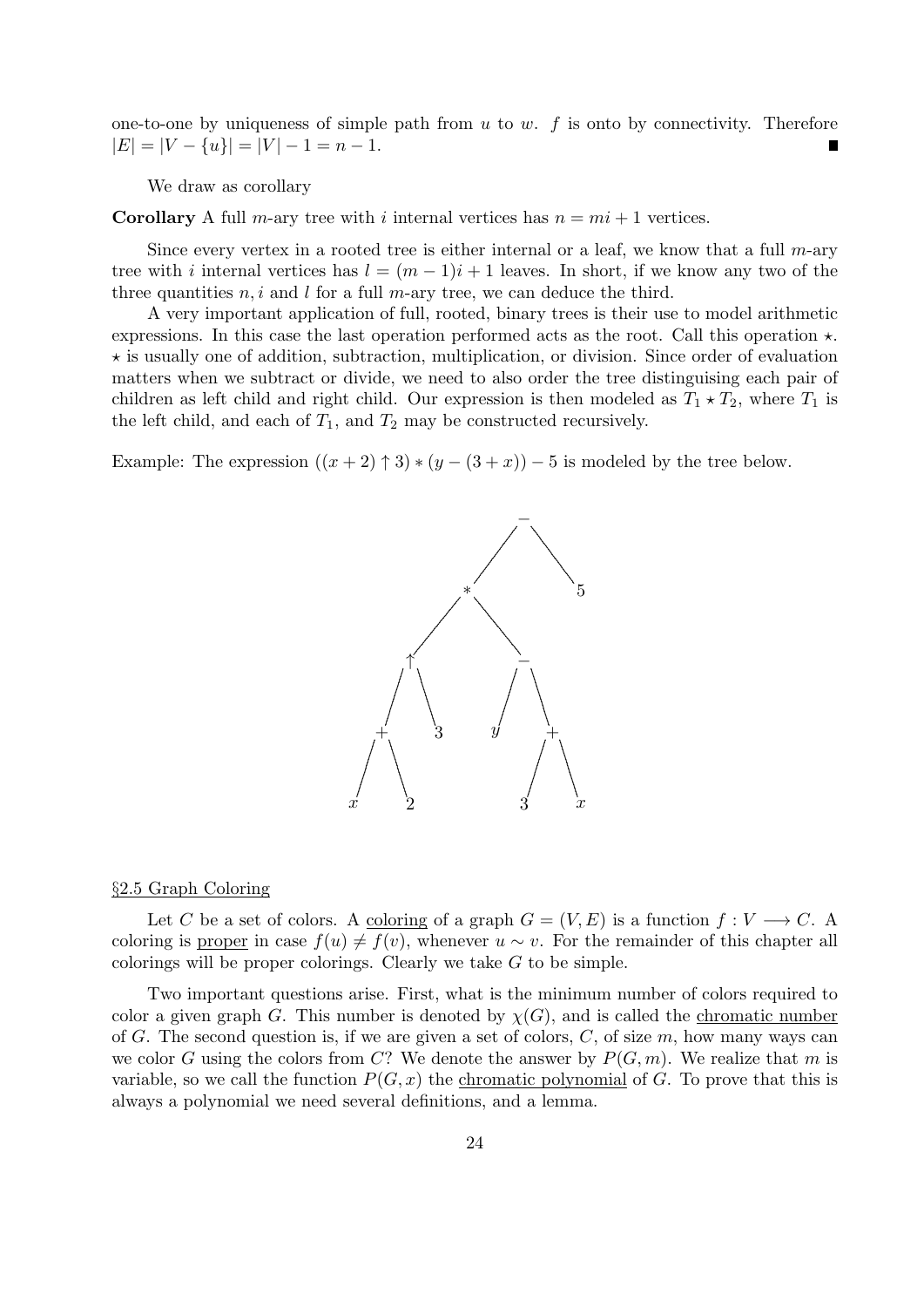one-to-one by uniqueness of simple path from $u$ to $w$. $f$ is onto by connectivity. Therefore $|E| = |V - \{u\}| = |V| - 1 = n - 1$. ∎

We draw as corollary

**Corollary** A full $m$-ary tree with $i$ internal vertices has $n = mi + 1$ vertices.

Since every vertex in a rooted tree is either internal or a leaf, we know that a full $m$-ary tree with $i$ internal vertices has $l = (m-1)i + 1$ leaves. In short, if we know any two of the three quantities $n, i$ and $l$ for a full $m$-ary tree, we can deduce the third.

A very important application of full, rooted, binary trees is their use to model arithmetic expressions. In this case the last operation performed acts as the root. Call this operation $\star$. $\star$ is usually one of addition, subtraction, multiplication, or division. Since order of evaluation matters when we subtract or divide, we need to also order the tree distinguising each pair of children as left child and right child. Our expression is then modeled as $T_1 \star T_2$, where $T_1$ is the left child, and each of $T_1$, and $T_2$ may be constructed recursively.

Example: The expression $((x+2) \uparrow 3) * (y - (3 + x)) - 5$ is modeled by the tree below.

§2.5 Graph Coloring

Let $C$ be a set of colors. A coloring of a graph $G = (V, E)$ is a function $f : V \longrightarrow C$. A coloring is proper in case $f(u) \neq f(v)$, whenever $u \sim v$. For the remainder of this chapter all colorings will be proper colorings. Clearly we take $G$ to be simple.

Two important questions arise. First, what is the minimum number of colors required to color a given graph $G$. This number is denoted by $\chi(G)$, and is called the chromatic number of $G$. The second question is, if we are given a set of colors, $C$, of size $m$, how many ways can we color $G$ using the colors from $C$? We denote the answer by $P(G, m)$. We realize that $m$ is variable, so we call the function $P(G, x)$ the chromatic polynomial of $G$. To prove that this is always a polynomial we need several definitions, and a lemma.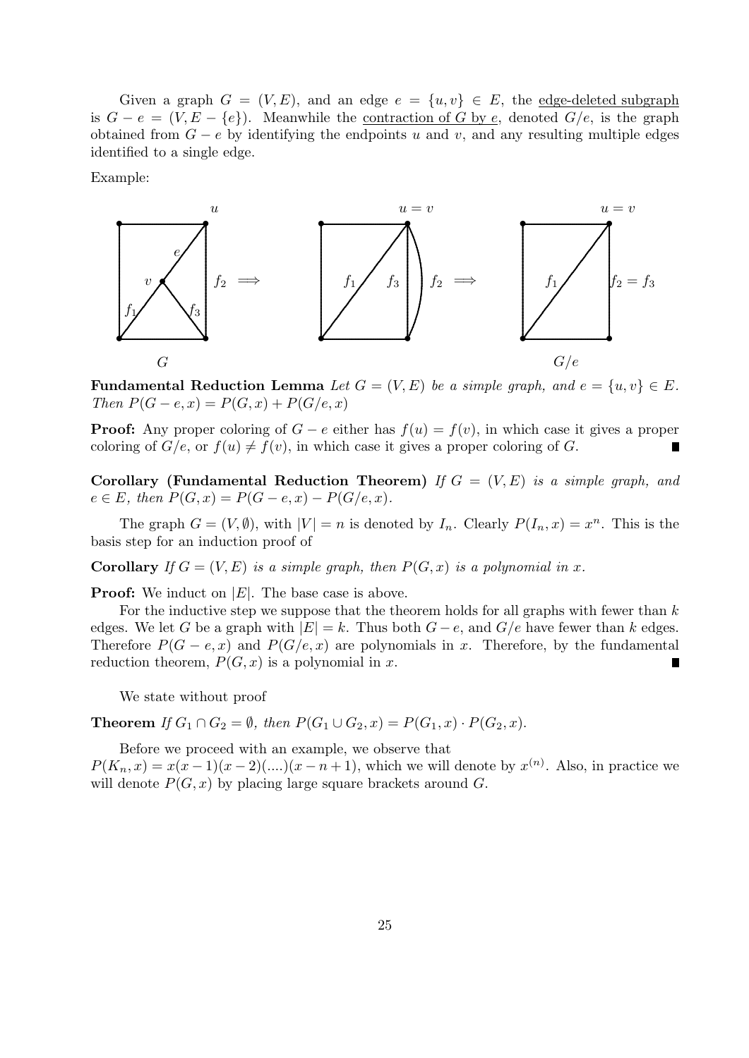Given a graph $G = (V, E)$, and an edge $e = \{u, v\} \in E$, the edge-deleted subgraph is $G - e = (V, E - \{e\})$. Meanwhile the contraction of $G$ by $e$, denoted $G/e$, is the graph obtained from $G - e$ by identifying the endpoints $u$ and $v$, and any resulting multiple edges identified to a single edge.

Example:

**Fundamental Reduction Lemma** *Let $G = (V, E)$ be a simple graph, and $e = \{u, v\} \in E$. Then $P(G - e, x) = P(G, x) + P(G/e, x)$*

**Proof:** Any proper coloring of $G - e$ either has $f(u) = f(v)$, in which case it gives a proper coloring of $G/e$, or $f(u) \neq f(v)$, in which case it gives a proper coloring of $G$. ∎

**Corollary (Fundamental Reduction Theorem)** *If $G = (V, E)$ is a simple graph, and $e \in E$, then $P(G, x) = P(G - e, x) - P(G/e, x)$.*

The graph $G = (V, \emptyset)$, with $|V| = n$ is denoted by $I_n$. Clearly $P(I_n, x) = x^n$. This is the basis step for an induction proof of

**Corollary** *If $G = (V, E)$ is a simple graph, then $P(G, x)$ is a polynomial in $x$.*

**Proof:** We induct on $|E|$. The base case is above.

For the inductive step we suppose that the theorem holds for all graphs with fewer than $k$ edges. We let $G$ be a graph with $|E| = k$. Thus both $G - e$, and $G/e$ have fewer than $k$ edges. Therefore $P(G - e, x)$ and $P(G/e, x)$ are polynomials in $x$. Therefore, by the fundamental reduction theorem, $P(G, x)$ is a polynomial in $x$. ∎

We state without proof

**Theorem** *If $G_1 \cap G_2 = \emptyset$, then $P(G_1 \cup G_2, x) = P(G_1, x) \cdot P(G_2, x)$.*

Before we proceed with an example, we observe that
$P(K_n, x) = x(x - 1)(x - 2)(....)(x - n + 1)$, which we will denote by $x^{(n)}$. Also, in practice we will denote $P(G, x)$ by placing large square brackets around $G$.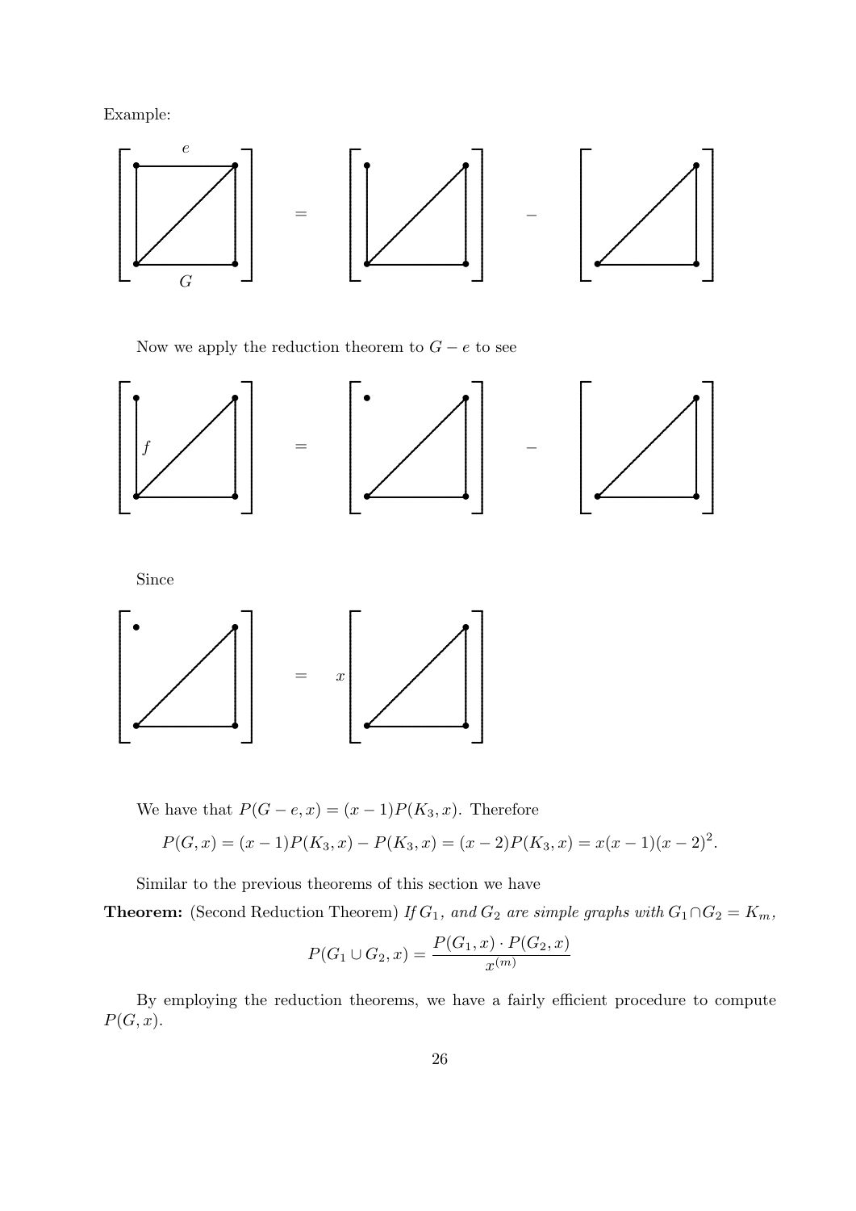Example:

Now we apply the reduction theorem to $G - e$ to see

Since

We have that $P(G-e,x) = (x-1)P(K_3,x)$. Therefore

$$P(G,x) = (x-1)P(K_3,x) - P(K_3,x) = (x-2)P(K_3,x) = x(x-1)(x-2)^2.$$

Similar to the previous theorems of this section we have

**Theorem:** (Second Reduction Theorem) *If $G_1$, and $G_2$ are simple graphs with $G_1 \cap G_2 = K_m$,*

$$P(G_1 \cup G_2, x) = \frac{P(G_1,x) \cdot P(G_2,x)}{x^{(m)}}$$

By employing the reduction theorems, we have a fairly efficient procedure to compute $P(G,x)$.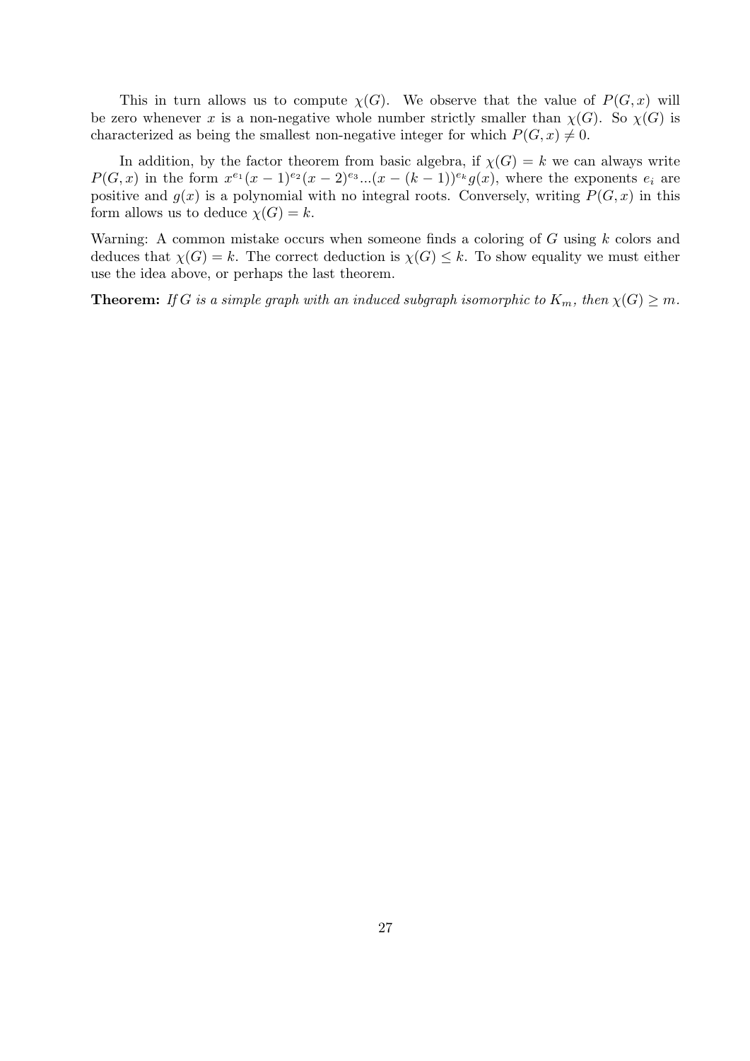This in turn allows us to compute $\chi(G)$. We observe that the value of $P(G, x)$ will be zero whenever $x$ is a non-negative whole number strictly smaller than $\chi(G)$. So $\chi(G)$ is characterized as being the smallest non-negative integer for which $P(G, x) \neq 0$.

In addition, by the factor theorem from basic algebra, if $\chi(G) = k$ we can always write $P(G, x)$ in the form $x^{e_1}(x-1)^{e_2}(x-2)^{e_3}...(x-(k-1))^{e_k}g(x)$, where the exponents $e_i$ are positive and $g(x)$ is a polynomial with no integral roots. Conversely, writing $P(G, x)$ in this form allows us to deduce $\chi(G) = k$.

Warning: A common mistake occurs when someone finds a coloring of $G$ using $k$ colors and deduces that $\chi(G) = k$. The correct deduction is $\chi(G) \leq k$. To show equality we must either use the idea above, or perhaps the last theorem.

**Theorem:** *If $G$ is a simple graph with an induced subgraph isomorphic to $K_m$, then $\chi(G) \geq m$.*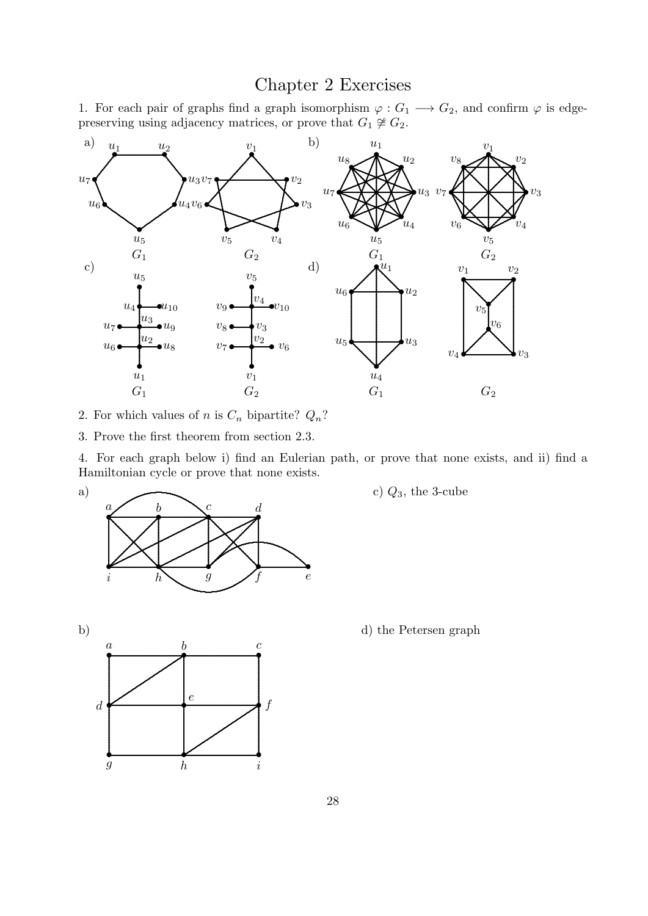# Chapter 2 Exercises

1. For each pair of graphs find a graph isomorphism $\varphi : G_1 \longrightarrow G_2$, and confirm $\varphi$ is edge-preserving using adjacency matrices, or prove that $G_1 \ncong G_2$.

a) $G_1$, $G_2$

b) $G_1$, $G_2$

c) $G_1$, $G_2$

d) $G_1$, $G_2$

2. For which values of $n$ is $C_n$ bipartite? $Q_n$?

3. Prove the first theorem from section 2.3.

4. For each graph below i) find an Eulerian path, or prove that none exists, and ii) find a Hamiltonian cycle or prove that none exists.

a)

b)

c) $Q_3$, the 3-cube

d) the Petersen graph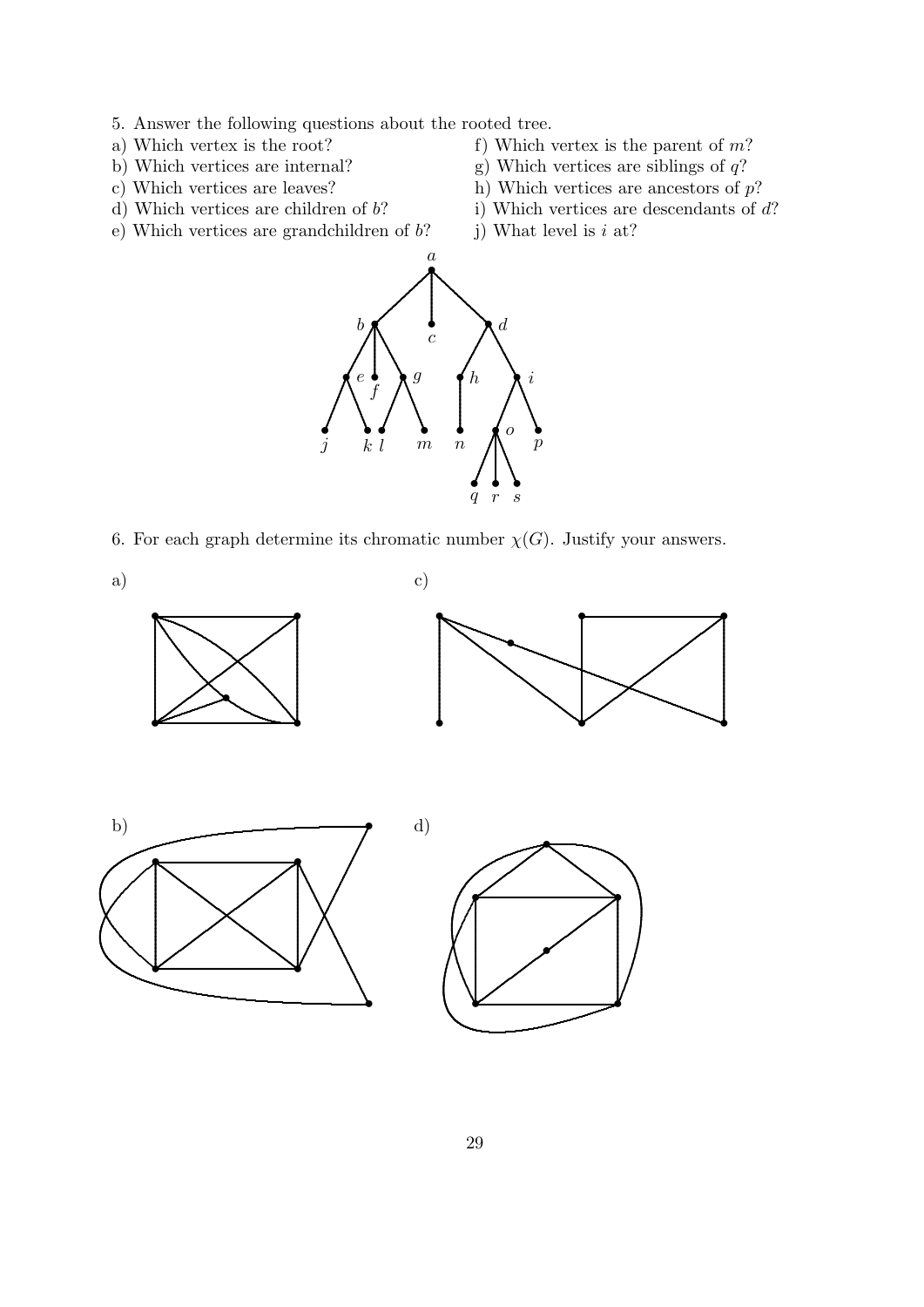5. Answer the following questions about the rooted tree.

a) Which vertex is the root?

b) Which vertices are internal?

c) Which vertices are leaves?

d) Which vertices are children of $b$?

e) Which vertices are grandchildren of $b$?

f) Which vertex is the parent of $m$?

g) Which vertices are siblings of $q$?

h) Which vertices are ancestors of $p$?

i) Which vertices are descendants of $d$?

j) What level is $i$ at?

6. For each graph determine its chromatic number $\chi(G)$. Justify your answers.

a)

b)

c)

d)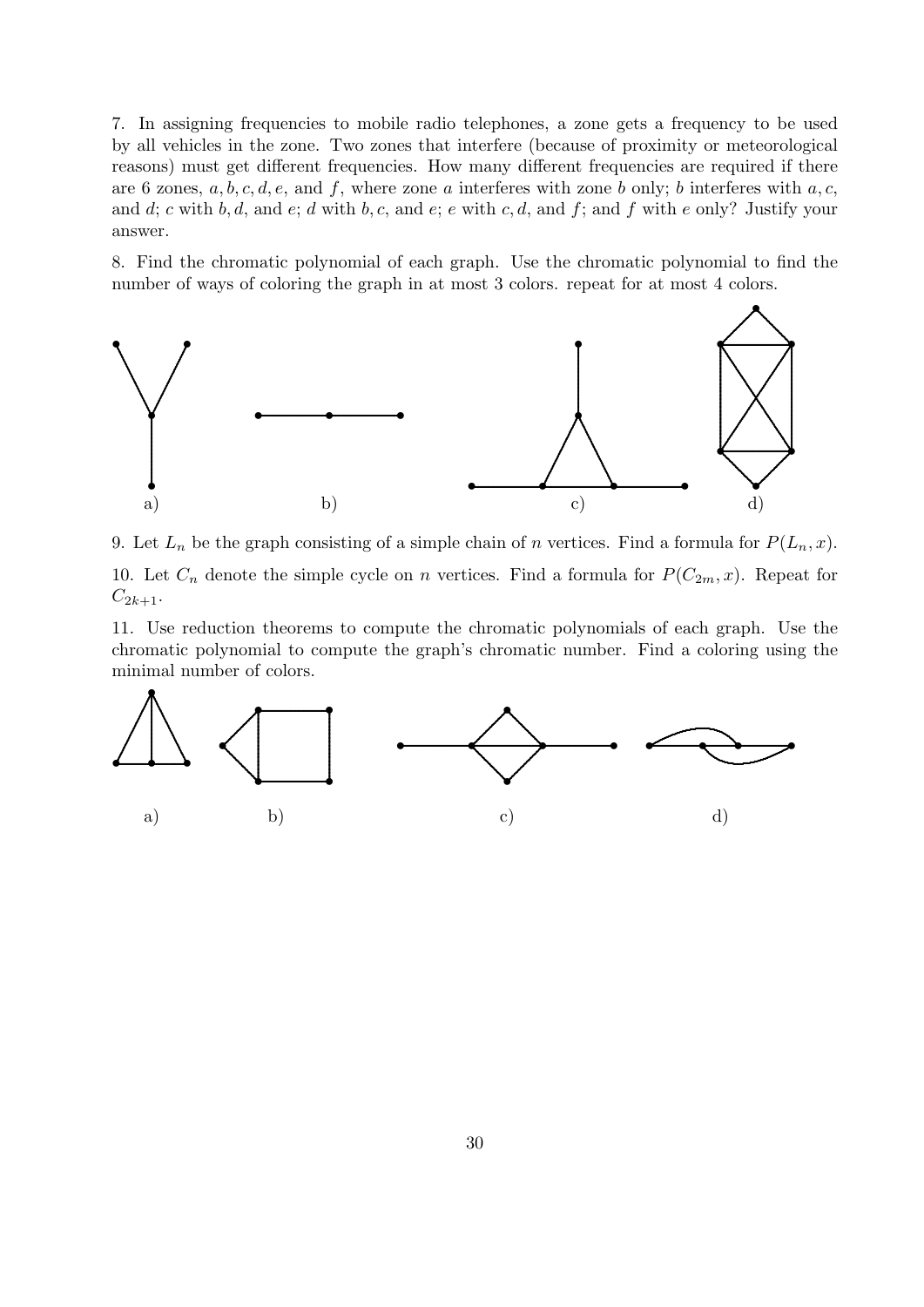7. In assigning frequencies to mobile radio telephones, a zone gets a frequency to be used by all vehicles in the zone. Two zones that interfere (because of proximity or meteorological reasons) must get different frequencies. How many different frequencies are required if there are 6 zones, $a, b, c, d, e$, and $f$, where zone $a$ interferes with zone $b$ only; $b$ interferes with $a, c$, and $d$; $c$ with $b, d$, and $e$; $d$ with $b, c$, and $e$; $e$ with $c, d$, and $f$; and $f$ with $e$ only? Justify your answer.

8. Find the chromatic polynomial of each graph. Use the chromatic polynomial to find the number of ways of coloring the graph in at most 3 colors. repeat for at most 4 colors.

a) b) c) d)

9. Let $L_n$ be the graph consisting of a simple chain of $n$ vertices. Find a formula for $P(L_n, x)$.

10. Let $C_n$ denote the simple cycle on $n$ vertices. Find a formula for $P(C_{2m}, x)$. Repeat for $C_{2k+1}$.

11. Use reduction theorems to compute the chromatic polynomials of each graph. Use the chromatic polynomial to compute the graph's chromatic number. Find a coloring using the minimal number of colors.

a) b) c) d)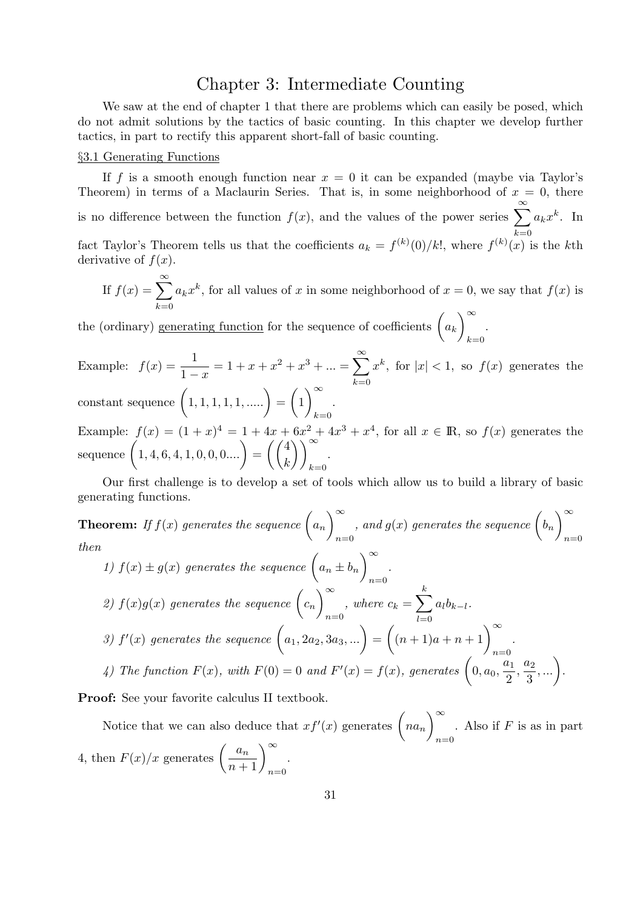# Chapter 3: Intermediate Counting

We saw at the end of chapter 1 that there are problems which can easily be posed, which do not admit solutions by the tactics of basic counting. In this chapter we develop further tactics, in part to rectify this apparent short-fall of basic counting.

## §3.1 Generating Functions

If $f$ is a smooth enough function near $x = 0$ it can be expanded (maybe via Taylor's Theorem) in terms of a Maclaurin Series. That is, in some neighborhood of $x = 0$, there is no difference between the function $f(x)$, and the values of the power series $\sum_{k=0}^{\infty} a_k x^k$. In fact Taylor's Theorem tells us that the coefficients $a_k = f^{(k)}(0)/k!$, where $f^{(k)}(x)$ is the $k$th derivative of $f(x)$.

If $f(x) = \sum_{k=0}^{\infty} a_k x^k$, for all values of $x$ in some neighborhood of $x = 0$, we say that $f(x)$ is the (ordinary) generating function for the sequence of coefficients $\Big(a_k\Big)_{k=0}^{\infty}$.

Example: $f(x) = \dfrac{1}{1-x} = 1 + x + x^2 + x^3 + ... = \sum_{k=0}^{\infty} x^k$, for $|x| < 1$, so $f(x)$ generates the constant sequence $\Big(1, 1, 1, 1, 1, .....\Big) = \Big(1\Big)_{k=0}^{\infty}$.

Example: $f(x) = (1 + x)^4 = 1 + 4x + 6x^2 + 4x^3 + x^4$, for all $x \in \mathbb{R}$, so $f(x)$ generates the sequence $\Big(1, 4, 6, 4, 1, 0, 0, 0....\Big) = \Big(\binom{4}{k}\Big)_{k=0}^{\infty}$.

Our first challenge is to develop a set of tools which allow us to build a library of basic generating functions.

**Theorem:** *If $f(x)$ generates the sequence $\Big(a_n\Big)_{n=0}^{\infty}$, and $g(x)$ generates the sequence $\Big(b_n\Big)_{n=0}^{\infty}$ then*

*1) $f(x) \pm g(x)$ generates the sequence $\Big(a_n \pm b_n\Big)_{n=0}^{\infty}$.*

*2) $f(x)g(x)$ generates the sequence $\Big(c_n\Big)_{n=0}^{\infty}$, where $c_k = \sum_{l=0}^{k} a_l b_{k-l}$.*

*3) $f'(x)$ generates the sequence $\Big(a_1, 2a_2, 3a_3, ...\Big) = \Big((n+1)a + n + 1\Big)_{n=0}^{\infty}$.*

*4) The function $F(x)$, with $F(0) = 0$ and $F'(x) = f(x)$, generates $\Big(0, a_0, \frac{a_1}{2}, \frac{a_2}{3}, ...\Big)$.*

**Proof:** See your favorite calculus II textbook.

Notice that we can also deduce that $xf'(x)$ generates $\Big(na_n\Big)_{n=0}^{\infty}$. Also if $F$ is as in part 4, then $F(x)/x$ generates $\Big(\dfrac{a_n}{n+1}\Big)_{n=0}^{\infty}$.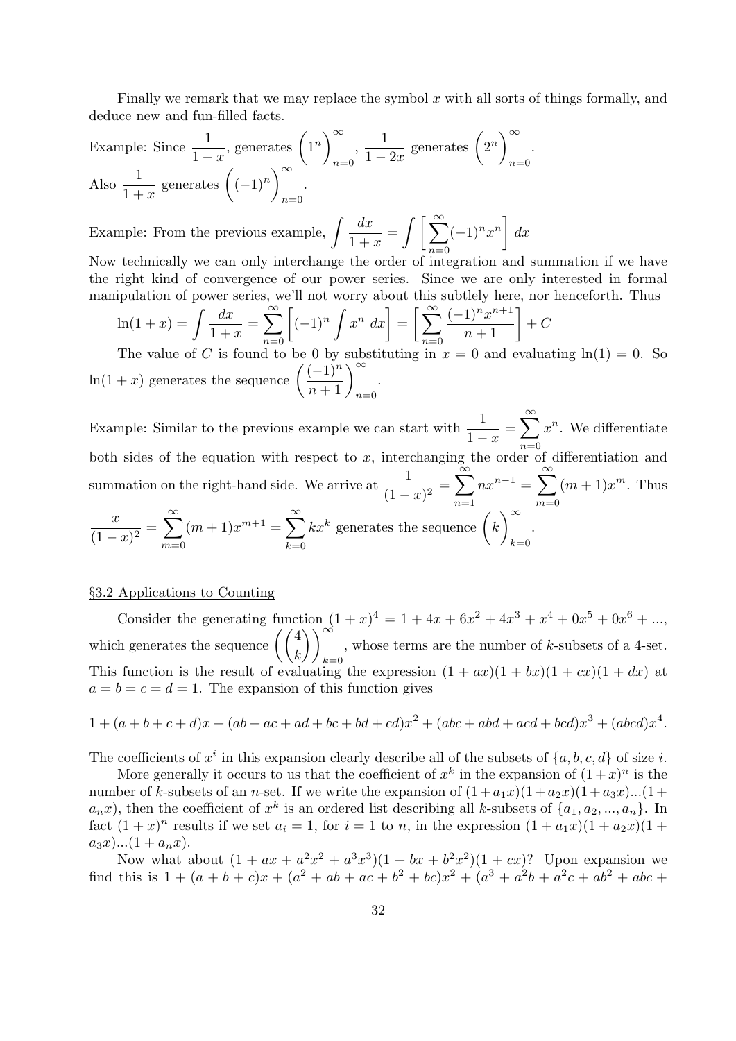Finally we remark that we may replace the symbol $x$ with all sorts of things formally, and deduce new and fun-filled facts.

Example: Since $\dfrac{1}{1-x}$, generates $\Big(1^n\Big)_{n=0}^{\infty}$, $\dfrac{1}{1-2x}$ generates $\Big(2^n\Big)_{n=0}^{\infty}$.
Also $\dfrac{1}{1+x}$ generates $\Big((-1)^n\Big)_{n=0}^{\infty}$.

Example: From the previous example, $\displaystyle\int \frac{dx}{1+x} = \int \Bigg[\sum_{n=0}^{\infty}(-1)^n x^n\Bigg]\, dx$

Now technically we can only interchange the order of integration and summation if we have the right kind of convergence of our power series. Since we are only interested in formal manipulation of power series, we'll not worry about this subtlely here, nor henceforth. Thus

$$\ln(1+x) = \int \frac{dx}{1+x} = \sum_{n=0}^{\infty}\Bigg[(-1)^n \int x^n\, dx\Bigg] = \Bigg[\sum_{n=0}^{\infty}\frac{(-1)^n x^{n+1}}{n+1}\Bigg] + C$$

The value of $C$ is found to be 0 by substituting in $x = 0$ and evaluating $\ln(1) = 0$. So $\ln(1+x)$ generates the sequence $\left(\dfrac{(-1)^n}{n+1}\right)_{n=0}^{\infty}$.

Example: Similar to the previous example we can start with $\dfrac{1}{1-x} = \displaystyle\sum_{n=0}^{\infty} x^n$. We differentiate both sides of the equation with respect to $x$, interchanging the order of differentiation and summation on the right-hand side. We arrive at $\dfrac{1}{(1-x)^2} = \displaystyle\sum_{n=1}^{\infty} nx^{n-1} = \sum_{m=0}^{\infty}(m+1)x^m$. Thus $\dfrac{x}{(1-x)^2} = \displaystyle\sum_{m=0}^{\infty}(m+1)x^{m+1} = \sum_{k=0}^{\infty} kx^k$ generates the sequence $\Big(k\Big)_{k=0}^{\infty}$.

## §3.2 Applications to Counting

Consider the generating function $(1+x)^4 = 1 + 4x + 6x^2 + 4x^3 + x^4 + 0x^5 + 0x^6 + \ldots$, which generates the sequence $\left(\dbinom{4}{k}\right)_{k=0}^{\infty}$, whose terms are the number of $k$-subsets of a 4-set. This function is the result of evaluating the expression $(1+ax)(1+bx)(1+cx)(1+dx)$ at $a = b = c = d = 1$. The expansion of this function gives

$$1 + (a+b+c+d)x + (ab+ac+ad+bc+bd+cd)x^2 + (abc+abd+acd+bcd)x^3 + (abcd)x^4.$$

The coefficients of $x^i$ in this expansion clearly describe all of the subsets of $\{a, b, c, d\}$ of size $i$.

More generally it occurs to us that the coefficient of $x^k$ in the expansion of $(1+x)^n$ is the number of $k$-subsets of an $n$-set. If we write the expansion of $(1+a_1x)(1+a_2x)(1+a_3x)\ldots(1+a_nx)$, then the coefficient of $x^k$ is an ordered list describing all $k$-subsets of $\{a_1, a_2, \ldots, a_n\}$. In fact $(1+x)^n$ results if we set $a_i = 1$, for $i = 1$ to $n$, in the expression $(1+a_1x)(1+a_2x)(1+a_3x)\ldots(1+a_nx)$.

Now what about $(1+ax+a^2x^2+a^3x^3)(1+bx+b^2x^2)(1+cx)$? Upon expansion we find this is $1 + (a+b+c)x + (a^2+ab+ac+b^2+bc)x^2 + (a^3+a^2b+a^2c+ab^2+abc+$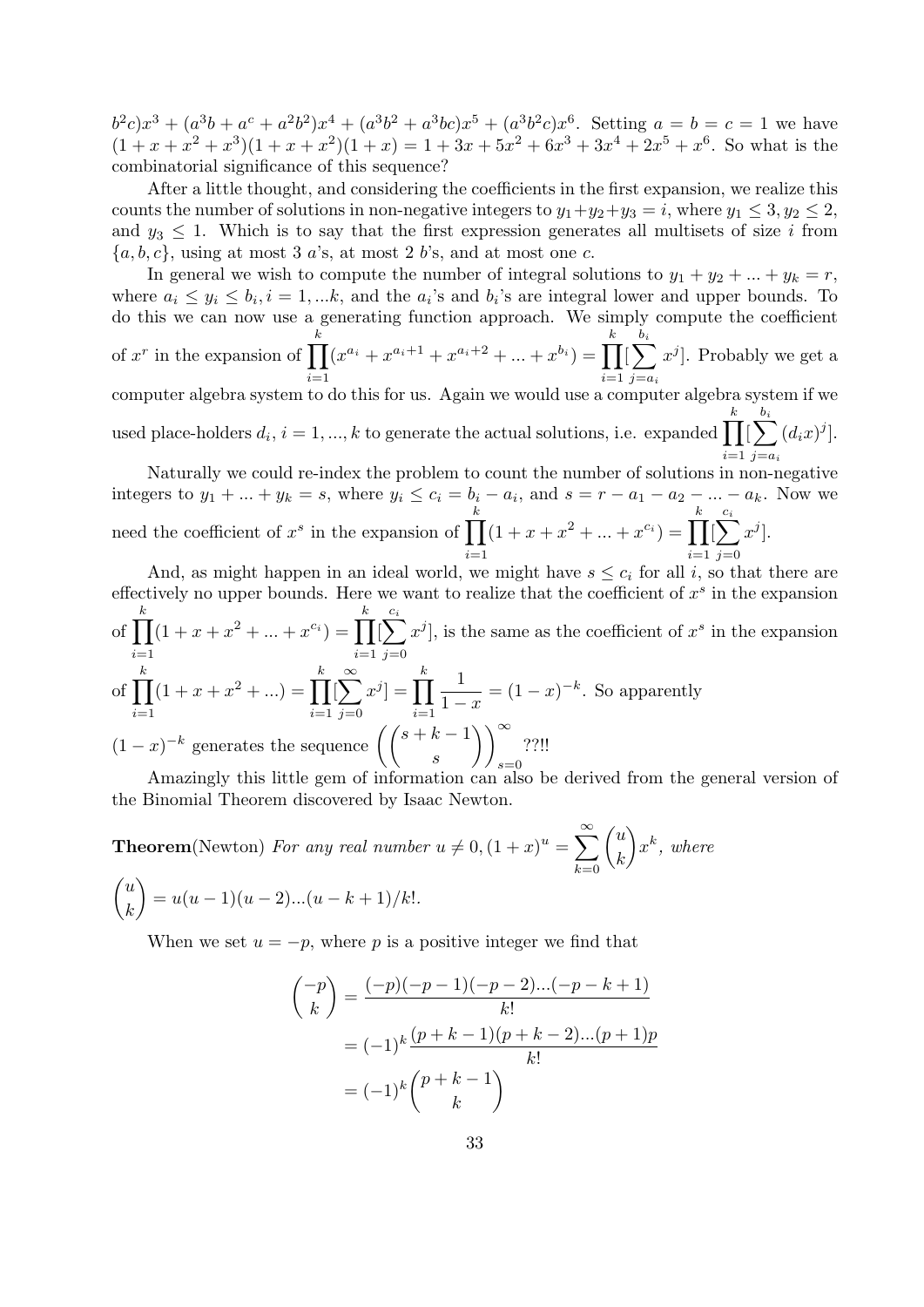$b^2c)x^3 + (a^3b + a^c + a^2b^2)x^4 + (a^3b^2 + a^3bc)x^5 + (a^3b^2c)x^6$. Setting $a = b = c = 1$ we have $(1 + x + x^2 + x^3)(1 + x + x^2)(1 + x) = 1 + 3x + 5x^2 + 6x^3 + 3x^4 + 2x^5 + x^6$. So what is the combinatorial significance of this sequence?

After a little thought, and considering the coefficients in the first expansion, we realize this counts the number of solutions in non-negative integers to $y_1+y_2+y_3 = i$, where $y_1 \leq 3, y_2 \leq 2$, and $y_3 \leq 1$. Which is to say that the first expression generates all multisets of size $i$ from $\{a, b, c\}$, using at most 3 $a$'s, at most 2 $b$'s, and at most one $c$.

In general we wish to compute the number of integral solutions to $y_1 + y_2 + ... + y_k = r$, where $a_i \leq y_i \leq b_i, i = 1, ...k$, and the $a_i$'s and $b_i$'s are integral lower and upper bounds. To do this we can now use a generating function approach. We simply compute the coefficient of $x^r$ in the expansion of $\prod_{i=1}^{k}(x^{a_i} + x^{a_i+1} + x^{a_i+2} + ... + x^{b_i}) = \prod_{i=1}^{k}[\sum_{j=a_i}^{b_i} x^j]$. Probably we get a computer algebra system to do this for us. Again we would use a computer algebra system if we used place-holders $d_i$, $i = 1, ..., k$ to generate the actual solutions, i.e. expanded $\prod_{i=1}^{k}[\sum_{j=a_i}^{b_i}(d_ix)^j]$.

Naturally we could re-index the problem to count the number of solutions in non-negative integers to $y_1 + ... + y_k = s$, where $y_i \leq c_i = b_i - a_i$, and $s = r - a_1 - a_2 - ... - a_k$. Now we need the coefficient of $x^s$ in the expansion of $\prod_{i=1}^{k}(1 + x + x^2 + ... + x^{c_i}) = \prod_{i=1}^{k}[\sum_{j=0}^{c_i} x^j]$.

And, as might happen in an ideal world, we might have $s \leq c_i$ for all $i$, so that there are effectively no upper bounds. Here we want to realize that the coefficient of $x^s$ in the expansion of $\prod_{i=1}^{k}(1 + x + x^2 + ... + x^{c_i}) = \prod_{i=1}^{k}[\sum_{j=0}^{c_i} x^j]$, is the same as the coefficient of $x^s$ in the expansion of $\prod_{i=1}^{k}(1 + x + x^2 + ...) = \prod_{i=1}^{k}[\sum_{j=0}^{\infty} x^j] = \prod_{i=1}^{k}\frac{1}{1-x} = (1 - x)^{-k}$. So apparently $(1 - x)^{-k}$ generates the sequence $\left(\binom{s + k - 1}{s}\right)_{s=0}^{\infty}$ ??!!

Amazingly this little gem of information can also be derived from the general version of the Binomial Theorem discovered by Isaac Newton.

**Theorem**(Newton) *For any real number* $u \neq 0, (1 + x)^u = \sum_{k=0}^{\infty}\binom{u}{k}x^k$*, where* $\binom{u}{k} = u(u - 1)(u - 2)...(u - k + 1)/k!$.

When we set $u = -p$, where $p$ is a positive integer we find that

$$\begin{aligned}
\binom{-p}{k} &= \frac{(-p)(-p-1)(-p-2)...(-p-k+1)}{k!} \\
&= (-1)^k \frac{(p+k-1)(p+k-2)...(p+1)p}{k!} \\
&= (-1)^k \binom{p+k-1}{k}
\end{aligned}$$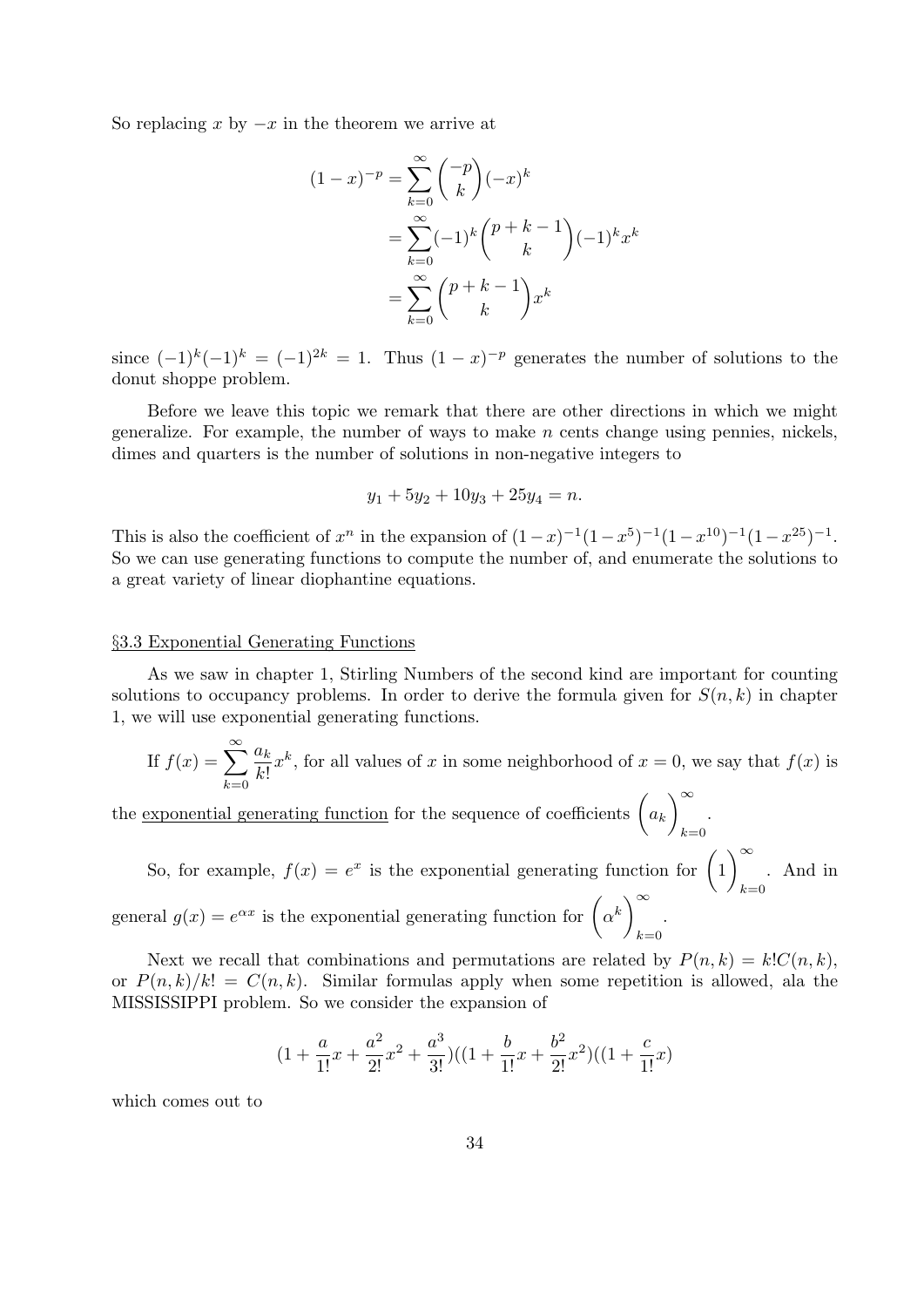So replacing $x$ by $-x$ in the theorem we arrive at

$$
\begin{aligned}
(1-x)^{-p} &= \sum_{k=0}^{\infty} \binom{-p}{k} (-x)^k \\
&= \sum_{k=0}^{\infty} (-1)^k \binom{p+k-1}{k} (-1)^k x^k \\
&= \sum_{k=0}^{\infty} \binom{p+k-1}{k} x^k
\end{aligned}
$$

since $(-1)^k(-1)^k = (-1)^{2k} = 1$. Thus $(1-x)^{-p}$ generates the number of solutions to the donut shoppe problem.

Before we leave this topic we remark that there are other directions in which we might generalize. For example, the number of ways to make $n$ cents change using pennies, nickels, dimes and quarters is the number of solutions in non-negative integers to

$$y_1 + 5y_2 + 10y_3 + 25y_4 = n.$$

This is also the coefficient of $x^n$ in the expansion of $(1-x)^{-1}(1-x^5)^{-1}(1-x^{10})^{-1}(1-x^{25})^{-1}$. So we can use generating functions to compute the number of, and enumerate the solutions to a great variety of linear diophantine equations.

## §3.3 Exponential Generating Functions

As we saw in chapter 1, Stirling Numbers of the second kind are important for counting solutions to occupancy problems. In order to derive the formula given for $S(n,k)$ in chapter 1, we will use exponential generating functions.

If $f(x) = \sum_{k=0}^{\infty} \frac{a_k}{k!} x^k$, for all values of $x$ in some neighborhood of $x = 0$, we say that $f(x)$ is the exponential generating function for the sequence of coefficients $\left(a_k\right)_{k=0}^{\infty}$.

So, for example, $f(x) = e^x$ is the exponential generating function for $\left(1\right)_{k=0}^{\infty}$. And in general $g(x) = e^{\alpha x}$ is the exponential generating function for $\left(\alpha^k\right)_{k=0}^{\infty}$.

Next we recall that combinations and permutations are related by $P(n,k) = k!C(n,k)$, or $P(n,k)/k! = C(n,k)$. Similar formulas apply when some repetition is allowed, ala the MISSISSIPPI problem. So we consider the expansion of

$$(1 + \frac{a}{1!}x + \frac{a^2}{2!}x^2 + \frac{a^3}{3!})((1 + \frac{b}{1!}x + \frac{b^2}{2!}x^2)((1 + \frac{c}{1!}x)$$

which comes out to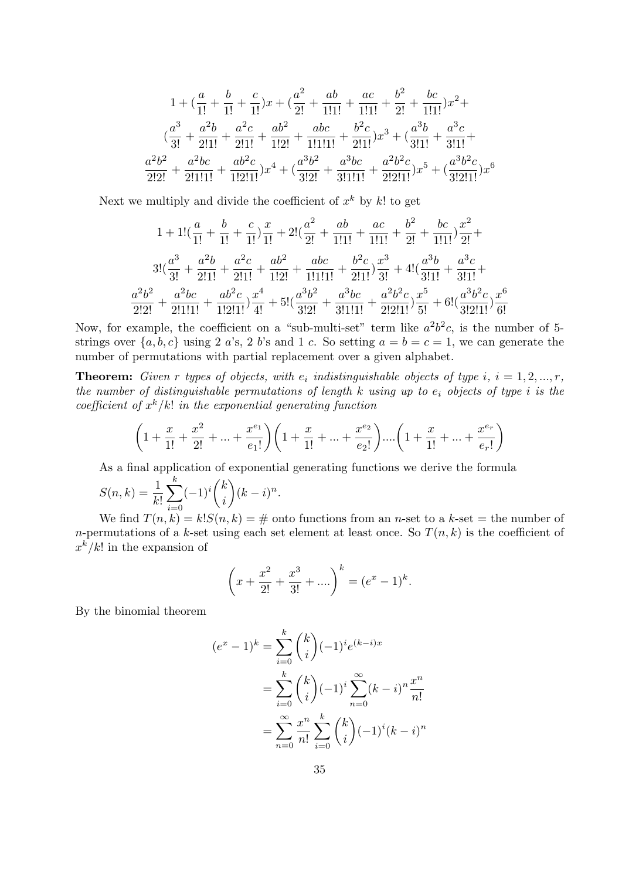$$1+(\frac{a}{1!}+\frac{b}{1!}+\frac{c}{1!})x+(\frac{a^2}{2!}+\frac{ab}{1!1!}+\frac{ac}{1!1!}+\frac{b^2}{2!}+\frac{bc}{1!1!})x^2+$$
$$(\frac{a^3}{3!}+\frac{a^2b}{2!1!}+\frac{a^2c}{2!1!}+\frac{ab^2}{1!2!}+\frac{abc}{1!1!1!}+\frac{b^2c}{2!1!})x^3+(\frac{a^3b}{3!1!}+\frac{a^3c}{3!1!}+$$
$$\frac{a^2b^2}{2!2!}+\frac{a^2bc}{2!1!1!}+\frac{ab^2c}{1!2!1!})x^4+(\frac{a^3b^2}{3!2!}+\frac{a^3bc}{3!1!1!}+\frac{a^2b^2c}{2!2!1!})x^5+(\frac{a^3b^2c}{3!2!1!})x^6$$

Next we multiply and divide the coefficient of $x^k$ by $k!$ to get

$$1+1!(\frac{a}{1!}+\frac{b}{1!}+\frac{c}{1!})\frac{x}{1!}+2!(\frac{a^2}{2!}+\frac{ab}{1!1!}+\frac{ac}{1!1!}+\frac{b^2}{2!}+\frac{bc}{1!1!})\frac{x^2}{2!}+$$
$$3!(\frac{a^3}{3!}+\frac{a^2b}{2!1!}+\frac{a^2c}{2!1!}+\frac{ab^2}{1!2!}+\frac{abc}{1!1!1!}+\frac{b^2c}{2!1!})\frac{x^3}{3!}+4!(\frac{a^3b}{3!1!}+\frac{a^3c}{3!1!}+$$
$$\frac{a^2b^2}{2!2!}+\frac{a^2bc}{2!1!1!}+\frac{ab^2c}{1!2!1!})\frac{x^4}{4!}+5!(\frac{a^3b^2}{3!2!}+\frac{a^3bc}{3!1!1!}+\frac{a^2b^2c}{2!2!1!})\frac{x^5}{5!}+6!(\frac{a^3b^2c}{3!2!1!})\frac{x^6}{6!}$$

Now, for example, the coefficient on a "sub-multi-set" term like $a^2b^2c$, is the number of 5-strings over $\{a,b,c\}$ using 2 $a$'s, 2 $b$'s and 1 $c$. So setting $a=b=c=1$, we can generate the number of permutations with partial replacement over a given alphabet.

**Theorem:** *Given $r$ types of objects, with $e_i$ indistinguishable objects of type $i$, $i=1,2,...,r$, the number of distinguishable permutations of length $k$ using up to $e_i$ objects of type $i$ is the coefficient of $x^k/k!$ in the exponential generating function*

$$\left(1+\frac{x}{1!}+\frac{x^2}{2!}+...+\frac{x^{e_1}}{e_1!}\right)\left(1+\frac{x}{1!}+...+\frac{x^{e_2}}{e_2!}\right)....\left(1+\frac{x}{1!}+...+\frac{x^{e_r}}{e_r!}\right)$$

As a final application of exponential generating functions we derive the formula
$S(n,k)=\dfrac{1}{k!}\displaystyle\sum_{i=0}^{k}(-1)^i\binom{k}{i}(k-i)^n.$

We find $T(n,k)=k!S(n,k)=\#$ onto functions from an $n$-set to a $k$-set $=$ the number of $n$-permutations of a $k$-set using each set element at least once. So $T(n,k)$ is the coefficient of $x^k/k!$ in the expansion of

$$\left(x+\frac{x^2}{2!}+\frac{x^3}{3!}+....\right)^k=(e^x-1)^k.$$

By the binomial theorem

$$\begin{aligned}(e^x-1)^k&=\sum_{i=0}^{k}\binom{k}{i}(-1)^ie^{(k-i)x}\\&=\sum_{i=0}^{k}\binom{k}{i}(-1)^i\sum_{n=0}^{\infty}(k-i)^n\frac{x^n}{n!}\\&=\sum_{n=0}^{\infty}\frac{x^n}{n!}\sum_{i=0}^{k}\binom{k}{i}(-1)^i(k-i)^n\end{aligned}$$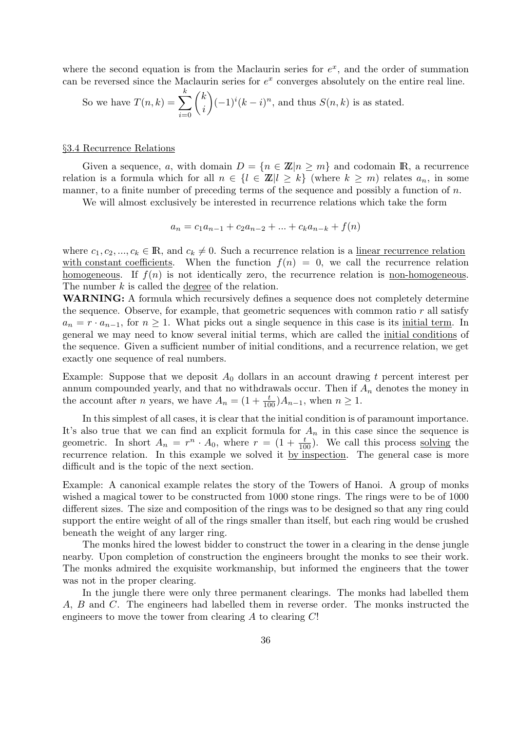where the second equation is from the Maclaurin series for $e^x$, and the order of summation can be reversed since the Maclaurin series for $e^x$ converges absolutely on the entire real line.

So we have $T(n,k) = \sum_{i=0}^{k} \binom{k}{i} (-1)^i (k-i)^n$, and thus $S(n,k)$ is as stated.

## §3.4 Recurrence Relations

Given a sequence, $a$, with domain $D = \{n \in \mathbb{Z} | n \geq m\}$ and codomain $\mathbb{R}$, a recurrence relation is a formula which for all $n \in \{l \in \mathbb{Z} | l \geq k\}$ (where $k \geq m$) relates $a_n$, in some manner, to a finite number of preceding terms of the sequence and possibly a function of $n$.

We will almost exclusively be interested in recurrence relations which take the form

$$a_n = c_1 a_{n-1} + c_2 a_{n-2} + ... + c_k a_{n-k} + f(n)$$

where $c_1, c_2, ..., c_k \in \mathbb{R}$, and $c_k \neq 0$. Such a recurrence relation is a linear recurrence relation with constant coefficients. When the function $f(n) = 0$, we call the recurrence relation homogeneous. If $f(n)$ is not identically zero, the recurrence relation is non-homogeneous. The number $k$ is called the degree of the relation.

**WARNING:** A formula which recursively defines a sequence does not completely determine the sequence. Observe, for example, that geometric sequences with common ratio $r$ all satisfy $a_n = r \cdot a_{n-1}$, for $n \geq 1$. What picks out a single sequence in this case is its initial term. In general we may need to know several initial terms, which are called the initial conditions of the sequence. Given a sufficient number of initial conditions, and a recurrence relation, we get exactly one sequence of real numbers.

Example: Suppose that we deposit $A_0$ dollars in an account drawing $t$ percent interest per annum compounded yearly, and that no withdrawals occur. Then if $A_n$ denotes the money in the account after $n$ years, we have $A_n = (1 + \frac{t}{100})A_{n-1}$, when $n \geq 1$.

In this simplest of all cases, it is clear that the initial condition is of paramount importance. It's also true that we can find an explicit formula for $A_n$ in this case since the sequence is geometric. In short $A_n = r^n \cdot A_0$, where $r = (1 + \frac{t}{100})$. We call this process solving the recurrence relation. In this example we solved it by inspection. The general case is more difficult and is the topic of the next section.

Example: A canonical example relates the story of the Towers of Hanoi. A group of monks wished a magical tower to be constructed from 1000 stone rings. The rings were to be of 1000 different sizes. The size and composition of the rings was to be designed so that any ring could support the entire weight of all of the rings smaller than itself, but each ring would be crushed beneath the weight of any larger ring.

The monks hired the lowest bidder to construct the tower in a clearing in the dense jungle nearby. Upon completion of construction the engineers brought the monks to see their work. The monks admired the exquisite workmanship, but informed the engineers that the tower was not in the proper clearing.

In the jungle there were only three permanent clearings. The monks had labelled them $A$, $B$ and $C$. The engineers had labelled them in reverse order. The monks instructed the engineers to move the tower from clearing $A$ to clearing $C$!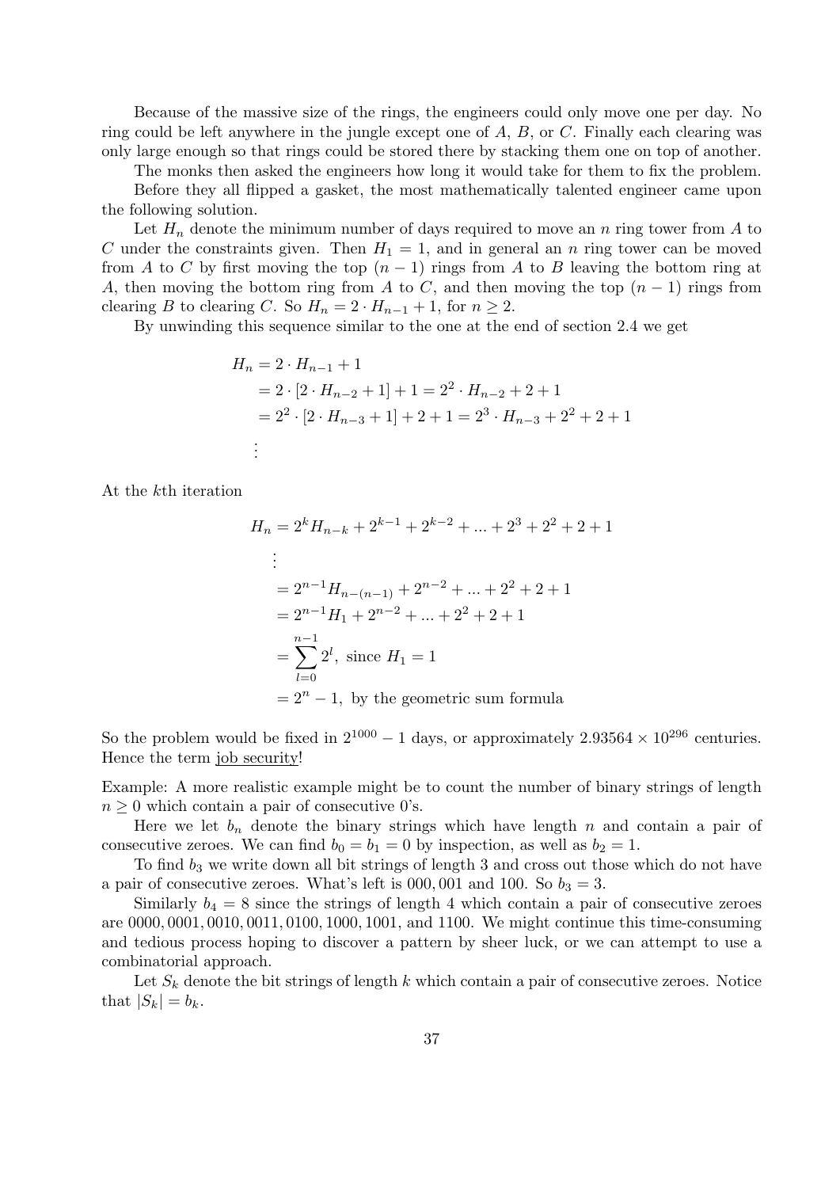Because of the massive size of the rings, the engineers could only move one per day. No ring could be left anywhere in the jungle except one of $A$, $B$, or $C$. Finally each clearing was only large enough so that rings could be stored there by stacking them one on top of another.

The monks then asked the engineers how long it would take for them to fix the problem.

Before they all flipped a gasket, the most mathematically talented engineer came upon the following solution.

Let $H_n$ denote the minimum number of days required to move an $n$ ring tower from $A$ to $C$ under the constraints given. Then $H_1 = 1$, and in general an $n$ ring tower can be moved from $A$ to $C$ by first moving the top $(n-1)$ rings from $A$ to $B$ leaving the bottom ring at $A$, then moving the bottom ring from $A$ to $C$, and then moving the top $(n-1)$ rings from clearing $B$ to clearing $C$. So $H_n = 2 \cdot H_{n-1} + 1$, for $n \geq 2$.

By unwinding this sequence similar to the one at the end of section 2.4 we get

$$\begin{aligned}
H_n &= 2 \cdot H_{n-1} + 1 \\
&= 2 \cdot [2 \cdot H_{n-2} + 1] + 1 = 2^2 \cdot H_{n-2} + 2 + 1 \\
&= 2^2 \cdot [2 \cdot H_{n-3} + 1] + 2 + 1 = 2^3 \cdot H_{n-3} + 2^2 + 2 + 1 \\
&\vdots
\end{aligned}$$

At the $k$th iteration

$$\begin{aligned}
H_n &= 2^k H_{n-k} + 2^{k-1} + 2^{k-2} + ... + 2^3 + 2^2 + 2 + 1 \\
&\vdots \\
&= 2^{n-1} H_{n-(n-1)} + 2^{n-2} + ... + 2^2 + 2 + 1 \\
&= 2^{n-1} H_1 + 2^{n-2} + ... + 2^2 + 2 + 1 \\
&= \sum_{l=0}^{n-1} 2^l, \text{ since } H_1 = 1 \\
&= 2^n - 1, \text{ by the geometric sum formula}
\end{aligned}$$

So the problem would be fixed in $2^{1000} - 1$ days, or approximately $2.93564 \times 10^{296}$ centuries. Hence the term job security!

Example: A more realistic example might be to count the number of binary strings of length $n \geq 0$ which contain a pair of consecutive 0's.

Here we let $b_n$ denote the binary strings which have length $n$ and contain a pair of consecutive zeroes. We can find $b_0 = b_1 = 0$ by inspection, as well as $b_2 = 1$.

To find $b_3$ we write down all bit strings of length 3 and cross out those which do not have a pair of consecutive zeroes. What's left is 000, 001 and 100. So $b_3 = 3$.

Similarly $b_4 = 8$ since the strings of length 4 which contain a pair of consecutive zeroes are 0000, 0001, 0010, 0011, 0100, 1000, 1001, and 1100. We might continue this time-consuming and tedious process hoping to discover a pattern by sheer luck, or we can attempt to use a combinatorial approach.

Let $S_k$ denote the bit strings of length $k$ which contain a pair of consecutive zeroes. Notice that $|S_k| = b_k$.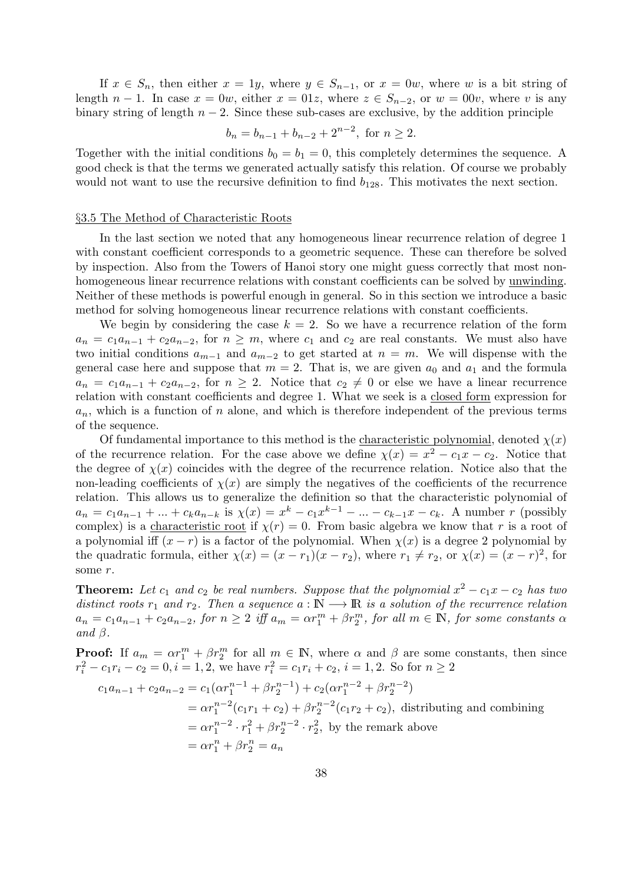If $x \in S_n$, then either $x = 1y$, where $y \in S_{n-1}$, or $x = 0w$, where $w$ is a bit string of length $n-1$. In case $x = 0w$, either $x = 01z$, where $z \in S_{n-2}$, or $w = 00v$, where $v$ is any binary string of length $n-2$. Since these sub-cases are exclusive, by the addition principle

$$b_n = b_{n-1} + b_{n-2} + 2^{n-2}, \text{ for } n \geq 2.$$

Together with the initial conditions $b_0 = b_1 = 0$, this completely determines the sequence. A good check is that the terms we generated actually satisfy this relation. Of course we probably would not want to use the recursive definition to find $b_{128}$. This motivates the next section.

## §3.5 The Method of Characteristic Roots

In the last section we noted that any homogeneous linear recurrence relation of degree 1 with constant coefficient corresponds to a geometric sequence. These can therefore be solved by inspection. Also from the Towers of Hanoi story one might guess correctly that most non-homogeneous linear recurrence relations with constant coefficients can be solved by unwinding. Neither of these methods is powerful enough in general. So in this section we introduce a basic method for solving homogeneous linear recurrence relations with constant coefficients.

We begin by considering the case $k = 2$. So we have a recurrence relation of the form $a_n = c_1 a_{n-1} + c_2 a_{n-2}$, for $n \geq m$, where $c_1$ and $c_2$ are real constants. We must also have two initial conditions $a_{m-1}$ and $a_{m-2}$ to get started at $n = m$. We will dispense with the general case here and suppose that $m = 2$. That is, we are given $a_0$ and $a_1$ and the formula $a_n = c_1 a_{n-1} + c_2 a_{n-2}$, for $n \geq 2$. Notice that $c_2 \neq 0$ or else we have a linear recurrence relation with constant coefficients and degree 1. What we seek is a closed form expression for $a_n$, which is a function of $n$ alone, and which is therefore independent of the previous terms of the sequence.

Of fundamental importance to this method is the characteristic polynomial, denoted $\chi(x)$ of the recurrence relation. For the case above we define $\chi(x) = x^2 - c_1 x - c_2$. Notice that the degree of $\chi(x)$ coincides with the degree of the recurrence relation. Notice also that the non-leading coefficients of $\chi(x)$ are simply the negatives of the coefficients of the recurrence relation. This allows us to generalize the definition so that the characteristic polynomial of $a_n = c_1 a_{n-1} + ... + c_k a_{n-k}$ is $\chi(x) = x^k - c_1 x^{k-1} - ... - c_{k-1} x - c_k$. A number $r$ (possibly complex) is a characteristic root if $\chi(r) = 0$. From basic algebra we know that $r$ is a root of a polynomial iff $(x - r)$ is a factor of the polynomial. When $\chi(x)$ is a degree 2 polynomial by the quadratic formula, either $\chi(x) = (x - r_1)(x - r_2)$, where $r_1 \neq r_2$, or $\chi(x) = (x - r)^2$, for some $r$.

**Theorem:** *Let $c_1$ and $c_2$ be real numbers. Suppose that the polynomial $x^2 - c_1 x - c_2$ has two distinct roots $r_1$ and $r_2$. Then a sequence $a : \mathbb{N} \longrightarrow \mathbb{R}$ is a solution of the recurrence relation $a_n = c_1 a_{n-1} + c_2 a_{n-2}$, for $n \geq 2$ iff $a_m = \alpha r_1^m + \beta r_2^m$, for all $m \in \mathbb{N}$, for some constants $\alpha$ and $\beta$.*

**Proof:** If $a_m = \alpha r_1^m + \beta r_2^m$ for all $m \in \mathbb{N}$, where $\alpha$ and $\beta$ are some constants, then since $r_i^2 - c_1 r_i - c_2 = 0, i = 1, 2$, we have $r_i^2 = c_1 r_i + c_2$, $i = 1, 2$. So for $n \geq 2$

$$\begin{aligned}
c_1 a_{n-1} + c_2 a_{n-2} &= c_1(\alpha r_1^{n-1} + \beta r_2^{n-1}) + c_2(\alpha r_1^{n-2} + \beta r_2^{n-2}) \\
&= \alpha r_1^{n-2}(c_1 r_1 + c_2) + \beta r_2^{n-2}(c_1 r_2 + c_2), \text{ distributing and combining} \\
&= \alpha r_1^{n-2} \cdot r_1^2 + \beta r_2^{n-2} \cdot r_2^2, \text{ by the remark above} \\
&= \alpha r_1^n + \beta r_2^n = a_n
\end{aligned}$$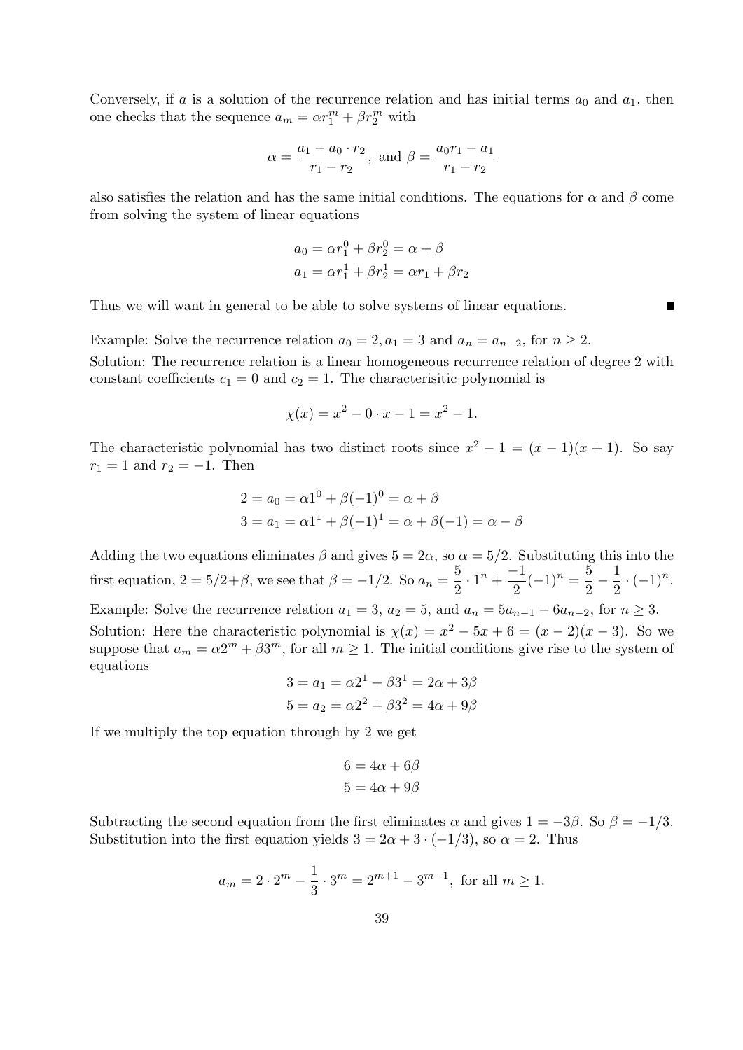Conversely, if $a$ is a solution of the recurrence relation and has initial terms $a_0$ and $a_1$, then one checks that the sequence $a_m = \alpha r_1^m + \beta r_2^m$ with

$$\alpha = \frac{a_1 - a_0 \cdot r_2}{r_1 - r_2}, \text{ and } \beta = \frac{a_0 r_1 - a_1}{r_1 - r_2}$$

also satisfies the relation and has the same initial conditions. The equations for $\alpha$ and $\beta$ come from solving the system of linear equations

$$a_0 = \alpha r_1^0 + \beta r_2^0 = \alpha + \beta$$
$$a_1 = \alpha r_1^1 + \beta r_2^1 = \alpha r_1 + \beta r_2$$

Thus we will want in general to be able to solve systems of linear equations. ∎

Example: Solve the recurrence relation $a_0 = 2, a_1 = 3$ and $a_n = a_{n-2}$, for $n \geq 2$.

Solution: The recurrence relation is a linear homogeneous recurrence relation of degree 2 with constant coefficients $c_1 = 0$ and $c_2 = 1$. The characterisitic polynomial is

$$\chi(x) = x^2 - 0 \cdot x - 1 = x^2 - 1.$$

The characteristic polynomial has two distinct roots since $x^2 - 1 = (x-1)(x+1)$. So say $r_1 = 1$ and $r_2 = -1$. Then

$$2 = a_0 = \alpha 1^0 + \beta(-1)^0 = \alpha + \beta$$
$$3 = a_1 = \alpha 1^1 + \beta(-1)^1 = \alpha + \beta(-1) = \alpha - \beta$$

Adding the two equations eliminates $\beta$ and gives $5 = 2\alpha$, so $\alpha = 5/2$. Substituting this into the first equation, $2 = 5/2 + \beta$, we see that $\beta = -1/2$. So $a_n = \dfrac{5}{2} \cdot 1^n + \dfrac{-1}{2}(-1)^n = \dfrac{5}{2} - \dfrac{1}{2} \cdot (-1)^n$.

Example: Solve the recurrence relation $a_1 = 3$, $a_2 = 5$, and $a_n = 5a_{n-1} - 6a_{n-2}$, for $n \geq 3$.

Solution: Here the characteristic polynomial is $\chi(x) = x^2 - 5x + 6 = (x-2)(x-3)$. So we suppose that $a_m = \alpha 2^m + \beta 3^m$, for all $m \geq 1$. The initial conditions give rise to the system of equations

$$3 = a_1 = \alpha 2^1 + \beta 3^1 = 2\alpha + 3\beta$$
$$5 = a_2 = \alpha 2^2 + \beta 3^2 = 4\alpha + 9\beta$$

If we multiply the top equation through by 2 we get

$$6 = 4\alpha + 6\beta$$
$$5 = 4\alpha + 9\beta$$

Subtracting the second equation from the first eliminates $\alpha$ and gives $1 = -3\beta$. So $\beta = -1/3$. Substitution into the first equation yields $3 = 2\alpha + 3 \cdot (-1/3)$, so $\alpha = 2$. Thus

$$a_m = 2 \cdot 2^m - \frac{1}{3} \cdot 3^m = 2^{m+1} - 3^{m-1}, \text{ for all } m \geq 1.$$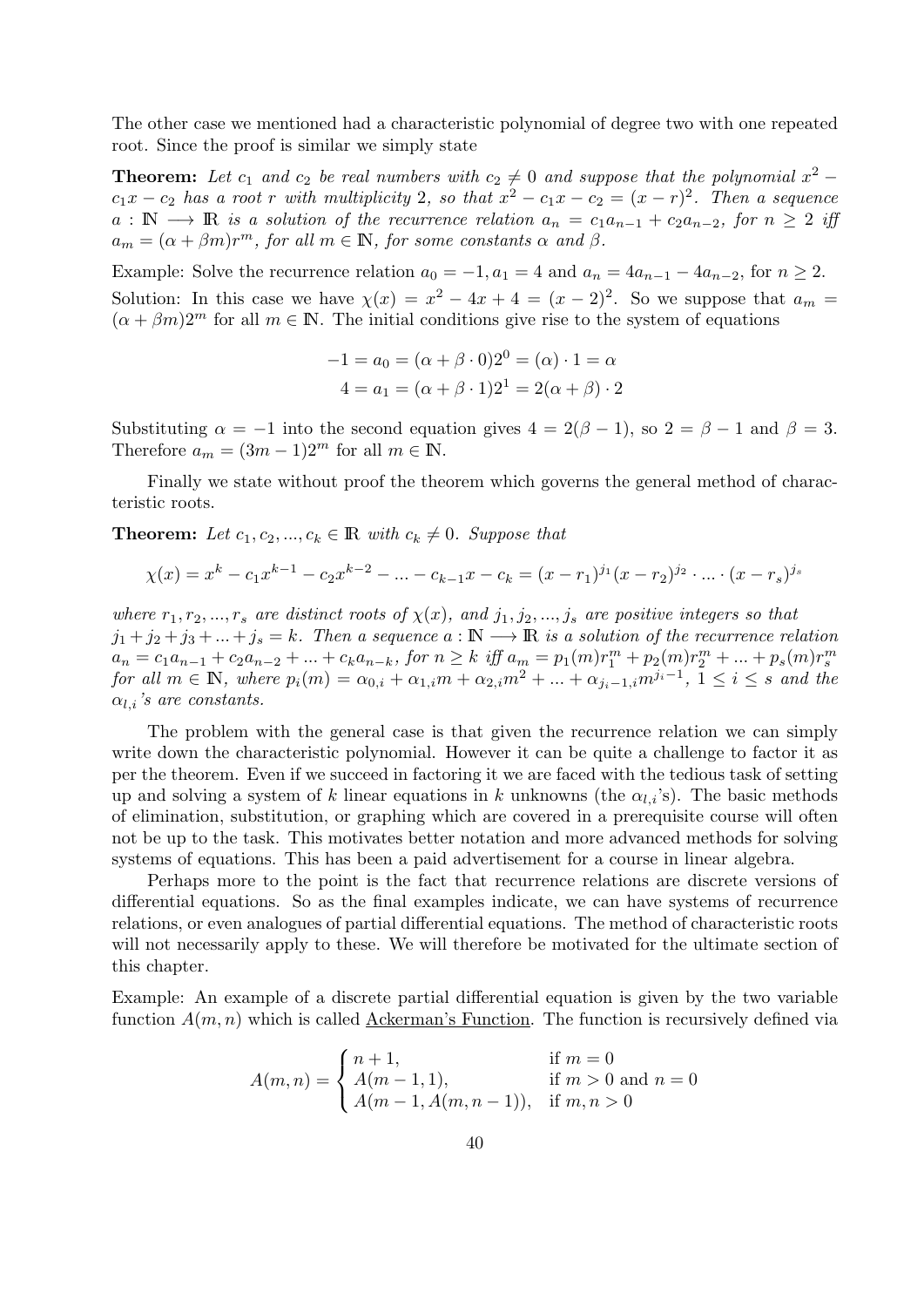The other case we mentioned had a characteristic polynomial of degree two with one repeated root. Since the proof is similar we simply state

**Theorem:** *Let $c_1$ and $c_2$ be real numbers with $c_2 \neq 0$ and suppose that the polynomial $x^2 - c_1x - c_2$ has a root $r$ with multiplicity 2, so that $x^2 - c_1x - c_2 = (x-r)^2$. Then a sequence $a : \mathbb{N} \longrightarrow \mathbb{R}$ is a solution of the recurrence relation $a_n = c_1a_{n-1} + c_2a_{n-2}$, for $n \geq 2$ iff $a_m = (\alpha + \beta m)r^m$, for all $m \in \mathbb{N}$, for some constants $\alpha$ and $\beta$.*

Example: Solve the recurrence relation $a_0 = -1, a_1 = 4$ and $a_n = 4a_{n-1} - 4a_{n-2}$, for $n \geq 2$.

Solution: In this case we have $\chi(x) = x^2 - 4x + 4 = (x-2)^2$. So we suppose that $a_m = (\alpha + \beta m)2^m$ for all $m \in \mathbb{N}$. The initial conditions give rise to the system of equations

$$-1 = a_0 = (\alpha + \beta \cdot 0)2^0 = (\alpha) \cdot 1 = \alpha$$
$$4 = a_1 = (\alpha + \beta \cdot 1)2^1 = 2(\alpha + \beta) \cdot 2$$

Substituting $\alpha = -1$ into the second equation gives $4 = 2(\beta - 1)$, so $2 = \beta - 1$ and $\beta = 3$. Therefore $a_m = (3m - 1)2^m$ for all $m \in \mathbb{N}$.

Finally we state without proof the theorem which governs the general method of characteristic roots.

**Theorem:** *Let $c_1, c_2, ..., c_k \in \mathbb{R}$ with $c_k \neq 0$. Suppose that*

$$\chi(x) = x^k - c_1x^{k-1} - c_2x^{k-2} - ... - c_{k-1}x - c_k = (x - r_1)^{j_1}(x - r_2)^{j_2} \cdot ... \cdot (x - r_s)^{j_s}$$

*where $r_1, r_2, ..., r_s$ are distinct roots of $\chi(x)$, and $j_1, j_2, ..., j_s$ are positive integers so that $j_1 + j_2 + j_3 + ... + j_s = k$. Then a sequence $a : \mathbb{N} \longrightarrow \mathbb{R}$ is a solution of the recurrence relation $a_n = c_1a_{n-1} + c_2a_{n-2} + ... + c_ka_{n-k}$, for $n \geq k$ iff $a_m = p_1(m)r_1^m + p_2(m)r_2^m + ... + p_s(m)r_s^m$ for all $m \in \mathbb{N}$, where $p_i(m) = \alpha_{0,i} + \alpha_{1,i}m + \alpha_{2,i}m^2 + ... + \alpha_{j_i-1,i}m^{j_i-1}$, $1 \leq i \leq s$ and the $\alpha_{l,i}$'s are constants.*

The problem with the general case is that given the recurrence relation we can simply write down the characteristic polynomial. However it can be quite a challenge to factor it as per the theorem. Even if we succeed in factoring it we are faced with the tedious task of setting up and solving a system of $k$ linear equations in $k$ unknowns (the $\alpha_{l,i}$'s). The basic methods of elimination, substitution, or graphing which are covered in a prerequisite course will often not be up to the task. This motivates better notation and more advanced methods for solving systems of equations. This has been a paid advertisement for a course in linear algebra.

Perhaps more to the point is the fact that recurrence relations are discrete versions of differential equations. So as the final examples indicate, we can have systems of recurrence relations, or even analogues of partial differential equations. The method of characteristic roots will not necessarily apply to these. We will therefore be motivated for the ultimate section of this chapter.

Example: An example of a discrete partial differential equation is given by the two variable function $A(m, n)$ which is called <u>Ackerman's Function</u>. The function is recursively defined via

$$A(m,n) = \begin{cases} n+1, & \text{if } m = 0 \\ A(m-1, 1), & \text{if } m > 0 \text{ and } n = 0 \\ A(m-1, A(m, n-1)), & \text{if } m, n > 0 \end{cases}$$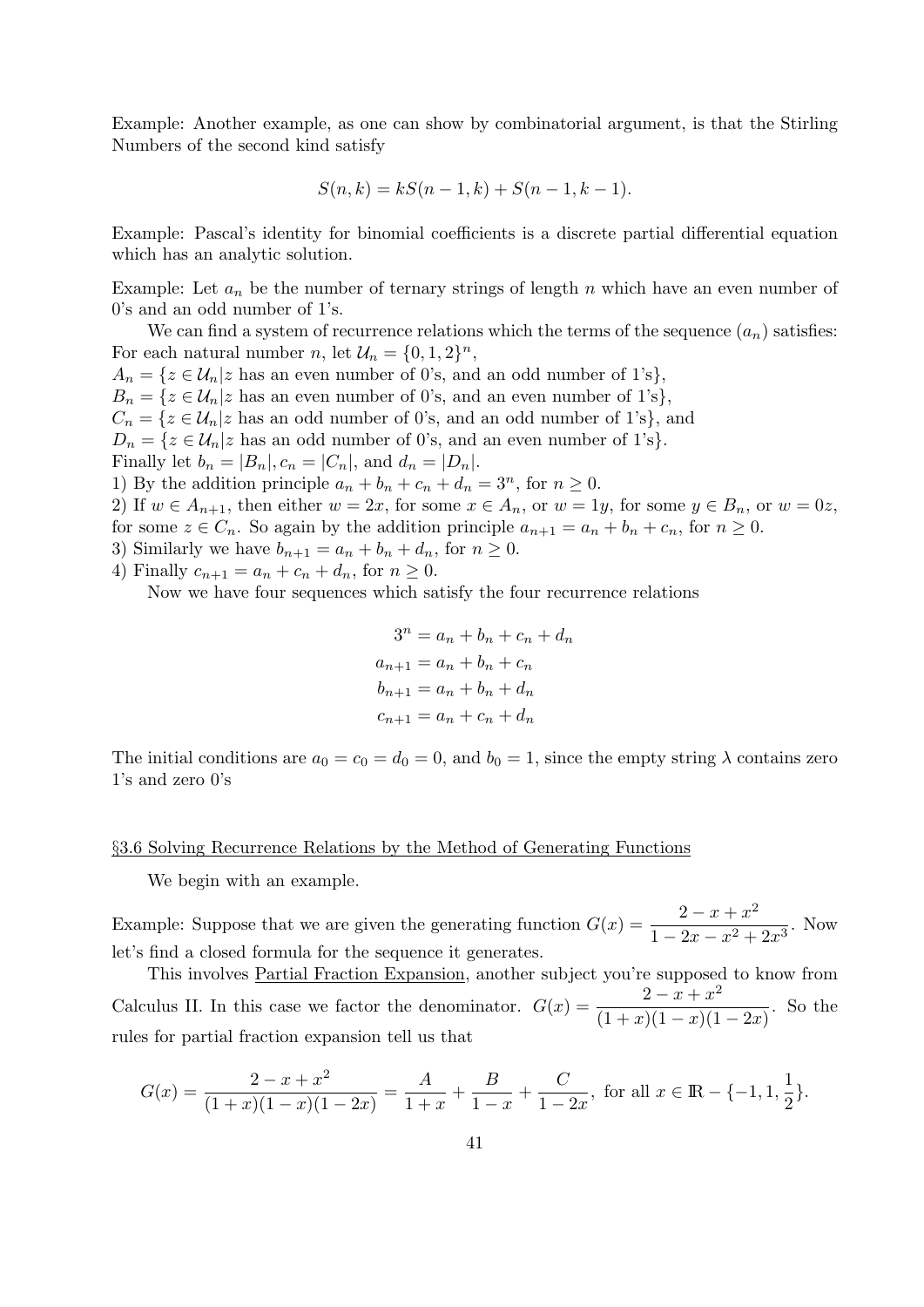Example: Another example, as one can show by combinatorial argument, is that the Stirling Numbers of the second kind satisfy

$$S(n, k) = kS(n-1, k) + S(n-1, k-1).$$

Example: Pascal's identity for binomial coefficients is a discrete partial differential equation which has an analytic solution.

Example: Let $a_n$ be the number of ternary strings of length $n$ which have an even number of 0's and an odd number of 1's.

We can find a system of recurrence relations which the terms of the sequence $(a_n)$ satisfies: For each natural number $n$, let $\mathcal{U}_n = \{0, 1, 2\}^n$,
$A_n = \{z \in \mathcal{U}_n | z$ has an even number of 0's, and an odd number of 1's$\}$,
$B_n = \{z \in \mathcal{U}_n | z$ has an even number of 0's, and an even number of 1's$\}$,
$C_n = \{z \in \mathcal{U}_n | z$ has an odd number of 0's, and an odd number of 1's$\}$, and
$D_n = \{z \in \mathcal{U}_n | z$ has an odd number of 0's, and an even number of 1's$\}$.
Finally let $b_n = |B_n|, c_n = |C_n|$, and $d_n = |D_n|$.
1) By the addition principle $a_n + b_n + c_n + d_n = 3^n$, for $n \geq 0$.
2) If $w \in A_{n+1}$, then either $w = 2x$, for some $x \in A_n$, or $w = 1y$, for some $y \in B_n$, or $w = 0z$, for some $z \in C_n$. So again by the addition principle $a_{n+1} = a_n + b_n + c_n$, for $n \geq 0$.
3) Similarly we have $b_{n+1} = a_n + b_n + d_n$, for $n \geq 0$.
4) Finally $c_{n+1} = a_n + c_n + d_n$, for $n \geq 0$.

Now we have four sequences which satisfy the four recurrence relations

$$\begin{aligned} 3^n &= a_n + b_n + c_n + d_n \\ a_{n+1} &= a_n + b_n + c_n \\ b_{n+1} &= a_n + b_n + d_n \\ c_{n+1} &= a_n + c_n + d_n \end{aligned}$$

The initial conditions are $a_0 = c_0 = d_0 = 0$, and $b_0 = 1$, since the empty string $\lambda$ contains zero 1's and zero 0's

## §3.6 Solving Recurrence Relations by the Method of Generating Functions

We begin with an example.

Example: Suppose that we are given the generating function $G(x) = \dfrac{2 - x + x^2}{1 - 2x - x^2 + 2x^3}$. Now let's find a closed formula for the sequence it generates.

This involves Partial Fraction Expansion, another subject you're supposed to know from Calculus II. In this case we factor the denominator. $G(x) = \dfrac{2 - x + x^2}{(1+x)(1-x)(1-2x)}$. So the rules for partial fraction expansion tell us that

$$G(x) = \frac{2 - x + x^2}{(1+x)(1-x)(1-2x)} = \frac{A}{1+x} + \frac{B}{1-x} + \frac{C}{1-2x}, \text{ for all } x \in \mathbb{R} - \{-1, 1, \frac{1}{2}\}.$$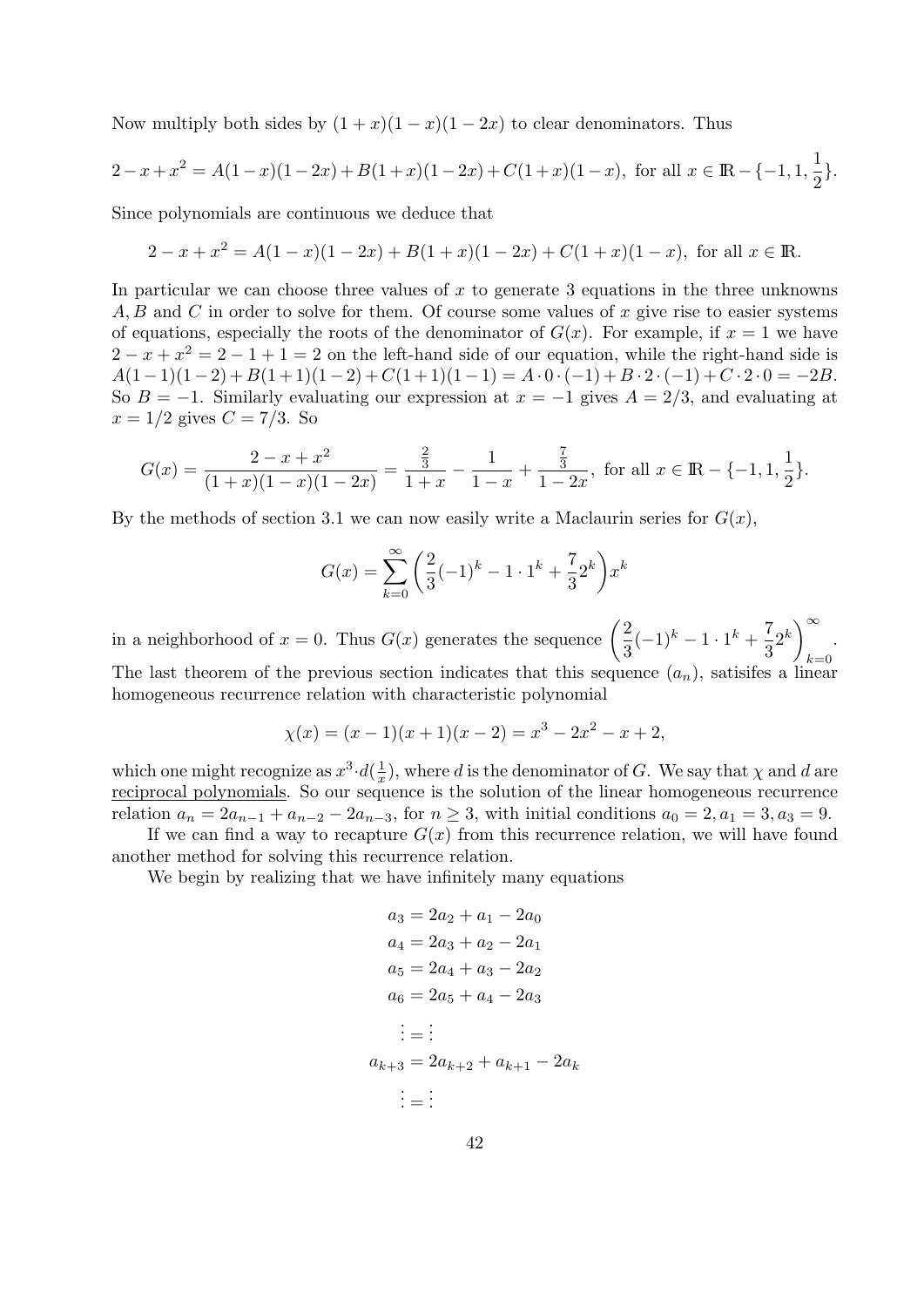Now multiply both sides by $(1+x)(1-x)(1-2x)$ to clear denominators. Thus

$$2-x+x^2 = A(1-x)(1-2x)+B(1+x)(1-2x)+C(1+x)(1-x), \text{ for all } x \in \mathbb{R}-\{-1,1,\frac{1}{2}\}.$$

Since polynomials are continuous we deduce that

$$2-x+x^2 = A(1-x)(1-2x)+B(1+x)(1-2x)+C(1+x)(1-x), \text{ for all } x \in \mathbb{R}.$$

In particular we can choose three values of $x$ to generate 3 equations in the three unknowns $A, B$ and $C$ in order to solve for them. Of course some values of $x$ give rise to easier systems of equations, especially the roots of the denominator of $G(x)$. For example, if $x = 1$ we have $2 - x + x^2 = 2 - 1 + 1 = 2$ on the left-hand side of our equation, while the right-hand side is $A(1-1)(1-2)+B(1+1)(1-2)+C(1+1)(1-1) = A\cdot 0\cdot(-1)+B\cdot 2\cdot(-1)+C\cdot 2\cdot 0 = -2B$. So $B = -1$. Similarly evaluating our expression at $x = -1$ gives $A = 2/3$, and evaluating at $x = 1/2$ gives $C = 7/3$. So

$$G(x) = \frac{2-x+x^2}{(1+x)(1-x)(1-2x)} = \frac{\frac{2}{3}}{1+x} - \frac{1}{1-x} + \frac{\frac{7}{3}}{1-2x}, \text{ for all } x \in \mathbb{R}-\{-1,1,\frac{1}{2}\}.$$

By the methods of section 3.1 we can now easily write a Maclaurin series for $G(x)$,

$$G(x) = \sum_{k=0}^{\infty}\left(\frac{2}{3}(-1)^k - 1\cdot 1^k + \frac{7}{3}2^k\right)x^k$$

in a neighborhood of $x = 0$. Thus $G(x)$ generates the sequence $\left(\frac{2}{3}(-1)^k - 1\cdot 1^k + \frac{7}{3}2^k\right)_{k=0}^{\infty}$. The last theorem of the previous section indicates that this sequence $(a_n)$, satisifes a linear homogeneous recurrence relation with characteristic polynomial

$$\chi(x) = (x-1)(x+1)(x-2) = x^3 - 2x^2 - x + 2,$$

which one might recognize as $x^3\cdot d(\frac{1}{x})$, where $d$ is the denominator of $G$. We say that $\chi$ and $d$ are <u>reciprocal polynomials</u>. So our sequence is the solution of the linear homogeneous recurrence relation $a_n = 2a_{n-1} + a_{n-2} - 2a_{n-3}$, for $n \geq 3$, with initial conditions $a_0 = 2, a_1 = 3, a_3 = 9$.

If we can find a way to recapture $G(x)$ from this recurrence relation, we will have found another method for solving this recurrence relation.

We begin by realizing that we have infinitely many equations

$$\begin{aligned}
a_3 &= 2a_2 + a_1 - 2a_0\\
a_4 &= 2a_3 + a_2 - 2a_1\\
a_5 &= 2a_4 + a_3 - 2a_2\\
a_6 &= 2a_5 + a_4 - 2a_3\\
\vdots &= \vdots\\
a_{k+3} &= 2a_{k+2} + a_{k+1} - 2a_k\\
\vdots &= \vdots
\end{aligned}$$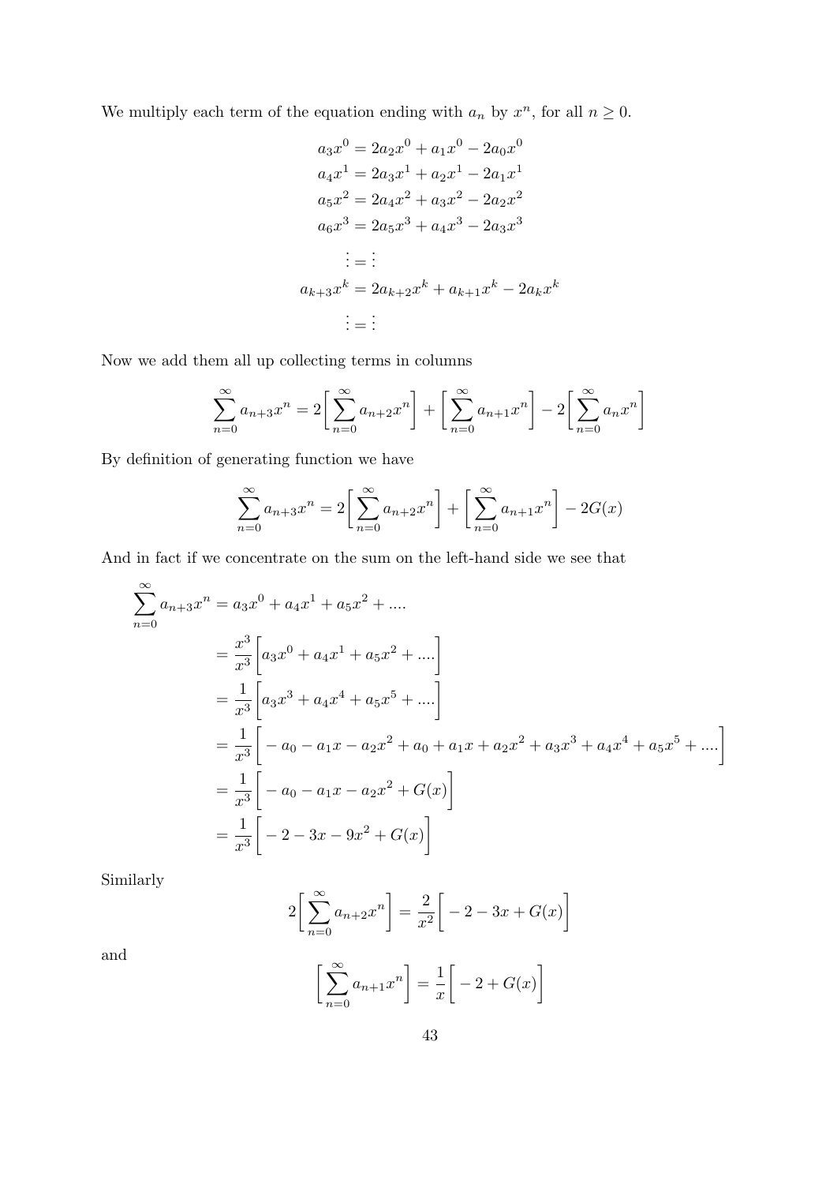We multiply each term of the equation ending with $a_n$ by $x^n$, for all $n \geq 0$.

$$
\begin{aligned}
a_3x^0 &= 2a_2x^0 + a_1x^0 - 2a_0x^0 \\
a_4x^1 &= 2a_3x^1 + a_2x^1 - 2a_1x^1 \\
a_5x^2 &= 2a_4x^2 + a_3x^2 - 2a_2x^2 \\
a_6x^3 &= 2a_5x^3 + a_4x^3 - 2a_3x^3 \\
\vdots &= \vdots \\
a_{k+3}x^k &= 2a_{k+2}x^k + a_{k+1}x^k - 2a_kx^k \\
\vdots &= \vdots
\end{aligned}
$$

Now we add them all up collecting terms in columns

$$
\sum_{n=0}^{\infty} a_{n+3}x^n = 2\bigg[\sum_{n=0}^{\infty} a_{n+2}x^n\bigg] + \bigg[\sum_{n=0}^{\infty} a_{n+1}x^n\bigg] - 2\bigg[\sum_{n=0}^{\infty} a_nx^n\bigg]
$$

By definition of generating function we have

$$
\sum_{n=0}^{\infty} a_{n+3}x^n = 2\bigg[\sum_{n=0}^{\infty} a_{n+2}x^n\bigg] + \bigg[\sum_{n=0}^{\infty} a_{n+1}x^n\bigg] - 2G(x)
$$

And in fact if we concentrate on the sum on the left-hand side we see that

$$
\begin{aligned}
\sum_{n=0}^{\infty} a_{n+3}x^n &= a_3x^0 + a_4x^1 + a_5x^2 + .... \\
&= \frac{x^3}{x^3}\bigg[a_3x^0 + a_4x^1 + a_5x^2 + ....\bigg] \\
&= \frac{1}{x^3}\bigg[a_3x^3 + a_4x^4 + a_5x^5 + ....\bigg] \\
&= \frac{1}{x^3}\bigg[-a_0 - a_1x - a_2x^2 + a_0 + a_1x + a_2x^2 + a_3x^3 + a_4x^4 + a_5x^5 + ....\bigg] \\
&= \frac{1}{x^3}\bigg[-a_0 - a_1x - a_2x^2 + G(x)\bigg] \\
&= \frac{1}{x^3}\bigg[-2 - 3x - 9x^2 + G(x)\bigg]
\end{aligned}
$$

Similarly

$$
2\bigg[\sum_{n=0}^{\infty} a_{n+2}x^n\bigg] = \frac{2}{x^2}\bigg[-2 - 3x + G(x)\bigg]
$$

and

$$
\bigg[\sum_{n=0}^{\infty} a_{n+1}x^n\bigg] = \frac{1}{x}\bigg[-2 + G(x)\bigg]
$$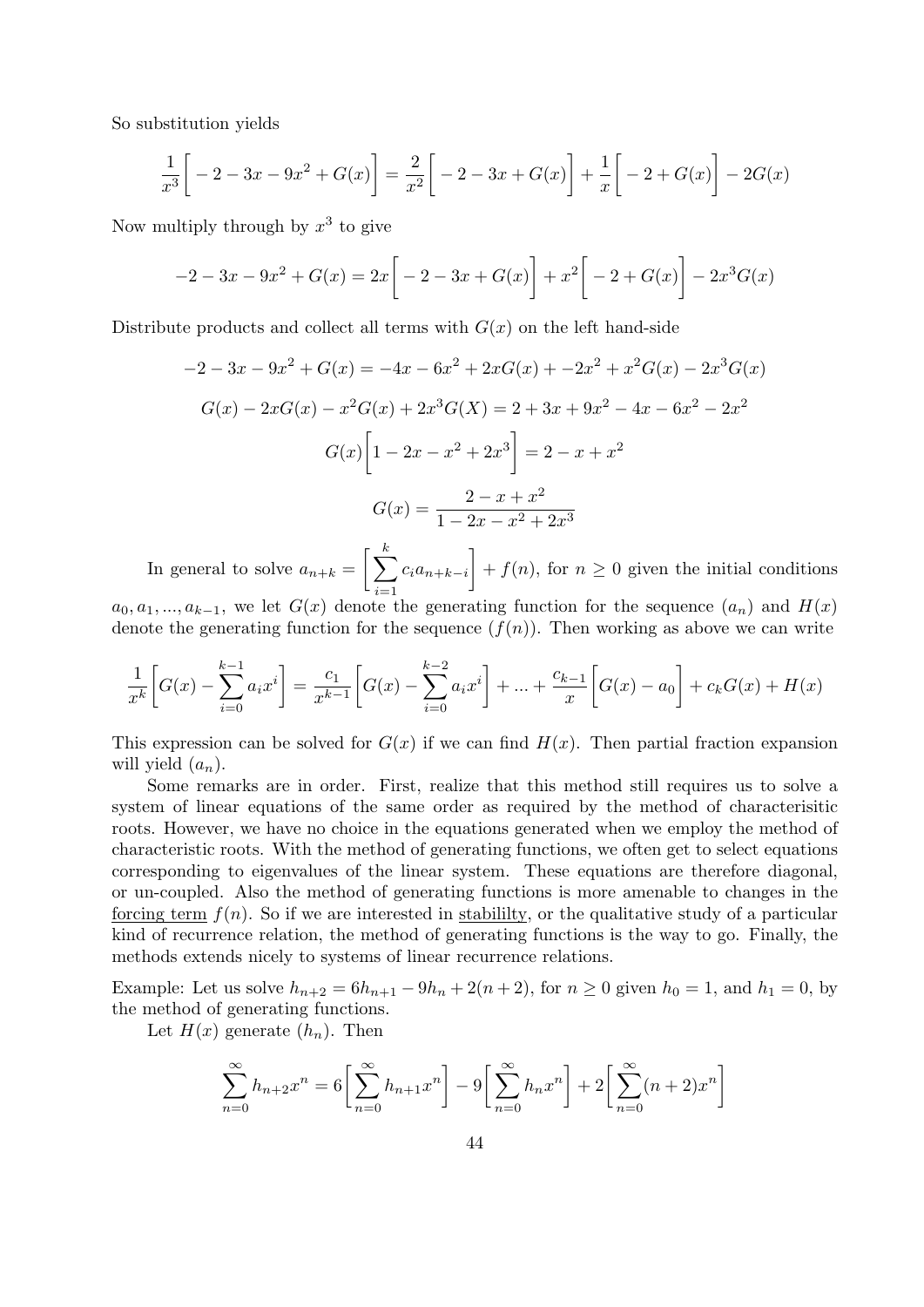So substitution yields

$$\frac{1}{x^3}\bigg[-2-3x-9x^2+G(x)\bigg]=\frac{2}{x^2}\bigg[-2-3x+G(x)\bigg]+\frac{1}{x}\bigg[-2+G(x)\bigg]-2G(x)$$

Now multiply through by $x^3$ to give

$$-2-3x-9x^2+G(x)=2x\bigg[-2-3x+G(x)\bigg]+x^2\bigg[-2+G(x)\bigg]-2x^3G(x)$$

Distribute products and collect all terms with $G(x)$ on the left hand-side

$$-2-3x-9x^2+G(x)=-4x-6x^2+2xG(x)+-2x^2+x^2G(x)-2x^3G(x)$$

$$G(x)-2xG(x)-x^2G(x)+2x^3G(X)=2+3x+9x^2-4x-6x^2-2x^2$$

$$G(x)\bigg[1-2x-x^2+2x^3\bigg]=2-x+x^2$$

$$G(x)=\frac{2-x+x^2}{1-2x-x^2+2x^3}$$

In general to solve $a_{n+k}=\bigg[\sum_{i=1}^{k}c_ia_{n+k-i}\bigg]+f(n)$, for $n\geq 0$ given the initial conditions $a_0,a_1,...,a_{k-1}$, we let $G(x)$ denote the generating function for the sequence $(a_n)$ and $H(x)$ denote the generating function for the sequence $(f(n))$. Then working as above we can write

$$\frac{1}{x^k}\bigg[G(x)-\sum_{i=0}^{k-1}a_ix^i\bigg]=\frac{c_1}{x^{k-1}}\bigg[G(x)-\sum_{i=0}^{k-2}a_ix^i\bigg]+...+\frac{c_{k-1}}{x}\bigg[G(x)-a_0\bigg]+c_kG(x)+H(x)$$

This expression can be solved for $G(x)$ if we can find $H(x)$. Then partial fraction expansion will yield $(a_n)$.

Some remarks are in order. First, realize that this method still requires us to solve a system of linear equations of the same order as required by the method of characterisitic roots. However, we have no choice in the equations generated when we employ the method of characteristic roots. With the method of generating functions, we often get to select equations corresponding to eigenvalues of the linear system. These equations are therefore diagonal, or un-coupled. Also the method of generating functions is more amenable to changes in the forcing term $f(n)$. So if we are interested in stabililty, or the qualitative study of a particular kind of recurrence relation, the method of generating functions is the way to go. Finally, the methods extends nicely to systems of linear recurrence relations.

Example: Let us solve $h_{n+2}=6h_{n+1}-9h_n+2(n+2)$, for $n\geq 0$ given $h_0=1$, and $h_1=0$, by the method of generating functions.

Let $H(x)$ generate $(h_n)$. Then

$$\sum_{n=0}^{\infty}h_{n+2}x^n=6\bigg[\sum_{n=0}^{\infty}h_{n+1}x^n\bigg]-9\bigg[\sum_{n=0}^{\infty}h_nx^n\bigg]+2\bigg[\sum_{n=0}^{\infty}(n+2)x^n\bigg]$$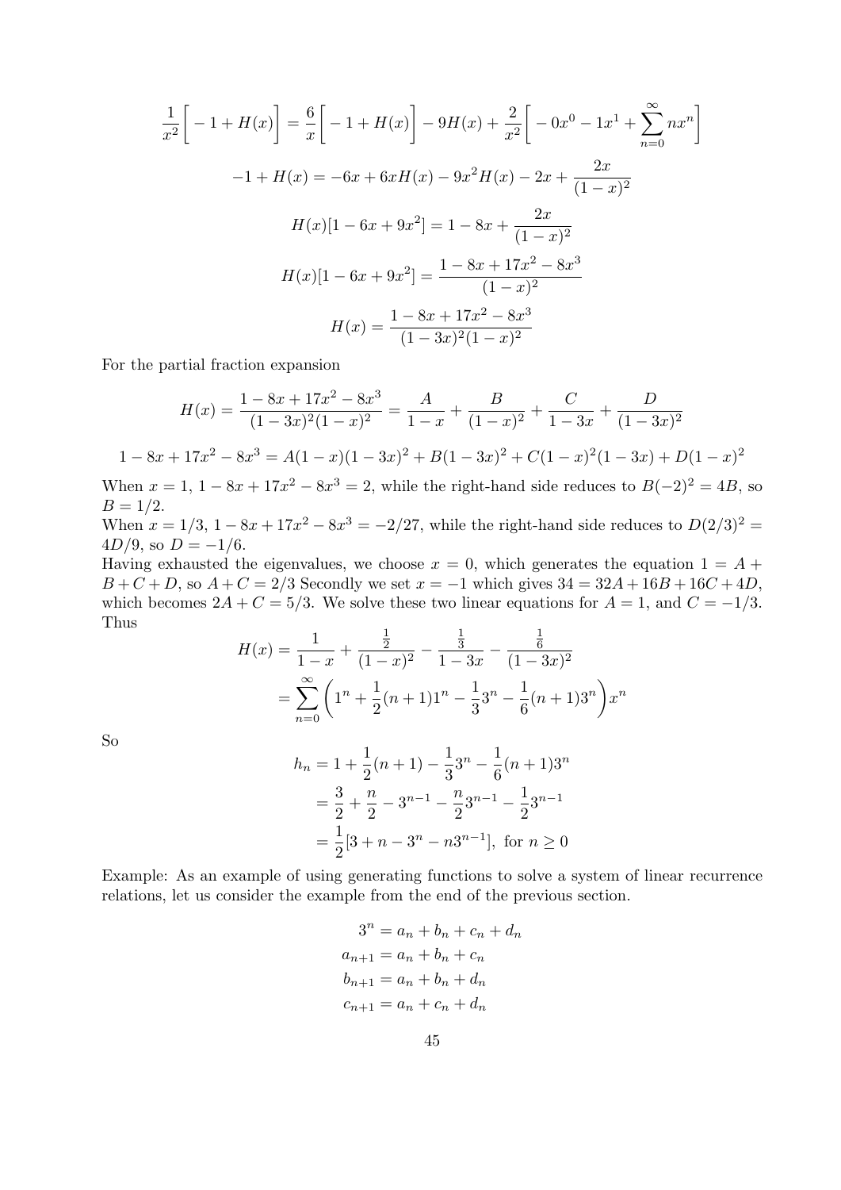$$\frac{1}{x^2}\bigg[-1+H(x)\bigg] = \frac{6}{x}\bigg[-1+H(x)\bigg] - 9H(x) + \frac{2}{x^2}\bigg[-0x^0 - 1x^1 + \sum_{n=0}^{\infty} nx^n\bigg]$$

$$-1+H(x) = -6x + 6xH(x) - 9x^2H(x) - 2x + \frac{2x}{(1-x)^2}$$

$$H(x)[1-6x+9x^2] = 1 - 8x + \frac{2x}{(1-x)^2}$$

$$H(x)[1-6x+9x^2] = \frac{1-8x+17x^2-8x^3}{(1-x)^2}$$

$$H(x) = \frac{1-8x+17x^2-8x^3}{(1-3x)^2(1-x)^2}$$

For the partial fraction expansion

$$H(x) = \frac{1-8x+17x^2-8x^3}{(1-3x)^2(1-x)^2} = \frac{A}{1-x} + \frac{B}{(1-x)^2} + \frac{C}{1-3x} + \frac{D}{(1-3x)^2}$$

$$1-8x+17x^2-8x^3 = A(1-x)(1-3x)^2 + B(1-3x)^2 + C(1-x)^2(1-3x) + D(1-x)^2$$

When $x = 1$, $1-8x+17x^2-8x^3 = 2$, while the right-hand side reduces to $B(-2)^2 = 4B$, so $B = 1/2$.
When $x = 1/3$, $1-8x+17x^2-8x^3 = -2/27$, while the right-hand side reduces to $D(2/3)^2 = 4D/9$, so $D = -1/6$.
Having exhausted the eigenvalues, we choose $x = 0$, which generates the equation $1 = A + B + C + D$, so $A + C = 2/3$ Secondly we set $x = -1$ which gives $34 = 32A + 16B + 16C + 4D$, which becomes $2A + C = 5/3$. We solve these two linear equations for $A = 1$, and $C = -1/3$. Thus

$$\begin{aligned}
H(x) &= \frac{1}{1-x} + \frac{\frac{1}{2}}{(1-x)^2} - \frac{\frac{1}{3}}{1-3x} - \frac{\frac{1}{6}}{(1-3x)^2} \\
&= \sum_{n=0}^{\infty}\left(1^n + \frac{1}{2}(n+1)1^n - \frac{1}{3}3^n - \frac{1}{6}(n+1)3^n\right)x^n
\end{aligned}$$

So

$$\begin{aligned}
h_n &= 1 + \frac{1}{2}(n+1) - \frac{1}{3}3^n - \frac{1}{6}(n+1)3^n \\
&= \frac{3}{2} + \frac{n}{2} - 3^{n-1} - \frac{n}{2}3^{n-1} - \frac{1}{2}3^{n-1} \\
&= \frac{1}{2}[3 + n - 3^n - n3^{n-1}], \text{ for } n \geq 0
\end{aligned}$$

Example: As an example of using generating functions to solve a system of linear recurrence relations, let us consider the example from the end of the previous section.

$$\begin{aligned}
3^n &= a_n + b_n + c_n + d_n \\
a_{n+1} &= a_n + b_n + c_n \\
b_{n+1} &= a_n + b_n + d_n \\
c_{n+1} &= a_n + c_n + d_n
\end{aligned}$$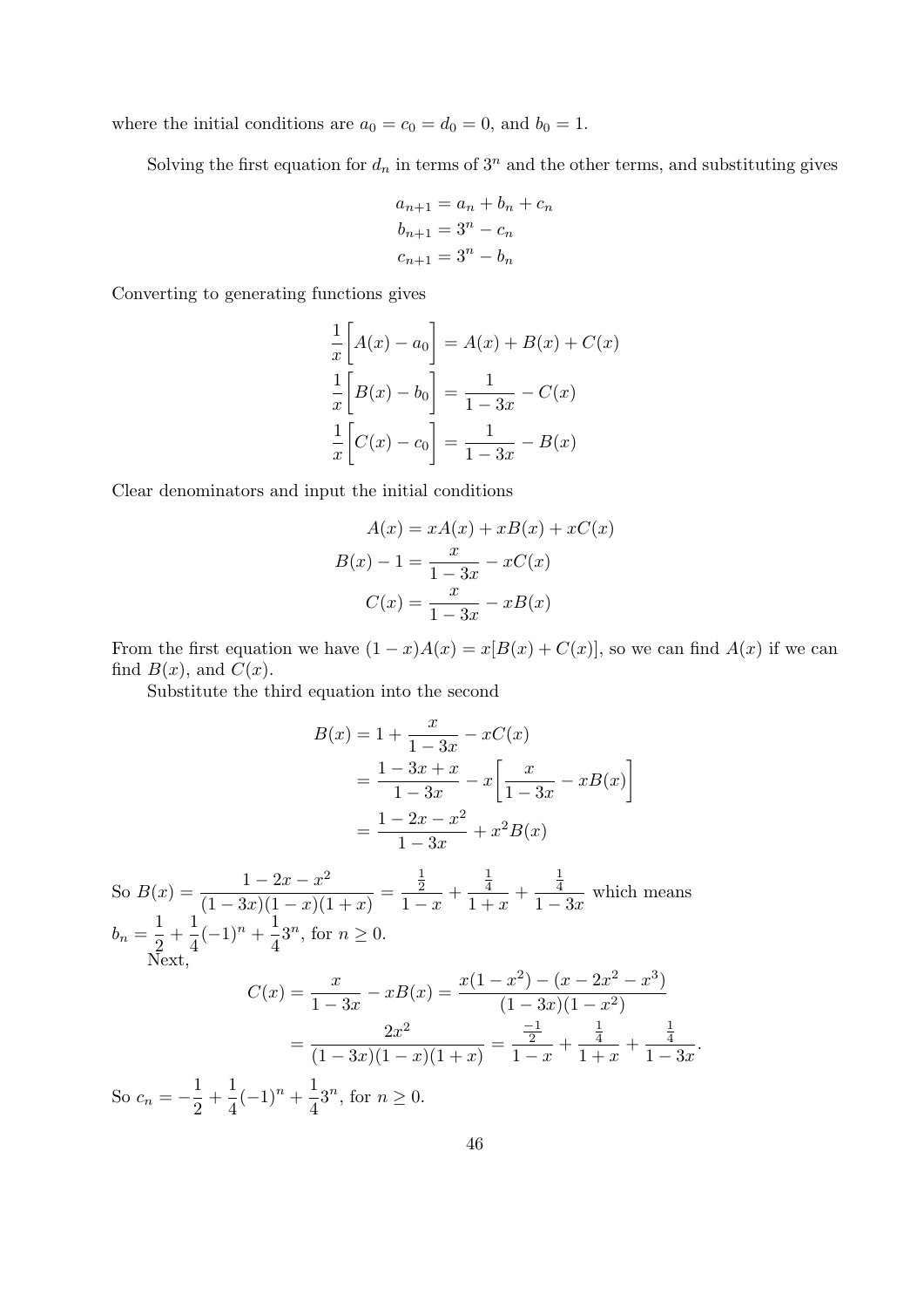where the initial conditions are $a_0 = c_0 = d_0 = 0$, and $b_0 = 1$.

Solving the first equation for $d_n$ in terms of $3^n$ and the other terms, and substituting gives

$$
\begin{aligned}
a_{n+1} &= a_n + b_n + c_n \\
b_{n+1} &= 3^n - c_n \\
c_{n+1} &= 3^n - b_n
\end{aligned}
$$

Converting to generating functions gives

$$
\begin{aligned}
\frac{1}{x}\bigg[A(x) - a_0\bigg] &= A(x) + B(x) + C(x) \\
\frac{1}{x}\bigg[B(x) - b_0\bigg] &= \frac{1}{1-3x} - C(x) \\
\frac{1}{x}\bigg[C(x) - c_0\bigg] &= \frac{1}{1-3x} - B(x)
\end{aligned}
$$

Clear denominators and input the initial conditions

$$
\begin{aligned}
A(x) &= xA(x) + xB(x) + xC(x) \\
B(x) - 1 &= \frac{x}{1-3x} - xC(x) \\
C(x) &= \frac{x}{1-3x} - xB(x)
\end{aligned}
$$

From the first equation we have $(1-x)A(x) = x[B(x) + C(x)]$, so we can find $A(x)$ if we can find $B(x)$, and $C(x)$.

Substitute the third equation into the second

$$
\begin{aligned}
B(x) &= 1 + \frac{x}{1-3x} - xC(x) \\
&= \frac{1-3x+x}{1-3x} - x\bigg[\frac{x}{1-3x} - xB(x)\bigg] \\
&= \frac{1-2x-x^2}{1-3x} + x^2B(x)
\end{aligned}
$$

So $B(x) = \dfrac{1-2x-x^2}{(1-3x)(1-x)(1+x)} = \dfrac{\frac{1}{2}}{1-x} + \dfrac{\frac{1}{4}}{1+x} + \dfrac{\frac{1}{4}}{1-3x}$ which means $b_n = \dfrac{1}{2} + \dfrac{1}{4}(-1)^n + \dfrac{1}{4}3^n$, for $n \geq 0$.

Next,

$$
\begin{aligned}
C(x) = \frac{x}{1-3x} - xB(x) &= \frac{x(1-x^2) - (x - 2x^2 - x^3)}{(1-3x)(1-x^2)} \\
&= \frac{2x^2}{(1-3x)(1-x)(1+x)} = \frac{\frac{-1}{2}}{1-x} + \frac{\frac{1}{4}}{1+x} + \frac{\frac{1}{4}}{1-3x}.
\end{aligned}
$$

So $c_n = -\dfrac{1}{2} + \dfrac{1}{4}(-1)^n + \dfrac{1}{4}3^n$, for $n \geq 0$.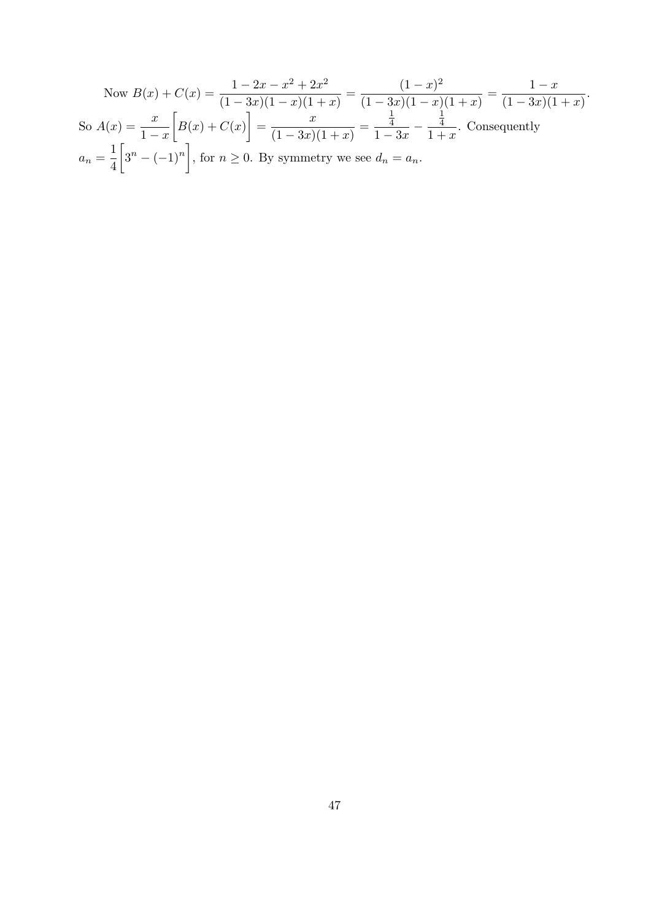Now $B(x) + C(x) = \dfrac{1 - 2x - x^2 + 2x^2}{(1-3x)(1-x)(1+x)} = \dfrac{(1-x)^2}{(1-3x)(1-x)(1+x)} = \dfrac{1-x}{(1-3x)(1+x)}$.

So $A(x) = \dfrac{x}{1-x}\bigg[B(x) + C(x)\bigg] = \dfrac{x}{(1-3x)(1+x)} = \dfrac{\frac{1}{4}}{1-3x} - \dfrac{\frac{1}{4}}{1+x}$. Consequently $a_n = \dfrac{1}{4}\bigg[3^n - (-1)^n\bigg]$, for $n \geq 0$. By symmetry we see $d_n = a_n$.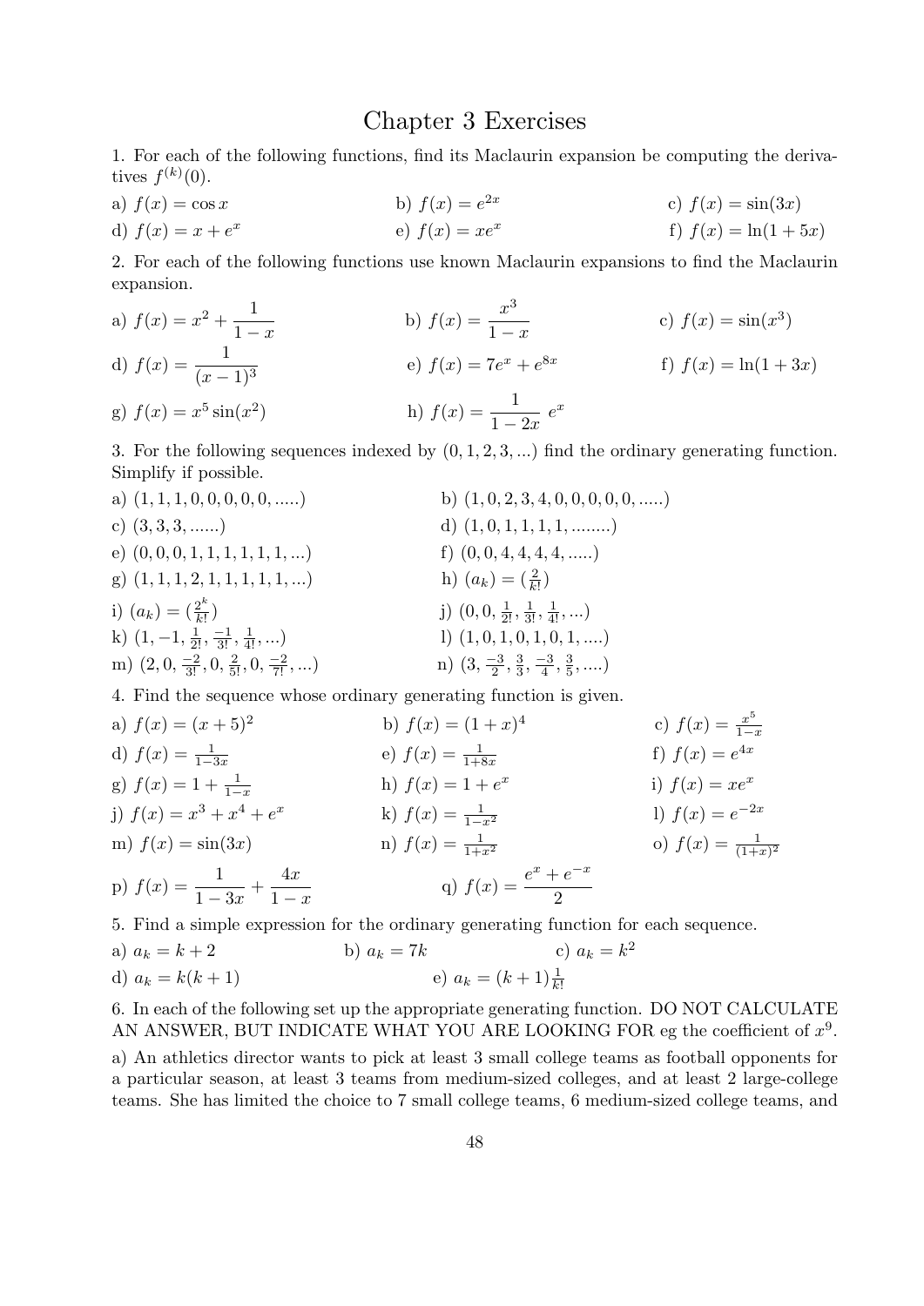# Chapter 3 Exercises

1. For each of the following functions, find its Maclaurin expansion be computing the derivatives $f^{(k)}(0)$.

a) $f(x) = \cos x$ b) $f(x) = e^{2x}$ c) $f(x) = \sin(3x)$

d) $f(x) = x + e^x$ e) $f(x) = xe^x$ f) $f(x) = \ln(1 + 5x)$

2. For each of the following functions use known Maclaurin expansions to find the Maclaurin expansion.

a) $f(x) = x^2 + \dfrac{1}{1-x}$ b) $f(x) = \dfrac{x^3}{1-x}$ c) $f(x) = \sin(x^3)$

d) $f(x) = \dfrac{1}{(x-1)^3}$ e) $f(x) = 7e^x + e^{8x}$ f) $f(x) = \ln(1 + 3x)$

g) $f(x) = x^5 \sin(x^2)$ h) $f(x) = \dfrac{1}{1-2x}\ e^x$

3. For the following sequences indexed by $(0, 1, 2, 3, ...)$ find the ordinary generating function. Simplify if possible.

a) $(1, 1, 1, 0, 0, 0, 0, 0, .....)$ b) $(1, 0, 2, 3, 4, 0, 0, 0, 0, 0, .....)$

c) $(3, 3, 3, ......)$ d) $(1, 0, 1, 1, 1, 1, ........)$

e) $(0, 0, 0, 1, 1, 1, 1, 1, 1, ...)$ f) $(0, 0, 4, 4, 4, 4, .....)$

g) $(1, 1, 1, 2, 1, 1, 1, 1, 1, ...)$ h) $(a_k) = (\frac{2}{k!})$

i) $(a_k) = (\frac{2^k}{k!})$ j) $(0, 0, \frac{1}{2!}, \frac{1}{3!}, \frac{1}{4!}, ...)$

k) $(1, -1, \frac{1}{2!}, \frac{-1}{3!}, \frac{1}{4!}, ...)$ l) $(1, 0, 1, 0, 1, 0, 1, ....)$

m) $(2, 0, \frac{-2}{3!}, 0, \frac{2}{5!}, 0, \frac{-2}{7!}, ...)$ n) $(3, \frac{-3}{2}, \frac{3}{3}, \frac{-3}{4}, \frac{3}{5}, ....)$

4. Find the sequence whose ordinary generating function is given.

a) $f(x) = (x + 5)^2$ b) $f(x) = (1 + x)^4$ c) $f(x) = \frac{x^5}{1-x}$

d) $f(x) = \frac{1}{1-3x}$ e) $f(x) = \frac{1}{1+8x}$ f) $f(x) = e^{4x}$

g) $f(x) = 1 + \frac{1}{1-x}$ h) $f(x) = 1 + e^x$ i) $f(x) = xe^x$

j) $f(x) = x^3 + x^4 + e^x$ k) $f(x) = \frac{1}{1-x^2}$ l) $f(x) = e^{-2x}$

m) $f(x) = \sin(3x)$ n) $f(x) = \frac{1}{1+x^2}$ o) $f(x) = \frac{1}{(1+x)^2}$

p) $f(x) = \dfrac{1}{1-3x} + \dfrac{4x}{1-x}$ q) $f(x) = \dfrac{e^x + e^{-x}}{2}$

5. Find a simple expression for the ordinary generating function for each sequence.

a) $a_k = k + 2$ b) $a_k = 7k$ c) $a_k = k^2$

d) $a_k = k(k + 1)$ e) $a_k = (k + 1)\frac{1}{k!}$

6. In each of the following set up the appropriate generating function. DO NOT CALCULATE AN ANSWER, BUT INDICATE WHAT YOU ARE LOOKING FOR eg the coefficient of $x^9$.

a) An athletics director wants to pick at least 3 small college teams as football opponents for a particular season, at least 3 teams from medium-sized colleges, and at least 2 large-college teams. She has limited the choice to 7 small college teams, 6 medium-sized college teams, and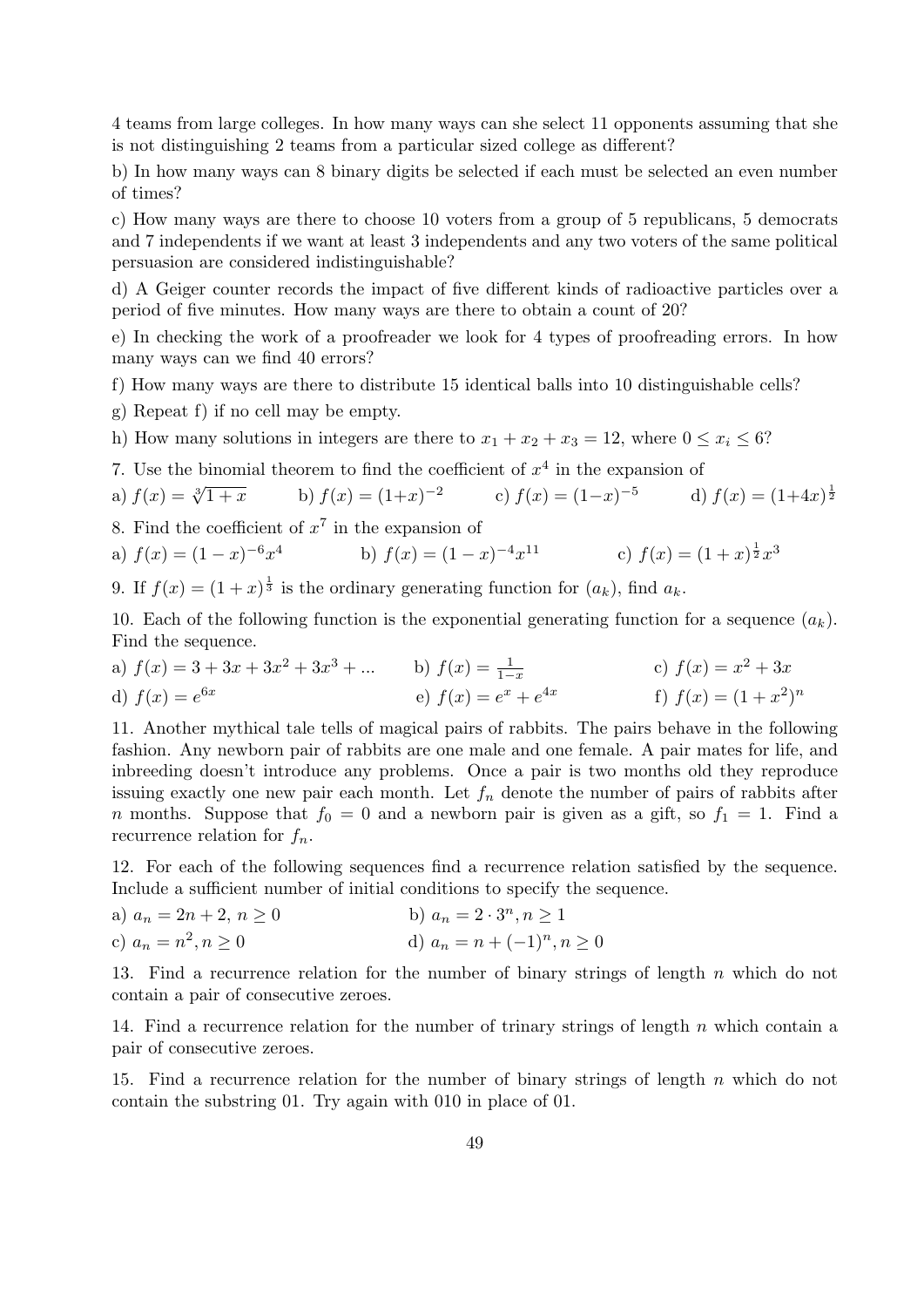4 teams from large colleges. In how many ways can she select 11 opponents assuming that she is not distinguishing 2 teams from a particular sized college as different?

b) In how many ways can 8 binary digits be selected if each must be selected an even number of times?

c) How many ways are there to choose 10 voters from a group of 5 republicans, 5 democrats and 7 independents if we want at least 3 independents and any two voters of the same political persuasion are considered indistinguishable?

d) A Geiger counter records the impact of five different kinds of radioactive particles over a period of five minutes. How many ways are there to obtain a count of 20?

e) In checking the work of a proofreader we look for 4 types of proofreading errors. In how many ways can we find 40 errors?

f) How many ways are there to distribute 15 identical balls into 10 distinguishable cells?

g) Repeat f) if no cell may be empty.

h) How many solutions in integers are there to $x_1 + x_2 + x_3 = 12$, where $0 \leq x_i \leq 6$?

7. Use the binomial theorem to find the coefficient of $x^4$ in the expansion of

a) $f(x) = \sqrt[3]{1+x}$ b) $f(x) = (1+x)^{-2}$ c) $f(x) = (1-x)^{-5}$ d) $f(x) = (1+4x)^{\frac{1}{2}}$

8. Find the coefficient of $x^7$ in the expansion of

a) $f(x) = (1-x)^{-6}x^4$ b) $f(x) = (1-x)^{-4}x^{11}$ c) $f(x) = (1+x)^{\frac{1}{2}}x^3$

9. If $f(x) = (1+x)^{\frac{1}{3}}$ is the ordinary generating function for $(a_k)$, find $a_k$.

10. Each of the following function is the exponential generating function for a sequence $(a_k)$. Find the sequence.

a) $f(x) = 3 + 3x + 3x^2 + 3x^3 + ...$ b) $f(x) = \frac{1}{1-x}$ c) $f(x) = x^2 + 3x$

d) $f(x) = e^{6x}$ e) $f(x) = e^x + e^{4x}$ f) $f(x) = (1+x^2)^n$

11. Another mythical tale tells of magical pairs of rabbits. The pairs behave in the following fashion. Any newborn pair of rabbits are one male and one female. A pair mates for life, and inbreeding doesn't introduce any problems. Once a pair is two months old they reproduce issuing exactly one new pair each month. Let $f_n$ denote the number of pairs of rabbits after $n$ months. Suppose that $f_0 = 0$ and a newborn pair is given as a gift, so $f_1 = 1$. Find a recurrence relation for $f_n$.

12. For each of the following sequences find a recurrence relation satisfied by the sequence. Include a sufficient number of initial conditions to specify the sequence.

a) $a_n = 2n + 2$, $n \geq 0$ b) $a_n = 2 \cdot 3^n, n \geq 1$

c) $a_n = n^2, n \geq 0$ d) $a_n = n + (-1)^n, n \geq 0$

13. Find a recurrence relation for the number of binary strings of length $n$ which do not contain a pair of consecutive zeroes.

14. Find a recurrence relation for the number of trinary strings of length $n$ which contain a pair of consecutive zeroes.

15. Find a recurrence relation for the number of binary strings of length $n$ which do not contain the substring 01. Try again with 010 in place of 01.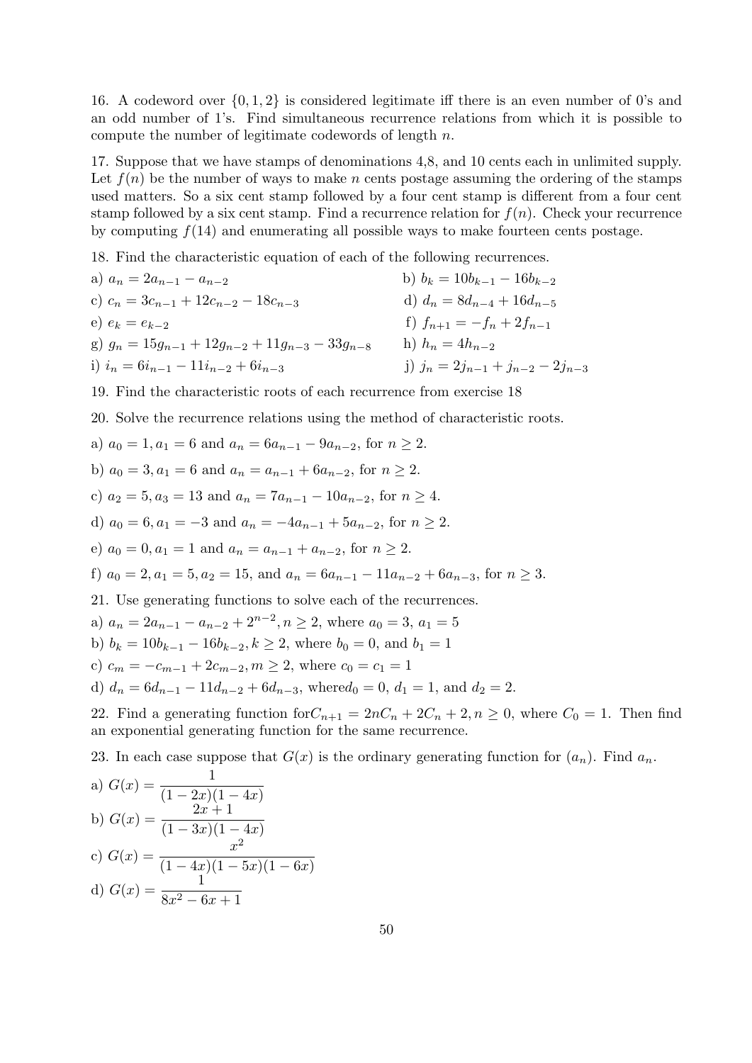16. A codeword over $\{0, 1, 2\}$ is considered legitimate iff there is an even number of 0's and an odd number of 1's. Find simultaneous recurrence relations from which it is possible to compute the number of legitimate codewords of length $n$.

17. Suppose that we have stamps of denominations 4,8, and 10 cents each in unlimited supply. Let $f(n)$ be the number of ways to make $n$ cents postage assuming the ordering of the stamps used matters. So a six cent stamp followed by a four cent stamp is different from a four cent stamp followed by a six cent stamp. Find a recurrence relation for $f(n)$. Check your recurrence by computing $f(14)$ and enumerating all possible ways to make fourteen cents postage.

18. Find the characteristic equation of each of the following recurrences.

a) $a_n = 2a_{n-1} - a_{n-2}$

b) $b_k = 10b_{k-1} - 16b_{k-2}$

c) $c_n = 3c_{n-1} + 12c_{n-2} - 18c_{n-3}$

d) $d_n = 8d_{n-4} + 16d_{n-5}$

e) $e_k = e_{k-2}$

f) $f_{n+1} = -f_n + 2f_{n-1}$

g) $g_n = 15g_{n-1} + 12g_{n-2} + 11g_{n-3} - 33g_{n-8}$

h) $h_n = 4h_{n-2}$

i) $i_n = 6i_{n-1} - 11i_{n-2} + 6i_{n-3}$

j) $j_n = 2j_{n-1} + j_{n-2} - 2j_{n-3}$

19. Find the characteristic roots of each recurrence from exercise 18

20. Solve the recurrence relations using the method of characteristic roots.

a) $a_0 = 1, a_1 = 6$ and $a_n = 6a_{n-1} - 9a_{n-2}$, for $n \geq 2$.

b) $a_0 = 3, a_1 = 6$ and $a_n = a_{n-1} + 6a_{n-2}$, for $n \geq 2$.

c) $a_2 = 5, a_3 = 13$ and $a_n = 7a_{n-1} - 10a_{n-2}$, for $n \geq 4$.

d) $a_0 = 6, a_1 = -3$ and $a_n = -4a_{n-1} + 5a_{n-2}$, for $n \geq 2$.

e) $a_0 = 0, a_1 = 1$ and $a_n = a_{n-1} + a_{n-2}$, for $n \geq 2$.

f) $a_0 = 2, a_1 = 5, a_2 = 15$, and $a_n = 6a_{n-1} - 11a_{n-2} + 6a_{n-3}$, for $n \geq 3$.

21. Use generating functions to solve each of the recurrences.

a) $a_n = 2a_{n-1} - a_{n-2} + 2^{n-2}, n \geq 2$, where $a_0 = 3$, $a_1 = 5$

b) $b_k = 10b_{k-1} - 16b_{k-2}, k \geq 2$, where $b_0 = 0$, and $b_1 = 1$

c) $c_m = -c_{m-1} + 2c_{m-2}, m \geq 2$, where $c_0 = c_1 = 1$

d) $d_n = 6d_{n-1} - 11d_{n-2} + 6d_{n-3}$, where$d_0 = 0$, $d_1 = 1$, and $d_2 = 2$.

22. Find a generating function for$C_{n+1} = 2nC_n + 2C_n + 2, n \geq 0$, where $C_0 = 1$. Then find an exponential generating function for the same recurrence.

23. In each case suppose that $G(x)$ is the ordinary generating function for $(a_n)$. Find $a_n$.

a) $G(x) = \dfrac{1}{(1-2x)(1-4x)}$

b) $G(x) = \dfrac{2x+1}{(1-3x)(1-4x)}$

c) $G(x) = \dfrac{x^2}{(1-4x)(1-5x)(1-6x)}$

d) $G(x) = \dfrac{1}{8x^2 - 6x + 1}$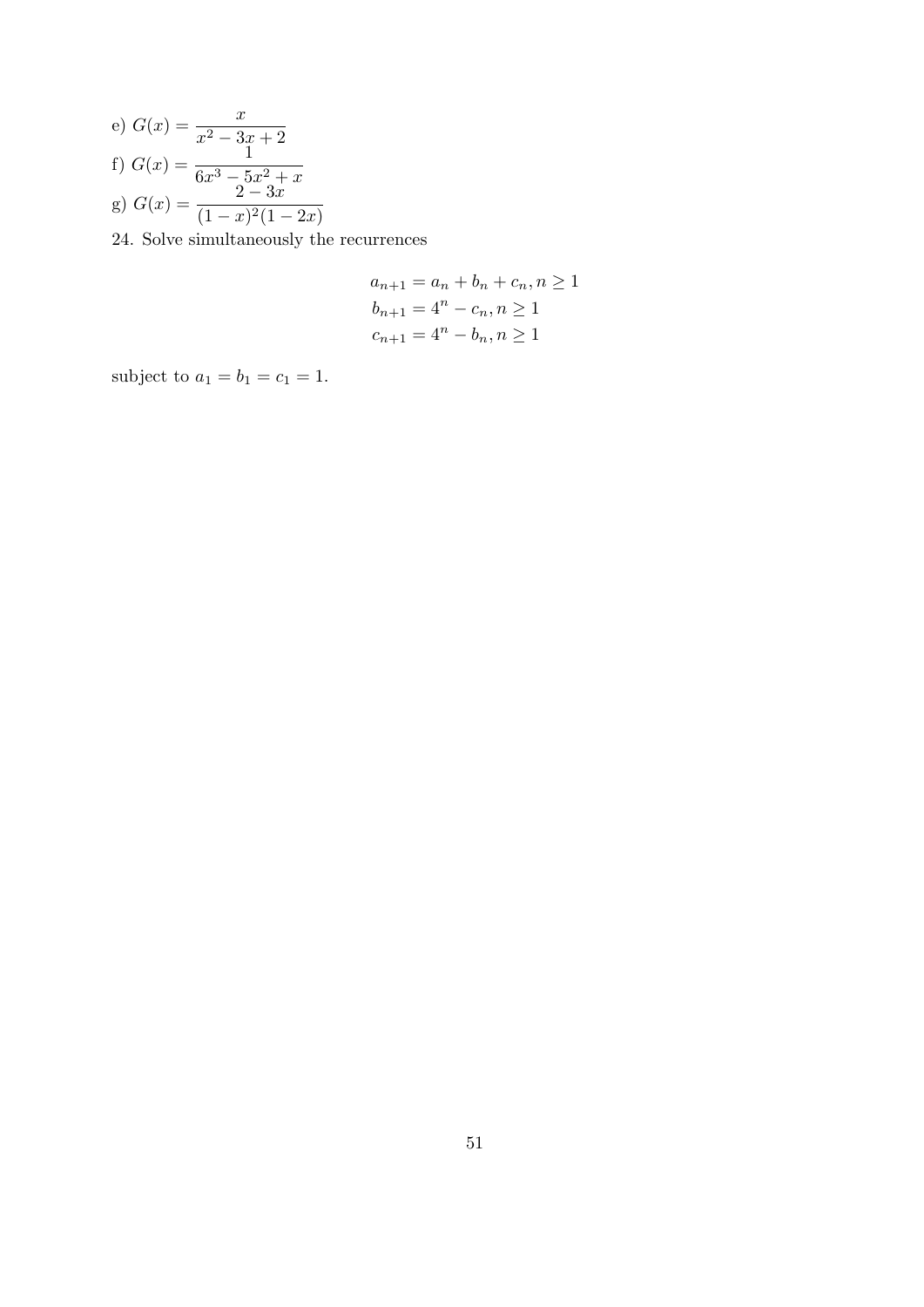e) $G(x) = \dfrac{x}{x^2 - 3x + 2}$

f) $G(x) = \dfrac{1}{6x^3 - 5x^2 + x}$

g) $G(x) = \dfrac{2 - 3x}{(1 - x)^2(1 - 2x)}$

24. Solve simultaneously the recurrences

$$
\begin{aligned}
a_{n+1} &= a_n + b_n + c_n, n \geq 1 \\
b_{n+1} &= 4^n - c_n, n \geq 1 \\
c_{n+1} &= 4^n - b_n, n \geq 1
\end{aligned}
$$

subject to $a_1 = b_1 = c_1 = 1$.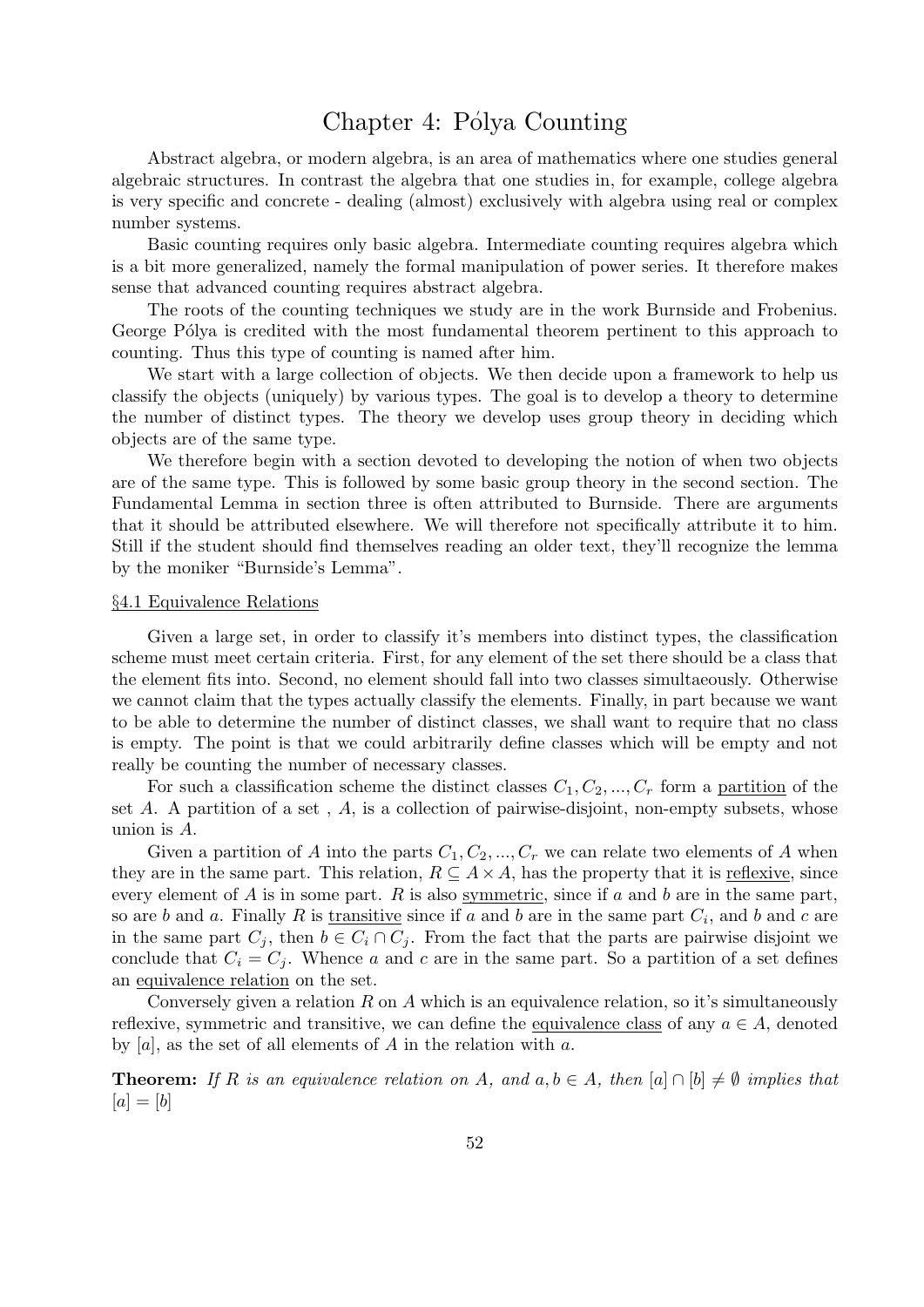# Chapter 4: Pólya Counting

Abstract algebra, or modern algebra, is an area of mathematics where one studies general algebraic structures. In contrast the algebra that one studies in, for example, college algebra is very specific and concrete - dealing (almost) exclusively with algebra using real or complex number systems.

Basic counting requires only basic algebra. Intermediate counting requires algebra which is a bit more generalized, namely the formal manipulation of power series. It therefore makes sense that advanced counting requires abstract algebra.

The roots of the counting techniques we study are in the work Burnside and Frobenius. George Pólya is credited with the most fundamental theorem pertinent to this approach to counting. Thus this type of counting is named after him.

We start with a large collection of objects. We then decide upon a framework to help us classify the objects (uniquely) by various types. The goal is to develop a theory to determine the number of distinct types. The theory we develop uses group theory in deciding which objects are of the same type.

We therefore begin with a section devoted to developing the notion of when two objects are of the same type. This is followed by some basic group theory in the second section. The Fundamental Lemma in section three is often attributed to Burnside. There are arguments that it should be attributed elsewhere. We will therefore not specifically attribute it to him. Still if the student should find themselves reading an older text, they'll recognize the lemma by the moniker "Burnside's Lemma".

## §4.1 Equivalence Relations

Given a large set, in order to classify it's members into distinct types, the classification scheme must meet certain criteria. First, for any element of the set there should be a class that the element fits into. Second, no element should fall into two classes simultaeously. Otherwise we cannot claim that the types actually classify the elements. Finally, in part because we want to be able to determine the number of distinct classes, we shall want to require that no class is empty. The point is that we could arbitrarily define classes which will be empty and not really be counting the number of necessary classes.

For such a classification scheme the distinct classes $C_1, C_2, ..., C_r$ form a partition of the set $A$. A partition of a set , $A$, is a collection of pairwise-disjoint, non-empty subsets, whose union is $A$.

Given a partition of $A$ into the parts $C_1, C_2, ..., C_r$ we can relate two elements of $A$ when they are in the same part. This relation, $R \subseteq A \times A$, has the property that it is reflexive, since every element of $A$ is in some part. $R$ is also symmetric, since if $a$ and $b$ are in the same part, so are $b$ and $a$. Finally $R$ is transitive since if $a$ and $b$ are in the same part $C_i$, and $b$ and $c$ are in the same part $C_j$, then $b \in C_i \cap C_j$. From the fact that the parts are pairwise disjoint we conclude that $C_i = C_j$. Whence $a$ and $c$ are in the same part. So a partition of a set defines an equivalence relation on the set.

Conversely given a relation $R$ on $A$ which is an equivalence relation, so it's simultaneously reflexive, symmetric and transitive, we can define the equivalence class of any $a \in A$, denoted by $[a]$, as the set of all elements of $A$ in the relation with $a$.

**Theorem:** *If $R$ is an equivalence relation on $A$, and $a, b \in A$, then $[a] \cap [b] \neq \emptyset$ implies that $[a] = [b]$*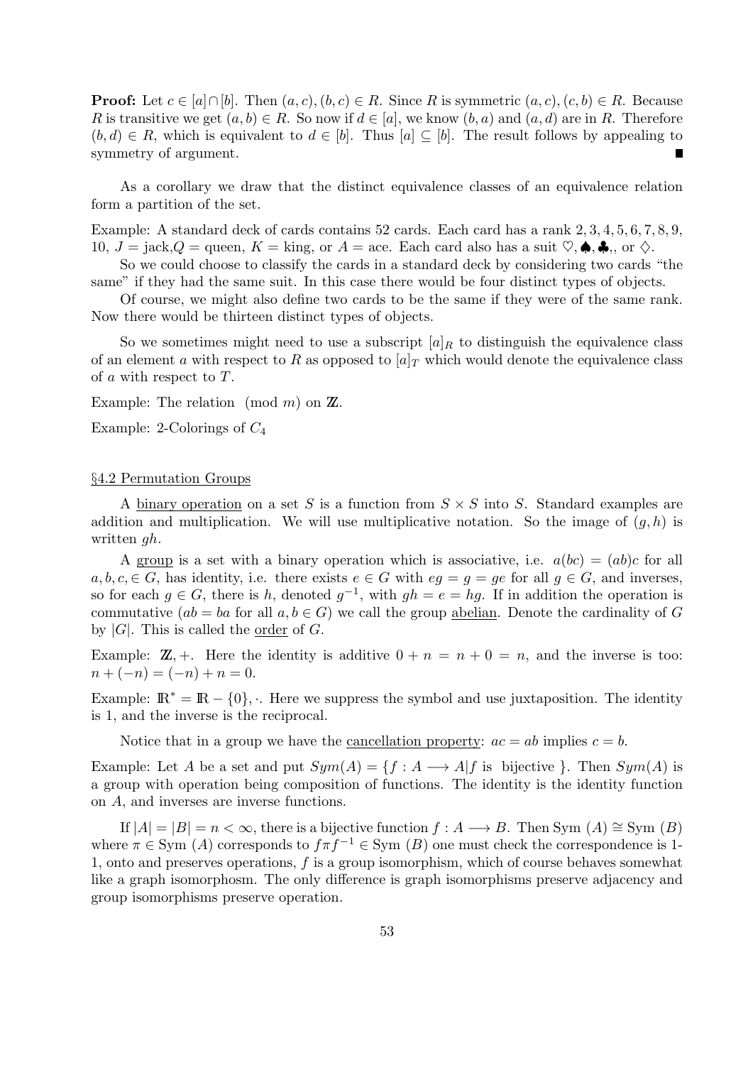**Proof:** Let $c \in [a] \cap [b]$. Then $(a, c), (b, c) \in R$. Since $R$ is symmetric $(a, c), (c, b) \in R$. Because $R$ is transitive we get $(a, b) \in R$. So now if $d \in [a]$, we know $(b, a)$ and $(a, d)$ are in $R$. Therefore $(b, d) \in R$, which is equivalent to $d \in [b]$. Thus $[a] \subseteq [b]$. The result follows by appealing to symmetry of argument. ∎

As a corollary we draw that the distinct equivalence classes of an equivalence relation form a partition of the set.

Example: A standard deck of cards contains 52 cards. Each card has a rank $2, 3, 4, 5, 6, 7, 8, 9,$ $10$, $J$ = jack, $Q$ = queen, $K$ = king, or $A$ = ace. Each card also has a suit $\heartsuit, \spadesuit, \clubsuit,$, or $\diamondsuit$.

So we could choose to classify the cards in a standard deck by considering two cards "the same" if they had the same suit. In this case there would be four distinct types of objects.

Of course, we might also define two cards to be the same if they were of the same rank. Now there would be thirteen distinct types of objects.

So we sometimes might need to use a subscript $[a]_R$ to distinguish the equivalence class of an element $a$ with respect to $R$ as opposed to $[a]_T$ which would denote the equivalence class of $a$ with respect to $T$.

Example: The relation $\pmod{m}$ on $\mathbb{Z}$.

Example: 2-Colorings of $C_4$

§4.2 Permutation Groups

A binary operation on a set $S$ is a function from $S \times S$ into $S$. Standard examples are addition and multiplication. We will use multiplicative notation. So the image of $(g, h)$ is written $gh$.

A group is a set with a binary operation which is associative, i.e. $a(bc) = (ab)c$ for all $a, b, c, \in G$, has identity, i.e. there exists $e \in G$ with $eg = g = ge$ for all $g \in G$, and inverses, so for each $g \in G$, there is $h$, denoted $g^{-1}$, with $gh = e = hg$. If in addition the operation is commutative ($ab = ba$ for all $a, b \in G$) we call the group abelian. Denote the cardinality of $G$ by $|G|$. This is called the order of $G$.

Example: $\mathbb{Z}, +$. Here the identity is additive $0 + n = n + 0 = n$, and the inverse is too: $n + (-n) = (-n) + n = 0$.

Example: $\mathbb{R}^* = \mathbb{R} - \{0\}, \cdot$. Here we suppress the symbol and use juxtaposition. The identity is 1, and the inverse is the reciprocal.

Notice that in a group we have the cancellation property: $ac = ab$ implies $c = b$.

Example: Let $A$ be a set and put $Sym(A) = \{f : A \longrightarrow A | f \text{ is bijective }\}$. Then $Sym(A)$ is a group with operation being composition of functions. The identity is the identity function on $A$, and inverses are inverse functions.

If $|A| = |B| = n < \infty$, there is a bijective function $f : A \longrightarrow B$. Then Sym $(A) \cong$ Sym $(B)$ where $\pi \in$ Sym $(A)$ corresponds to $f\pi f^{-1} \in$ Sym $(B)$ one must check the correspondence is 1-1, onto and preserves operations, $f$ is a group isomorphism, which of course behaves somewhat like a graph isomorphosm. The only difference is graph isomorphisms preserve adjacency and group isomorphisms preserve operation.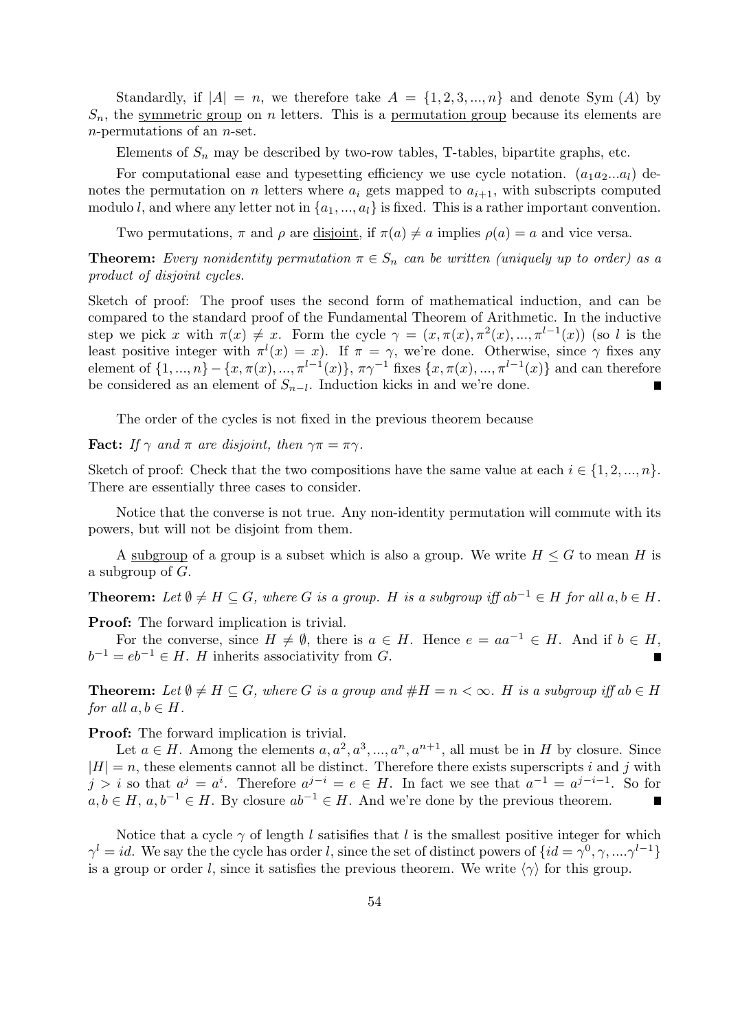Standardly, if $|A| = n$, we therefore take $A = \{1, 2, 3, ..., n\}$ and denote Sym $(A)$ by $S_n$, the symmetric group on $n$ letters. This is a permutation group because its elements are $n$-permutations of an $n$-set.

Elements of $S_n$ may be described by two-row tables, T-tables, bipartite graphs, etc.

For computational ease and typesetting efficiency we use cycle notation. $(a_1 a_2 ... a_l)$ denotes the permutation on $n$ letters where $a_i$ gets mapped to $a_{i+1}$, with subscripts computed modulo $l$, and where any letter not in $\{a_1, ..., a_l\}$ is fixed. This is a rather important convention.

Two permutations, $\pi$ and $\rho$ are disjoint, if $\pi(a) \neq a$ implies $\rho(a) = a$ and vice versa.

**Theorem:** *Every nonidentity permutation $\pi \in S_n$ can be written (uniquely up to order) as a product of disjoint cycles.*

Sketch of proof: The proof uses the second form of mathematical induction, and can be compared to the standard proof of the Fundamental Theorem of Arithmetic. In the inductive step we pick $x$ with $\pi(x) \neq x$. Form the cycle $\gamma = (x, \pi(x), \pi^2(x), ..., \pi^{l-1}(x))$ (so $l$ is the least positive integer with $\pi^l(x) = x$). If $\pi = \gamma$, we're done. Otherwise, since $\gamma$ fixes any element of $\{1, ..., n\} - \{x, \pi(x), ..., \pi^{l-1}(x)\}$, $\pi\gamma^{-1}$ fixes $\{x, \pi(x), ..., \pi^{l-1}(x)\}$ and can therefore be considered as an element of $S_{n-l}$. Induction kicks in and we're done. ∎

The order of the cycles is not fixed in the previous theorem because

**Fact:** *If $\gamma$ and $\pi$ are disjoint, then $\gamma\pi = \pi\gamma$.*

Sketch of proof: Check that the two compositions have the same value at each $i \in \{1, 2, ..., n\}$. There are essentially three cases to consider.

Notice that the converse is not true. Any non-identity permutation will commute with its powers, but will not be disjoint from them.

A subgroup of a group is a subset which is also a group. We write $H \leq G$ to mean $H$ is a subgroup of $G$.

**Theorem:** *Let $\emptyset \neq H \subseteq G$, where $G$ is a group. $H$ is a subgroup iff $ab^{-1} \in H$ for all $a, b \in H$.*

**Proof:** The forward implication is trivial.

For the converse, since $H \neq \emptyset$, there is $a \in H$. Hence $e = aa^{-1} \in H$. And if $b \in H$, $b^{-1} = eb^{-1} \in H$. $H$ inherits associativity from $G$. ∎

**Theorem:** *Let $\emptyset \neq H \subseteq G$, where $G$ is a group and $\#H = n < \infty$. $H$ is a subgroup iff $ab \in H$ for all $a, b \in H$.*

**Proof:** The forward implication is trivial.

Let $a \in H$. Among the elements $a, a^2, a^3, ..., a^n, a^{n+1}$, all must be in $H$ by closure. Since $|H| = n$, these elements cannot all be distinct. Therefore there exists superscripts $i$ and $j$ with $j > i$ so that $a^j = a^i$. Therefore $a^{j-i} = e \in H$. In fact we see that $a^{-1} = a^{j-i-1}$. So for $a, b \in H$, $a, b^{-1} \in H$. By closure $ab^{-1} \in H$. And we're done by the previous theorem. ∎

Notice that a cycle $\gamma$ of length $l$ satisifies that $l$ is the smallest positive integer for which $\gamma^l = id$. We say the the cycle has order $l$, since the set of distinct powers of $\{id = \gamma^0, \gamma, ....\gamma^{l-1}\}$ is a group or order $l$, since it satisfies the previous theorem. We write $\langle\gamma\rangle$ for this group.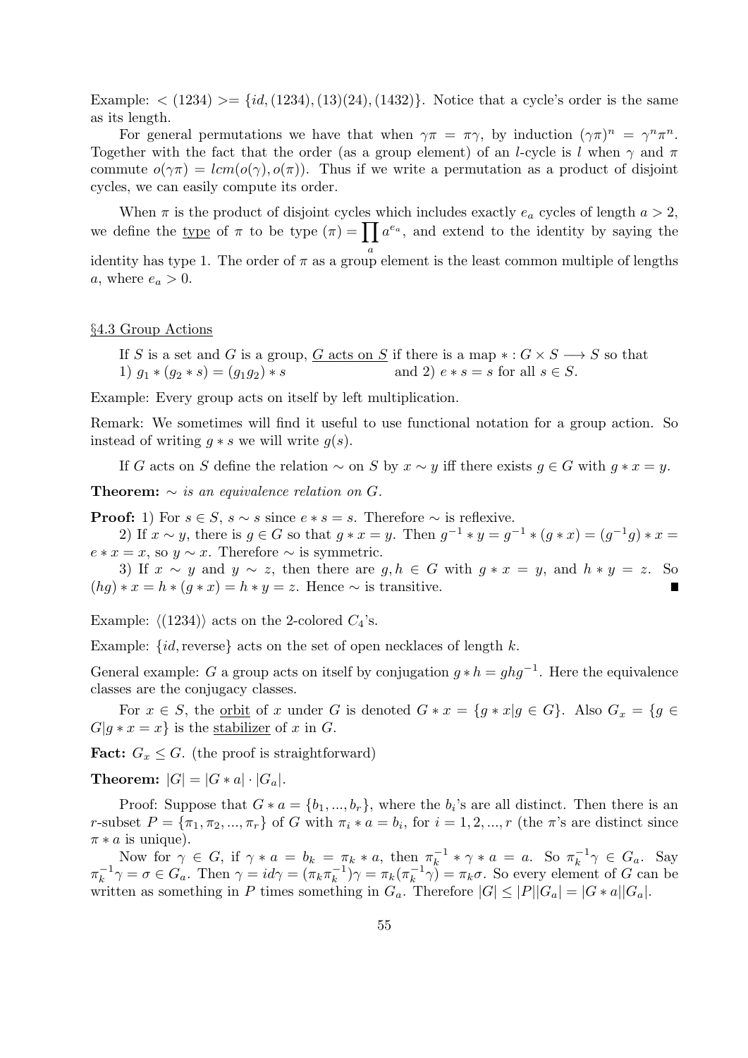Example: $<(1234)>= \{id, (1234), (13)(24), (1432)\}$. Notice that a cycle's order is the same as its length.

For general permutations we have that when $\gamma\pi = \pi\gamma$, by induction $(\gamma\pi)^n = \gamma^n\pi^n$. Together with the fact that the order (as a group element) of an $l$-cycle is $l$ when $\gamma$ and $\pi$ commute $o(\gamma\pi) = lcm(o(\gamma), o(\pi))$. Thus if we write a permutation as a product of disjoint cycles, we can easily compute its order.

When $\pi$ is the product of disjoint cycles which includes exactly $e_a$ cycles of length $a > 2$, we define the <u>type</u> of $\pi$ to be type $(\pi) = \prod_a a^{e_a}$, and extend to the identity by saying the identity has type 1. The order of $\pi$ as a group element is the least common multiple of lengths $a$, where $e_a > 0$.

## <u>§4.3 Group Actions</u>

If $S$ is a set and $G$ is a group, <u>$G$ acts on $S$</u> if there is a map $* : G \times S \longrightarrow S$ so that
1) $g_1 * (g_2 * s) = (g_1 g_2) * s$ and 2) $e * s = s$ for all $s \in S$.

Example: Every group acts on itself by left multiplication.

Remark: We sometimes will find it useful to use functional notation for a group action. So instead of writing $g * s$ we will write $g(s)$.

If $G$ acts on $S$ define the relation $\sim$ on $S$ by $x \sim y$ iff there exists $g \in G$ with $g * x = y$.

**Theorem:** *$\sim$ is an equivalence relation on $G$.*

**Proof:** 1) For $s \in S$, $s \sim s$ since $e * s = s$. Therefore $\sim$ is reflexive.

2) If $x \sim y$, there is $g \in G$ so that $g * x = y$. Then $g^{-1} * y = g^{-1} * (g * x) = (g^{-1}g) * x = e * x = x$, so $y \sim x$. Therefore $\sim$ is symmetric.

3) If $x \sim y$ and $y \sim z$, then there are $g, h \in G$ with $g * x = y$, and $h * y = z$. So $(hg) * x = h * (g * x) = h * y = z$. Hence $\sim$ is transitive. ∎

Example: $\langle (1234) \rangle$ acts on the 2-colored $C_4$'s.

Example: $\{id, \text{reverse}\}$ acts on the set of open necklaces of length $k$.

General example: $G$ a group acts on itself by conjugation $g * h = ghg^{-1}$. Here the equivalence classes are the conjugacy classes.

For $x \in S$, the <u>orbit</u> of $x$ under $G$ is denoted $G * x = \{g * x | g \in G\}$. Also $G_x = \{g \in G | g * x = x\}$ is the <u>stabilizer</u> of $x$ in $G$.

**Fact:** $G_x \leq G$. (the proof is straightforward)

**Theorem:** $|G| = |G * a| \cdot |G_a|$.

Proof: Suppose that $G * a = \{b_1, ..., b_r\}$, where the $b_i$'s are all distinct. Then there is an $r$-subset $P = \{\pi_1, \pi_2, ..., \pi_r\}$ of $G$ with $\pi_i * a = b_i$, for $i = 1, 2, ..., r$ (the $\pi$'s are distinct since $\pi * a$ is unique).

Now for $\gamma \in G$, if $\gamma * a = b_k = \pi_k * a$, then $\pi_k^{-1} * \gamma * a = a$. So $\pi_k^{-1}\gamma \in G_a$. Say $\pi_k^{-1}\gamma = \sigma \in G_a$. Then $\gamma = id\gamma = (\pi_k\pi_k^{-1})\gamma = \pi_k(\pi_k^{-1}\gamma) = \pi_k\sigma$. So every element of $G$ can be written as something in $P$ times something in $G_a$. Therefore $|G| \leq |P||G_a| = |G * a||G_a|$.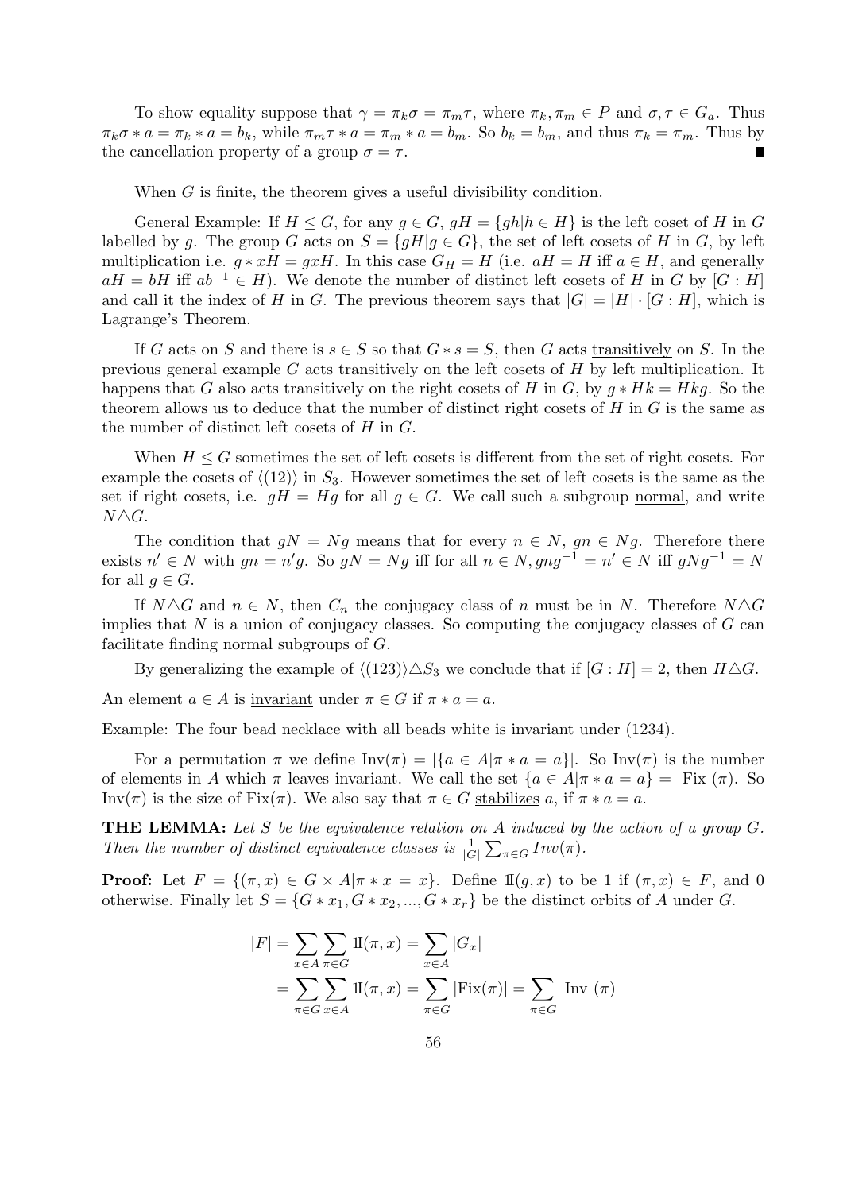To show equality suppose that $\gamma = \pi_k\sigma = \pi_m\tau$, where $\pi_k, \pi_m \in P$ and $\sigma, \tau \in G_a$. Thus $\pi_k\sigma * a = \pi_k * a = b_k$, while $\pi_m\tau * a = \pi_m * a = b_m$. So $b_k = b_m$, and thus $\pi_k = \pi_m$. Thus by the cancellation property of a group $\sigma = \tau$. ■

When $G$ is finite, the theorem gives a useful divisibility condition.

General Example: If $H \leq G$, for any $g \in G$, $gH = \{gh | h \in H\}$ is the left coset of $H$ in $G$ labelled by $g$. The group $G$ acts on $S = \{gH | g \in G\}$, the set of left cosets of $H$ in $G$, by left multiplication i.e. $g * xH = gxH$. In this case $G_H = H$ (i.e. $aH = H$ iff $a \in H$, and generally $aH = bH$ iff $ab^{-1} \in H$). We denote the number of distinct left cosets of $H$ in $G$ by $[G : H]$ and call it the index of $H$ in $G$. The previous theorem says that $|G| = |H| \cdot [G : H]$, which is Lagrange's Theorem.

If $G$ acts on $S$ and there is $s \in S$ so that $G * s = S$, then $G$ acts <u>transitively</u> on $S$. In the previous general example $G$ acts transitively on the left cosets of $H$ by left multiplication. It happens that $G$ also acts transitively on the right cosets of $H$ in $G$, by $g * Hk = Hkg$. So the theorem allows us to deduce that the number of distinct right cosets of $H$ in $G$ is the same as the number of distinct left cosets of $H$ in $G$.

When $H \leq G$ sometimes the set of left cosets is different from the set of right cosets. For example the cosets of $\langle(12)\rangle$ in $S_3$. However sometimes the set of left cosets is the same as the set if right cosets, i.e. $gH = Hg$ for all $g \in G$. We call such a subgroup <u>normal</u>, and write $N \triangle G$.

The condition that $gN = Ng$ means that for every $n \in N$, $gn \in Ng$. Therefore there exists $n' \in N$ with $gn = n'g$. So $gN = Ng$ iff for all $n \in N, gng^{-1} = n' \in N$ iff $gNg^{-1} = N$ for all $g \in G$.

If $N \triangle G$ and $n \in N$, then $C_n$ the conjugacy class of $n$ must be in $N$. Therefore $N \triangle G$ implies that $N$ is a union of conjugacy classes. So computing the conjugacy classes of $G$ can facilitate finding normal subgroups of $G$.

By generalizing the example of $\langle(123)\rangle \triangle S_3$ we conclude that if $[G : H] = 2$, then $H \triangle G$.

An element $a \in A$ is <u>invariant</u> under $\pi \in G$ if $\pi * a = a$.

Example: The four bead necklace with all beads white is invariant under $(1234)$.

For a permutation $\pi$ we define $\text{Inv}(\pi) = |\{a \in A | \pi * a = a\}|$. So $\text{Inv}(\pi)$ is the number of elements in $A$ which $\pi$ leaves invariant. We call the set $\{a \in A | \pi * a = a\} = \text{Fix}(\pi)$. So $\text{Inv}(\pi)$ is the size of $\text{Fix}(\pi)$. We also say that $\pi \in G$ <u>stabilizes</u> $a$, if $\pi * a = a$.

**THE LEMMA:** *Let $S$ be the equivalence relation on $A$ induced by the action of a group $G$. Then the number of distinct equivalence classes is $\frac{1}{|G|}\sum_{\pi \in G} Inv(\pi)$.*

**Proof:** Let $F = \{(\pi, x) \in G \times A | \pi * x = x\}$. Define $1\!\!I(g, x)$ to be 1 if $(\pi, x) \in F$, and 0 otherwise. Finally let $S = \{G * x_1, G * x_2, ..., G * x_r\}$ be the distinct orbits of $A$ under $G$.

$$
\begin{aligned}
|F| &= \sum_{x \in A}\sum_{\pi \in G} 1\!\!I(\pi, x) = \sum_{x \in A} |G_x| \\
&= \sum_{\pi \in G}\sum_{x \in A} 1\!\!I(\pi, x) = \sum_{\pi \in G} |\text{Fix}(\pi)| = \sum_{\pi \in G} \text{Inv }(\pi)
\end{aligned}
$$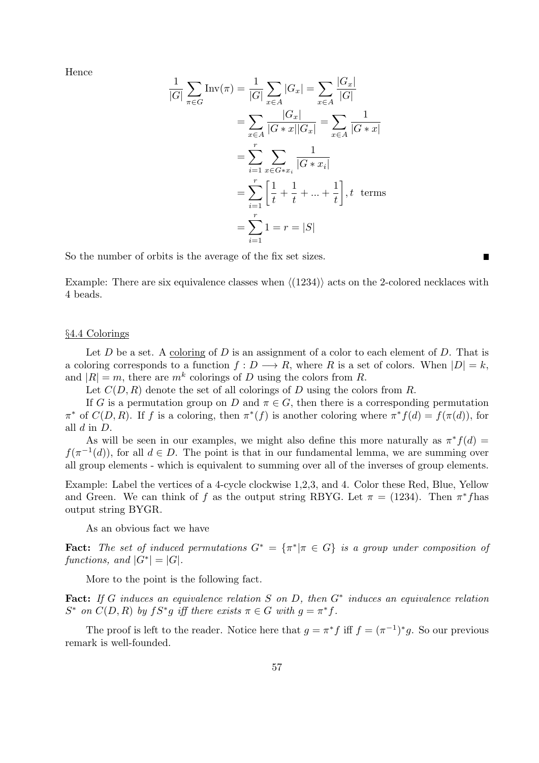Hence

$$\begin{aligned}
\frac{1}{|G|}\sum_{\pi\in G}\text{Inv}(\pi) &= \frac{1}{|G|}\sum_{x\in A}|G_x| = \sum_{x\in A}\frac{|G_x|}{|G|} \\
&= \sum_{x\in A}\frac{|G_x|}{|G*x||G_x|} = \sum_{x\in A}\frac{1}{|G*x|} \\
&= \sum_{i=1}^{r}\sum_{x\in G*x_i}\frac{1}{|G*x_i|} \\
&= \sum_{i=1}^{r}\left[\frac{1}{t}+\frac{1}{t}+...+\frac{1}{t}\right], t \text{ terms} \\
&= \sum_{i=1}^{r}1 = r = |S|
\end{aligned}$$

So the number of orbits is the average of the fix set sizes. ■

Example: There are six equivalence classes when $\langle(1234)\rangle$ acts on the 2-colored necklaces with 4 beads.

## §4.4 Colorings

Let $D$ be a set. A coloring of $D$ is an assignment of a color to each element of $D$. That is a coloring corresponds to a function $f : D \longrightarrow R$, where $R$ is a set of colors. When $|D| = k$, and $|R| = m$, there are $m^k$ colorings of $D$ using the colors from $R$.

Let $C(D, R)$ denote the set of all colorings of $D$ using the colors from $R$.

If $G$ is a permutation group on $D$ and $\pi \in G$, then there is a corresponding permutation $\pi^*$ of $C(D, R)$. If $f$ is a coloring, then $\pi^*(f)$ is another coloring where $\pi^* f(d) = f(\pi(d))$, for all $d$ in $D$.

As will be seen in our examples, we might also define this more naturally as $\pi^* f(d) = f(\pi^{-1}(d))$, for all $d \in D$. The point is that in our fundamental lemma, we are summing over all group elements - which is equivalent to summing over all of the inverses of group elements.

Example: Label the vertices of a 4-cycle clockwise 1,2,3, and 4. Color these Red, Blue, Yellow and Green. We can think of $f$ as the output string RBYG. Let $\pi = (1234)$. Then $\pi^* f$has output string BYGR.

As an obvious fact we have

**Fact:** *The set of induced permutations $G^* = \{\pi^* | \pi \in G\}$ is a group under composition of functions, and $|G^*| = |G|$.*

More to the point is the following fact.

**Fact:** *If $G$ induces an equivalence relation $S$ on $D$, then $G^*$ induces an equivalence relation $S^*$ on $C(D, R)$ by $fS^*g$ iff there exists $\pi \in G$ with $g = \pi^* f$.*

The proof is left to the reader. Notice here that $g = \pi^* f$ iff $f = (\pi^{-1})^* g$. So our previous remark is well-founded.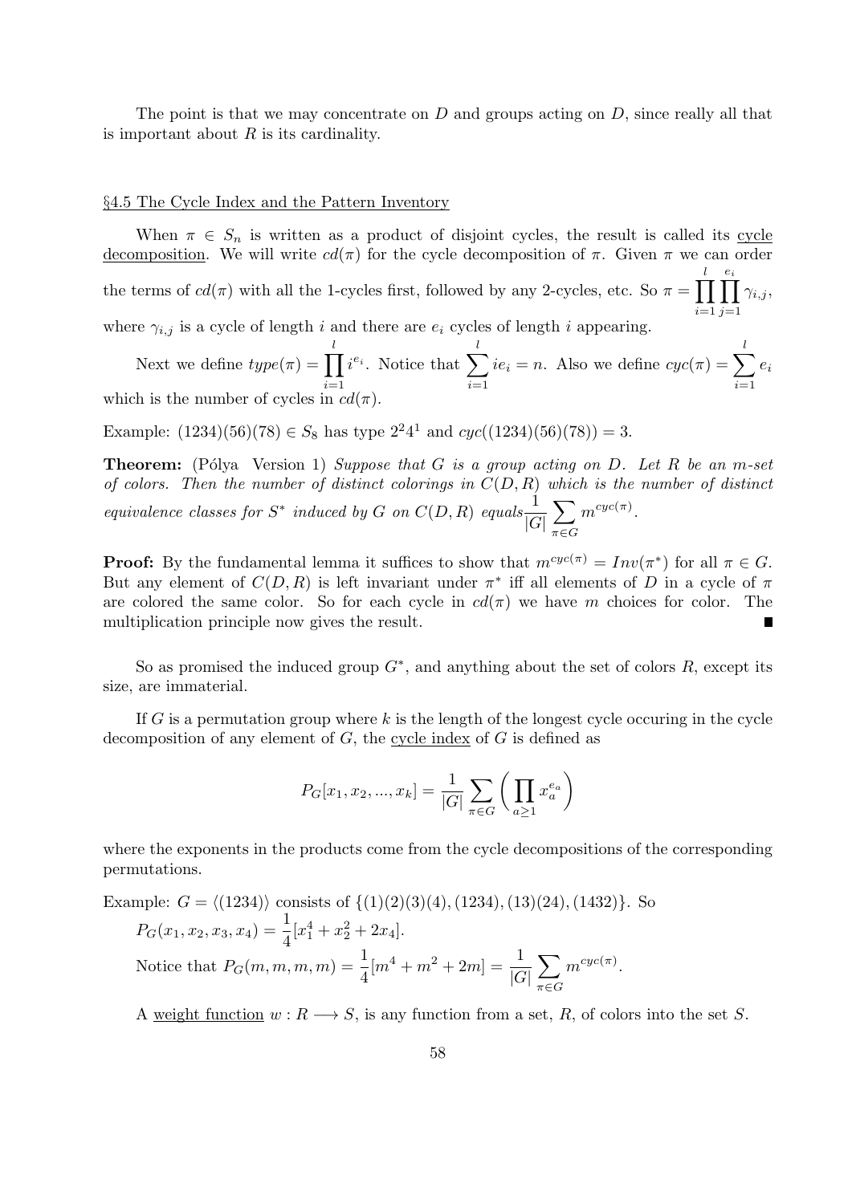The point is that we may concentrate on $D$ and groups acting on $D$, since really all that is important about $R$ is its cardinality.

## §4.5 The Cycle Index and the Pattern Inventory

When $\pi \in S_n$ is written as a product of disjoint cycles, the result is called its cycle decomposition. We will write $cd(\pi)$ for the cycle decomposition of $\pi$. Given $\pi$ we can order the terms of $cd(\pi)$ with all the 1-cycles first, followed by any 2-cycles, etc. So $\pi = \prod_{i=1}^{l} \prod_{j=1}^{e_i} \gamma_{i,j}$, where $\gamma_{i,j}$ is a cycle of length $i$ and there are $e_i$ cycles of length $i$ appearing.

Next we define $type(\pi) = \prod_{i=1}^{l} i^{e_i}$. Notice that $\sum_{i=1}^{l} ie_i = n$. Also we define $cyc(\pi) = \sum_{i=1}^{l} e_i$ which is the number of cycles in $cd(\pi)$.

Example: $(1234)(56)(78) \in S_8$ has type $2^2 4^1$ and $cyc((1234)(56)(78)) = 3$.

**Theorem:** (Pólya Version 1) *Suppose that $G$ is a group acting on $D$. Let $R$ be an $m$-set of colors. Then the number of distinct colorings in $C(D, R)$ which is the number of distinct equivalence classes for $S^*$ induced by $G$ on $C(D, R)$ equals* $\frac{1}{|G|} \sum_{\pi \in G} m^{cyc(\pi)}$.

**Proof:** By the fundamental lemma it suffices to show that $m^{cyc(\pi)} = Inv(\pi^*)$ for all $\pi \in G$. But any element of $C(D, R)$ is left invariant under $\pi^*$ iff all elements of $D$ in a cycle of $\pi$ are colored the same color. So for each cycle in $cd(\pi)$ we have $m$ choices for color. The multiplication principle now gives the result. ∎

So as promised the induced group $G^*$, and anything about the set of colors $R$, except its size, are immaterial.

If $G$ is a permutation group where $k$ is the length of the longest cycle occuring in the cycle decomposition of any element of $G$, the cycle index of $G$ is defined as

$$P_G[x_1, x_2, ..., x_k] = \frac{1}{|G|} \sum_{\pi \in G} \left( \prod_{a \geq 1} x_a^{e_a} \right)$$

where the exponents in the products come from the cycle decompositions of the corresponding permutations.

Example: $G = \langle (1234) \rangle$ consists of $\{(1)(2)(3)(4), (1234), (13)(24), (1432)\}$. So
$P_G(x_1, x_2, x_3, x_4) = \frac{1}{4}[x_1^4 + x_2^2 + 2x_4]$.
Notice that $P_G(m, m, m, m) = \frac{1}{4}[m^4 + m^2 + 2m] = \frac{1}{|G|} \sum_{\pi \in G} m^{cyc(\pi)}$.

A weight function $w : R \longrightarrow S$, is any function from a set, $R$, of colors into the set $S$.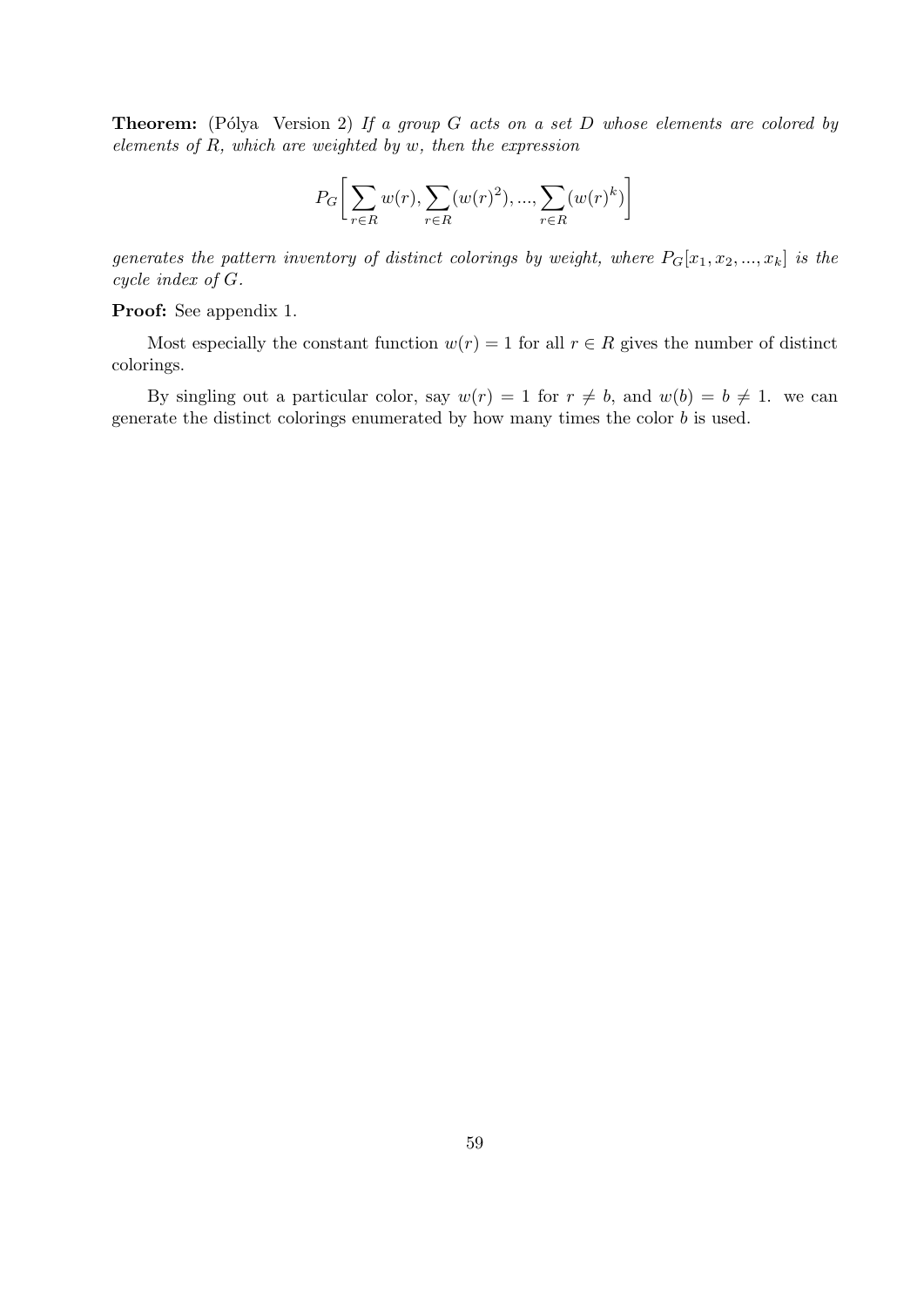**Theorem:** (Pólya Version 2) *If a group $G$ acts on a set $D$ whose elements are colored by elements of $R$, which are weighted by $w$, then the expression*

$$P_G\bigg[\sum_{r\in R} w(r), \sum_{r\in R}(w(r)^2), ..., \sum_{r\in R}(w(r)^k)\bigg]$$

*generates the pattern inventory of distinct colorings by weight, where $P_G[x_1, x_2, ..., x_k]$ is the cycle index of $G$.*

**Proof:** See appendix 1.

Most especially the constant function $w(r) = 1$ for all $r \in R$ gives the number of distinct colorings.

By singling out a particular color, say $w(r) = 1$ for $r \neq b$, and $w(b) = b \neq 1$. we can generate the distinct colorings enumerated by how many times the color $b$ is used.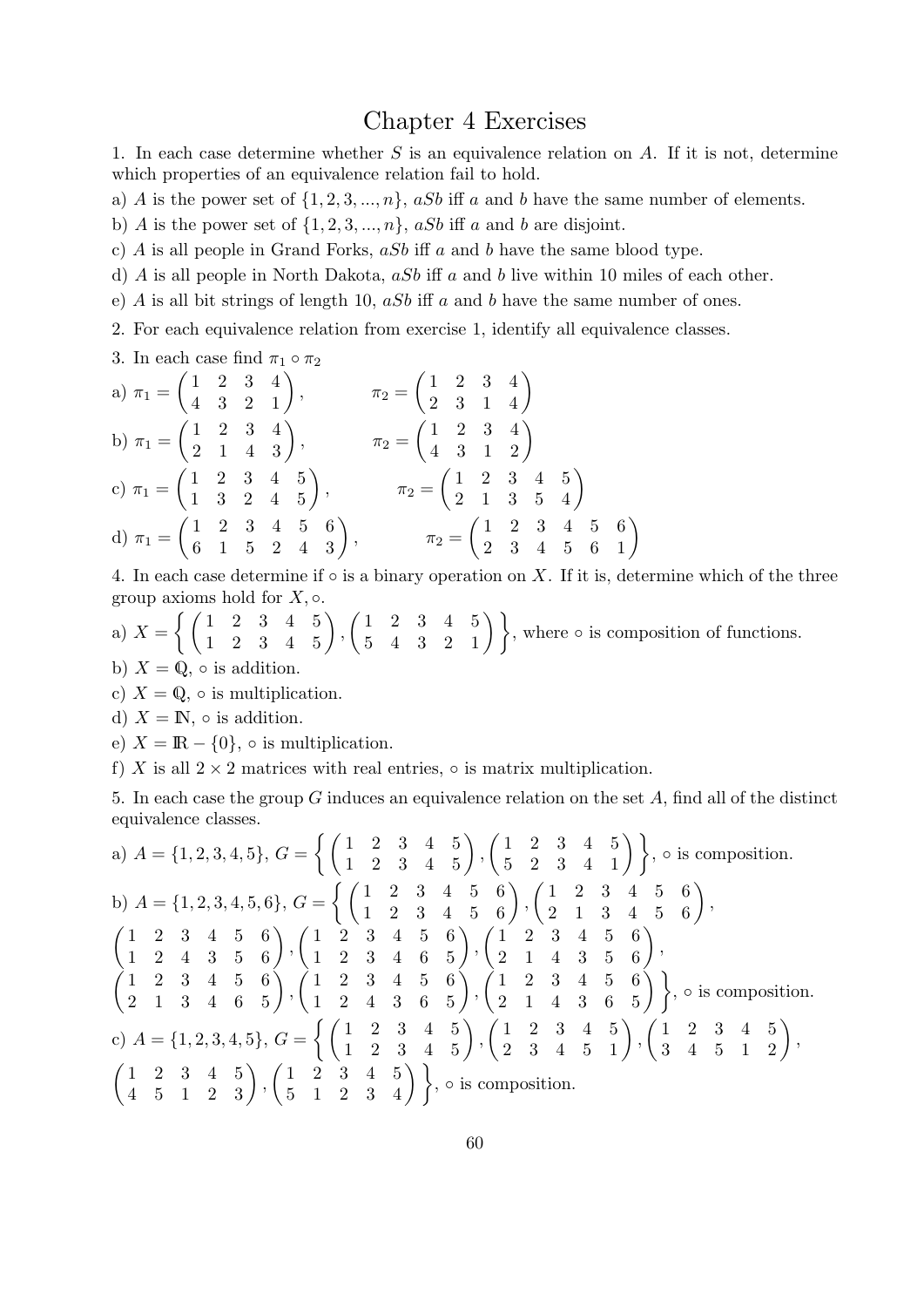# Chapter 4 Exercises

1. In each case determine whether $S$ is an equivalence relation on $A$. If it is not, determine which properties of an equivalence relation fail to hold.

a) $A$ is the power set of $\{1, 2, 3, ..., n\}$, $aSb$ iff $a$ and $b$ have the same number of elements.

b) $A$ is the power set of $\{1, 2, 3, ..., n\}$, $aSb$ iff $a$ and $b$ are disjoint.

c) $A$ is all people in Grand Forks, $aSb$ iff $a$ and $b$ have the same blood type.

d) $A$ is all people in North Dakota, $aSb$ iff $a$ and $b$ live within 10 miles of each other.

e) $A$ is all bit strings of length 10, $aSb$ iff $a$ and $b$ have the same number of ones.

2. For each equivalence relation from exercise 1, identify all equivalence classes.

3. In each case find $\pi_1 \circ \pi_2$

a) $\pi_1 = \begin{pmatrix} 1 & 2 & 3 & 4 \\ 4 & 3 & 2 & 1 \end{pmatrix}$, $\quad \pi_2 = \begin{pmatrix} 1 & 2 & 3 & 4 \\ 2 & 3 & 1 & 4 \end{pmatrix}$

b) $\pi_1 = \begin{pmatrix} 1 & 2 & 3 & 4 \\ 2 & 1 & 4 & 3 \end{pmatrix}$, $\quad \pi_2 = \begin{pmatrix} 1 & 2 & 3 & 4 \\ 4 & 3 & 1 & 2 \end{pmatrix}$

c) $\pi_1 = \begin{pmatrix} 1 & 2 & 3 & 4 & 5 \\ 1 & 3 & 2 & 4 & 5 \end{pmatrix}$, $\quad \pi_2 = \begin{pmatrix} 1 & 2 & 3 & 4 & 5 \\ 2 & 1 & 3 & 5 & 4 \end{pmatrix}$

d) $\pi_1 = \begin{pmatrix} 1 & 2 & 3 & 4 & 5 & 6 \\ 6 & 1 & 5 & 2 & 4 & 3 \end{pmatrix}$, $\quad \pi_2 = \begin{pmatrix} 1 & 2 & 3 & 4 & 5 & 6 \\ 2 & 3 & 4 & 5 & 6 & 1 \end{pmatrix}$

4. In each case determine if $\circ$ is a binary operation on $X$. If it is, determine which of the three group axioms hold for $X, \circ$.

a) $X = \left\{ \begin{pmatrix} 1 & 2 & 3 & 4 & 5 \\ 1 & 2 & 3 & 4 & 5 \end{pmatrix}, \begin{pmatrix} 1 & 2 & 3 & 4 & 5 \\ 5 & 4 & 3 & 2 & 1 \end{pmatrix} \right\}$, where $\circ$ is composition of functions.

b) $X = \mathbb{Q}$, $\circ$ is addition.

c) $X = \mathbb{Q}$, $\circ$ is multiplication.

d) $X = \mathbb{N}$, $\circ$ is addition.

e) $X = \mathbb{R} - \{0\}$, $\circ$ is multiplication.

f) $X$ is all $2 \times 2$ matrices with real entries, $\circ$ is matrix multiplication.

5. In each case the group $G$ induces an equivalence relation on the set $A$, find all of the distinct equivalence classes.

a) $A = \{1, 2, 3, 4, 5\}$, $G = \left\{ \begin{pmatrix} 1 & 2 & 3 & 4 & 5 \\ 1 & 2 & 3 & 4 & 5 \end{pmatrix}, \begin{pmatrix} 1 & 2 & 3 & 4 & 5 \\ 5 & 2 & 3 & 4 & 1 \end{pmatrix} \right\}$, $\circ$ is composition.

b) $A = \{1, 2, 3, 4, 5, 6\}$, $G = \left\{ \begin{pmatrix} 1 & 2 & 3 & 4 & 5 & 6 \\ 1 & 2 & 3 & 4 & 5 & 6 \end{pmatrix}, \begin{pmatrix} 1 & 2 & 3 & 4 & 5 & 6 \\ 2 & 1 & 3 & 4 & 5 & 6 \end{pmatrix}, \right.$
$\begin{pmatrix} 1 & 2 & 3 & 4 & 5 & 6 \\ 1 & 2 & 4 & 3 & 5 & 6 \end{pmatrix}, \begin{pmatrix} 1 & 2 & 3 & 4 & 5 & 6 \\ 1 & 2 & 3 & 4 & 6 & 5 \end{pmatrix}, \begin{pmatrix} 1 & 2 & 3 & 4 & 5 & 6 \\ 2 & 1 & 4 & 3 & 5 & 6 \end{pmatrix},$
$\left. \begin{pmatrix} 1 & 2 & 3 & 4 & 5 & 6 \\ 2 & 1 & 3 & 4 & 6 & 5 \end{pmatrix}, \begin{pmatrix} 1 & 2 & 3 & 4 & 5 & 6 \\ 1 & 2 & 4 & 3 & 6 & 5 \end{pmatrix}, \begin{pmatrix} 1 & 2 & 3 & 4 & 5 & 6 \\ 2 & 1 & 4 & 3 & 6 & 5 \end{pmatrix} \right\}$, $\circ$ is composition.

c) $A = \{1, 2, 3, 4, 5\}$, $G = \left\{ \begin{pmatrix} 1 & 2 & 3 & 4 & 5 \\ 1 & 2 & 3 & 4 & 5 \end{pmatrix}, \begin{pmatrix} 1 & 2 & 3 & 4 & 5 \\ 2 & 3 & 4 & 5 & 1 \end{pmatrix}, \begin{pmatrix} 1 & 2 & 3 & 4 & 5 \\ 3 & 4 & 5 & 1 & 2 \end{pmatrix}, \right.$
$\left. \begin{pmatrix} 1 & 2 & 3 & 4 & 5 \\ 4 & 5 & 1 & 2 & 3 \end{pmatrix}, \begin{pmatrix} 1 & 2 & 3 & 4 & 5 \\ 5 & 1 & 2 & 3 & 4 \end{pmatrix} \right\}$, $\circ$ is composition.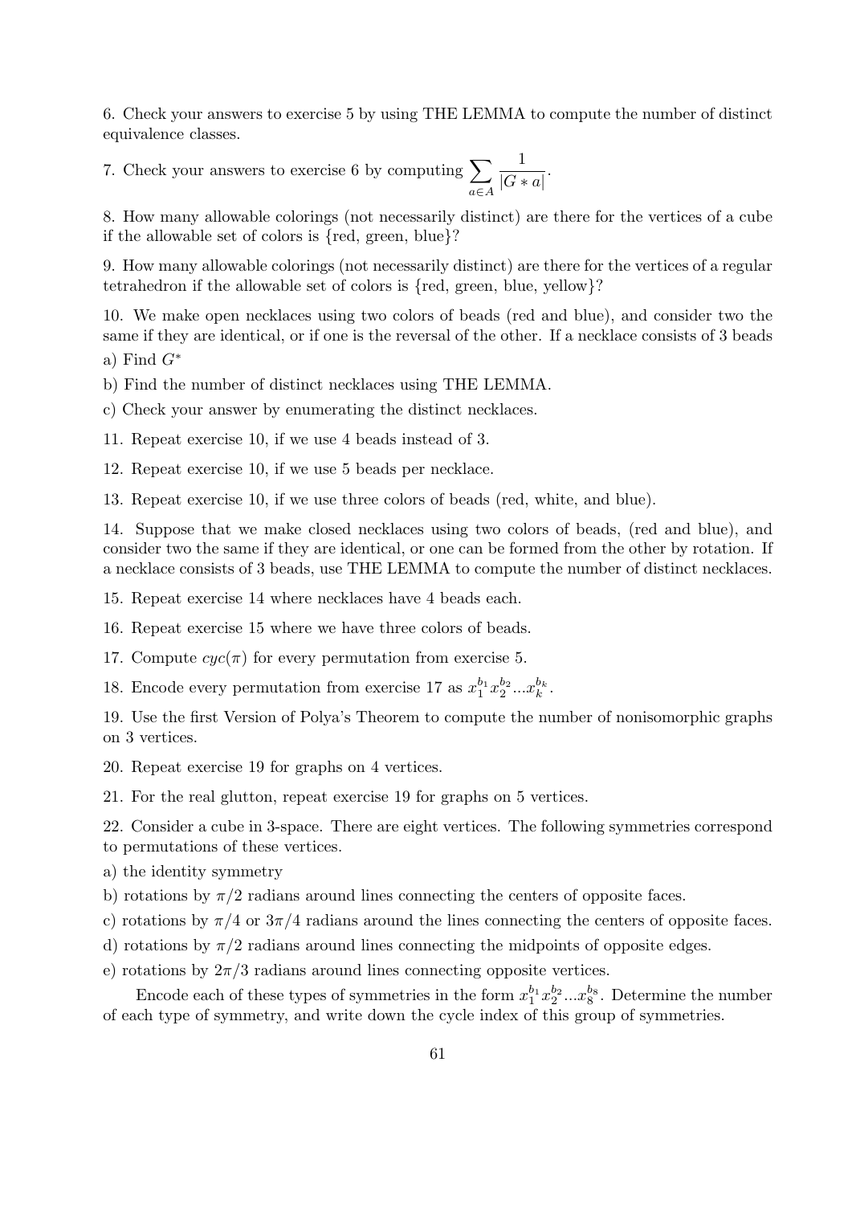6. Check your answers to exercise 5 by using THE LEMMA to compute the number of distinct equivalence classes.

7. Check your answers to exercise 6 by computing $\sum_{a \in A} \frac{1}{|G * a|}$.

8. How many allowable colorings (not necessarily distinct) are there for the vertices of a cube if the allowable set of colors is {red, green, blue}?

9. How many allowable colorings (not necessarily distinct) are there for the vertices of a regular tetrahedron if the allowable set of colors is {red, green, blue, yellow}?

10. We make open necklaces using two colors of beads (red and blue), and consider two the same if they are identical, or if one is the reversal of the other. If a necklace consists of 3 beads

a) Find $G^*$

b) Find the number of distinct necklaces using THE LEMMA.

c) Check your answer by enumerating the distinct necklaces.

11. Repeat exercise 10, if we use 4 beads instead of 3.

12. Repeat exercise 10, if we use 5 beads per necklace.

13. Repeat exercise 10, if we use three colors of beads (red, white, and blue).

14. Suppose that we make closed necklaces using two colors of beads, (red and blue), and consider two the same if they are identical, or one can be formed from the other by rotation. If a necklace consists of 3 beads, use THE LEMMA to compute the number of distinct necklaces.

15. Repeat exercise 14 where necklaces have 4 beads each.

16. Repeat exercise 15 where we have three colors of beads.

17. Compute $cyc(\pi)$ for every permutation from exercise 5.

18. Encode every permutation from exercise 17 as $x_1^{b_1} x_2^{b_2} ... x_k^{b_k}$.

19. Use the first Version of Polya's Theorem to compute the number of nonisomorphic graphs on 3 vertices.

20. Repeat exercise 19 for graphs on 4 vertices.

21. For the real glutton, repeat exercise 19 for graphs on 5 vertices.

22. Consider a cube in 3-space. There are eight vertices. The following symmetries correspond to permutations of these vertices.

a) the identity symmetry

b) rotations by $\pi/2$ radians around lines connecting the centers of opposite faces.

c) rotations by $\pi/4$ or $3\pi/4$ radians around the lines connecting the centers of opposite faces.

d) rotations by $\pi/2$ radians around lines connecting the midpoints of opposite edges.

e) rotations by $2\pi/3$ radians around lines connecting opposite vertices.

Encode each of these types of symmetries in the form $x_1^{b_1} x_2^{b_2} ... x_8^{b_8}$. Determine the number of each type of symmetry, and write down the cycle index of this group of symmetries.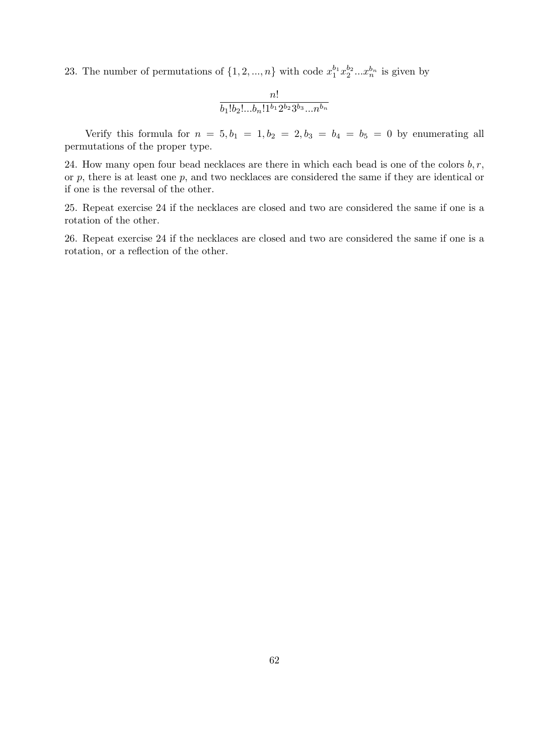23. The number of permutations of $\{1, 2, ..., n\}$ with code $x_1^{b_1} x_2^{b_2} ... x_n^{b_n}$ is given by

$$\frac{n!}{b_1!b_2!...b_n!1^{b_1}2^{b_2}3^{b_3}...n^{b_n}}$$

Verify this formula for $n = 5, b_1 = 1, b_2 = 2, b_3 = b_4 = b_5 = 0$ by enumerating all permutations of the proper type.

24. How many open four bead necklaces are there in which each bead is one of the colors $b, r$, or $p$, there is at least one $p$, and two necklaces are considered the same if they are identical or if one is the reversal of the other.

25. Repeat exercise 24 if the necklaces are closed and two are considered the same if one is a rotation of the other.

26. Repeat exercise 24 if the necklaces are closed and two are considered the same if one is a rotation, or a reflection of the other.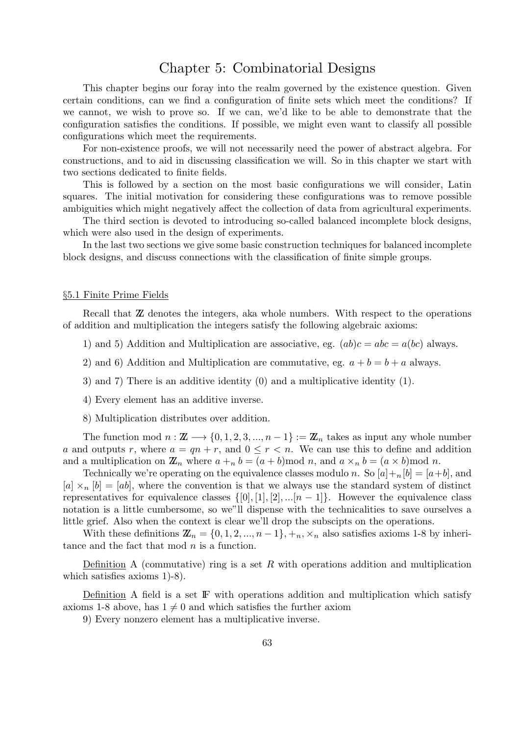# Chapter 5: Combinatorial Designs

This chapter begins our foray into the realm governed by the existence question. Given certain conditions, can we find a configuration of finite sets which meet the conditions? If we cannot, we wish to prove so. If we can, we'd like to be able to demonstrate that the configuration satisfies the conditions. If possible, we might even want to classify all possible configurations which meet the requirements.

For non-existence proofs, we will not necessarily need the power of abstract algebra. For constructions, and to aid in discussing classification we will. So in this chapter we start with two sections dedicated to finite fields.

This is followed by a section on the most basic configurations we will consider, Latin squares. The initial motivation for considering these configurations was to remove possible ambiguities which might negatively affect the collection of data from agricultural experiments.

The third section is devoted to introducing so-called balanced incomplete block designs, which were also used in the design of experiments.

In the last two sections we give some basic construction techniques for balanced incomplete block designs, and discuss connections with the classification of finite simple groups.

## §5.1 Finite Prime Fields

Recall that $\mathbb{Z}$ denotes the integers, aka whole numbers. With respect to the operations of addition and multiplication the integers satisfy the following algebraic axioms:

1) and 5) Addition and Multiplication are associative, eg. $(ab)c = abc = a(bc)$ always.

2) and 6) Addition and Multiplication are commutative, eg. $a + b = b + a$ always.

3) and 7) There is an additive identity (0) and a multiplicative identity (1).

4) Every element has an additive inverse.

8) Multiplication distributes over addition.

The function mod $n : \mathbb{Z} \longrightarrow \{0, 1, 2, 3, ..., n-1\} := \mathbb{Z}_n$ takes as input any whole number $a$ and outputs $r$, where $a = qn + r$, and $0 \leq r < n$. We can use this to define and addition and a multiplication on $\mathbb{Z}_n$ where $a +_n b = (a + b)\text{mod } n$, and $a \times_n b = (a \times b)\text{mod } n$.

Technically we're operating on the equivalence classes modulo $n$. So $[a] +_n [b] = [a+b]$, and $[a] \times_n [b] = [ab]$, where the convention is that we always use the standard system of distinct representatives for equivalence classes $\{[0], [1], [2], ...[n-1]\}$. However the equivalence class notation is a little cumbersome, so we"ll dispense with the technicalities to save ourselves a little grief. Also when the context is clear we'll drop the subscipts on the operations.

With these definitions $\mathbb{Z}_n = \{0, 1, 2, ..., n-1\}, +_n, \times_n$ also satisfies axioms 1-8 by inheritance and the fact that mod $n$ is a function.

<u>Definition</u> A (commutative) ring is a set $R$ with operations addition and multiplication which satisfies axioms 1)-8).

<u>Definition</u> A field is a set $\mathbb{F}$ with operations addition and multiplication which satisfy axioms 1-8 above, has $1 \neq 0$ and which satisfies the further axiom

9) Every nonzero element has a multiplicative inverse.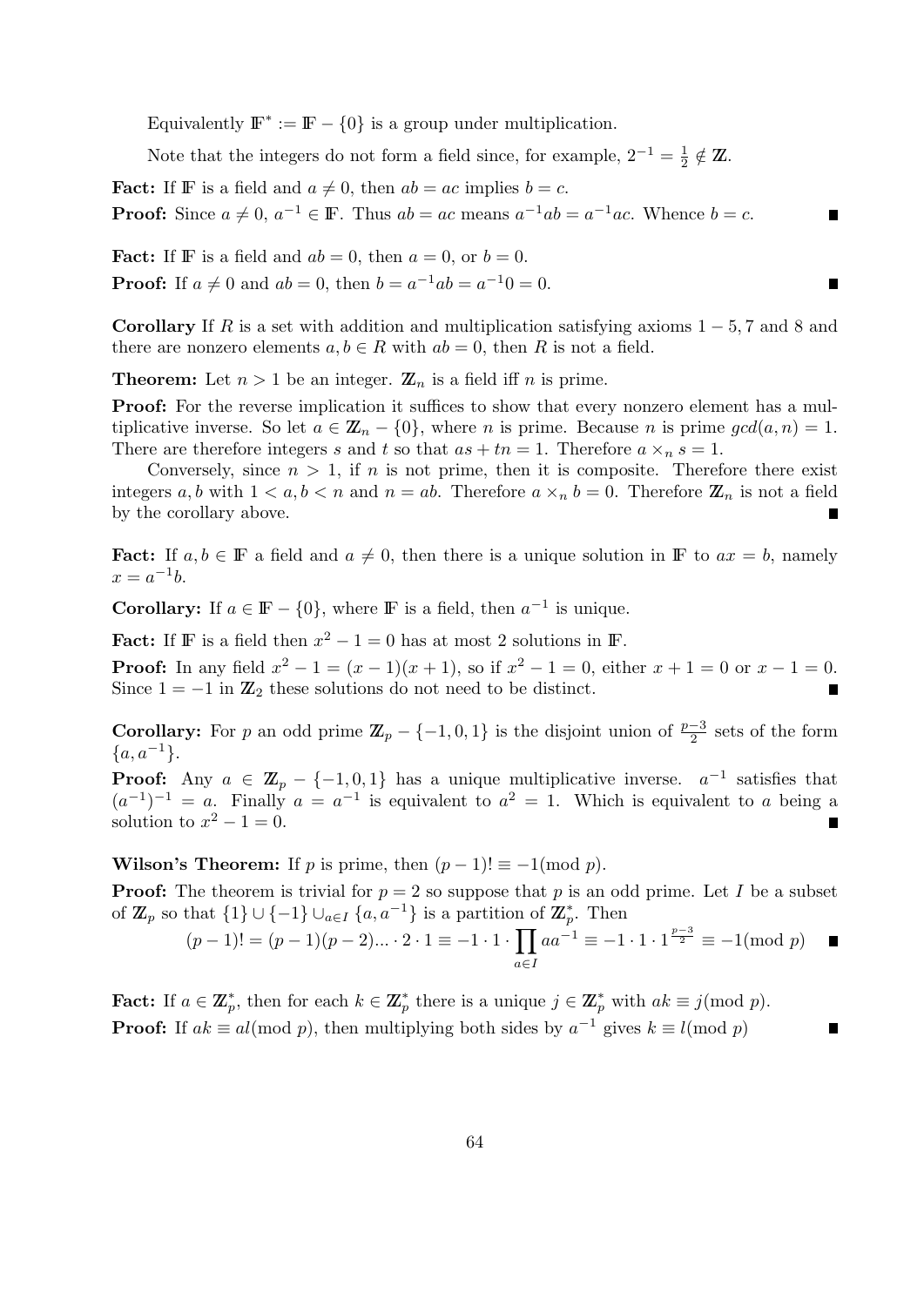Equivalently $\mathbb{F}^* := \mathbb{F} - \{0\}$ is a group under multiplication.

Note that the integers do not form a field since, for example, $2^{-1} = \frac{1}{2} \notin \mathbb{Z}$.

**Fact:** If $\mathbb{F}$ is a field and $a \neq 0$, then $ab = ac$ implies $b = c$.

**Proof:** Since $a \neq 0$, $a^{-1} \in \mathbb{F}$. Thus $ab = ac$ means $a^{-1}ab = a^{-1}ac$. Whence $b = c$. ∎

**Fact:** If $\mathbb{F}$ is a field and $ab = 0$, then $a = 0$, or $b = 0$.

**Proof:** If $a \neq 0$ and $ab = 0$, then $b = a^{-1}ab = a^{-1}0 = 0$. ∎

**Corollary** If $R$ is a set with addition and multiplication satisfying axioms $1-5, 7$ and $8$ and there are nonzero elements $a, b \in R$ with $ab = 0$, then $R$ is not a field.

**Theorem:** Let $n > 1$ be an integer. $\mathbb{Z}_n$ is a field iff $n$ is prime.

**Proof:** For the reverse implication it suffices to show that every nonzero element has a multiplicative inverse. So let $a \in \mathbb{Z}_n - \{0\}$, where $n$ is prime. Because $n$ is prime $gcd(a, n) = 1$. There are therefore integers $s$ and $t$ so that $as + tn = 1$. Therefore $a \times_n s = 1$.

Conversely, since $n > 1$, if $n$ is not prime, then it is composite. Therefore there exist integers $a, b$ with $1 < a, b < n$ and $n = ab$. Therefore $a \times_n b = 0$. Therefore $\mathbb{Z}_n$ is not a field by the corollary above. ∎

**Fact:** If $a, b \in \mathbb{F}$ a field and $a \neq 0$, then there is a unique solution in $\mathbb{F}$ to $ax = b$, namely $x = a^{-1}b$.

**Corollary:** If $a \in \mathbb{F} - \{0\}$, where $\mathbb{F}$ is a field, then $a^{-1}$ is unique.

**Fact:** If $\mathbb{F}$ is a field then $x^2 - 1 = 0$ has at most 2 solutions in $\mathbb{F}$.

**Proof:** In any field $x^2 - 1 = (x-1)(x+1)$, so if $x^2 - 1 = 0$, either $x + 1 = 0$ or $x - 1 = 0$. Since $1 = -1$ in $\mathbb{Z}_2$ these solutions do not need to be distinct. ∎

**Corollary:** For $p$ an odd prime $\mathbb{Z}_p - \{-1, 0, 1\}$ is the disjoint union of $\frac{p-3}{2}$ sets of the form $\{a, a^{-1}\}$.

**Proof:** Any $a \in \mathbb{Z}_p - \{-1, 0, 1\}$ has a unique multiplicative inverse. $a^{-1}$ satisfies that $(a^{-1})^{-1} = a$. Finally $a = a^{-1}$ is equivalent to $a^2 = 1$. Which is equivalent to $a$ being a solution to $x^2 - 1 = 0$. ∎

**Wilson's Theorem:** If $p$ is prime, then $(p-1)! \equiv -1 (\text{mod } p)$.

**Proof:** The theorem is trivial for $p = 2$ so suppose that $p$ is an odd prime. Let $I$ be a subset of $\mathbb{Z}_p$ so that $\{1\} \cup \{-1\} \cup_{a \in I} \{a, a^{-1}\}$ is a partition of $\mathbb{Z}_p^*$. Then

$$(p-1)! = (p-1)(p-2)... \cdot 2 \cdot 1 \equiv -1 \cdot 1 \cdot \prod_{a \in I} aa^{-1} \equiv -1 \cdot 1 \cdot 1^{\frac{p-3}{2}} \equiv -1 (\text{mod } p)$$ ∎

**Fact:** If $a \in \mathbb{Z}_p^*$, then for each $k \in \mathbb{Z}_p^*$ there is a unique $j \in \mathbb{Z}_p^*$ with $ak \equiv j (\text{mod } p)$.

**Proof:** If $ak \equiv al (\text{mod } p)$, then multiplying both sides by $a^{-1}$ gives $k \equiv l (\text{mod } p)$ ∎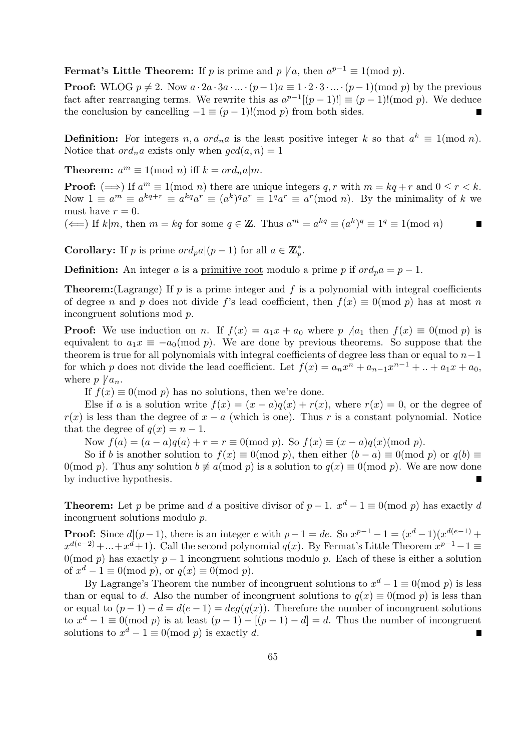**Fermat's Little Theorem:** If $p$ is prime and $p \not| a$, then $a^{p-1} \equiv 1(\text{mod } p)$.

**Proof:** WLOG $p \neq 2$. Now $a \cdot 2a \cdot 3a \cdot ... \cdot (p-1)a \equiv 1 \cdot 2 \cdot 3 \cdot ... \cdot (p-1)(\text{mod } p)$ by the previous fact after rearranging terms. We rewrite this as $a^{p-1}[(p-1)!] \equiv (p-1)!(\text{mod } p)$. We deduce the conclusion by cancelling $-1 \equiv (p-1)!(\text{mod } p)$ from both sides. ∎

**Definition:** For integers $n, a$ $ord_n a$ is the least positive integer $k$ so that $a^k \equiv 1(\text{mod } n)$. Notice that $ord_n a$ exists only when $gcd(a, n) = 1$

**Theorem:** $a^m \equiv 1(\text{mod } n)$ iff $k = ord_n a | m$.

**Proof:** ($\Longrightarrow$) If $a^m \equiv 1(\text{mod } n)$ there are unique integers $q, r$ with $m = kq + r$ and $0 \leq r < k$. Now $1 \equiv a^m \equiv a^{kq+r} \equiv a^{kq}a^r \equiv (a^k)^q a^r \equiv 1^q a^r \equiv a^r(\text{mod } n)$. By the minimality of $k$ we must have $r = 0$.
($\Longleftarrow$) If $k|m$, then $m = kq$ for some $q \in \mathbb{Z}$. Thus $a^m = a^{kq} \equiv (a^k)^q \equiv 1^q \equiv 1(\text{mod } n)$ ∎

**Corollary:** If $p$ is prime $ord_p a|(p-1)$ for all $a \in \mathbb{Z}_p^*$.

**Definition:** An integer $a$ is a <u>primitive root</u> modulo a prime $p$ if $ord_p a = p - 1$.

**Theorem:**(Lagrange) If $p$ is a prime integer and $f$ is a polynomial with integral coefficients of degree $n$ and $p$ does not divide $f$'s lead coefficient, then $f(x) \equiv 0(\text{mod } p)$ has at most $n$ incongruent solutions mod $p$.

**Proof:** We use induction on $n$. If $f(x) = a_1 x + a_0$ where $p \not| a_1$ then $f(x) \equiv 0(\text{mod } p)$ is equivalent to $a_1 x \equiv -a_0(\text{mod } p)$. We are done by previous theorems. So suppose that the theorem is true for all polynomials with integral coefficients of degree less than or equal to $n-1$ for which $p$ does not divide the lead coefficient. Let $f(x) = a_n x^n + a_{n-1}x^{n-1} + .. + a_1 x + a_0$, where $p \not| a_n$.

If $f(x) \equiv 0(\text{mod } p)$ has no solutions, then we're done.

Else if $a$ is a solution write $f(x) = (x-a)q(x) + r(x)$, where $r(x) = 0$, or the degree of $r(x)$ is less than the degree of $x - a$ (which is one). Thus $r$ is a constant polynomial. Notice that the degree of $q(x) = n - 1$.

Now $f(a) = (a-a)q(a) + r = r \equiv 0(\text{mod } p)$. So $f(x) \equiv (x-a)q(x)(\text{mod } p)$.

So if $b$ is another solution to $f(x) \equiv 0(\text{mod } p)$, then either $(b-a) \equiv 0(\text{mod } p)$ or $q(b) \equiv 0(\text{mod } p)$. Thus any solution $b \not\equiv a(\text{mod } p)$ is a solution to $q(x) \equiv 0(\text{mod } p)$. We are now done by inductive hypothesis. ∎

**Theorem:** Let $p$ be prime and $d$ a positive divisor of $p-1$. $x^d - 1 \equiv 0(\text{mod } p)$ has exactly $d$ incongruent solutions modulo $p$.

**Proof:** Since $d|(p-1)$, there is an integer $e$ with $p - 1 = de$. So $x^{p-1} - 1 = (x^d - 1)(x^{d(e-1)} + x^{d(e-2)} + ... + x^d + 1)$. Call the second polynomial $q(x)$. By Fermat's Little Theorem $x^{p-1} - 1 \equiv 0(\text{mod } p)$ has exactly $p-1$ incongruent solutions modulo $p$. Each of these is either a solution of $x^d - 1 \equiv 0(\text{mod } p)$, or $q(x) \equiv 0(\text{mod } p)$.

By Lagrange's Theorem the number of incongruent solutions to $x^d - 1 \equiv 0(\text{mod } p)$ is less than or equal to $d$. Also the number of incongruent solutions to $q(x) \equiv 0(\text{mod } p)$ is less than or equal to $(p-1) - d = d(e-1) = deg(q(x))$. Therefore the number of incongruent solutions to $x^d - 1 \equiv 0(\text{mod } p)$ is at least $(p-1) - [(p-1) - d] = d$. Thus the number of incongruent solutions to $x^d - 1 \equiv 0(\text{mod } p)$ is exactly $d$. ∎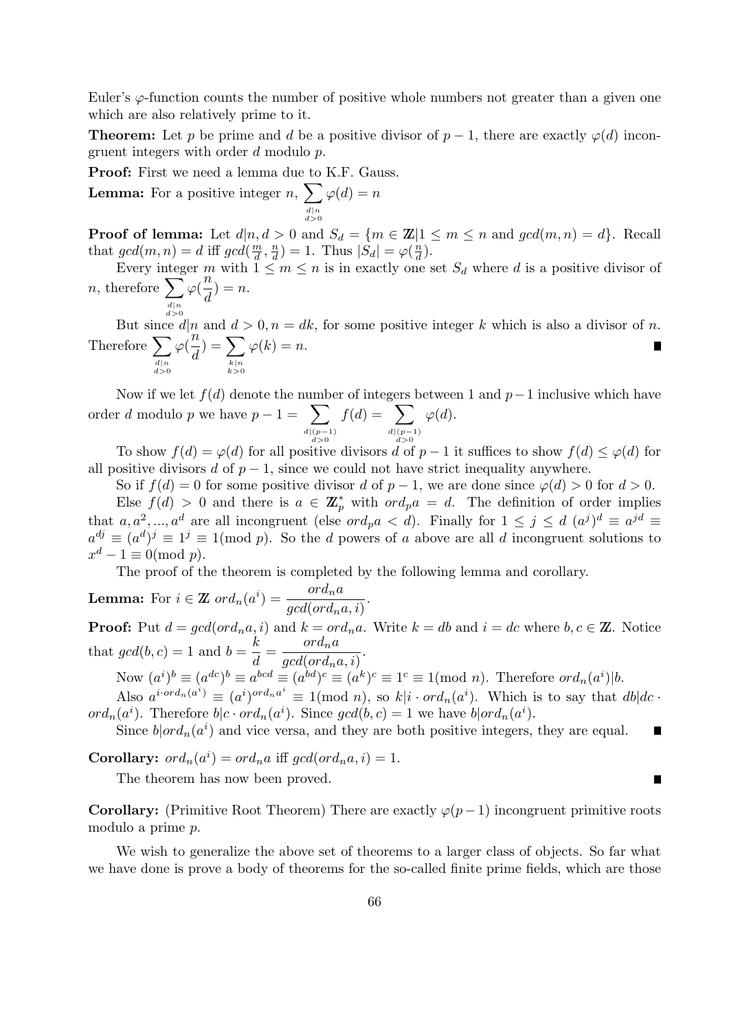Euler's $\varphi$-function counts the number of positive whole numbers not greater than a given one which are also relatively prime to it.

**Theorem:** Let $p$ be prime and $d$ be a positive divisor of $p-1$, there are exactly $\varphi(d)$ incongruent integers with order $d$ modulo $p$.

**Proof:** First we need a lemma due to K.F. Gauss.

**Lemma:** For a positive integer $n$, $\sum_{\substack{d|n \\ d>0}} \varphi(d) = n$

**Proof of lemma:** Let $d|n, d > 0$ and $S_d = \{m \in \mathbb{Z} | 1 \leq m \leq n \text{ and } gcd(m,n) = d\}$. Recall that $gcd(m,n) = d$ iff $gcd(\frac{m}{d}, \frac{n}{d}) = 1$. Thus $|S_d| = \varphi(\frac{n}{d})$.

Every integer $m$ with $1 \leq m \leq n$ is in exactly one set $S_d$ where $d$ is a positive divisor of $n$, therefore $\sum_{\substack{d|n \\ d>0}} \varphi(\frac{n}{d}) = n$.

But since $d|n$ and $d > 0, n = dk$, for some positive integer $k$ which is also a divisor of $n$. Therefore $\sum_{\substack{d|n \\ d>0}} \varphi(\frac{n}{d}) = \sum_{\substack{k|n \\ k>0}} \varphi(k) = n$. ∎

Now if we let $f(d)$ denote the number of integers between 1 and $p-1$ inclusive which have order $d$ modulo $p$ we have $p-1 = \sum_{\substack{d|(p-1) \\ d>0}} f(d) = \sum_{\substack{d|(p-1) \\ d>0}} \varphi(d)$.

To show $f(d) = \varphi(d)$ for all positive divisors $d$ of $p-1$ it suffices to show $f(d) \leq \varphi(d)$ for all positive divisors $d$ of $p-1$, since we could not have strict inequality anywhere.

So if $f(d) = 0$ for some positive divisor $d$ of $p-1$, we are done since $\varphi(d) > 0$ for $d > 0$.

Else $f(d) > 0$ and there is $a \in \mathbb{Z}_p^*$ with $ord_p a = d$. The definition of order implies that $a, a^2, ..., a^d$ are all incongruent (else $ord_p a < d$). Finally for $1 \leq j \leq d$ $(a^j)^d \equiv a^{jd} \equiv a^{dj} \equiv (a^d)^j \equiv 1^j \equiv 1 (\text{mod } p)$. So the $d$ powers of $a$ above are all $d$ incongruent solutions to $x^d - 1 \equiv 0 (\text{mod } p)$.

The proof of the theorem is completed by the following lemma and corollary.

**Lemma:** For $i \in \mathbb{Z}$ $ord_n(a^i) = \dfrac{ord_n a}{gcd(ord_n a, i)}$.

**Proof:** Put $d = gcd(ord_n a, i)$ and $k = ord_n a$. Write $k = db$ and $i = dc$ where $b, c \in \mathbb{Z}$. Notice that $gcd(b,c) = 1$ and $b = \dfrac{k}{d} = \dfrac{ord_n a}{gcd(ord_n a, i)}$.

Now $(a^i)^b \equiv (a^{dc})^b \equiv a^{bcd} \equiv (a^{bd})^c \equiv (a^k)^c \equiv 1^c \equiv 1 (\text{mod } n)$. Therefore $ord_n(a^i) | b$.

Also $a^{i \cdot ord_n(a^i)} \equiv (a^i)^{ord_n a^i} \equiv 1 (\text{mod } n)$, so $k | i \cdot ord_n(a^i)$. Which is to say that $db | dc \cdot ord_n(a^i)$. Therefore $b | c \cdot ord_n(a^i)$. Since $gcd(b,c) = 1$ we have $b | ord_n(a^i)$.

Since $b | ord_n(a^i)$ and vice versa, and they are both positive integers, they are equal. ∎

**Corollary:** $ord_n(a^i) = ord_n a$ iff $gcd(ord_n a, i) = 1$.

The theorem has now been proved. ∎

**Corollary:** (Primitive Root Theorem) There are exactly $\varphi(p-1)$ incongruent primitive roots modulo a prime $p$.

We wish to generalize the above set of theorems to a larger class of objects. So far what we have done is prove a body of theorems for the so-called finite prime fields, which are those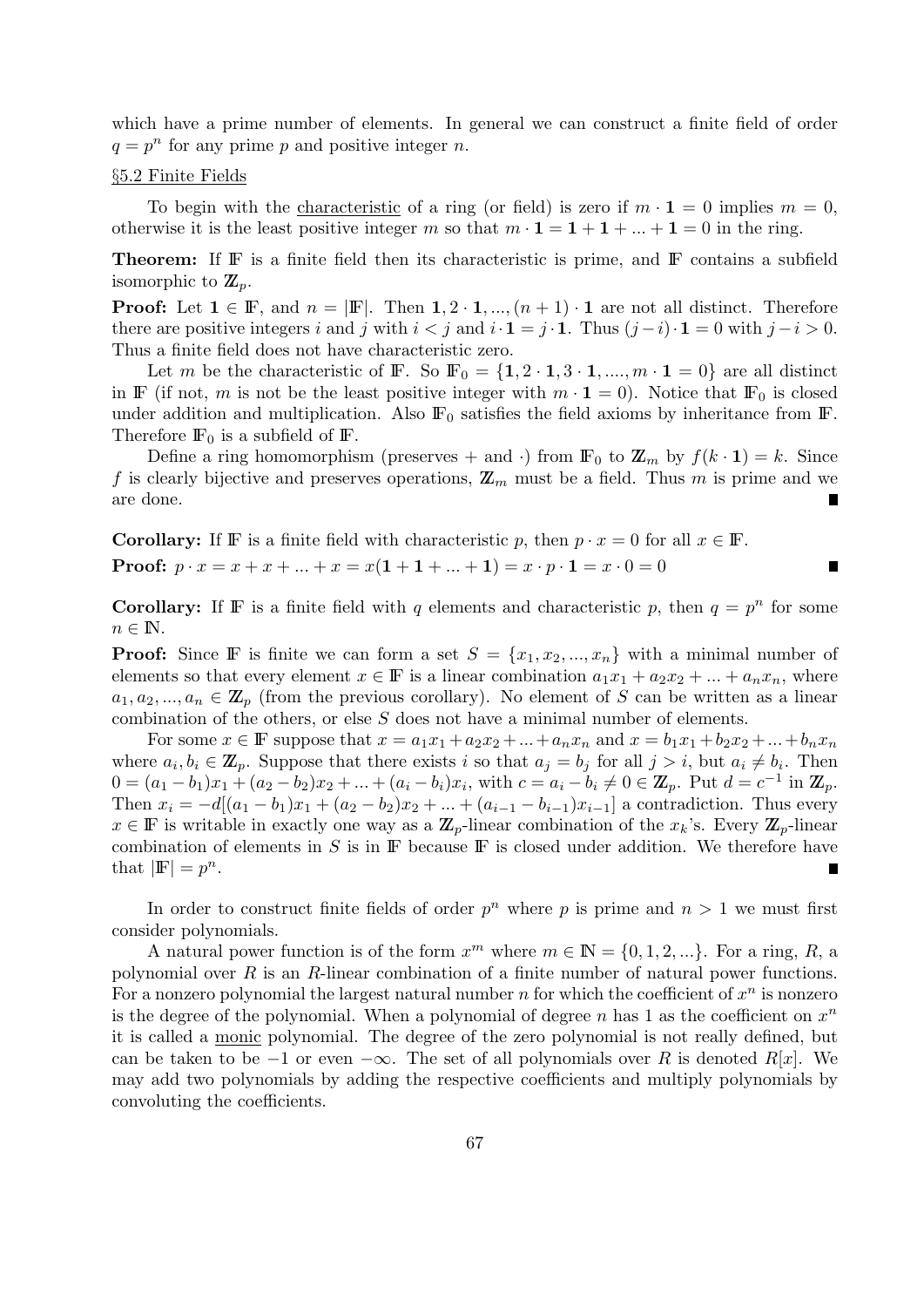which have a prime number of elements. In general we can construct a finite field of order $q = p^n$ for any prime $p$ and positive integer $n$.

## §5.2 Finite Fields

To begin with the characteristic of a ring (or field) is zero if $m \cdot \mathbf{1} = 0$ implies $m = 0$, otherwise it is the least positive integer $m$ so that $m \cdot \mathbf{1} = \mathbf{1} + \mathbf{1} + ... + \mathbf{1} = 0$ in the ring.

**Theorem:** If $\mathbb{F}$ is a finite field then its characteristic is prime, and $\mathbb{F}$ contains a subfield isomorphic to $\mathbb{Z}_p$.

**Proof:** Let $\mathbf{1} \in \mathbb{F}$, and $n = |\mathbb{F}|$. Then $\mathbf{1}, 2 \cdot \mathbf{1}, ..., (n+1) \cdot \mathbf{1}$ are not all distinct. Therefore there are positive integers $i$ and $j$ with $i < j$ and $i \cdot \mathbf{1} = j \cdot \mathbf{1}$. Thus $(j - i) \cdot \mathbf{1} = 0$ with $j - i > 0$. Thus a finite field does not have characteristic zero.

Let $m$ be the characteristic of $\mathbb{F}$. So $\mathbb{F}_0 = \{\mathbf{1}, 2 \cdot \mathbf{1}, 3 \cdot \mathbf{1}, ...., m \cdot \mathbf{1} = 0\}$ are all distinct in $\mathbb{F}$ (if not, $m$ is not be the least positive integer with $m \cdot \mathbf{1} = 0$). Notice that $\mathbb{F}_0$ is closed under addition and multiplication. Also $\mathbb{F}_0$ satisfies the field axioms by inheritance from $\mathbb{F}$. Therefore $\mathbb{F}_0$ is a subfield of $\mathbb{F}$.

Define a ring homomorphism (preserves + and $\cdot$) from $\mathbb{F}_0$ to $\mathbb{Z}_m$ by $f(k \cdot \mathbf{1}) = k$. Since $f$ is clearly bijective and preserves operations, $\mathbb{Z}_m$ must be a field. Thus $m$ is prime and we are done. ∎

**Corollary:** If $\mathbb{F}$ is a finite field with characteristic $p$, then $p \cdot x = 0$ for all $x \in \mathbb{F}$.

**Proof:** $p \cdot x = x + x + ... + x = x(\mathbf{1} + \mathbf{1} + ... + \mathbf{1}) = x \cdot p \cdot \mathbf{1} = x \cdot 0 = 0$ ∎

**Corollary:** If $\mathbb{F}$ is a finite field with $q$ elements and characteristic $p$, then $q = p^n$ for some $n \in \mathbb{N}$.

**Proof:** Since $\mathbb{F}$ is finite we can form a set $S = \{x_1, x_2, ..., x_n\}$ with a minimal number of elements so that every element $x \in \mathbb{F}$ is a linear combination $a_1x_1 + a_2x_2 + ... + a_nx_n$, where $a_1, a_2, ..., a_n \in \mathbb{Z}_p$ (from the previous corollary). No element of $S$ can be written as a linear combination of the others, or else $S$ does not have a minimal number of elements.

For some $x \in \mathbb{F}$ suppose that $x = a_1x_1 + a_2x_2 + ... + a_nx_n$ and $x = b_1x_1 + b_2x_2 + ... + b_nx_n$ where $a_i, b_i \in \mathbb{Z}_p$. Suppose that there exists $i$ so that $a_j = b_j$ for all $j > i$, but $a_i \neq b_i$. Then $0 = (a_1 - b_1)x_1 + (a_2 - b_2)x_2 + ... + (a_i - b_i)x_i$, with $c = a_i - b_i \neq 0 \in \mathbb{Z}_p$. Put $d = c^{-1}$ in $\mathbb{Z}_p$. Then $x_i = -d[(a_1 - b_1)x_1 + (a_2 - b_2)x_2 + ... + (a_{i-1} - b_{i-1})x_{i-1}]$ a contradiction. Thus every $x \in \mathbb{F}$ is writable in exactly one way as a $\mathbb{Z}_p$-linear combination of the $x_k$'s. Every $\mathbb{Z}_p$-linear combination of elements in $S$ is in $\mathbb{F}$ because $\mathbb{F}$ is closed under addition. We therefore have that $|\mathbb{F}| = p^n$. ∎

In order to construct finite fields of order $p^n$ where $p$ is prime and $n > 1$ we must first consider polynomials.

A natural power function is of the form $x^m$ where $m \in \mathbb{N} = \{0, 1, 2, ...\}$. For a ring, $R$, a polynomial over $R$ is an $R$-linear combination of a finite number of natural power functions. For a nonzero polynomial the largest natural number $n$ for which the coefficient of $x^n$ is nonzero is the degree of the polynomial. When a polynomial of degree $n$ has 1 as the coefficient on $x^n$ it is called a monic polynomial. The degree of the zero polynomial is not really defined, but can be taken to be $-1$ or even $-\infty$. The set of all polynomials over $R$ is denoted $R[x]$. We may add two polynomials by adding the respective coefficients and multiply polynomials by convoluting the coefficients.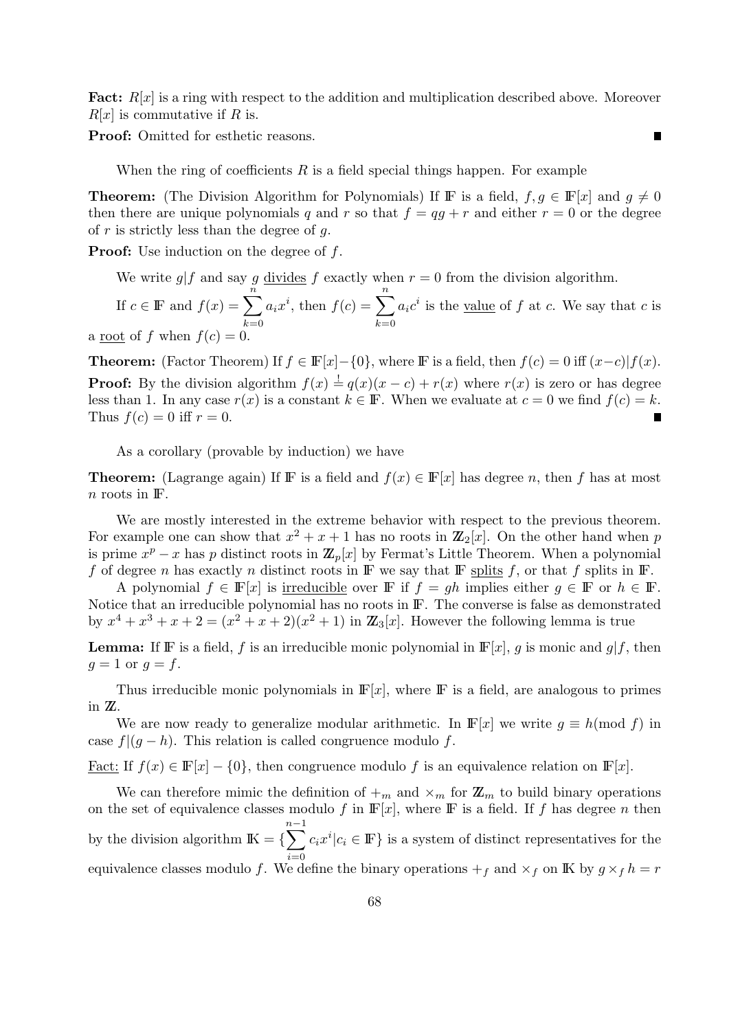**Fact:** $R[x]$ is a ring with respect to the addition and multiplication described above. Moreover $R[x]$ is commutative if $R$ is.

**Proof:** Omitted for esthetic reasons. ∎

When the ring of coefficients $R$ is a field special things happen. For example

**Theorem:** (The Division Algorithm for Polynomials) If $\mathbb{F}$ is a field, $f, g \in \mathbb{F}[x]$ and $g \neq 0$ then there are unique polynomials $q$ and $r$ so that $f = qg + r$ and either $r = 0$ or the degree of $r$ is strictly less than the degree of $g$.

**Proof:** Use induction on the degree of $f$.

We write $g|f$ and say $g$ divides $f$ exactly when $r = 0$ from the division algorithm.

If $c \in \mathbb{F}$ and $f(x) = \sum_{k=0}^{n} a_i x^i$, then $f(c) = \sum_{k=0}^{n} a_i c^i$ is the value of $f$ at $c$. We say that $c$ is a root of $f$ when $f(c) = 0$.

**Theorem:** (Factor Theorem) If $f \in \mathbb{F}[x] - \{0\}$, where $\mathbb{F}$ is a field, then $f(c) = 0$ iff $(x-c)|f(x)$.

**Proof:** By the division algorithm $f(x) \stackrel{!}{=} q(x)(x-c) + r(x)$ where $r(x)$ is zero or has degree less than 1. In any case $r(x)$ is a constant $k \in \mathbb{F}$. When we evaluate at $c = 0$ we find $f(c) = k$. Thus $f(c) = 0$ iff $r = 0$. ∎

As a corollary (provable by induction) we have

**Theorem:** (Lagrange again) If $\mathbb{F}$ is a field and $f(x) \in \mathbb{F}[x]$ has degree $n$, then $f$ has at most $n$ roots in $\mathbb{F}$.

We are mostly interested in the extreme behavior with respect to the previous theorem. For example one can show that $x^2 + x + 1$ has no roots in $\mathbb{Z}_2[x]$. On the other hand when $p$ is prime $x^p - x$ has $p$ distinct roots in $\mathbb{Z}_p[x]$ by Fermat's Little Theorem. When a polynomial $f$ of degree $n$ has exactly $n$ distinct roots in $\mathbb{F}$ we say that $\mathbb{F}$ splits $f$, or that $f$ splits in $\mathbb{F}$.

A polynomial $f \in \mathbb{F}[x]$ is irreducible over $\mathbb{F}$ if $f = gh$ implies either $g \in \mathbb{F}$ or $h \in \mathbb{F}$. Notice that an irreducible polynomial has no roots in $\mathbb{F}$. The converse is false as demonstrated by $x^4 + x^3 + x + 2 = (x^2 + x + 2)(x^2 + 1)$ in $\mathbb{Z}_3[x]$. However the following lemma is true

**Lemma:** If $\mathbb{F}$ is a field, $f$ is an irreducible monic polynomial in $\mathbb{F}[x]$, $g$ is monic and $g|f$, then $g = 1$ or $g = f$.

Thus irreducible monic polynomials in $\mathbb{F}[x]$, where $\mathbb{F}$ is a field, are analogous to primes in $\mathbb{Z}$.

We are now ready to generalize modular arithmetic. In $\mathbb{F}[x]$ we write $g \equiv h (\text{mod } f)$ in case $f|(g-h)$. This relation is called congruence modulo $f$.

Fact: If $f(x) \in \mathbb{F}[x] - \{0\}$, then congruence modulo $f$ is an equivalence relation on $\mathbb{F}[x]$.

We can therefore mimic the definition of $+_m$ and $\times_m$ for $\mathbb{Z}_m$ to build binary operations on the set of equivalence classes modulo $f$ in $\mathbb{F}[x]$, where $\mathbb{F}$ is a field. If $f$ has degree $n$ then by the division algorithm $\mathbb{K} = \{\sum_{i=0}^{n-1} c_i x^i | c_i \in \mathbb{F}\}$ is a system of distinct representatives for the equivalence classes modulo $f$. We define the binary operations $+_f$ and $\times_f$ on $\mathbb{K}$ by $g \times_f h = r$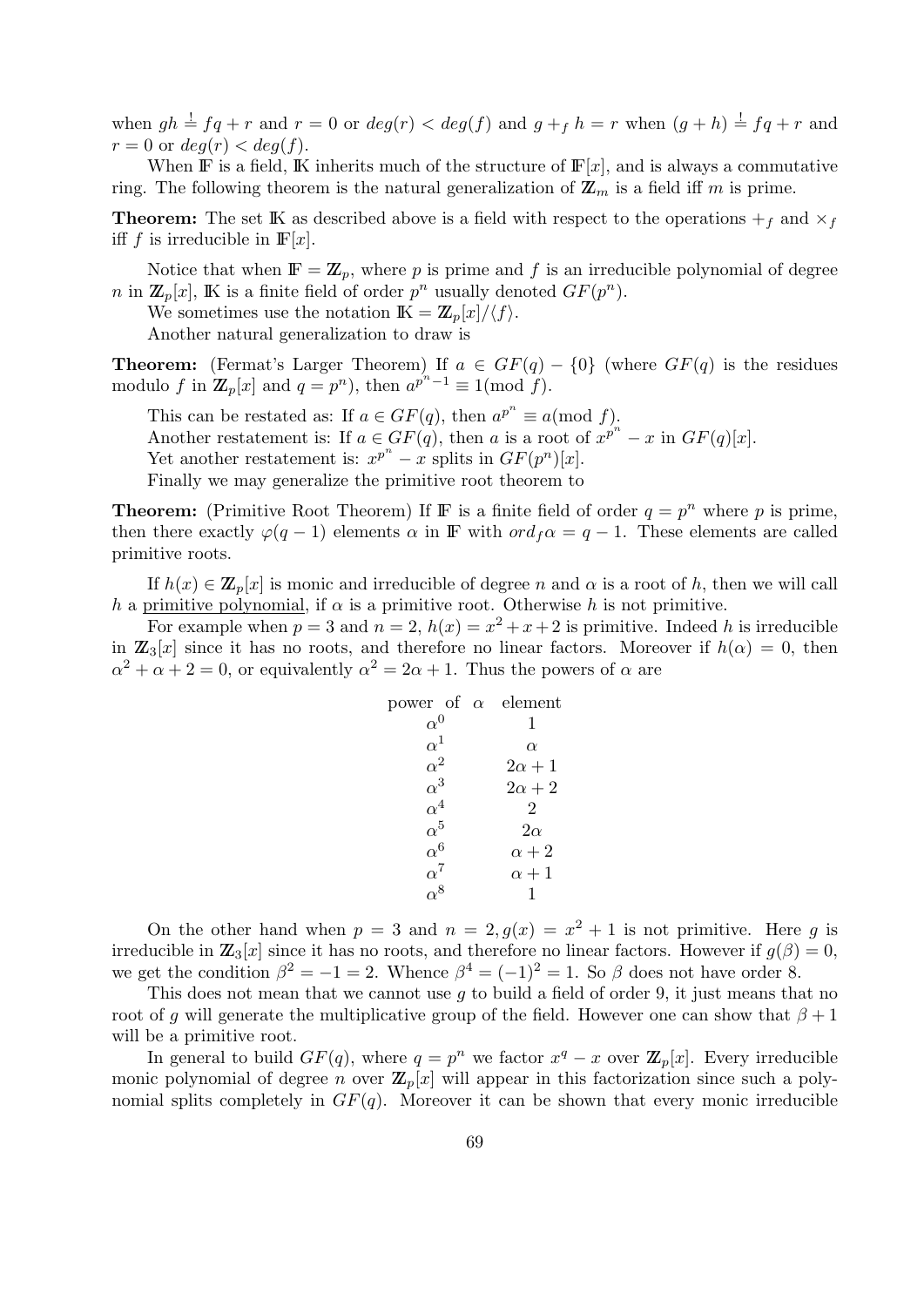when $gh \stackrel{!}{=} fq + r$ and $r = 0$ or $deg(r) < deg(f)$ and $g +_f h = r$ when $(g + h) \stackrel{!}{=} fq + r$ and $r = 0$ or $deg(r) < deg(f)$.

When $\mathbb{F}$ is a field, $\mathbb{K}$ inherits much of the structure of $\mathbb{F}[x]$, and is always a commutative ring. The following theorem is the natural generalization of $\mathbb{Z}_m$ is a field iff $m$ is prime.

**Theorem:** The set $\mathbb{K}$ as described above is a field with respect to the operations $+_f$ and $\times_f$ iff $f$ is irreducible in $\mathbb{F}[x]$.

Notice that when $\mathbb{F} = \mathbb{Z}_p$, where $p$ is prime and $f$ is an irreducible polynomial of degree $n$ in $\mathbb{Z}_p[x]$, $\mathbb{K}$ is a finite field of order $p^n$ usually denoted $GF(p^n)$.

We sometimes use the notation $\mathbb{K} = \mathbb{Z}_p[x]/\langle f \rangle$.

Another natural generalization to draw is

**Theorem:** (Fermat's Larger Theorem) If $a \in GF(q) - \{0\}$ (where $GF(q)$ is the residues modulo $f$ in $\mathbb{Z}_p[x]$ and $q = p^n$), then $a^{p^n - 1} \equiv 1 (\text{mod } f)$.

This can be restated as: If $a \in GF(q)$, then $a^{p^n} \equiv a (\text{mod } f)$.

Another restatement is: If $a \in GF(q)$, then $a$ is a root of $x^{p^n} - x$ in $GF(q)[x]$.

Yet another restatement is: $x^{p^n} - x$ splits in $GF(p^n)[x]$.

Finally we may generalize the primitive root theorem to

**Theorem:** (Primitive Root Theorem) If $\mathbb{F}$ is a finite field of order $q = p^n$ where $p$ is prime, then there exactly $\varphi(q-1)$ elements $\alpha$ in $\mathbb{F}$ with $ord_f \alpha = q - 1$. These elements are called primitive roots.

If $h(x) \in \mathbb{Z}_p[x]$ is monic and irreducible of degree $n$ and $\alpha$ is a root of $h$, then we will call $h$ a primitive polynomial, if $\alpha$ is a primitive root. Otherwise $h$ is not primitive.

For example when $p = 3$ and $n = 2$, $h(x) = x^2 + x + 2$ is primitive. Indeed $h$ is irreducible in $\mathbb{Z}_3[x]$ since it has no roots, and therefore no linear factors. Moreover if $h(\alpha) = 0$, then $\alpha^2 + \alpha + 2 = 0$, or equivalently $\alpha^2 = 2\alpha + 1$. Thus the powers of $\alpha$ are

| power of $\alpha$ | element |
|---|---|
| $\alpha^0$ | $1$ |
| $\alpha^1$ | $\alpha$ |
| $\alpha^2$ | $2\alpha + 1$ |
| $\alpha^3$ | $2\alpha + 2$ |
| $\alpha^4$ | $2$ |
| $\alpha^5$ | $2\alpha$ |
| $\alpha^6$ | $\alpha + 2$ |
| $\alpha^7$ | $\alpha + 1$ |
| $\alpha^8$ | $1$ |

On the other hand when $p = 3$ and $n = 2, g(x) = x^2 + 1$ is not primitive. Here $g$ is irreducible in $\mathbb{Z}_3[x]$ since it has no roots, and therefore no linear factors. However if $g(\beta) = 0$, we get the condition $\beta^2 = -1 = 2$. Whence $\beta^4 = (-1)^2 = 1$. So $\beta$ does not have order 8.

This does not mean that we cannot use $g$ to build a field of order 9, it just means that no root of $g$ will generate the multiplicative group of the field. However one can show that $\beta + 1$ will be a primitive root.

In general to build $GF(q)$, where $q = p^n$ we factor $x^q - x$ over $\mathbb{Z}_p[x]$. Every irreducible monic polynomial of degree $n$ over $\mathbb{Z}_p[x]$ will appear in this factorization since such a polynomial splits completely in $GF(q)$. Moreover it can be shown that every monic irreducible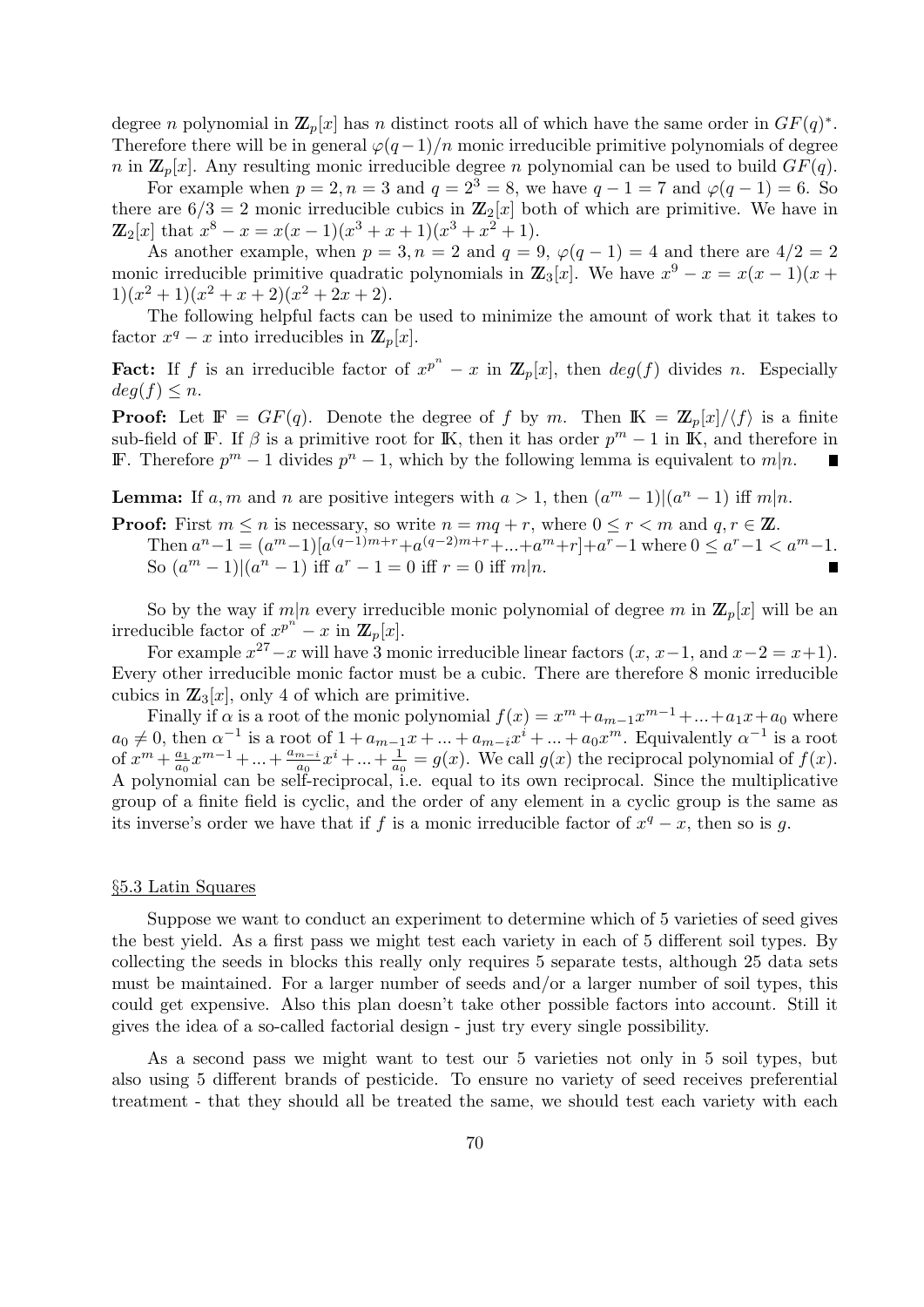degree $n$ polynomial in $\mathbb{Z}_p[x]$ has $n$ distinct roots all of which have the same order in $GF(q)^*$. Therefore there will be in general $\varphi(q-1)/n$ monic irreducible primitive polynomials of degree $n$ in $\mathbb{Z}_p[x]$. Any resulting monic irreducible degree $n$ polynomial can be used to build $GF(q)$.

For example when $p = 2, n = 3$ and $q = 2^3 = 8$, we have $q-1 = 7$ and $\varphi(q-1) = 6$. So there are $6/3 = 2$ monic irreducible cubics in $\mathbb{Z}_2[x]$ both of which are primitive. We have in $\mathbb{Z}_2[x]$ that $x^8 - x = x(x-1)(x^3+x+1)(x^3+x^2+1)$.

As another example, when $p = 3, n = 2$ and $q = 9$, $\varphi(q-1) = 4$ and there are $4/2 = 2$ monic irreducible primitive quadratic polynomials in $\mathbb{Z}_3[x]$. We have $x^9 - x = x(x-1)(x+1)(x^2+1)(x^2+x+2)(x^2+2x+2)$.

The following helpful facts can be used to minimize the amount of work that it takes to factor $x^q - x$ into irreducibles in $\mathbb{Z}_p[x]$.

**Fact:** If $f$ is an irreducible factor of $x^{p^n} - x$ in $\mathbb{Z}_p[x]$, then $deg(f)$ divides $n$. Especially $deg(f) \leq n$.

**Proof:** Let $\mathbb{F} = GF(q)$. Denote the degree of $f$ by $m$. Then $\mathbb{K} = \mathbb{Z}_p[x]/\langle f \rangle$ is a finite sub-field of $\mathbb{F}$. If $\beta$ is a primitive root for $\mathbb{K}$, then it has order $p^m - 1$ in $\mathbb{K}$, and therefore in $\mathbb{F}$. Therefore $p^m - 1$ divides $p^n - 1$, which by the following lemma is equivalent to $m|n$. ∎

**Lemma:** If $a, m$ and $n$ are positive integers with $a > 1$, then $(a^m - 1)|(a^n - 1)$ iff $m|n$.

**Proof:** First $m \leq n$ is necessary, so write $n = mq + r$, where $0 \leq r < m$ and $q, r \in \mathbb{Z}$.
Then $a^n - 1 = (a^m - 1)[a^{(q-1)m+r} + a^{(q-2)m+r} + ... + a^m + r] + a^r - 1$ where $0 \leq a^r - 1 < a^m - 1$.
So $(a^m - 1)|(a^n - 1)$ iff $a^r - 1 = 0$ iff $r = 0$ iff $m|n$. ∎

So by the way if $m|n$ every irreducible monic polynomial of degree $m$ in $\mathbb{Z}_p[x]$ will be an irreducible factor of $x^{p^n} - x$ in $\mathbb{Z}_p[x]$.

For example $x^{27} - x$ will have 3 monic irreducible linear factors ($x$, $x-1$, and $x-2 = x+1$). Every other irreducible monic factor must be a cubic. There are therefore 8 monic irreducible cubics in $\mathbb{Z}_3[x]$, only 4 of which are primitive.

Finally if $\alpha$ is a root of the monic polynomial $f(x) = x^m + a_{m-1}x^{m-1} + ... + a_1 x + a_0$ where $a_0 \neq 0$, then $\alpha^{-1}$ is a root of $1 + a_{m-1}x + ... + a_{m-i}x^i + ... + a_0 x^m$. Equivalently $\alpha^{-1}$ is a root of $x^m + \frac{a_1}{a_0}x^{m-1} + ... + \frac{a_{m-i}}{a_0}x^i + ... + \frac{1}{a_0} = g(x)$. We call $g(x)$ the reciprocal polynomial of $f(x)$. A polynomial can be self-reciprocal, i.e. equal to its own reciprocal. Since the multiplicative group of a finite field is cyclic, and the order of any element in a cyclic group is the same as its inverse's order we have that if $f$ is a monic irreducible factor of $x^q - x$, then so is $g$.

## §5.3 Latin Squares

Suppose we want to conduct an experiment to determine which of 5 varieties of seed gives the best yield. As a first pass we might test each variety in each of 5 different soil types. By collecting the seeds in blocks this really only requires 5 separate tests, although 25 data sets must be maintained. For a larger number of seeds and/or a larger number of soil types, this could get expensive. Also this plan doesn't take other possible factors into account. Still it gives the idea of a so-called factorial design - just try every single possibility.

As a second pass we might want to test our 5 varieties not only in 5 soil types, but also using 5 different brands of pesticide. To ensure no variety of seed receives preferential treatment - that they should all be treated the same, we should test each variety with each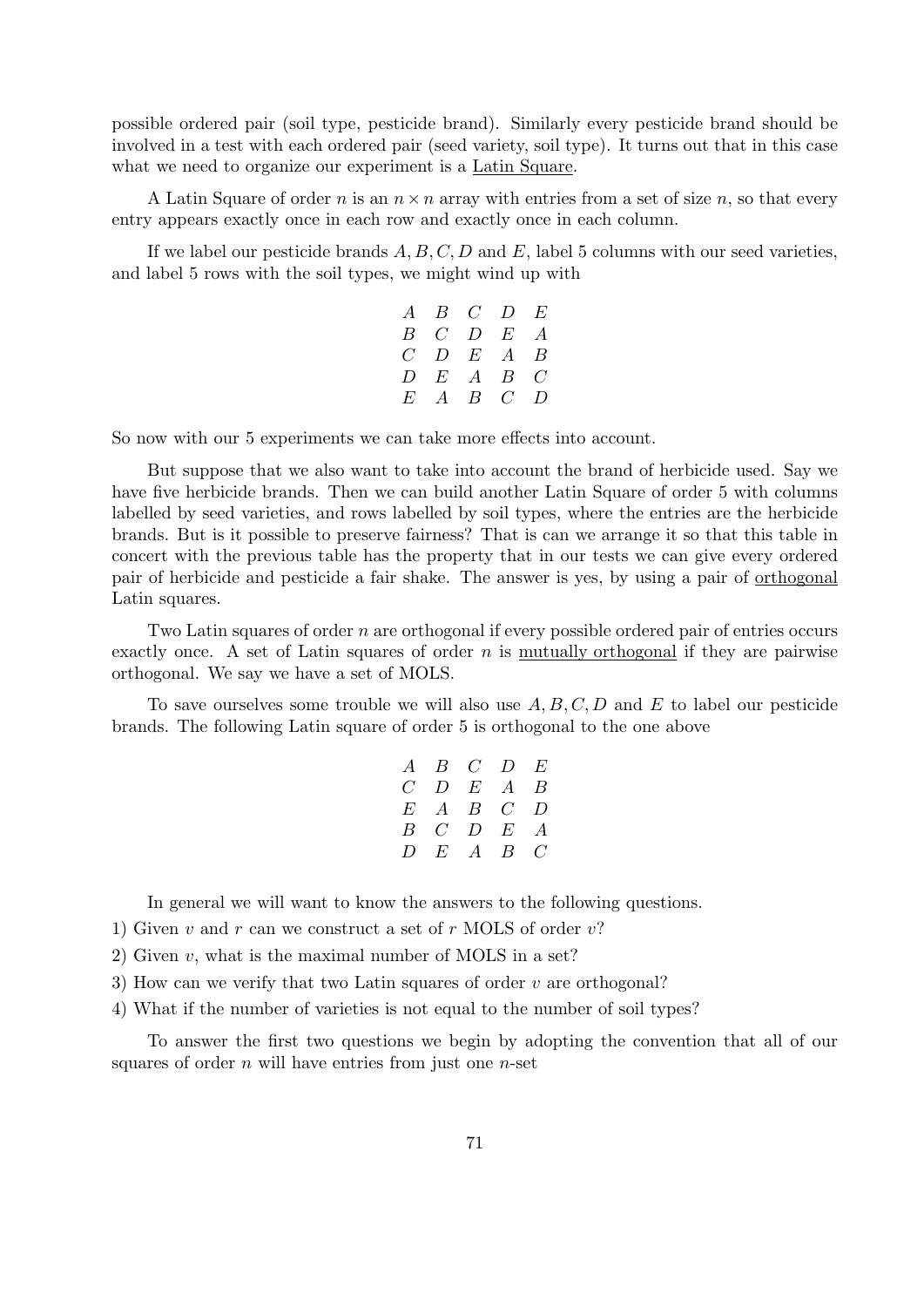possible ordered pair (soil type, pesticide brand). Similarly every pesticide brand should be involved in a test with each ordered pair (seed variety, soil type). It turns out that in this case what we need to organize our experiment is a Latin Square.

A Latin Square of order $n$ is an $n \times n$ array with entries from a set of size $n$, so that every entry appears exactly once in each row and exactly once in each column.

If we label our pesticide brands $A, B, C, D$ and $E$, label 5 columns with our seed varieties, and label 5 rows with the soil types, we might wind up with

$$\begin{array}{ccccc} A & B & C & D & E \\ B & C & D & E & A \\ C & D & E & A & B \\ D & E & A & B & C \\ E & A & B & C & D \end{array}$$

So now with our 5 experiments we can take more effects into account.

But suppose that we also want to take into account the brand of herbicide used. Say we have five herbicide brands. Then we can build another Latin Square of order 5 with columns labelled by seed varieties, and rows labelled by soil types, where the entries are the herbicide brands. But is it possible to preserve fairness? That is can we arrange it so that this table in concert with the previous table has the property that in our tests we can give every ordered pair of herbicide and pesticide a fair shake. The answer is yes, by using a pair of orthogonal Latin squares.

Two Latin squares of order $n$ are orthogonal if every possible ordered pair of entries occurs exactly once. A set of Latin squares of order $n$ is mutually orthogonal if they are pairwise orthogonal. We say we have a set of MOLS.

To save ourselves some trouble we will also use $A, B, C, D$ and $E$ to label our pesticide brands. The following Latin square of order 5 is orthogonal to the one above

$$\begin{array}{ccccc} A & B & C & D & E \\ C & D & E & A & B \\ E & A & B & C & D \\ B & C & D & E & A \\ D & E & A & B & C \end{array}$$

In general we will want to know the answers to the following questions.

1) Given $v$ and $r$ can we construct a set of $r$ MOLS of order $v$?

2) Given $v$, what is the maximal number of MOLS in a set?

3) How can we verify that two Latin squares of order $v$ are orthogonal?

4) What if the number of varieties is not equal to the number of soil types?

To answer the first two questions we begin by adopting the convention that all of our squares of order $n$ will have entries from just one $n$-set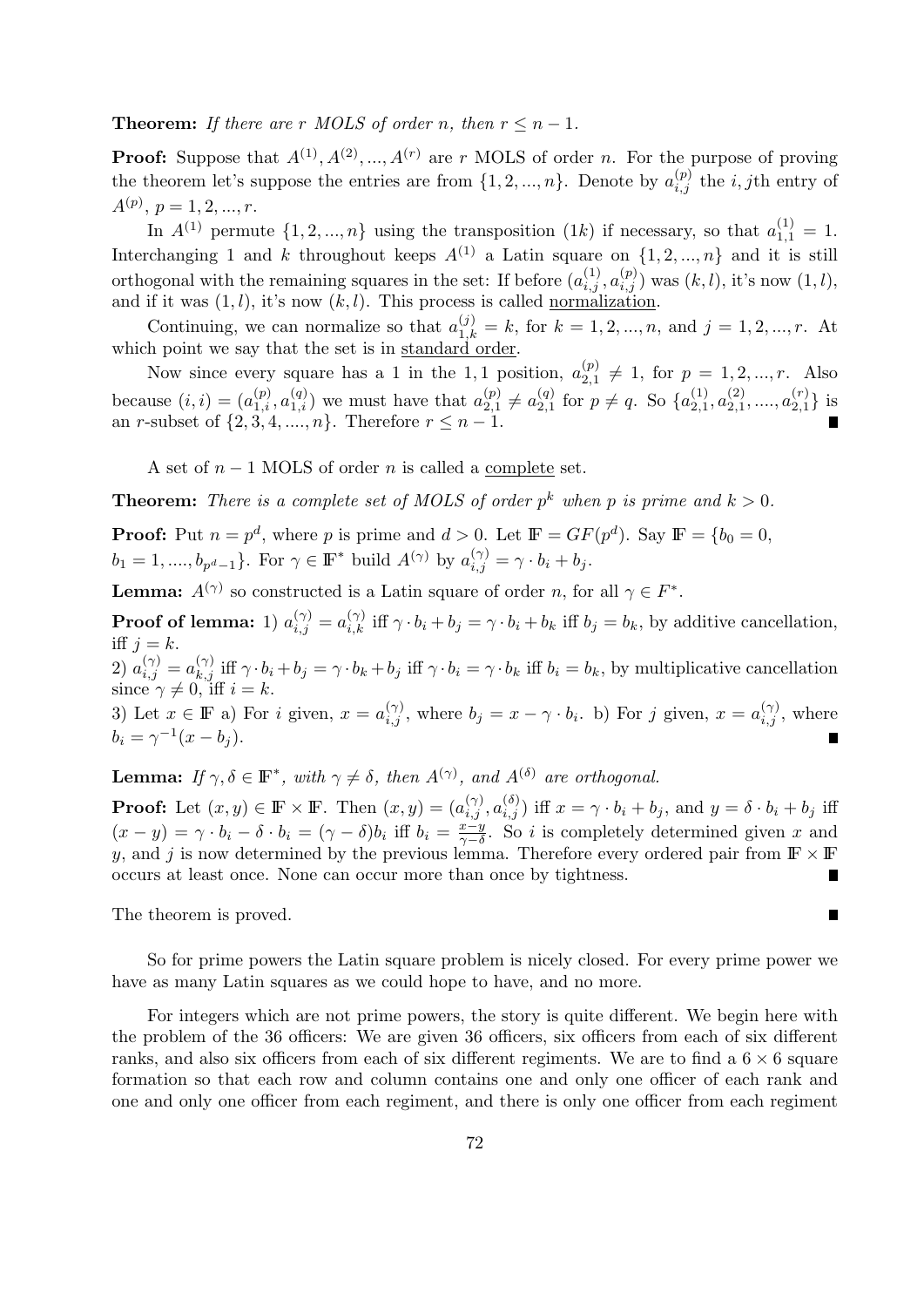**Theorem:** *If there are r MOLS of order n, then $r \leq n-1$.*

**Proof:** Suppose that $A^{(1)}, A^{(2)}, ..., A^{(r)}$ are $r$ MOLS of order $n$. For the purpose of proving the theorem let's suppose the entries are from $\{1, 2, ..., n\}$. Denote by $a^{(p)}_{i,j}$ the $i,j$th entry of $A^{(p)}$, $p = 1, 2, ..., r$.

In $A^{(1)}$ permute $\{1, 2, ..., n\}$ using the transposition $(1k)$ if necessary, so that $a^{(1)}_{1,1} = 1$. Interchanging 1 and $k$ throughout keeps $A^{(1)}$ a Latin square on $\{1, 2, ..., n\}$ and it is still orthogonal with the remaining squares in the set: If before $(a^{(1)}_{i,j}, a^{(p)}_{i,j})$ was $(k, l)$, it's now $(1, l)$, and if it was $(1, l)$, it's now $(k, l)$. This process is called normalization.

Continuing, we can normalize so that $a^{(j)}_{1,k} = k$, for $k = 1, 2, ..., n$, and $j = 1, 2, ..., r$. At which point we say that the set is in standard order.

Now since every square has a 1 in the 1,1 position, $a^{(p)}_{2,1} \neq 1$, for $p = 1, 2, ..., r$. Also because $(i, i) = (a^{(p)}_{1,i}, a^{(q)}_{1,i})$ we must have that $a^{(p)}_{2,1} \neq a^{(q)}_{2,1}$ for $p \neq q$. So $\{a^{(1)}_{2,1}, a^{(2)}_{2,1}, ...., a^{(r)}_{2,1}\}$ is an $r$-subset of $\{2, 3, 4, ...., n\}$. Therefore $r \leq n-1$. ∎

A set of $n-1$ MOLS of order $n$ is called a complete set.

**Theorem:** *There is a complete set of MOLS of order $p^k$ when p is prime and $k > 0$.*

**Proof:** Put $n = p^d$, where $p$ is prime and $d > 0$. Let $\mathbb{F} = GF(p^d)$. Say $\mathbb{F} = \{b_0 = 0, b_1 = 1, ...., b_{p^d-1}\}$. For $\gamma \in \mathbb{F}^*$ build $A^{(\gamma)}$ by $a^{(\gamma)}_{i,j} = \gamma \cdot b_i + b_j$.

**Lemma:** *$A^{(\gamma)}$ so constructed is a Latin square of order n, for all $\gamma \in F^*$.*

**Proof of lemma:** 1) $a^{(\gamma)}_{i,j} = a^{(\gamma)}_{i,k}$ iff $\gamma \cdot b_i + b_j = \gamma \cdot b_i + b_k$ iff $b_j = b_k$, by additive cancellation, iff $j = k$.
2) $a^{(\gamma)}_{i,j} = a^{(\gamma)}_{k,j}$ iff $\gamma \cdot b_i + b_j = \gamma \cdot b_k + b_j$ iff $\gamma \cdot b_i = \gamma \cdot b_k$ iff $b_i = b_k$, by multiplicative cancellation since $\gamma \neq 0$, iff $i = k$.
3) Let $x \in \mathbb{F}$ a) For $i$ given, $x = a^{(\gamma)}_{i,j}$, where $b_j = x - \gamma \cdot b_i$. b) For $j$ given, $x = a^{(\gamma)}_{i,j}$, where $b_i = \gamma^{-1}(x - b_j)$. ∎

**Lemma:** *If $\gamma, \delta \in \mathbb{F}^*$, with $\gamma \neq \delta$, then $A^{(\gamma)}$, and $A^{(\delta)}$ are orthogonal.*

**Proof:** Let $(x, y) \in \mathbb{F} \times \mathbb{F}$. Then $(x, y) = (a^{(\gamma)}_{i,j}, a^{(\delta)}_{i,j})$ iff $x = \gamma \cdot b_i + b_j$, and $y = \delta \cdot b_i + b_j$ iff $(x - y) = \gamma \cdot b_i - \delta \cdot b_i = (\gamma - \delta) b_i$ iff $b_i = \frac{x-y}{\gamma-\delta}$. So $i$ is completely determined given $x$ and $y$, and $j$ is now determined by the previous lemma. Therefore every ordered pair from $\mathbb{F} \times \mathbb{F}$ occurs at least once. None can occur more than once by tightness. ∎

The theorem is proved. ∎

So for prime powers the Latin square problem is nicely closed. For every prime power we have as many Latin squares as we could hope to have, and no more.

For integers which are not prime powers, the story is quite different. We begin here with the problem of the 36 officers: We are given 36 officers, six officers from each of six different ranks, and also six officers from each of six different regiments. We are to find a $6 \times 6$ square formation so that each row and column contains one and only one officer of each rank and one and only one officer from each regiment, and there is only one officer from each regiment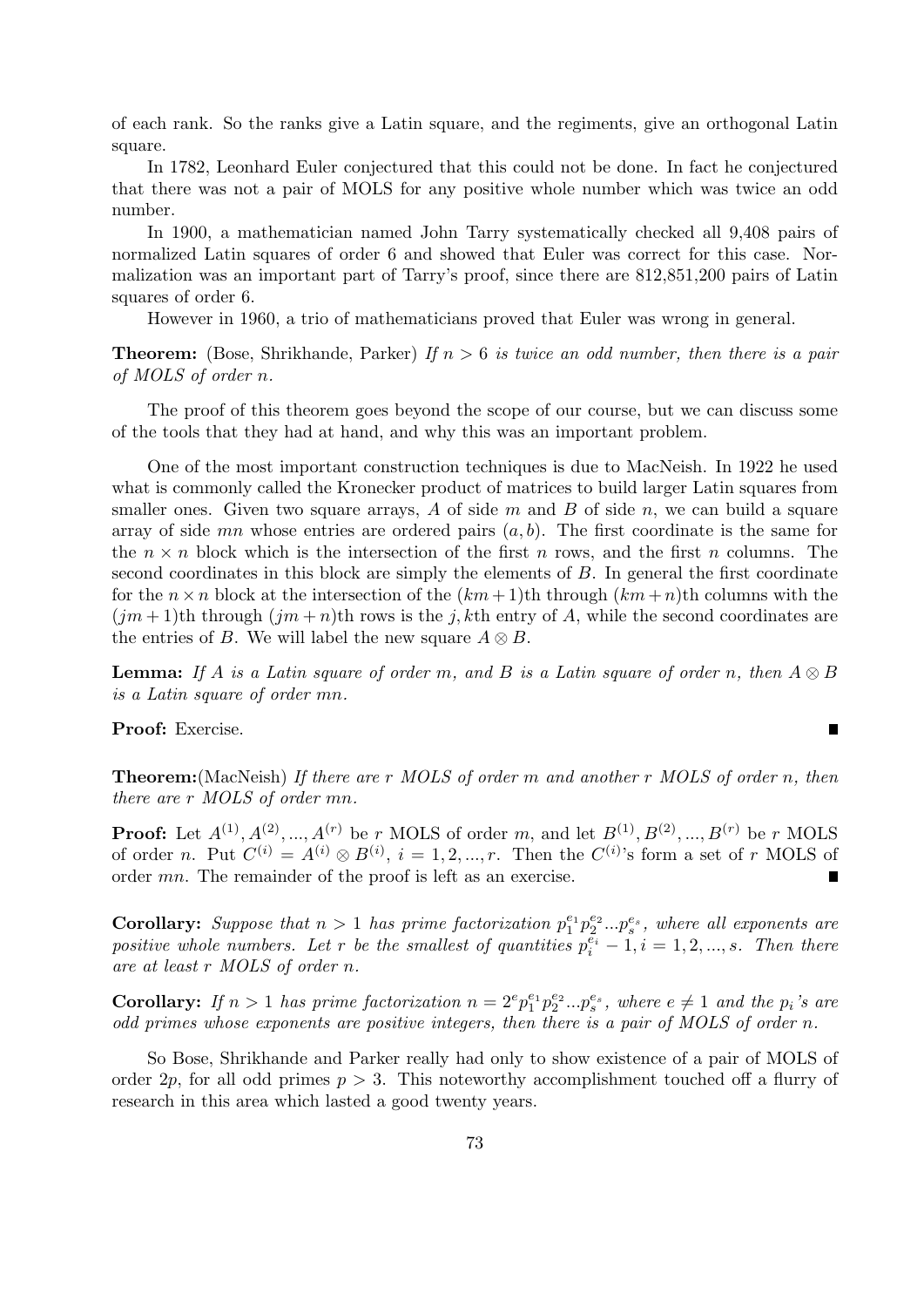of each rank. So the ranks give a Latin square, and the regiments, give an orthogonal Latin square.

In 1782, Leonhard Euler conjectured that this could not be done. In fact he conjectured that there was not a pair of MOLS for any positive whole number which was twice an odd number.

In 1900, a mathematician named John Tarry systematically checked all 9,408 pairs of normalized Latin squares of order 6 and showed that Euler was correct for this case. Normalization was an important part of Tarry's proof, since there are 812,851,200 pairs of Latin squares of order 6.

However in 1960, a trio of mathematicians proved that Euler was wrong in general.

**Theorem:** (Bose, Shrikhande, Parker) *If $n > 6$ is twice an odd number, then there is a pair of MOLS of order $n$.*

The proof of this theorem goes beyond the scope of our course, but we can discuss some of the tools that they had at hand, and why this was an important problem.

One of the most important construction techniques is due to MacNeish. In 1922 he used what is commonly called the Kronecker product of matrices to build larger Latin squares from smaller ones. Given two square arrays, $A$ of side $m$ and $B$ of side $n$, we can build a square array of side $mn$ whose entries are ordered pairs $(a, b)$. The first coordinate is the same for the $n \times n$ block which is the intersection of the first $n$ rows, and the first $n$ columns. The second coordinates in this block are simply the elements of $B$. In general the first coordinate for the $n \times n$ block at the intersection of the $(km+1)$th through $(km+n)$th columns with the $(jm+1)$th through $(jm+n)$th rows is the $j, k$th entry of $A$, while the second coordinates are the entries of $B$. We will label the new square $A \otimes B$.

**Lemma:** *If $A$ is a Latin square of order $m$, and $B$ is a Latin square of order $n$, then $A \otimes B$ is a Latin square of order $mn$.*

**Proof:** Exercise. ∎

**Theorem:**(MacNeish) *If there are $r$ MOLS of order $m$ and another $r$ MOLS of order $n$, then there are $r$ MOLS of order $mn$.*

**Proof:** Let $A^{(1)}, A^{(2)}, ..., A^{(r)}$ be $r$ MOLS of order $m$, and let $B^{(1)}, B^{(2)}, ..., B^{(r)}$ be $r$ MOLS of order $n$. Put $C^{(i)} = A^{(i)} \otimes B^{(i)}$, $i = 1, 2, ..., r$. Then the $C^{(i)}$'s form a set of $r$ MOLS of order $mn$. The remainder of the proof is left as an exercise. ∎

**Corollary:** *Suppose that $n > 1$ has prime factorization $p_1^{e_1} p_2^{e_2} ... p_s^{e_s}$, where all exponents are positive whole numbers. Let $r$ be the smallest of quantities $p_i^{e_i} - 1, i = 1, 2, ..., s$. Then there are at least $r$ MOLS of order $n$.*

**Corollary:** *If $n > 1$ has prime factorization $n = 2^e p_1^{e_1} p_2^{e_2} ... p_s^{e_s}$, where $e \neq 1$ and the $p_i$'s are odd primes whose exponents are positive integers, then there is a pair of MOLS of order $n$.*

So Bose, Shrikhande and Parker really had only to show existence of a pair of MOLS of order $2p$, for all odd primes $p > 3$. This noteworthy accomplishment touched off a flurry of research in this area which lasted a good twenty years.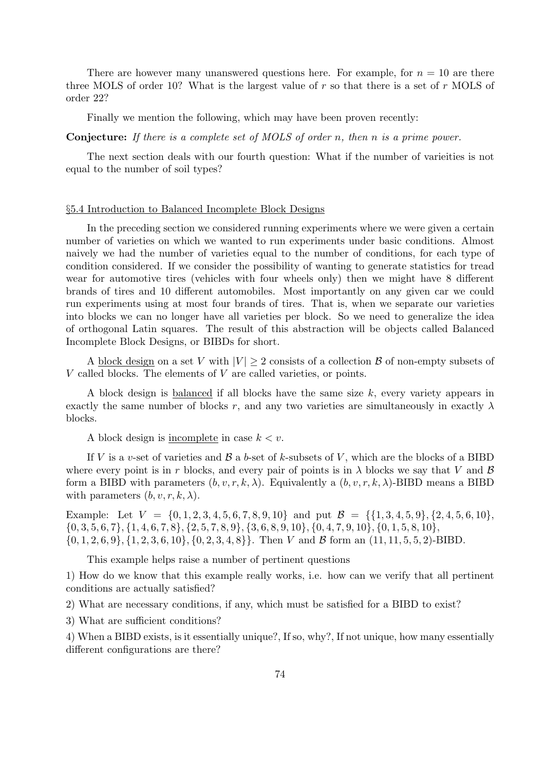There are however many unanswered questions here. For example, for $n = 10$ are there three MOLS of order 10? What is the largest value of $r$ so that there is a set of $r$ MOLS of order 22?

Finally we mention the following, which may have been proven recently:

**Conjecture:** *If there is a complete set of MOLS of order $n$, then $n$ is a prime power.*

The next section deals with our fourth question: What if the number of varieities is not equal to the number of soil types?

## §5.4 Introduction to Balanced Incomplete Block Designs

In the preceding section we considered running experiments where we were given a certain number of varieties on which we wanted to run experiments under basic conditions. Almost naively we had the number of varieties equal to the number of conditions, for each type of condition considered. If we consider the possibility of wanting to generate statistics for tread wear for automotive tires (vehicles with four wheels only) then we might have 8 different brands of tires and 10 different automobiles. Most importantly on any given car we could run experiments using at most four brands of tires. That is, when we separate our varieties into blocks we can no longer have all varieties per block. So we need to generalize the idea of orthogonal Latin squares. The result of this abstraction will be objects called Balanced Incomplete Block Designs, or BIBDs for short.

A block design on a set $V$ with $|V| \geq 2$ consists of a collection $\mathcal{B}$ of non-empty subsets of $V$ called blocks. The elements of $V$ are called varieties, or points.

A block design is balanced if all blocks have the same size $k$, every variety appears in exactly the same number of blocks $r$, and any two varieties are simultaneously in exactly $\lambda$ blocks.

A block design is incomplete in case $k < v$.

If $V$ is a $v$-set of varieties and $\mathcal{B}$ a $b$-set of $k$-subsets of $V$, which are the blocks of a BIBD where every point is in $r$ blocks, and every pair of points is in $\lambda$ blocks we say that $V$ and $\mathcal{B}$ form a BIBD with parameters $(b, v, r, k, \lambda)$. Equivalently a $(b, v, r, k, \lambda)$-BIBD means a BIBD with parameters $(b, v, r, k, \lambda)$.

Example: Let $V = \{0, 1, 2, 3, 4, 5, 6, 7, 8, 9, 10\}$ and put $\mathcal{B} = \{\{1, 3, 4, 5, 9\}, \{2, 4, 5, 6, 10\}, \{0, 3, 5, 6, 7\}, \{1, 4, 6, 7, 8\}, \{2, 5, 7, 8, 9\}, \{3, 6, 8, 9, 10\}, \{0, 4, 7, 9, 10\}, \{0, 1, 5, 8, 10\}, \{0, 1, 2, 6, 9\}, \{1, 2, 3, 6, 10\}, \{0, 2, 3, 4, 8\}\}$. Then $V$ and $\mathcal{B}$ form an $(11, 11, 5, 5, 2)$-BIBD.

This example helps raise a number of pertinent questions

1) How do we know that this example really works, i.e. how can we verify that all pertinent conditions are actually satisfied?

2) What are necessary conditions, if any, which must be satisfied for a BIBD to exist?

3) What are sufficient conditions?

4) When a BIBD exists, is it essentially unique?, If so, why?, If not unique, how many essentially different configurations are there?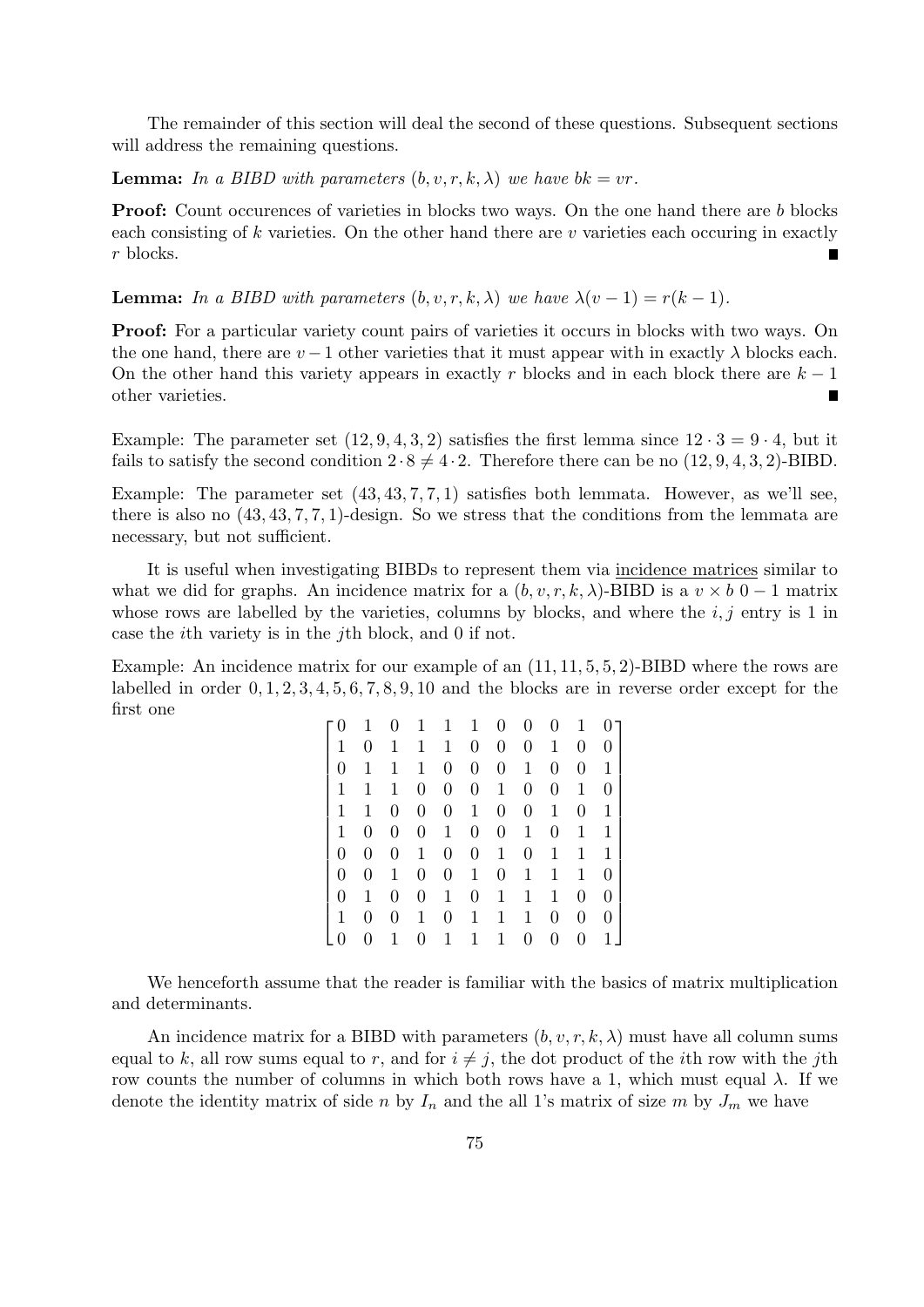The remainder of this section will deal the second of these questions. Subsequent sections will address the remaining questions.

**Lemma:** *In a BIBD with parameters $(b, v, r, k, \lambda)$ we have $bk = vr$.*

**Proof:** Count occurences of varieties in blocks two ways. On the one hand there are $b$ blocks each consisting of $k$ varieties. On the other hand there are $v$ varieties each occuring in exactly $r$ blocks. ■

**Lemma:** *In a BIBD with parameters $(b, v, r, k, \lambda)$ we have $\lambda(v-1) = r(k-1)$.*

**Proof:** For a particular variety count pairs of varieties it occurs in blocks with two ways. On the one hand, there are $v-1$ other varieties that it must appear with in exactly $\lambda$ blocks each. On the other hand this variety appears in exactly $r$ blocks and in each block there are $k-1$ other varieties. ■

Example: The parameter set $(12, 9, 4, 3, 2)$ satisfies the first lemma since $12 \cdot 3 = 9 \cdot 4$, but it fails to satisfy the second condition $2 \cdot 8 \neq 4 \cdot 2$. Therefore there can be no $(12, 9, 4, 3, 2)$-BIBD.

Example: The parameter set $(43, 43, 7, 7, 1)$ satisfies both lemmata. However, as we'll see, there is also no $(43, 43, 7, 7, 1)$-design. So we stress that the conditions from the lemmata are necessary, but not sufficient.

It is useful when investigating BIBDs to represent them via incidence matrices similar to what we did for graphs. An incidence matrix for a $(b, v, r, k, \lambda)$-BIBD is a $v \times b$ $0-1$ matrix whose rows are labelled by the varieties, columns by blocks, and where the $i, j$ entry is 1 in case the $i$th variety is in the $j$th block, and 0 if not.

Example: An incidence matrix for our example of an $(11, 11, 5, 5, 2)$-BIBD where the rows are labelled in order $0, 1, 2, 3, 4, 5, 6, 7, 8, 9, 10$ and the blocks are in reverse order except for the first one

$$\begin{bmatrix}
0 & 1 & 0 & 1 & 1 & 1 & 0 & 0 & 0 & 1 & 0 \\
1 & 0 & 1 & 1 & 1 & 0 & 0 & 0 & 1 & 0 & 0 \\
0 & 1 & 1 & 1 & 0 & 0 & 0 & 1 & 0 & 0 & 1 \\
1 & 1 & 1 & 0 & 0 & 0 & 1 & 0 & 0 & 1 & 0 \\
1 & 1 & 0 & 0 & 0 & 1 & 0 & 0 & 1 & 0 & 1 \\
1 & 0 & 0 & 0 & 1 & 0 & 0 & 1 & 0 & 1 & 1 \\
0 & 0 & 0 & 1 & 0 & 0 & 1 & 0 & 1 & 1 & 1 \\
0 & 0 & 1 & 0 & 0 & 1 & 0 & 1 & 1 & 1 & 0 \\
0 & 1 & 0 & 0 & 1 & 0 & 1 & 1 & 1 & 0 & 0 \\
1 & 0 & 0 & 1 & 0 & 1 & 1 & 1 & 0 & 0 & 0 \\
0 & 0 & 1 & 0 & 1 & 1 & 1 & 0 & 0 & 0 & 1
\end{bmatrix}$$

We henceforth assume that the reader is familiar with the basics of matrix multiplication and determinants.

An incidence matrix for a BIBD with parameters $(b, v, r, k, \lambda)$ must have all column sums equal to $k$, all row sums equal to $r$, and for $i \neq j$, the dot product of the $i$th row with the $j$th row counts the number of columns in which both rows have a 1, which must equal $\lambda$. If we denote the identity matrix of side $n$ by $I_n$ and the all 1's matrix of size $m$ by $J_m$ we have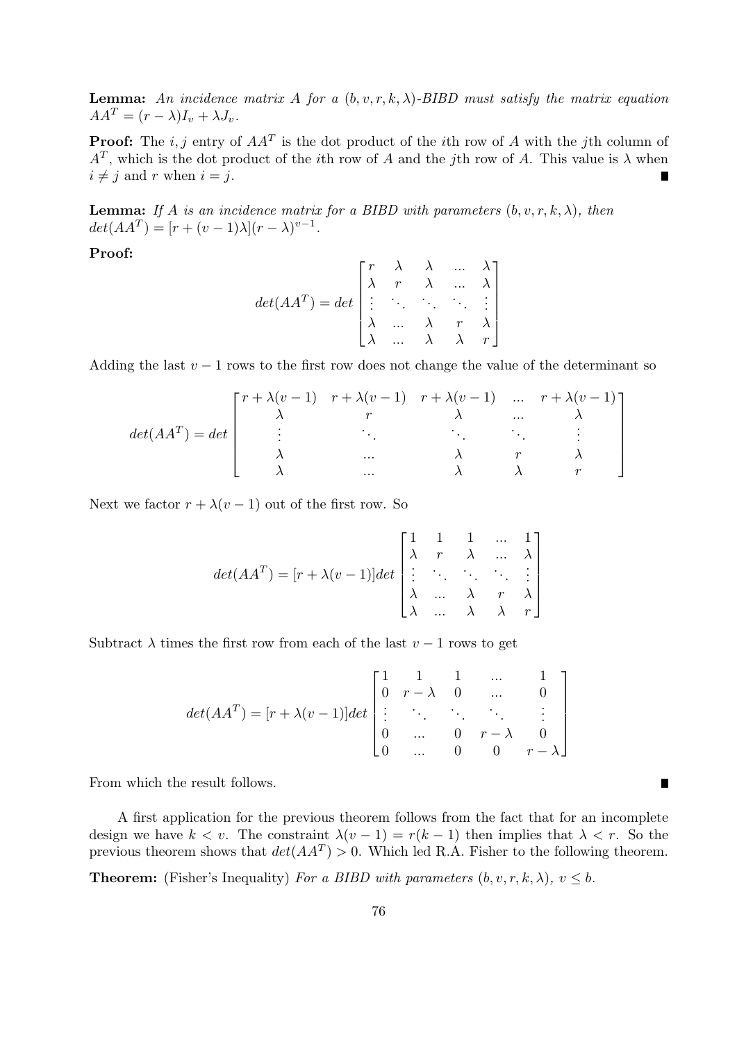**Lemma:** *An incidence matrix $A$ for a $(b, v, r, k, \lambda)$-BIBD must satisfy the matrix equation $AA^T = (r - \lambda)I_v + \lambda J_v$.*

**Proof:** The $i, j$ entry of $AA^T$ is the dot product of the $i$th row of $A$ with the $j$th column of $A^T$, which is the dot product of the $i$th row of $A$ and the $j$th row of $A$. This value is $\lambda$ when $i \neq j$ and $r$ when $i = j$. ∎

**Lemma:** *If $A$ is an incidence matrix for a BIBD with parameters $(b, v, r, k, \lambda)$, then $det(AA^T) = [r + (v-1)\lambda](r - \lambda)^{v-1}$.*

**Proof:**

$$det(AA^T) = det \begin{bmatrix} r & \lambda & \lambda & ... & \lambda \\ \lambda & r & \lambda & ... & \lambda \\ \vdots & \ddots & \ddots & \ddots & \vdots \\ \lambda & ... & \lambda & r & \lambda \\ \lambda & ... & \lambda & \lambda & r \end{bmatrix}$$

Adding the last $v - 1$ rows to the first row does not change the value of the determinant so

$$det(AA^T) = det \begin{bmatrix} r + \lambda(v-1) & r + \lambda(v-1) & r + \lambda(v-1) & ... & r + \lambda(v-1) \\ \lambda & r & \lambda & ... & \lambda \\ \vdots & \ddots & \ddots & \ddots & \vdots \\ \lambda & ... & \lambda & r & \lambda \\ \lambda & ... & \lambda & \lambda & r \end{bmatrix}$$

Next we factor $r + \lambda(v - 1)$ out of the first row. So

$$det(AA^T) = [r + \lambda(v-1)]det \begin{bmatrix} 1 & 1 & 1 & ... & 1 \\ \lambda & r & \lambda & ... & \lambda \\ \vdots & \ddots & \ddots & \ddots & \vdots \\ \lambda & ... & \lambda & r & \lambda \\ \lambda & ... & \lambda & \lambda & r \end{bmatrix}$$

Subtract $\lambda$ times the first row from each of the last $v - 1$ rows to get

$$det(AA^T) = [r + \lambda(v-1)]det \begin{bmatrix} 1 & 1 & 1 & ... & 1 \\ 0 & r-\lambda & 0 & ... & 0 \\ \vdots & \ddots & \ddots & \ddots & \vdots \\ 0 & ... & 0 & r-\lambda & 0 \\ 0 & ... & 0 & 0 & r-\lambda \end{bmatrix}$$

From which the result follows. ∎

A first application for the previous theorem follows from the fact that for an incomplete design we have $k < v$. The constraint $\lambda(v - 1) = r(k - 1)$ then implies that $\lambda < r$. So the previous theorem shows that $det(AA^T) > 0$. Which led R.A. Fisher to the following theorem.

**Theorem:** (Fisher's Inequality) *For a BIBD with parameters $(b, v, r, k, \lambda)$, $v \leq b$.*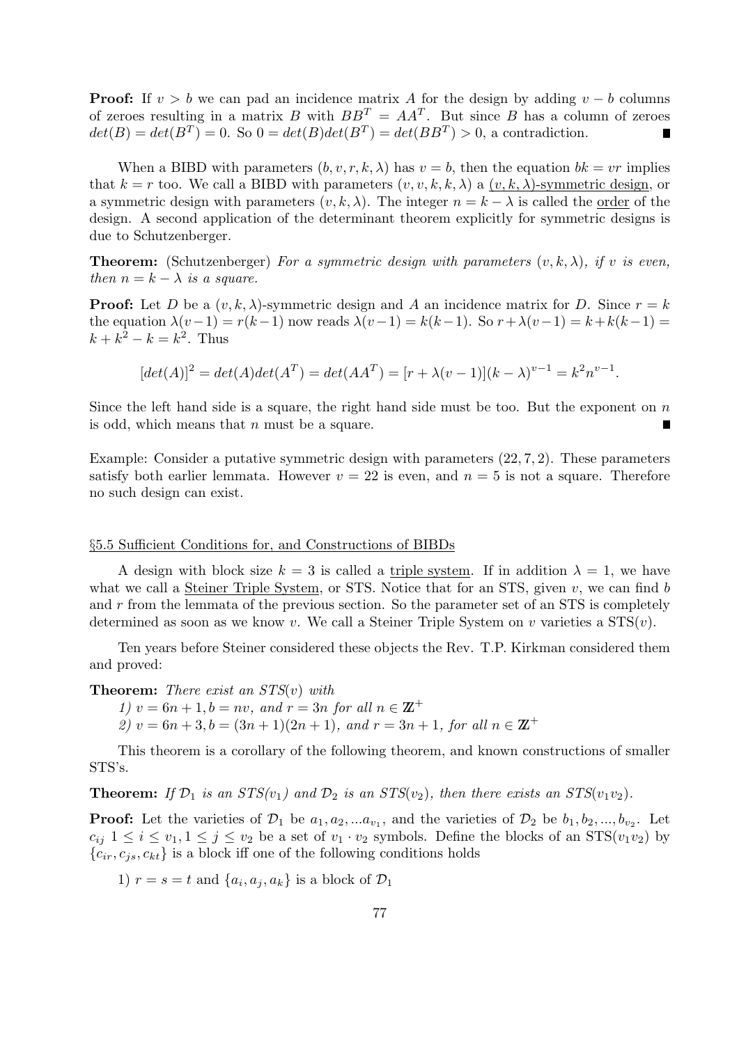**Proof:** If $v > b$ we can pad an incidence matrix $A$ for the design by adding $v - b$ columns of zeroes resulting in a matrix $B$ with $BB^T = AA^T$. But since $B$ has a column of zeroes $det(B) = det(B^T) = 0$. So $0 = det(B)det(B^T) = det(BB^T) > 0$, a contradiction. ∎

When a BIBD with parameters $(b, v, r, k, \lambda)$ has $v = b$, then the equation $bk = vr$ implies that $k = r$ too. We call a BIBD with parameters $(v, v, k, k, \lambda)$ a $(v, k, \lambda)$-symmetric design, or a symmetric design with parameters $(v, k, \lambda)$. The integer $n = k - \lambda$ is called the order of the design. A second application of the determinant theorem explicitly for symmetric designs is due to Schutzenberger.

**Theorem:** (Schutzenberger) *For a symmetric design with parameters $(v, k, \lambda)$, if $v$ is even, then $n = k - \lambda$ is a square.*

**Proof:** Let $D$ be a $(v, k, \lambda)$-symmetric design and $A$ an incidence matrix for $D$. Since $r = k$ the equation $\lambda(v-1) = r(k-1)$ now reads $\lambda(v-1) = k(k-1)$. So $r + \lambda(v-1) = k + k(k-1) = k + k^2 - k = k^2$. Thus

$$[det(A)]^2 = det(A)det(A^T) = det(AA^T) = [r + \lambda(v-1)](k-\lambda)^{v-1} = k^2 n^{v-1}.$$

Since the left hand side is a square, the right hand side must be too. But the exponent on $n$ is odd, which means that $n$ must be a square. ∎

Example: Consider a putative symmetric design with parameters $(22, 7, 2)$. These parameters satisfy both earlier lemmata. However $v = 22$ is even, and $n = 5$ is not a square. Therefore no such design can exist.

## §5.5 Sufficient Conditions for, and Constructions of BIBDs

A design with block size $k = 3$ is called a triple system. If in addition $\lambda = 1$, we have what we call a Steiner Triple System, or STS. Notice that for an STS, given $v$, we can find $b$ and $r$ from the lemmata of the previous section. So the parameter set of an STS is completely determined as soon as we know $v$. We call a Steiner Triple System on $v$ varieties a STS($v$).

Ten years before Steiner considered these objects the Rev. T.P. Kirkman considered them and proved:

**Theorem:** *There exist an STS($v$) with*

*1) $v = 6n + 1, b = nv$, and $r = 3n$ for all $n \in \mathbb{Z}^+$*

*2) $v = 6n + 3, b = (3n + 1)(2n + 1)$, and $r = 3n + 1$, for all $n \in \mathbb{Z}^+$*

This theorem is a corollary of the following theorem, and known constructions of smaller STS's.

**Theorem:** *If $\mathcal{D}_1$ is an STS($v_1$) and $\mathcal{D}_2$ is an STS($v_2$), then there exists an STS($v_1 v_2$).*

**Proof:** Let the varieties of $\mathcal{D}_1$ be $a_1, a_2, ...a_{v_1}$, and the varieties of $\mathcal{D}_2$ be $b_1, b_2, ..., b_{v_2}$. Let $c_{ij}$ $1 \leq i \leq v_1, 1 \leq j \leq v_2$ be a set of $v_1 \cdot v_2$ symbols. Define the blocks of an STS($v_1 v_2$) by $\{c_{ir}, c_{js}, c_{kt}\}$ is a block iff one of the following conditions holds

1) $r = s = t$ and $\{a_i, a_j, a_k\}$ is a block of $\mathcal{D}_1$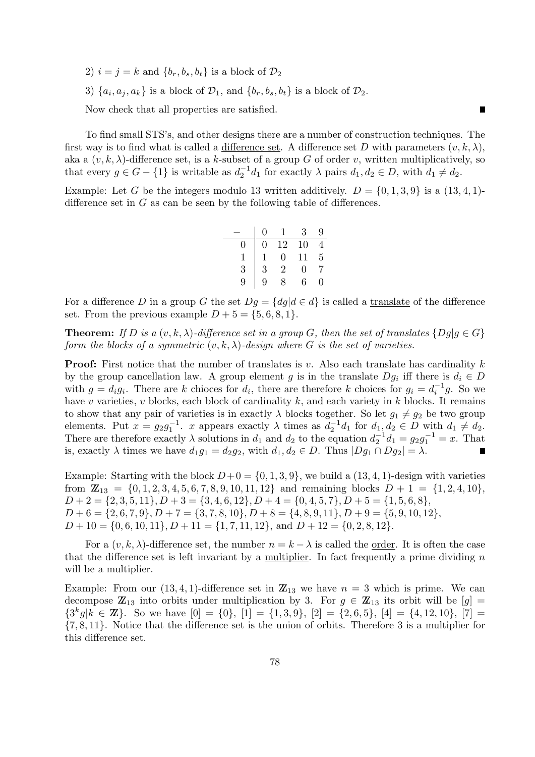2) $i = j = k$ and $\{b_r, b_s, b_t\}$ is a block of $\mathcal{D}_2$

3) $\{a_i, a_j, a_k\}$ is a block of $\mathcal{D}_1$, and $\{b_r, b_s, b_t\}$ is a block of $\mathcal{D}_2$.

Now check that all properties are satisfied. ∎

To find small STS's, and other designs there are a number of construction techniques. The first way is to find what is called a difference set. A difference set $D$ with parameters $(v, k, \lambda)$, aka a $(v, k, \lambda)$-difference set, is a $k$-subset of a group $G$ of order $v$, written multiplicatively, so that every $g \in G - \{1\}$ is writable as $d_2^{-1}d_1$ for exactly $\lambda$ pairs $d_1, d_2 \in D$, with $d_1 \neq d_2$.

Example: Let $G$ be the integers modulo 13 written additively. $D = \{0, 1, 3, 9\}$ is a $(13, 4, 1)$-difference set in $G$ as can be seen by the following table of differences.

| $-$ | 0 | 1 | 3 | 9 |
|---|---|---|---|---|
| 0 | 0 | 12 | 10 | 4 |
| 1 | 1 | 0 | 11 | 5 |
| 3 | 3 | 2 | 0 | 7 |
| 9 | 9 | 8 | 6 | 0 |

For a difference $D$ in a group $G$ the set $Dg = \{dg | d \in d\}$ is called a translate of the difference set. From the previous example $D + 5 = \{5, 6, 8, 1\}$.

**Theorem:** *If $D$ is a $(v, k, \lambda)$-difference set in a group $G$, then the set of translates $\{Dg | g \in G\}$ form the blocks of a symmetric $(v, k, \lambda)$-design where $G$ is the set of varieties.*

**Proof:** First notice that the number of translates is $v$. Also each translate has cardinality $k$ by the group cancellation law. A group element $g$ is in the translate $Dg_i$ iff there is $d_i \in D$ with $g = d_i g_i$. There are $k$ chioces for $d_i$, there are therefore $k$ choices for $g_i = d_i^{-1}g$. So we have $v$ varieties, $v$ blocks, each block of cardinality $k$, and each variety in $k$ blocks. It remains to show that any pair of varieties is in exactly $\lambda$ blocks together. So let $g_1 \neq g_2$ be two group elements. Put $x = g_2 g_1^{-1}$. $x$ appears exactly $\lambda$ times as $d_2^{-1}d_1$ for $d_1, d_2 \in D$ with $d_1 \neq d_2$. There are therefore exactly $\lambda$ solutions in $d_1$ and $d_2$ to the equation $d_2^{-1}d_1 = g_2 g_1^{-1} = x$. That is, exactly $\lambda$ times we have $d_1 g_1 = d_2 g_2$, with $d_1, d_2 \in D$. Thus $|Dg_1 \cap Dg_2| = \lambda$. ∎

Example: Starting with the block $D + 0 = \{0, 1, 3, 9\}$, we build a $(13, 4, 1)$-design with varieties from $\mathbb{Z}_{13} = \{0, 1, 2, 3, 4, 5, 6, 7, 8, 9, 10, 11, 12\}$ and remaining blocks $D + 1 = \{1, 2, 4, 10\}$, $D + 2 = \{2, 3, 5, 11\}, D + 3 = \{3, 4, 6, 12\}, D + 4 = \{0, 4, 5, 7\}, D + 5 = \{1, 5, 6, 8\}$, $D + 6 = \{2, 6, 7, 9\}, D + 7 = \{3, 7, 8, 10\}, D + 8 = \{4, 8, 9, 11\}, D + 9 = \{5, 9, 10, 12\}$, $D + 10 = \{0, 6, 10, 11\}, D + 11 = \{1, 7, 11, 12\}$, and $D + 12 = \{0, 2, 8, 12\}$.

For a $(v, k, \lambda)$-difference set, the number $n = k - \lambda$ is called the order. It is often the case that the difference set is left invariant by a multiplier. In fact frequently a prime dividing $n$ will be a multiplier.

Example: From our $(13, 4, 1)$-difference set in $\mathbb{Z}_{13}$ we have $n = 3$ which is prime. We can decompose $\mathbb{Z}_{13}$ into orbits under multiplication by 3. For $g \in \mathbb{Z}_{13}$ its orbit will be $[g] = \{3^k g | k \in \mathbb{Z}\}$. So we have $[0] = \{0\}$, $[1] = \{1, 3, 9\}$, $[2] = \{2, 6, 5\}$, $[4] = \{4, 12, 10\}$, $[7] = \{7, 8, 11\}$. Notice that the difference set is the union of orbits. Therefore 3 is a multiplier for this difference set.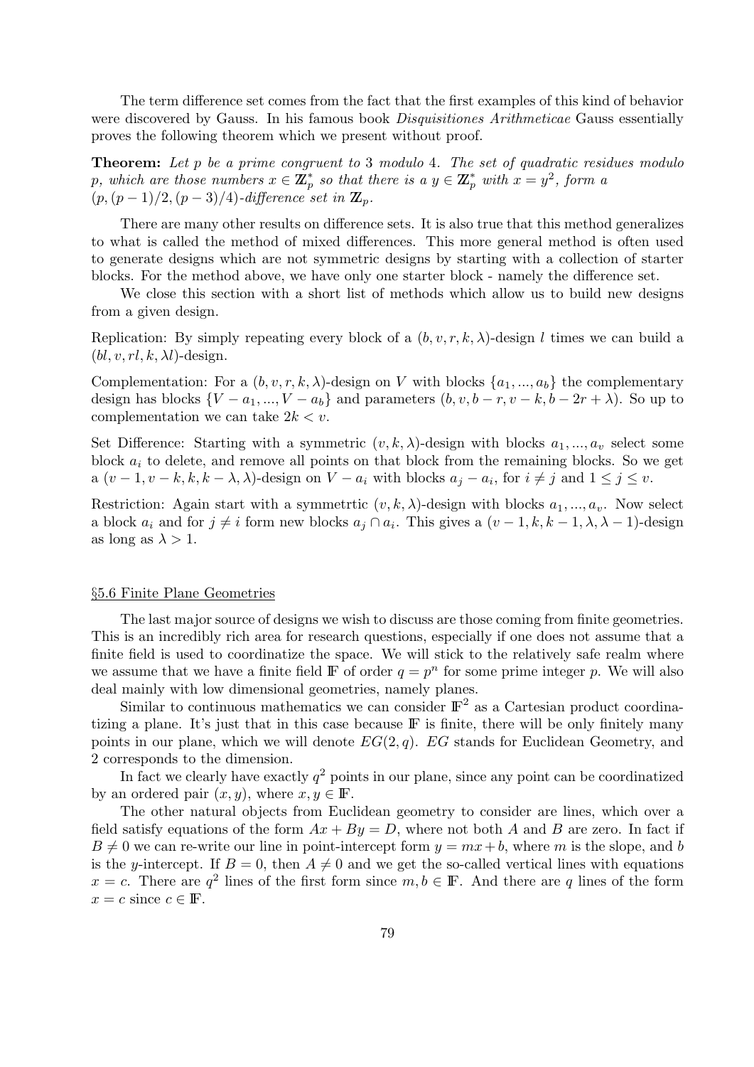The term difference set comes from the fact that the first examples of this kind of behavior were discovered by Gauss. In his famous book *Disquisitiones Arithmeticae* Gauss essentially proves the following theorem which we present without proof.

**Theorem:** *Let $p$ be a prime congruent to 3 modulo 4. The set of quadratic residues modulo $p$, which are those numbers $x \in \mathbb{Z}_p^*$ so that there is a $y \in \mathbb{Z}_p^*$ with $x = y^2$, form a $(p, (p-1)/2, (p-3)/4)$-difference set in $\mathbb{Z}_p$.*

There are many other results on difference sets. It is also true that this method generalizes to what is called the method of mixed differences. This more general method is often used to generate designs which are not symmetric designs by starting with a collection of starter blocks. For the method above, we have only one starter block - namely the difference set.

We close this section with a short list of methods which allow us to build new designs from a given design.

Replication: By simply repeating every block of a $(b, v, r, k, \lambda)$-design $l$ times we can build a $(bl, v, rl, k, \lambda l)$-design.

Complementation: For a $(b, v, r, k, \lambda)$-design on $V$ with blocks $\{a_1, ..., a_b\}$ the complementary design has blocks $\{V - a_1, ..., V - a_b\}$ and parameters $(b, v, b - r, v - k, b - 2r + \lambda)$. So up to complementation we can take $2k < v$.

Set Difference: Starting with a symmetric $(v, k, \lambda)$-design with blocks $a_1, ..., a_v$ select some block $a_i$ to delete, and remove all points on that block from the remaining blocks. So we get a $(v - 1, v - k, k, k - \lambda, \lambda)$-design on $V - a_i$ with blocks $a_j - a_i$, for $i \neq j$ and $1 \leq j \leq v$.

Restriction: Again start with a symmetrtic $(v, k, \lambda)$-design with blocks $a_1, ..., a_v$. Now select a block $a_i$ and for $j \neq i$ form new blocks $a_j \cap a_i$. This gives a $(v - 1, k, k - 1, \lambda, \lambda - 1)$-design as long as $\lambda > 1$.

## §5.6 Finite Plane Geometries

The last major source of designs we wish to discuss are those coming from finite geometries. This is an incredibly rich area for research questions, especially if one does not assume that a finite field is used to coordinatize the space. We will stick to the relatively safe realm where we assume that we have a finite field $\mathbb{F}$ of order $q = p^n$ for some prime integer $p$. We will also deal mainly with low dimensional geometries, namely planes.

Similar to continuous mathematics we can consider $\mathbb{F}^2$ as a Cartesian product coordinatizing a plane. It's just that in this case because $\mathbb{F}$ is finite, there will be only finitely many points in our plane, which we will denote $EG(2, q)$. $EG$ stands for Euclidean Geometry, and 2 corresponds to the dimension.

In fact we clearly have exactly $q^2$ points in our plane, since any point can be coordinatized by an ordered pair $(x, y)$, where $x, y \in \mathbb{F}$.

The other natural objects from Euclidean geometry to consider are lines, which over a field satisfy equations of the form $Ax + By = D$, where not both $A$ and $B$ are zero. In fact if $B \neq 0$ we can re-write our line in point-intercept form $y = mx + b$, where $m$ is the slope, and $b$ is the $y$-intercept. If $B = 0$, then $A \neq 0$ and we get the so-called vertical lines with equations $x = c$. There are $q^2$ lines of the first form since $m, b \in \mathbb{F}$. And there are $q$ lines of the form $x = c$ since $c \in \mathbb{F}$.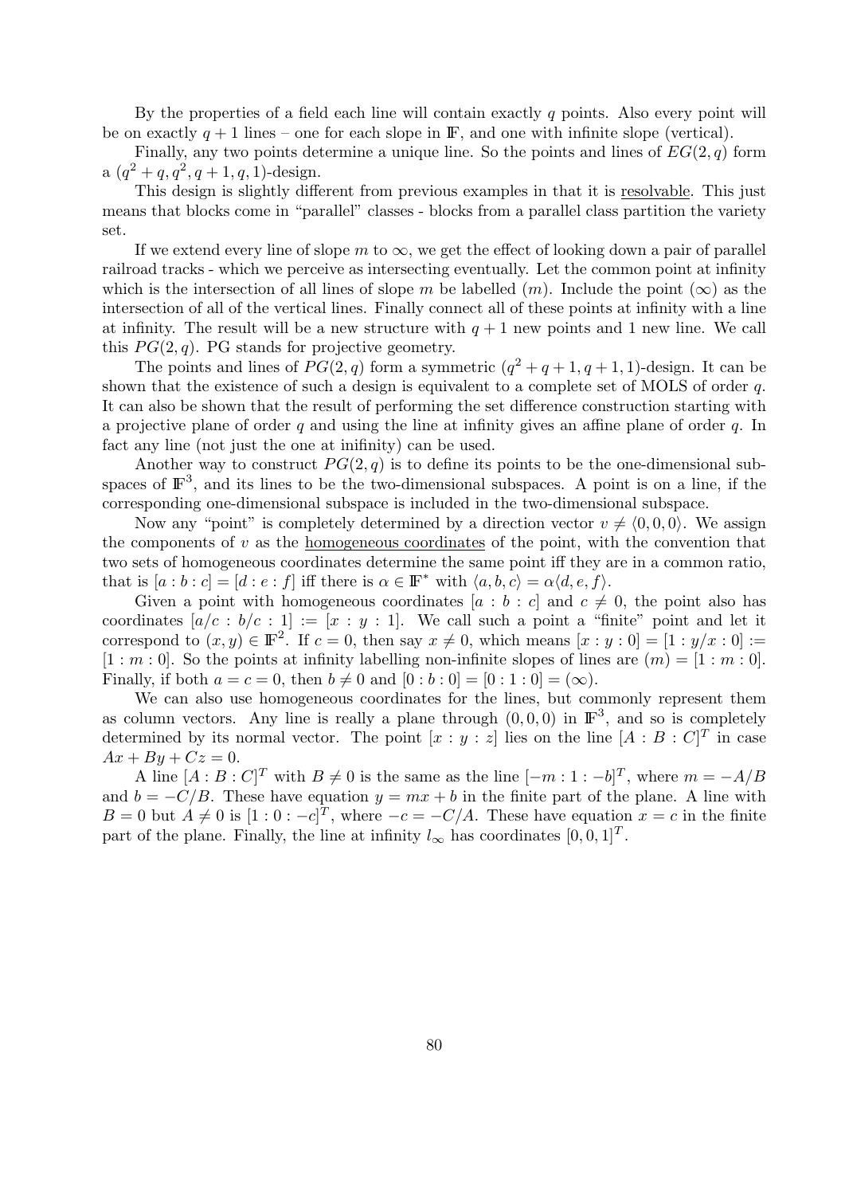By the properties of a field each line will contain exactly $q$ points. Also every point will be on exactly $q+1$ lines – one for each slope in $\mathbb{F}$, and one with infinite slope (vertical).

Finally, any two points determine a unique line. So the points and lines of $EG(2,q)$ form a $(q^2+q, q^2, q+1, q, 1)$-design.

This design is slightly different from previous examples in that it is <u>resolvable</u>. This just means that blocks come in "parallel" classes - blocks from a parallel class partition the variety set.

If we extend every line of slope $m$ to $\infty$, we get the effect of looking down a pair of parallel railroad tracks - which we perceive as intersecting eventually. Let the common point at infinity which is the intersection of all lines of slope $m$ be labelled $(m)$. Include the point $(\infty)$ as the intersection of all of the vertical lines. Finally connect all of these points at infinity with a line at infinity. The result will be a new structure with $q+1$ new points and 1 new line. We call this $PG(2,q)$. PG stands for projective geometry.

The points and lines of $PG(2,q)$ form a symmetric $(q^2+q+1, q+1, 1)$-design. It can be shown that the existence of such a design is equivalent to a complete set of MOLS of order $q$. It can also be shown that the result of performing the set difference construction starting with a projective plane of order $q$ and using the line at infinity gives an affine plane of order $q$. In fact any line (not just the one at inifinity) can be used.

Another way to construct $PG(2,q)$ is to define its points to be the one-dimensional subspaces of $\mathbb{F}^3$, and its lines to be the two-dimensional subspaces. A point is on a line, if the corresponding one-dimensional subspace is included in the two-dimensional subspace.

Now any "point" is completely determined by a direction vector $v \neq \langle 0,0,0 \rangle$. We assign the components of $v$ as the <u>homogeneous coordinates</u> of the point, with the convention that two sets of homogeneous coordinates determine the same point iff they are in a common ratio, that is $[a:b:c] = [d:e:f]$ iff there is $\alpha \in \mathbb{F}^*$ with $\langle a,b,c \rangle = \alpha \langle d,e,f \rangle$.

Given a point with homogeneous coordinates $[a:b:c]$ and $c \neq 0$, the point also has coordinates $[a/c : b/c : 1] := [x:y:1]$. We call such a point a "finite" point and let it correspond to $(x,y) \in \mathbb{F}^2$. If $c = 0$, then say $x \neq 0$, which means $[x:y:0] = [1:y/x:0] := [1:m:0]$. So the points at infinity labelling non-infinite slopes of lines are $(m) = [1:m:0]$. Finally, if both $a = c = 0$, then $b \neq 0$ and $[0:b:0] = [0:1:0] = (\infty)$.

We can also use homogeneous coordinates for the lines, but commonly represent them as column vectors. Any line is really a plane through $(0,0,0)$ in $\mathbb{F}^3$, and so is completely determined by its normal vector. The point $[x:y:z]$ lies on the line $[A:B:C]^T$ in case $Ax+By+Cz = 0$.

A line $[A:B:C]^T$ with $B \neq 0$ is the same as the line $[-m:1:-b]^T$, where $m = -A/B$ and $b = -C/B$. These have equation $y = mx+b$ in the finite part of the plane. A line with $B = 0$ but $A \neq 0$ is $[1:0:-c]^T$, where $-c = -C/A$. These have equation $x = c$ in the finite part of the plane. Finally, the line at infinity $l_\infty$ has coordinates $[0,0,1]^T$.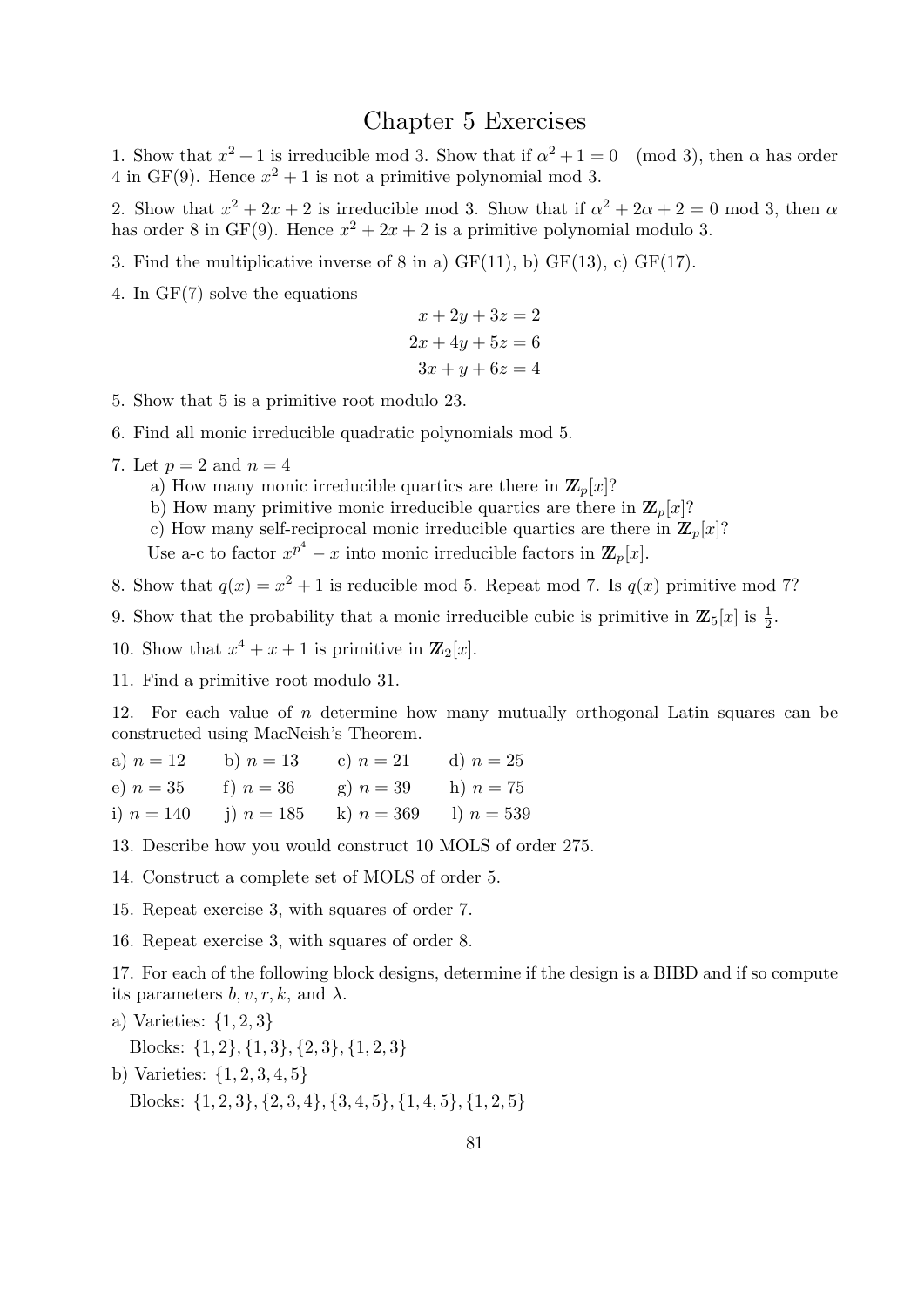# Chapter 5 Exercises

1. Show that $x^2 + 1$ is irreducible mod 3. Show that if $\alpha^2 + 1 = 0 \pmod 3$, then $\alpha$ has order 4 in GF(9). Hence $x^2 + 1$ is not a primitive polynomial mod 3.

2. Show that $x^2 + 2x + 2$ is irreducible mod 3. Show that if $\alpha^2 + 2\alpha + 2 = 0$ mod 3, then $\alpha$ has order 8 in GF(9). Hence $x^2 + 2x + 2$ is a primitive polynomial modulo 3.

3. Find the multiplicative inverse of 8 in a) GF(11), b) GF(13), c) GF(17).

4. In GF(7) solve the equations

$$
\begin{aligned}
x + 2y + 3z &= 2 \\
2x + 4y + 5z &= 6 \\
3x + y + 6z &= 4
\end{aligned}
$$

5. Show that 5 is a primitive root modulo 23.

6. Find all monic irreducible quadratic polynomials mod 5.

7. Let $p = 2$ and $n = 4$
   a) How many monic irreducible quartics are there in $\mathbb{Z}_p[x]$?
   b) How many primitive monic irreducible quartics are there in $\mathbb{Z}_p[x]$?
   c) How many self-reciprocal monic irreducible quartics are there in $\mathbb{Z}_p[x]$?
   Use a-c to factor $x^{p^4} - x$ into monic irreducible factors in $\mathbb{Z}_p[x]$.

8. Show that $q(x) = x^2 + 1$ is reducible mod 5. Repeat mod 7. Is $q(x)$ primitive mod 7?

9. Show that the probability that a monic irreducible cubic is primitive in $\mathbb{Z}_5[x]$ is $\frac{1}{2}$.

10. Show that $x^4 + x + 1$ is primitive in $\mathbb{Z}_2[x]$.

11. Find a primitive root modulo 31.

12. For each value of $n$ determine how many mutually orthogonal Latin squares can be constructed using MacNeish's Theorem.

a) $n = 12$ b) $n = 13$ c) $n = 21$ d) $n = 25$
e) $n = 35$ f) $n = 36$ g) $n = 39$ h) $n = 75$
i) $n = 140$ j) $n = 185$ k) $n = 369$ l) $n = 539$

13. Describe how you would construct 10 MOLS of order 275.

14. Construct a complete set of MOLS of order 5.

15. Repeat exercise 3, with squares of order 7.

16. Repeat exercise 3, with squares of order 8.

17. For each of the following block designs, determine if the design is a BIBD and if so compute its parameters $b, v, r, k$, and $\lambda$.

a) Varieties: $\{1, 2, 3\}$
   Blocks: $\{1, 2\}, \{1, 3\}, \{2, 3\}, \{1, 2, 3\}$

b) Varieties: $\{1, 2, 3, 4, 5\}$
   Blocks: $\{1, 2, 3\}, \{2, 3, 4\}, \{3, 4, 5\}, \{1, 4, 5\}, \{1, 2, 5\}$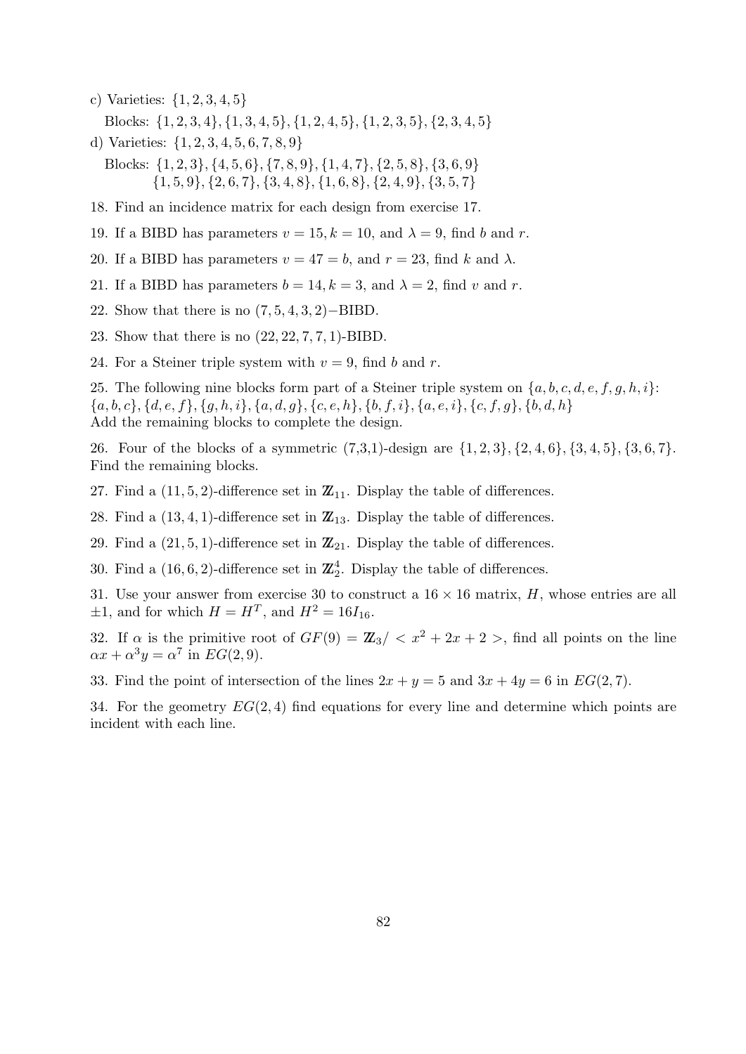c) Varieties: $\{1, 2, 3, 4, 5\}$

Blocks: $\{1, 2, 3, 4\}, \{1, 3, 4, 5\}, \{1, 2, 4, 5\}, \{1, 2, 3, 5\}, \{2, 3, 4, 5\}$

d) Varieties: $\{1, 2, 3, 4, 5, 6, 7, 8, 9\}$

Blocks: $\{1, 2, 3\}, \{4, 5, 6\}, \{7, 8, 9\}, \{1, 4, 7\}, \{2, 5, 8\}, \{3, 6, 9\}$
$\{1, 5, 9\}, \{2, 6, 7\}, \{3, 4, 8\}, \{1, 6, 8\}, \{2, 4, 9\}, \{3, 5, 7\}$

18. Find an incidence matrix for each design from exercise 17.

19. If a BIBD has parameters $v = 15, k = 10$, and $\lambda = 9$, find $b$ and $r$.

20. If a BIBD has parameters $v = 47 = b$, and $r = 23$, find $k$ and $\lambda$.

21. If a BIBD has parameters $b = 14, k = 3$, and $\lambda = 2$, find $v$ and $r$.

22. Show that there is no $(7, 5, 4, 3, 2)-$BIBD.

23. Show that there is no $(22, 22, 7, 7, 1)$-BIBD.

24. For a Steiner triple system with $v = 9$, find $b$ and $r$.

25. The following nine blocks form part of a Steiner triple system on $\{a, b, c, d, e, f, g, h, i\}$:
$\{a, b, c\}, \{d, e, f\}, \{g, h, i\}, \{a, d, g\}, \{c, e, h\}, \{b, f, i\}, \{a, e, i\}, \{c, f, g\}, \{b, d, h\}$
Add the remaining blocks to complete the design.

26. Four of the blocks of a symmetric (7,3,1)-design are $\{1, 2, 3\}, \{2, 4, 6\}, \{3, 4, 5\}, \{3, 6, 7\}$. Find the remaining blocks.

27. Find a $(11, 5, 2)$-difference set in $\mathbb{Z}_{11}$. Display the table of differences.

28. Find a $(13, 4, 1)$-difference set in $\mathbb{Z}_{13}$. Display the table of differences.

29. Find a $(21, 5, 1)$-difference set in $\mathbb{Z}_{21}$. Display the table of differences.

30. Find a $(16, 6, 2)$-difference set in $\mathbb{Z}_2^4$. Display the table of differences.

31. Use your answer from exercise 30 to construct a $16 \times 16$ matrix, $H$, whose entries are all $\pm 1$, and for which $H = H^T$, and $H^2 = 16I_{16}$.

32. If $\alpha$ is the primitive root of $GF(9) = \mathbb{Z}_3/ < x^2 + 2x + 2 >$, find all points on the line $\alpha x + \alpha^3 y = \alpha^7$ in $EG(2, 9)$.

33. Find the point of intersection of the lines $2x + y = 5$ and $3x + 4y = 6$ in $EG(2, 7)$.

34. For the geometry $EG(2, 4)$ find equations for every line and determine which points are incident with each line.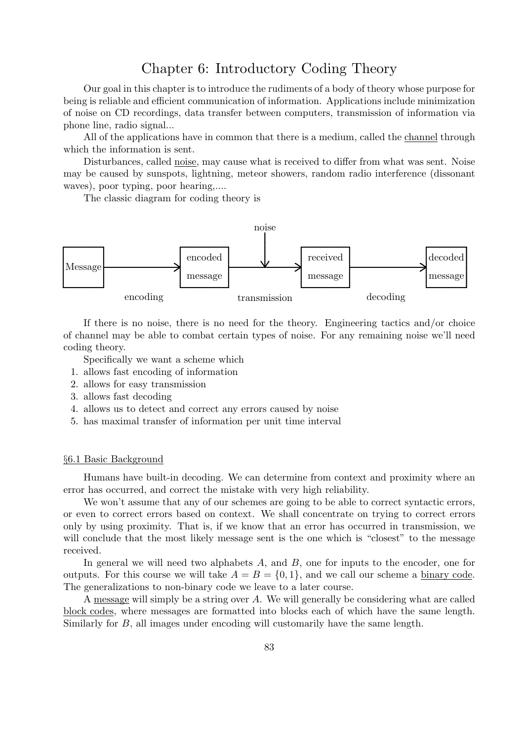# Chapter 6: Introductory Coding Theory

Our goal in this chapter is to introduce the rudiments of a body of theory whose purpose for being is reliable and efficient communication of information. Applications include minimization of noise on CD recordings, data transfer between computers, transmission of information via phone line, radio signal...

All of the applications have in common that there is a medium, called the *channel* through which the information is sent.

Disturbances, called *noise*, may cause what is received to differ from what was sent. Noise may be caused by sunspots, lightning, meteor showers, random radio interference (dissonant waves), poor typing, poor hearing,....

The classic diagram for coding theory is

```
                                      noise
                                        |
                                        v
Message ----------> encoded message ---------> received message ----------> decoded message
        encoding                    transmission                  decoding
```

If there is no noise, there is no need for the theory. Engineering tactics and/or choice of channel may be able to combat certain types of noise. For any remaining noise we'll need coding theory.

Specifically we want a scheme which

1. allows fast encoding of information
2. allows for easy transmission
3. allows fast decoding
4. allows us to detect and correct any errors caused by noise
5. has maximal transfer of information per unit time interval

## §6.1 Basic Background

Humans have built-in decoding. We can determine from context and proximity where an error has occurred, and correct the mistake with very high reliability.

We won't assume that any of our schemes are going to be able to correct syntactic errors, or even to correct errors based on context. We shall concentrate on trying to correct errors only by using proximity. That is, if we know that an error has occurred in transmission, we will conclude that the most likely message sent is the one which is "closest" to the message received.

In general we will need two alphabets $A$, and $B$, one for inputs to the encoder, one for outputs. For this course we will take $A = B = \{0, 1\}$, and we call our scheme a *binary code*. The generalizations to non-binary code we leave to a later course.

A *message* will simply be a string over $A$. We will generally be considering what are called *block codes*, where messages are formatted into blocks each of which have the same length. Similarly for $B$, all images under encoding will customarily have the same length.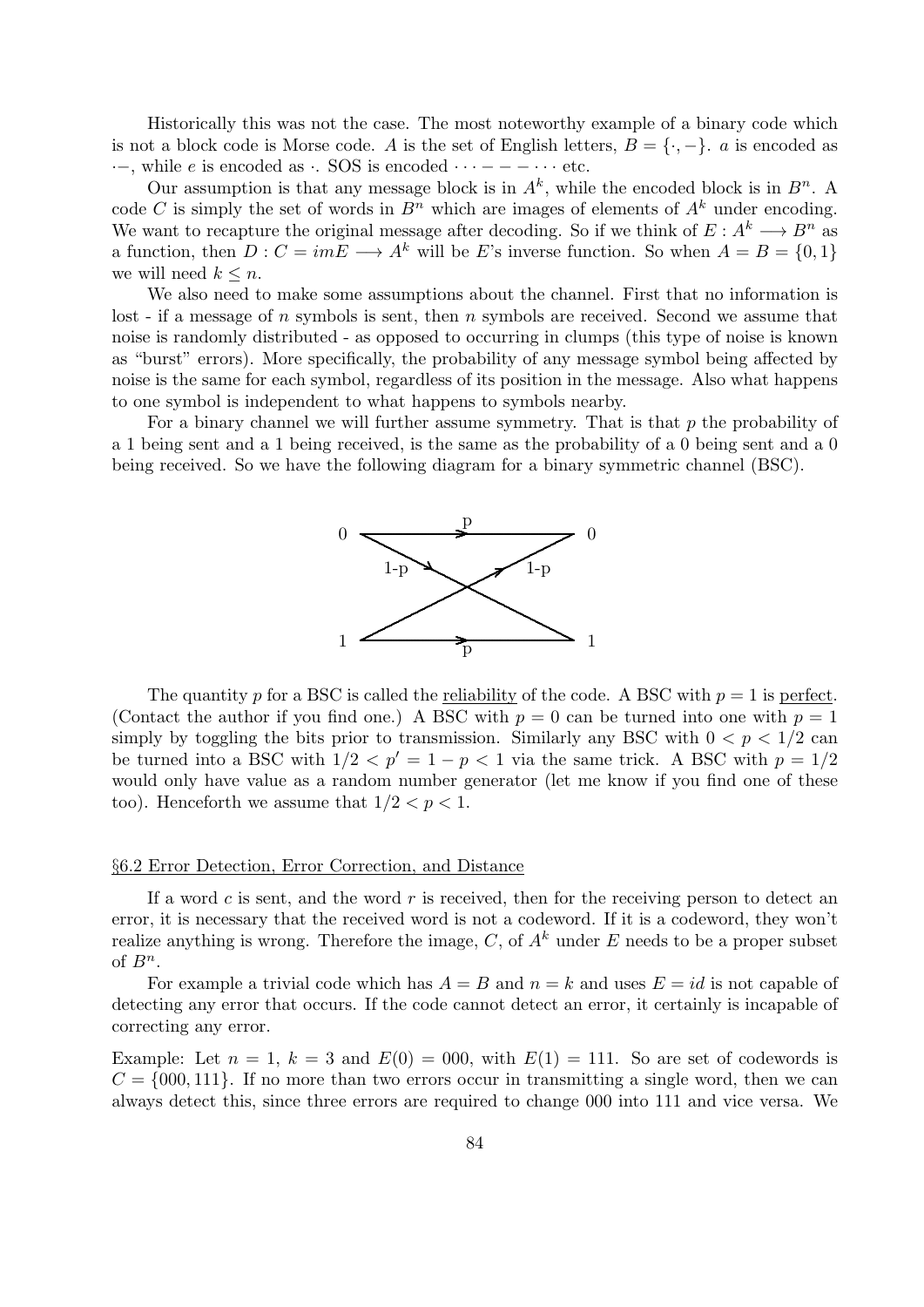Historically this was not the case. The most noteworthy example of a binary code which is not a block code is Morse code. $A$ is the set of English letters, $B = \{\cdot, -\}$. $a$ is encoded as $\cdot-$, while $e$ is encoded as $\cdot$. SOS is encoded $\cdots - - - \cdots$ etc.

Our assumption is that any message block is in $A^k$, while the encoded block is in $B^n$. A code $C$ is simply the set of words in $B^n$ which are images of elements of $A^k$ under encoding. We want to recapture the original message after decoding. So if we think of $E : A^k \longrightarrow B^n$ as a function, then $D : C = imE \longrightarrow A^k$ will be $E$'s inverse function. So when $A = B = \{0, 1\}$ we will need $k \leq n$.

We also need to make some assumptions about the channel. First that no information is lost - if a message of $n$ symbols is sent, then $n$ symbols are received. Second we assume that noise is randomly distributed - as opposed to occurring in clumps (this type of noise is known as "burst" errors). More specifically, the probability of any message symbol being affected by noise is the same for each symbol, regardless of its position in the message. Also what happens to one symbol is independent to what happens to symbols nearby.

For a binary channel we will further assume symmetry. That is that $p$ the probability of a 1 being sent and a 1 being received, is the same as the probability of a 0 being sent and a 0 being received. So we have the following diagram for a binary symmetric channel (BSC).

The quantity $p$ for a BSC is called the reliability of the code. A BSC with $p = 1$ is perfect. (Contact the author if you find one.) A BSC with $p = 0$ can be turned into one with $p = 1$ simply by toggling the bits prior to transmission. Similarly any BSC with $0 < p < 1/2$ can be turned into a BSC with $1/2 < p' = 1 - p < 1$ via the same trick. A BSC with $p = 1/2$ would only have value as a random number generator (let me know if you find one of these too). Henceforth we assume that $1/2 < p < 1$.

## §6.2 Error Detection, Error Correction, and Distance

If a word $c$ is sent, and the word $r$ is received, then for the receiving person to detect an error, it is necessary that the received word is not a codeword. If it is a codeword, they won't realize anything is wrong. Therefore the image, $C$, of $A^k$ under $E$ needs to be a proper subset of $B^n$.

For example a trivial code which has $A = B$ and $n = k$ and uses $E = id$ is not capable of detecting any error that occurs. If the code cannot detect an error, it certainly is incapable of correcting any error.

Example: Let $n = 1$, $k = 3$ and $E(0) = 000$, with $E(1) = 111$. So are set of codewords is $C = \{000, 111\}$. If no more than two errors occur in transmitting a single word, then we can always detect this, since three errors are required to change 000 into 111 and vice versa. We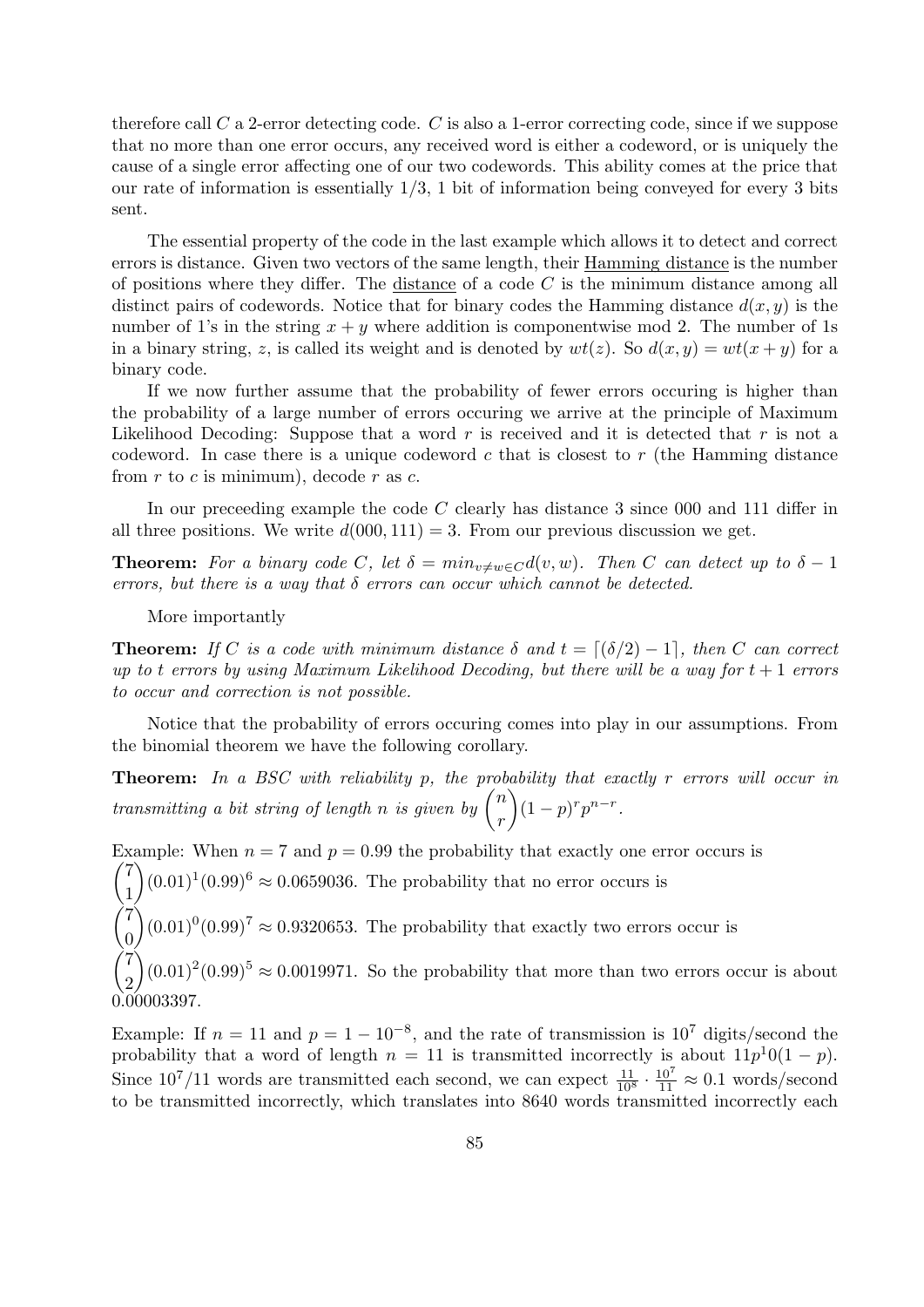therefore call $C$ a 2-error detecting code. $C$ is also a 1-error correcting code, since if we suppose that no more than one error occurs, any received word is either a codeword, or is uniquely the cause of a single error affecting one of our two codewords. This ability comes at the price that our rate of information is essentially 1/3, 1 bit of information being conveyed for every 3 bits sent.

The essential property of the code in the last example which allows it to detect and correct errors is distance. Given two vectors of the same length, their Hamming distance is the number of positions where they differ. The distance of a code $C$ is the minimum distance among all distinct pairs of codewords. Notice that for binary codes the Hamming distance $d(x, y)$ is the number of 1's in the string $x + y$ where addition is componentwise mod 2. The number of 1s in a binary string, $z$, is called its weight and is denoted by $wt(z)$. So $d(x, y) = wt(x + y)$ for a binary code.

If we now further assume that the probability of fewer errors occuring is higher than the probability of a large number of errors occuring we arrive at the principle of Maximum Likelihood Decoding: Suppose that a word $r$ is received and it is detected that $r$ is not a codeword. In case there is a unique codeword $c$ that is closest to $r$ (the Hamming distance from $r$ to $c$ is minimum), decode $r$ as $c$.

In our preceeding example the code $C$ clearly has distance 3 since 000 and 111 differ in all three positions. We write $d(000, 111) = 3$. From our previous discussion we get.

**Theorem:** *For a binary code $C$, let $\delta = min_{v \neq w \in C} d(v, w)$. Then $C$ can detect up to $\delta - 1$ errors, but there is a way that $\delta$ errors can occur which cannot be detected.*

More importantly

**Theorem:** *If $C$ is a code with minimum distance $\delta$ and $t = \lceil (\delta/2) - 1 \rceil$, then $C$ can correct up to $t$ errors by using Maximum Likelihood Decoding, but there will be a way for $t + 1$ errors to occur and correction is not possible.*

Notice that the probability of errors occuring comes into play in our assumptions. From the binomial theorem we have the following corollary.

**Theorem:** *In a BSC with reliability $p$, the probability that exactly $r$ errors will occur in transmitting a bit string of length $n$ is given by $\binom{n}{r}(1-p)^r p^{n-r}$.*

Example: When $n = 7$ and $p = 0.99$ the probability that exactly one error occurs is $\binom{7}{1}(0.01)^1(0.99)^6 \approx 0.0659036$. The probability that no error occurs is $\binom{7}{0}(0.01)^0(0.99)^7 \approx 0.9320653$. The probability that exactly two errors occur is $\binom{7}{2}(0.01)^2(0.99)^5 \approx 0.0019971$. So the probability that more than two errors occur is about 0.00003397.

Example: If $n = 11$ and $p = 1 - 10^{-8}$, and the rate of transmission is $10^7$ digits/second the probability that a word of length $n = 11$ is transmitted incorrectly is about $11p^10(1-p)$. Since $10^7/11$ words are transmitted each second, we can expect $\frac{11}{10^8} \cdot \frac{10^7}{11} \approx 0.1$ words/second to be transmitted incorrectly, which translates into 8640 words transmitted incorrectly each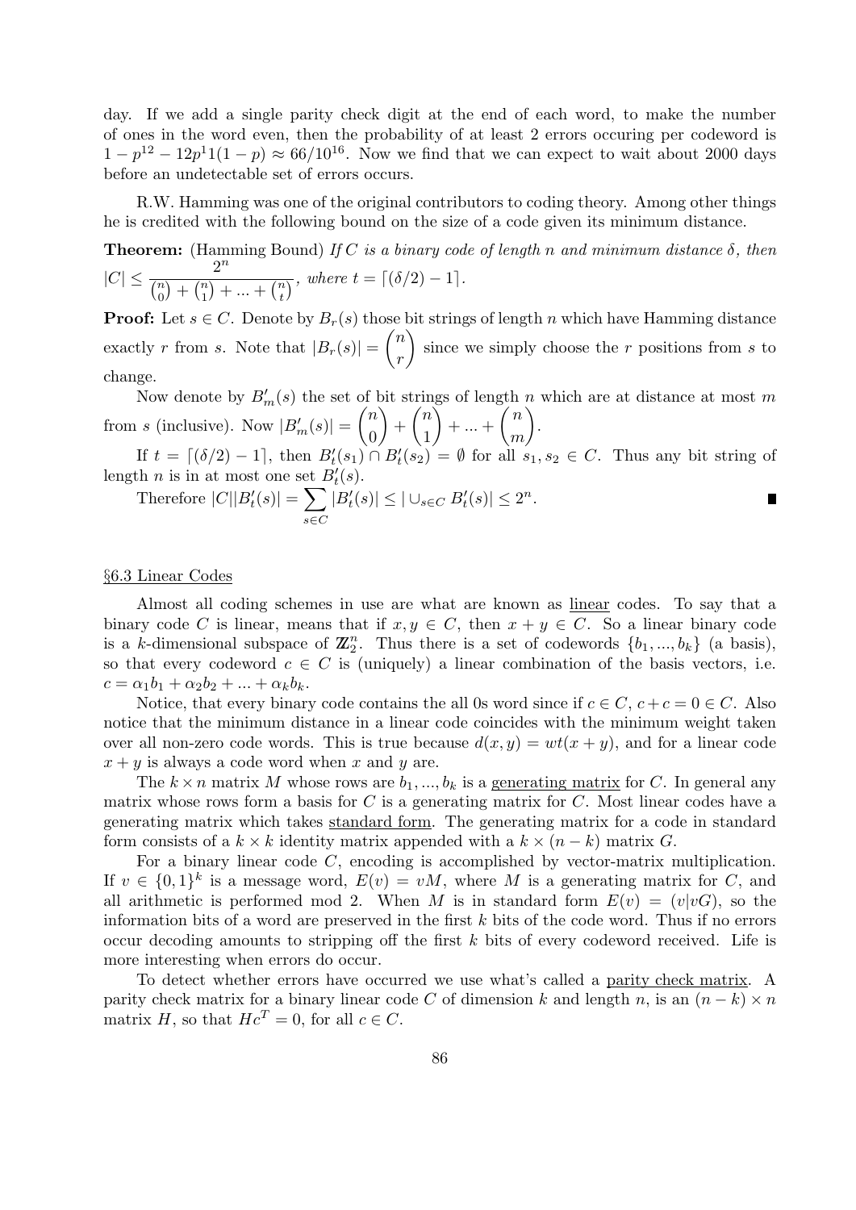day. If we add a single parity check digit at the end of each word, to make the number of ones in the word even, then the probability of at least 2 errors occuring per codeword is $1 - p^{12} - 12p^1 1(1-p) \approx 66/10^{16}$. Now we find that we can expect to wait about 2000 days before an undetectable set of errors occurs.

R.W. Hamming was one of the original contributors to coding theory. Among other things he is credited with the following bound on the size of a code given its minimum distance.

**Theorem:** (Hamming Bound) *If $C$ is a binary code of length $n$ and minimum distance $\delta$, then* $|C| \leq \dfrac{2^n}{\binom{n}{0} + \binom{n}{1} + ... + \binom{n}{t}}$, *where* $t = \lceil (\delta/2) - 1 \rceil$.

**Proof:** Let $s \in C$. Denote by $B_r(s)$ those bit strings of length $n$ which have Hamming distance exactly $r$ from $s$. Note that $|B_r(s)| = \dbinom{n}{r}$ since we simply choose the $r$ positions from $s$ to change.

Now denote by $B'_m(s)$ the set of bit strings of length $n$ which are at distance at most $m$ from $s$ (inclusive). Now $|B'_m(s)| = \dbinom{n}{0} + \dbinom{n}{1} + ... + \dbinom{n}{m}$.

If $t = \lceil (\delta/2) - 1 \rceil$, then $B'_t(s_1) \cap B'_t(s_2) = \emptyset$ for all $s_1, s_2 \in C$. Thus any bit string of length $n$ is in at most one set $B'_t(s)$.

Therefore $|C||B'_t(s)| = \displaystyle\sum_{s \in C} |B'_t(s)| \leq | \cup_{s \in C} B'_t(s)| \leq 2^n$. ∎

## §6.3 Linear Codes

Almost all coding schemes in use are what are known as linear codes. To say that a binary code $C$ is linear, means that if $x, y \in C$, then $x + y \in C$. So a linear binary code is a $k$-dimensional subspace of $\mathbb{Z}_2^n$. Thus there is a set of codewords $\{b_1, ..., b_k\}$ (a basis), so that every codeword $c \in C$ is (uniquely) a linear combination of the basis vectors, i.e. $c = \alpha_1 b_1 + \alpha_2 b_2 + ... + \alpha_k b_k$.

Notice, that every binary code contains the all 0s word since if $c \in C$, $c + c = 0 \in C$. Also notice that the minimum distance in a linear code coincides with the minimum weight taken over all non-zero code words. This is true because $d(x, y) = wt(x + y)$, and for a linear code $x + y$ is always a code word when $x$ and $y$ are.

The $k \times n$ matrix $M$ whose rows are $b_1, ..., b_k$ is a generating matrix for $C$. In general any matrix whose rows form a basis for $C$ is a generating matrix for $C$. Most linear codes have a generating matrix which takes standard form. The generating matrix for a code in standard form consists of a $k \times k$ identity matrix appended with a $k \times (n - k)$ matrix $G$.

For a binary linear code $C$, encoding is accomplished by vector-matrix multiplication. If $v \in \{0, 1\}^k$ is a message word, $E(v) = vM$, where $M$ is a generating matrix for $C$, and all arithmetic is performed mod 2. When $M$ is in standard form $E(v) = (v|vG)$, so the information bits of a word are preserved in the first $k$ bits of the code word. Thus if no errors occur decoding amounts to stripping off the first $k$ bits of every codeword received. Life is more interesting when errors do occur.

To detect whether errors have occurred we use what's called a parity check matrix. A parity check matrix for a binary linear code $C$ of dimension $k$ and length $n$, is an $(n - k) \times n$ matrix $H$, so that $Hc^T = 0$, for all $c \in C$.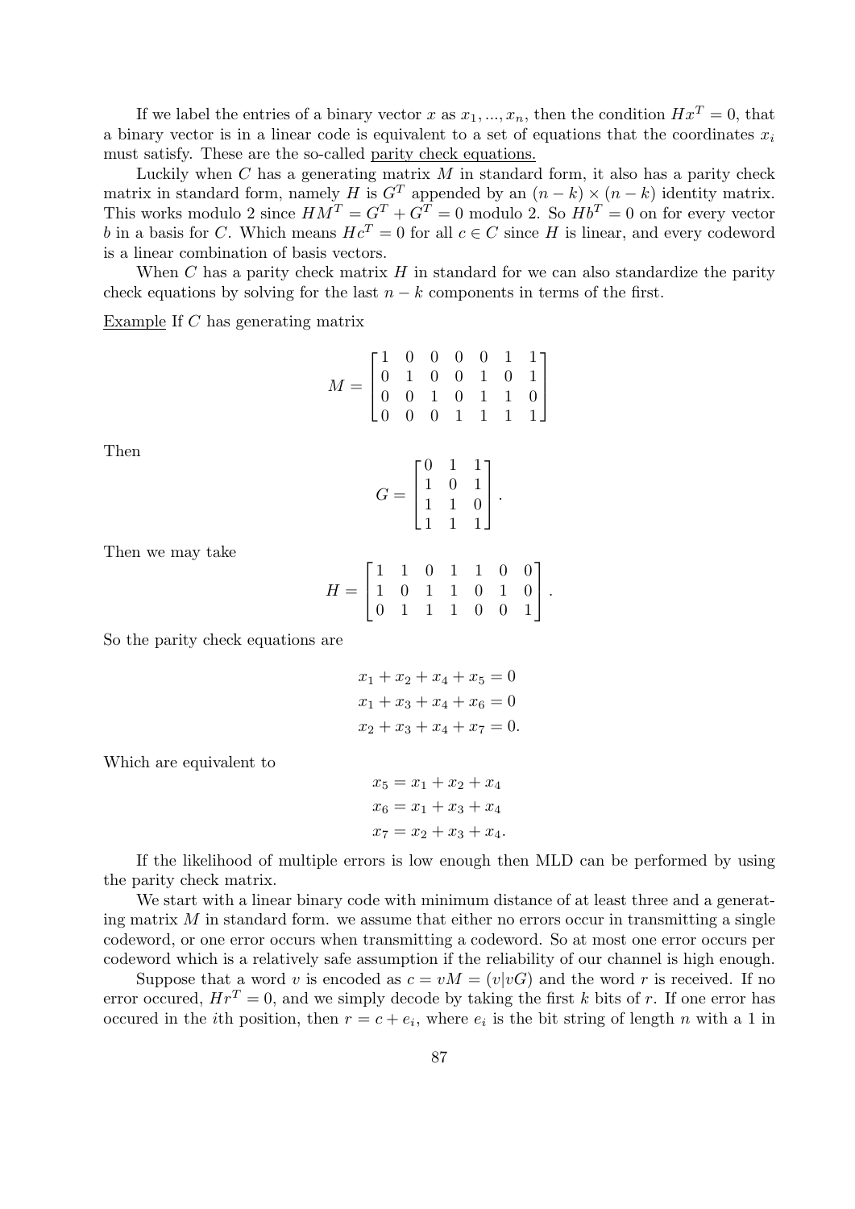If we label the entries of a binary vector $x$ as $x_1, ..., x_n$, then the condition $Hx^T = 0$, that a binary vector is in a linear code is equivalent to a set of equations that the coordinates $x_i$ must satisfy. These are the so-called <u>parity check equations.</u>

Luckily when $C$ has a generating matrix $M$ in standard form, it also has a parity check matrix in standard form, namely $H$ is $G^T$ appended by an $(n-k) \times (n-k)$ identity matrix. This works modulo 2 since $HM^T = G^T + G^T = 0$ modulo 2. So $Hb^T = 0$ on for every vector $b$ in a basis for $C$. Which means $Hc^T = 0$ for all $c \in C$ since $H$ is linear, and every codeword is a linear combination of basis vectors.

When $C$ has a parity check matrix $H$ in standard for we can also standardize the parity check equations by solving for the last $n-k$ components in terms of the first.

<u>Example</u> If $C$ has generating matrix

$$M = \begin{bmatrix} 1 & 0 & 0 & 0 & 0 & 1 & 1 \\ 0 & 1 & 0 & 0 & 1 & 0 & 1 \\ 0 & 0 & 1 & 0 & 1 & 1 & 0 \\ 0 & 0 & 0 & 1 & 1 & 1 & 1 \end{bmatrix}$$

Then

$$G = \begin{bmatrix} 0 & 1 & 1 \\ 1 & 0 & 1 \\ 1 & 1 & 0 \\ 1 & 1 & 1 \end{bmatrix}.$$

Then we may take

$$H = \begin{bmatrix} 1 & 1 & 0 & 1 & 1 & 0 & 0 \\ 1 & 0 & 1 & 1 & 0 & 1 & 0 \\ 0 & 1 & 1 & 1 & 0 & 0 & 1 \end{bmatrix}.$$

So the parity check equations are

$$\begin{aligned} x_1 + x_2 + x_4 + x_5 &= 0 \\ x_1 + x_3 + x_4 + x_6 &= 0 \\ x_2 + x_3 + x_4 + x_7 &= 0. \end{aligned}$$

Which are equivalent to

$$\begin{aligned} x_5 &= x_1 + x_2 + x_4 \\ x_6 &= x_1 + x_3 + x_4 \\ x_7 &= x_2 + x_3 + x_4. \end{aligned}$$

If the likelihood of multiple errors is low enough then MLD can be performed by using the parity check matrix.

We start with a linear binary code with minimum distance of at least three and a generating matrix $M$ in standard form. we assume that either no errors occur in transmitting a single codeword, or one error occurs when transmitting a codeword. So at most one error occurs per codeword which is a relatively safe assumption if the reliability of our channel is high enough.

Suppose that a word $v$ is encoded as $c = vM = (v|vG)$ and the word $r$ is received. If no error occured, $Hr^T = 0$, and we simply decode by taking the first $k$ bits of $r$. If one error has occured in the $i$th position, then $r = c + e_i$, where $e_i$ is the bit string of length $n$ with a 1 in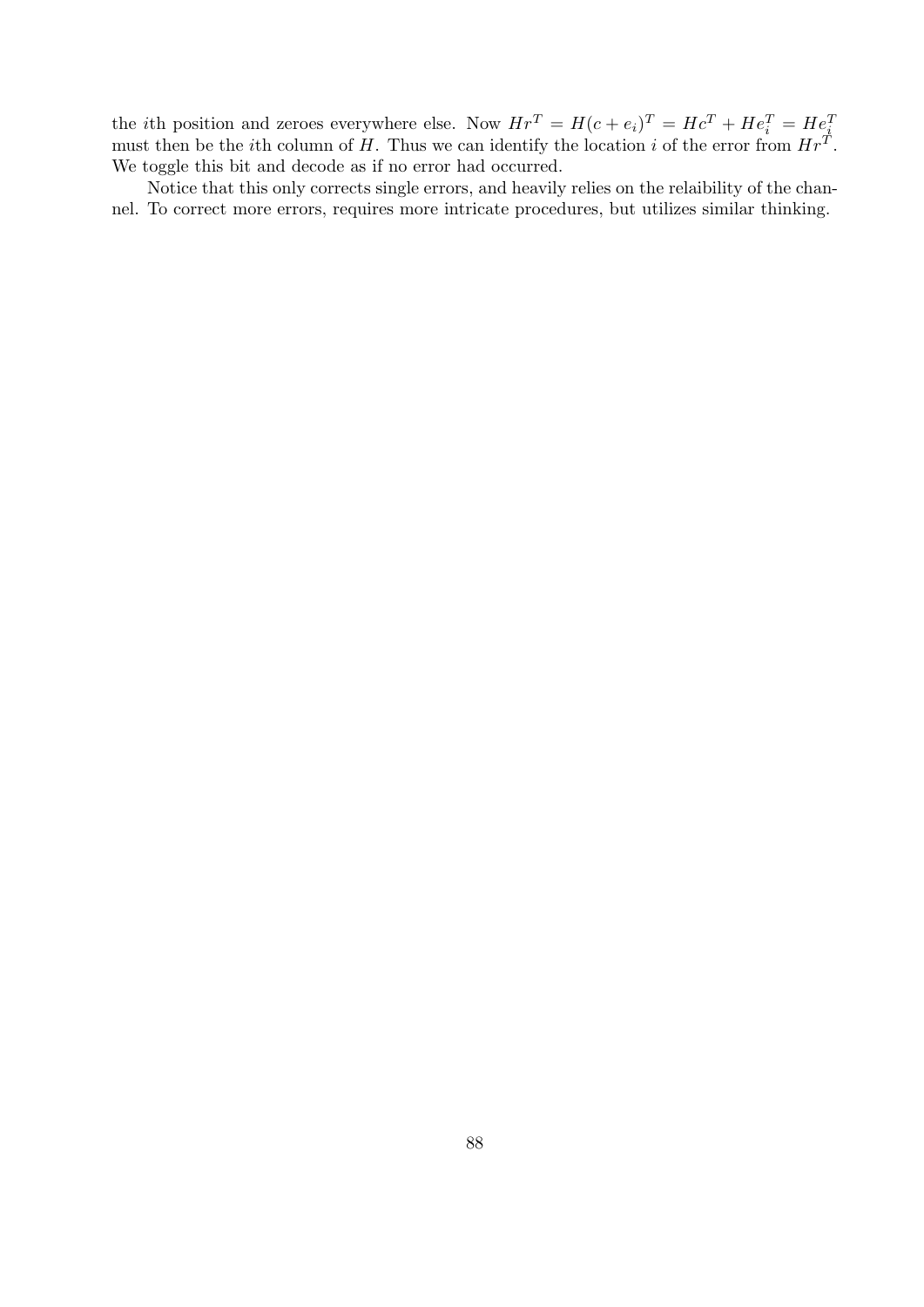the $i$th position and zeroes everywhere else. Now $Hr^T = H(c + e_i)^T = Hc^T + He_i^T = He_i^T$ must then be the $i$th column of $H$. Thus we can identify the location $i$ of the error from $Hr^T$. We toggle this bit and decode as if no error had occurred.

Notice that this only corrects single errors, and heavily relies on the relaibility of the channel. To correct more errors, requires more intricate procedures, but utilizes similar thinking.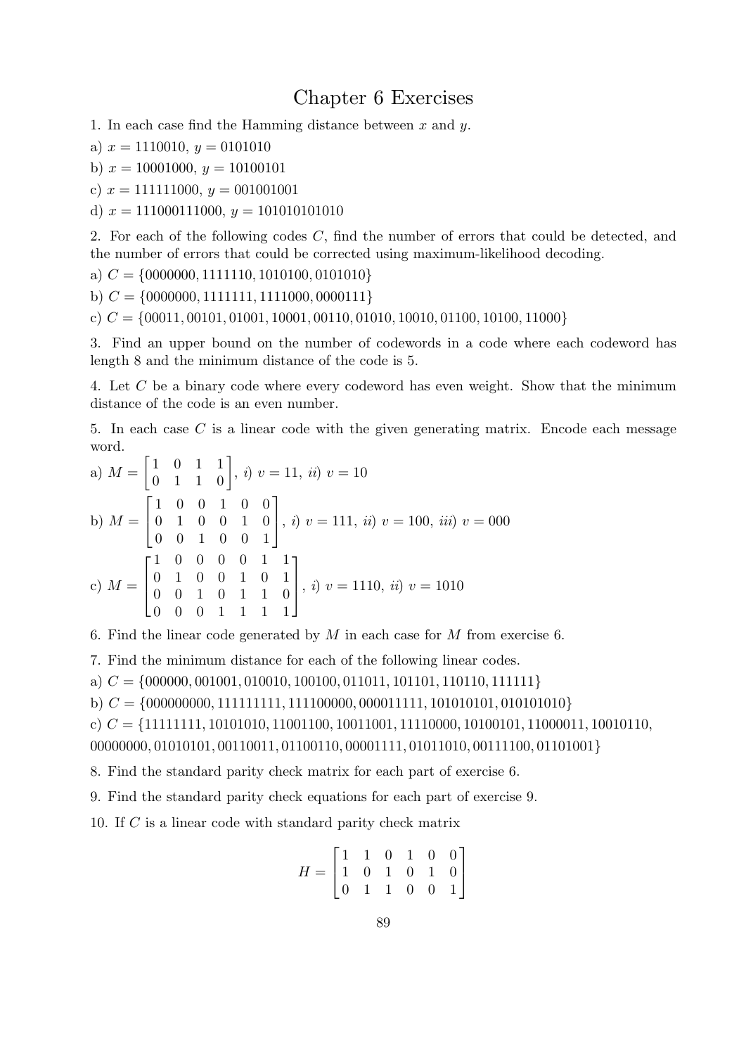# Chapter 6 Exercises

1. In each case find the Hamming distance between $x$ and $y$.

a) $x = 1110010$, $y = 0101010$

b) $x = 10001000$, $y = 10100101$

c) $x = 111111000$, $y = 001001001$

d) $x = 111000111000$, $y = 101010101010$

2. For each of the following codes $C$, find the number of errors that could be detected, and the number of errors that could be corrected using maximum-likelihood decoding.

a) $C = \{0000000, 1111110, 1010100, 0101010\}$

b) $C = \{0000000, 1111111, 1111000, 0000111\}$

c) $C = \{00011, 00101, 01001, 10001, 00110, 01010, 10010, 01100, 10100, 11000\}$

3. Find an upper bound on the number of codewords in a code where each codeword has length 8 and the minimum distance of the code is 5.

4. Let $C$ be a binary code where every codeword has even weight. Show that the minimum distance of the code is an even number.

5. In each case $C$ is a linear code with the given generating matrix. Encode each message word.

a) $M = \begin{bmatrix} 1 & 0 & 1 & 1 \\ 0 & 1 & 1 & 0 \end{bmatrix}$, *i)* $v = 11$, *ii)* $v = 10$

b) $M = \begin{bmatrix} 1 & 0 & 0 & 1 & 0 & 0 \\ 0 & 1 & 0 & 0 & 1 & 0 \\ 0 & 0 & 1 & 0 & 0 & 1 \end{bmatrix}$, *i)* $v = 111$, *ii)* $v = 100$, *iii)* $v = 000$

c) $M = \begin{bmatrix} 1 & 0 & 0 & 0 & 0 & 1 & 1 \\ 0 & 1 & 0 & 0 & 1 & 0 & 1 \\ 0 & 0 & 1 & 0 & 1 & 1 & 0 \\ 0 & 0 & 0 & 1 & 1 & 1 & 1 \end{bmatrix}$, *i)* $v = 1110$, *ii)* $v = 1010$

6. Find the linear code generated by $M$ in each case for $M$ from exercise 6.

7. Find the minimum distance for each of the following linear codes.

a) $C = \{000000, 001001, 010010, 100100, 011011, 101101, 110110, 111111\}$

b) $C = \{000000000, 111111111, 111100000, 000011111, 101010101, 010101010\}$

c) $C = \{11111111, 10101010, 11001100, 10011001, 11110000, 10100101, 11000011, 10010110, 00000000, 01010101, 00110011, 01100110, 00001111, 01011010, 00111100, 01101001\}$

8. Find the standard parity check matrix for each part of exercise 6.

9. Find the standard parity check equations for each part of exercise 9.

10. If $C$ is a linear code with standard parity check matrix

$$H = \begin{bmatrix} 1 & 1 & 0 & 1 & 0 & 0 \\ 1 & 0 & 1 & 0 & 1 & 0 \\ 0 & 1 & 1 & 0 & 0 & 1 \end{bmatrix}$$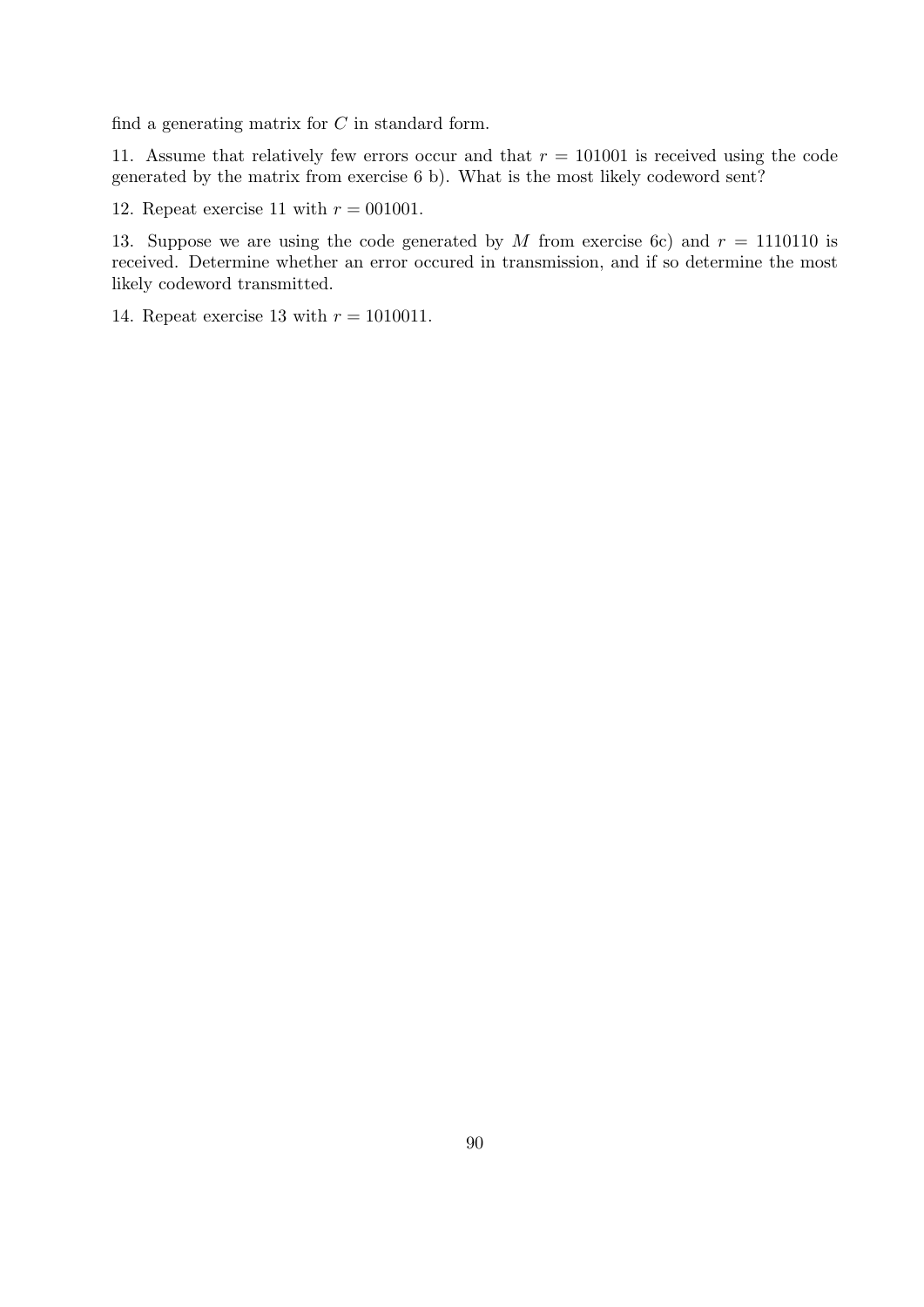find a generating matrix for $C$ in standard form.

11. Assume that relatively few errors occur and that $r = 101001$ is received using the code generated by the matrix from exercise 6 b). What is the most likely codeword sent?

12. Repeat exercise 11 with $r = 001001$.

13. Suppose we are using the code generated by $M$ from exercise 6c) and $r = 1110110$ is received. Determine whether an error occured in transmission, and if so determine the most likely codeword transmitted.

14. Repeat exercise 13 with $r = 1010011$.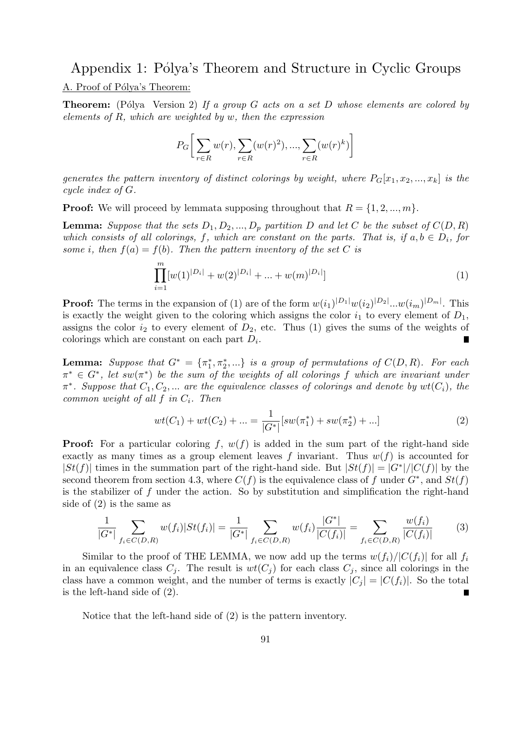# Appendix 1: Pólya's Theorem and Structure in Cyclic Groups

A. Proof of Pólya's Theorem:

**Theorem:** (Pólya Version 2) *If a group $G$ acts on a set $D$ whose elements are colored by elements of $R$, which are weighted by $w$, then the expression*

$$P_G\left[\sum_{r\in R} w(r), \sum_{r\in R}(w(r)^2), ..., \sum_{r\in R}(w(r)^k)\right]$$

*generates the pattern inventory of distinct colorings by weight, where $P_G[x_1, x_2, ..., x_k]$ is the cycle index of $G$.*

**Proof:** We will proceed by lemmata supposing throughout that $R = \{1, 2, ..., m\}$.

**Lemma:** *Suppose that the sets $D_1, D_2, ..., D_p$ partition $D$ and let $C$ be the subset of $C(D, R)$ which consists of all colorings, $f$, which are constant on the parts. That is, if $a, b \in D_i$, for some $i$, then $f(a) = f(b)$. Then the pattern inventory of the set $C$ is*

$$\prod_{i=1}^{m}[w(1)^{|D_i|} + w(2)^{|D_i|} + ... + w(m)^{|D_i|}] \tag{1}$$

**Proof:** The terms in the expansion of (1) are of the form $w(i_1)^{|D_1|}w(i_2)^{|D_2|}...w(i_m)^{|D_m|}$. This is exactly the weight given to the coloring which assigns the color $i_1$ to every element of $D_1$, assigns the color $i_2$ to every element of $D_2$, etc. Thus (1) gives the sums of the weights of colorings which are constant on each part $D_i$. ∎

**Lemma:** *Suppose that $G^* = \{\pi_1^*, \pi_2^*, ...\}$ is a group of permutations of $C(D, R)$. For each $\pi^* \in G^*$, let $sw(\pi^*)$ be the sum of the weights of all colorings $f$ which are invariant under $\pi^*$. Suppose that $C_1, C_2, ...$ are the equivalence classes of colorings and denote by $wt(C_i)$, the common weight of all $f$ in $C_i$. Then*

$$wt(C_1) + wt(C_2) + ... = \frac{1}{|G^*|}[sw(\pi_1^*) + sw(\pi_2^*) + ...] \tag{2}$$

**Proof:** For a particular coloring $f$, $w(f)$ is added in the sum part of the right-hand side exactly as many times as a group element leaves $f$ invariant. Thus $w(f)$ is accounted for $|St(f)|$ times in the summation part of the right-hand side. But $|St(f)| = |G^*|/|C(f)|$ by the second theorem from section 4.3, where $C(f)$ is the equivalence class of $f$ under $G^*$, and $St(f)$ is the stabilizer of $f$ under the action. So by substitution and simplification the right-hand side of (2) is the same as

$$\frac{1}{|G^*|}\sum_{f_i\in C(D,R)} w(f_i)|St(f_i)| = \frac{1}{|G^*|}\sum_{f_i\in C(D,R)} w(f_i)\frac{|G^*|}{|C(f_i)|} = \sum_{f_i\in C(D,R)}\frac{w(f_i)}{|C(f_i)|} \tag{3}$$

Similar to the proof of THE LEMMA, we now add up the terms $w(f_i)/|C(f_i)|$ for all $f_i$ in an equivalence class $C_j$. The result is $wt(C_j)$ for each class $C_j$, since all colorings in the class have a common weight, and the number of terms is exactly $|C_j| = |C(f_i)|$. So the total is the left-hand side of (2). ∎

Notice that the left-hand side of (2) is the pattern inventory.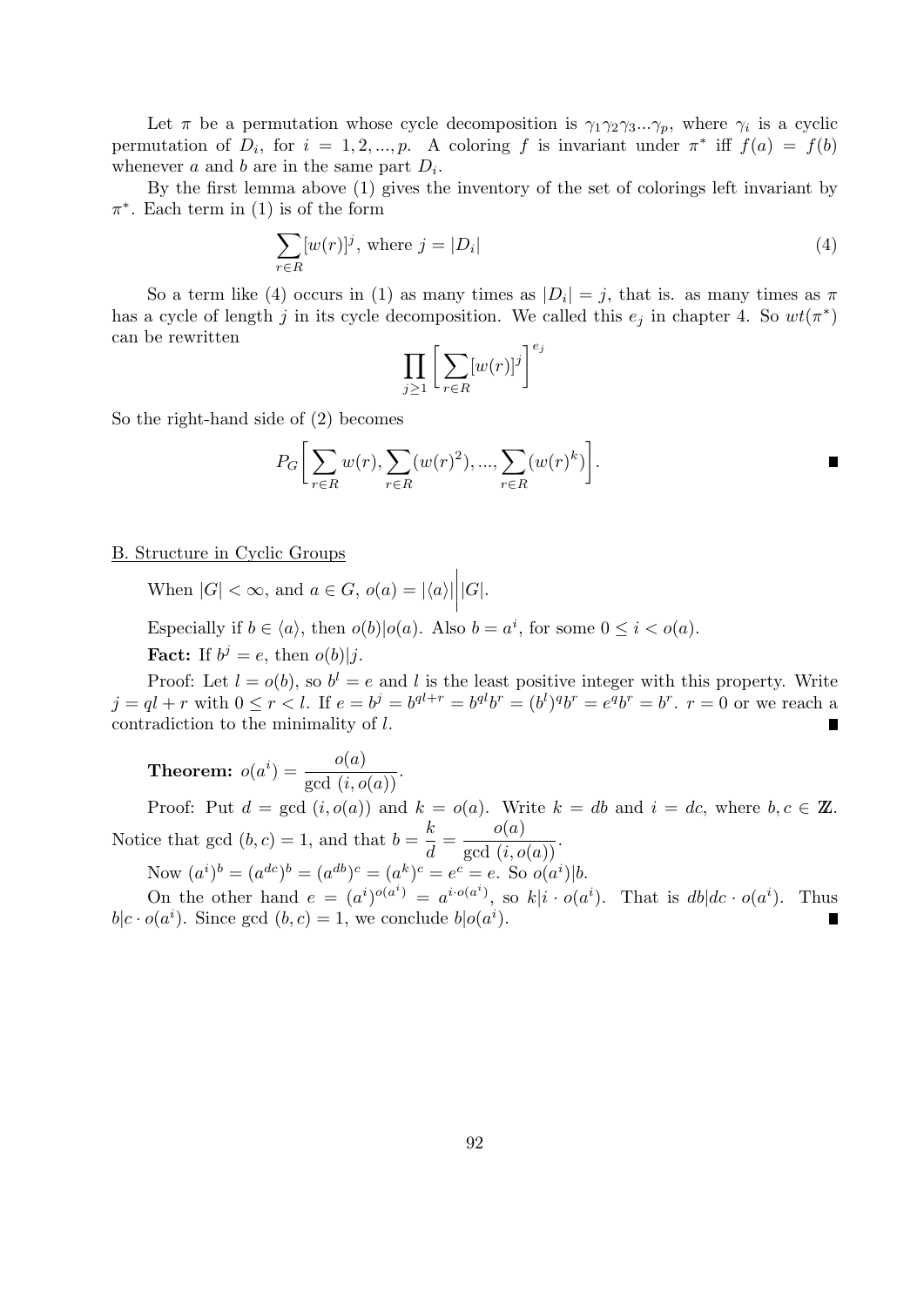Let $\pi$ be a permutation whose cycle decomposition is $\gamma_1\gamma_2\gamma_3...\gamma_p$, where $\gamma_i$ is a cyclic permutation of $D_i$, for $i = 1, 2, ..., p$. A coloring $f$ is invariant under $\pi^*$ iff $f(a) = f(b)$ whenever $a$ and $b$ are in the same part $D_i$.

By the first lemma above (1) gives the inventory of the set of colorings left invariant by $\pi^*$. Each term in (1) is of the form

$$\sum_{r\in R}[w(r)]^j, \text{ where } j = |D_i| \tag{4}$$

So a term like (4) occurs in (1) as many times as $|D_i| = j$, that is. as many times as $\pi$ has a cycle of length $j$ in its cycle decomposition. We called this $e_j$ in chapter 4. So $wt(\pi^*)$ can be rewritten

$$\prod_{j\geq 1}\left[\sum_{r\in R}[w(r)]^j\right]^{e_j}$$

So the right-hand side of (2) becomes

$$P_G\left[\sum_{r\in R}w(r), \sum_{r\in R}(w(r)^2), ..., \sum_{r\in R}(w(r)^k)\right]. \qquad \blacksquare$$

B. Structure in Cyclic Groups

When $|G| < \infty$, and $a \in G$, $o(a) = |\langle a\rangle| \Big| |G|$.

Especially if $b \in \langle a\rangle$, then $o(b)|o(a)$. Also $b = a^i$, for some $0 \leq i < o(a)$.

**Fact:** If $b^j = e$, then $o(b)|j$.

Proof: Let $l = o(b)$, so $b^l = e$ and $l$ is the least positive integer with this property. Write $j = ql + r$ with $0 \leq r < l$. If $e = b^j = b^{ql+r} = b^{ql}b^r = (b^l)^q b^r = e^q b^r = b^r$. $r = 0$ or we reach a contradiction to the minimality of $l$. $\blacksquare$

**Theorem:** $o(a^i) = \dfrac{o(a)}{\gcd(i, o(a))}$.

Proof: Put $d = \gcd(i, o(a))$ and $k = o(a)$. Write $k = db$ and $i = dc$, where $b, c \in \mathbb{Z}$. Notice that $\gcd(b, c) = 1$, and that $b = \dfrac{k}{d} = \dfrac{o(a)}{\gcd(i, o(a))}$.

Now $(a^i)^b = (a^{dc})^b = (a^{db})^c = (a^k)^c = e^c = e$. So $o(a^i)|b$.

On the other hand $e = (a^i)^{o(a^i)} = a^{i\cdot o(a^i)}$, so $k|i \cdot o(a^i)$. That is $db|dc \cdot o(a^i)$. Thus $b|c \cdot o(a^i)$. Since $\gcd(b, c) = 1$, we conclude $b|o(a^i)$. $\blacksquare$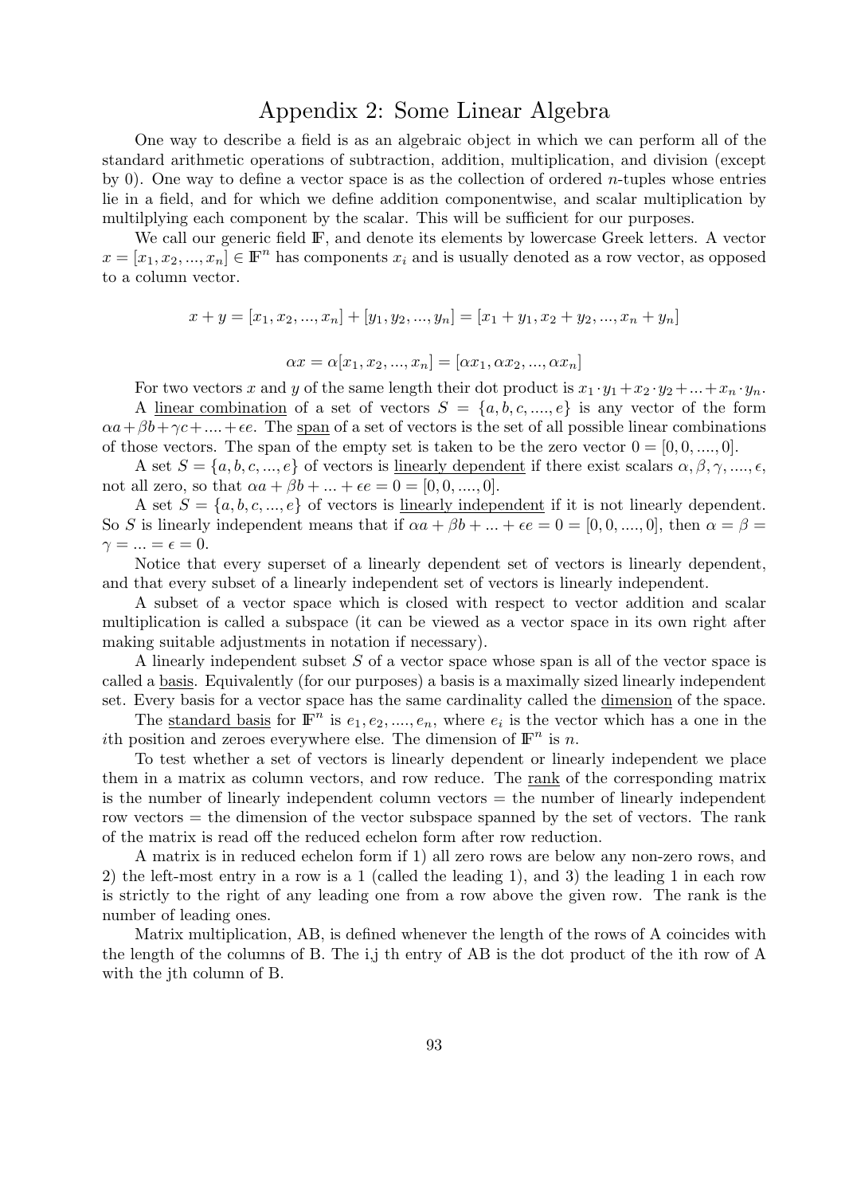# Appendix 2: Some Linear Algebra

One way to describe a field is as an algebraic object in which we can perform all of the standard arithmetic operations of subtraction, addition, multiplication, and division (except by 0). One way to define a vector space is as the collection of ordered $n$-tuples whose entries lie in a field, and for which we define addition componentwise, and scalar multiplication by multilplying each component by the scalar. This will be sufficient for our purposes.

We call our generic field $\mathbb{F}$, and denote its elements by lowercase Greek letters. A vector $x = [x_1, x_2, ..., x_n] \in \mathbb{F}^n$ has components $x_i$ and is usually denoted as a row vector, as opposed to a column vector.

$$x + y = [x_1, x_2, ..., x_n] + [y_1, y_2, ..., y_n] = [x_1 + y_1, x_2 + y_2, ..., x_n + y_n]$$

$$\alpha x = \alpha[x_1, x_2, ..., x_n] = [\alpha x_1, \alpha x_2, ..., \alpha x_n]$$

For two vectors $x$ and $y$ of the same length their dot product is $x_1 \cdot y_1 + x_2 \cdot y_2 + ... + x_n \cdot y_n$.

A <u>linear combination</u> of a set of vectors $S = \{a, b, c, ...., e\}$ is any vector of the form $\alpha a + \beta b + \gamma c + .... + \epsilon e$. The <u>span</u> of a set of vectors is the set of all possible linear combinations of those vectors. The span of the empty set is taken to be the zero vector $0 = [0, 0, ...., 0]$.

A set $S = \{a, b, c, ..., e\}$ of vectors is <u>linearly dependent</u> if there exist scalars $\alpha, \beta, \gamma, ...., \epsilon$, not all zero, so that $\alpha a + \beta b + ... + \epsilon e = 0 = [0, 0, ...., 0]$.

A set $S = \{a, b, c, ..., e\}$ of vectors is <u>linearly independent</u> if it is not linearly dependent. So $S$ is linearly independent means that if $\alpha a + \beta b + ... + \epsilon e = 0 = [0, 0, ...., 0]$, then $\alpha = \beta = \gamma = ... = \epsilon = 0$.

Notice that every superset of a linearly dependent set of vectors is linearly dependent, and that every subset of a linearly independent set of vectors is linearly independent.

A subset of a vector space which is closed with respect to vector addition and scalar multiplication is called a subspace (it can be viewed as a vector space in its own right after making suitable adjustments in notation if necessary).

A linearly independent subset $S$ of a vector space whose span is all of the vector space is called a <u>basis</u>. Equivalently (for our purposes) a basis is a maximally sized linearly independent set. Every basis for a vector space has the same cardinality called the <u>dimension</u> of the space.

The <u>standard basis</u> for $\mathbb{F}^n$ is $e_1, e_2, ...., e_n$, where $e_i$ is the vector which has a one in the $i$th position and zeroes everywhere else. The dimension of $\mathbb{F}^n$ is $n$.

To test whether a set of vectors is linearly dependent or linearly independent we place them in a matrix as column vectors, and row reduce. The <u>rank</u> of the corresponding matrix is the number of linearly independent column vectors = the number of linearly independent row vectors = the dimension of the vector subspace spanned by the set of vectors. The rank of the matrix is read off the reduced echelon form after row reduction.

A matrix is in reduced echelon form if 1) all zero rows are below any non-zero rows, and 2) the left-most entry in a row is a 1 (called the leading 1), and 3) the leading 1 in each row is strictly to the right of any leading one from a row above the given row. The rank is the number of leading ones.

Matrix multiplication, AB, is defined whenever the length of the rows of A coincides with the length of the columns of B. The i,j th entry of AB is the dot product of the ith row of A with the jth column of B.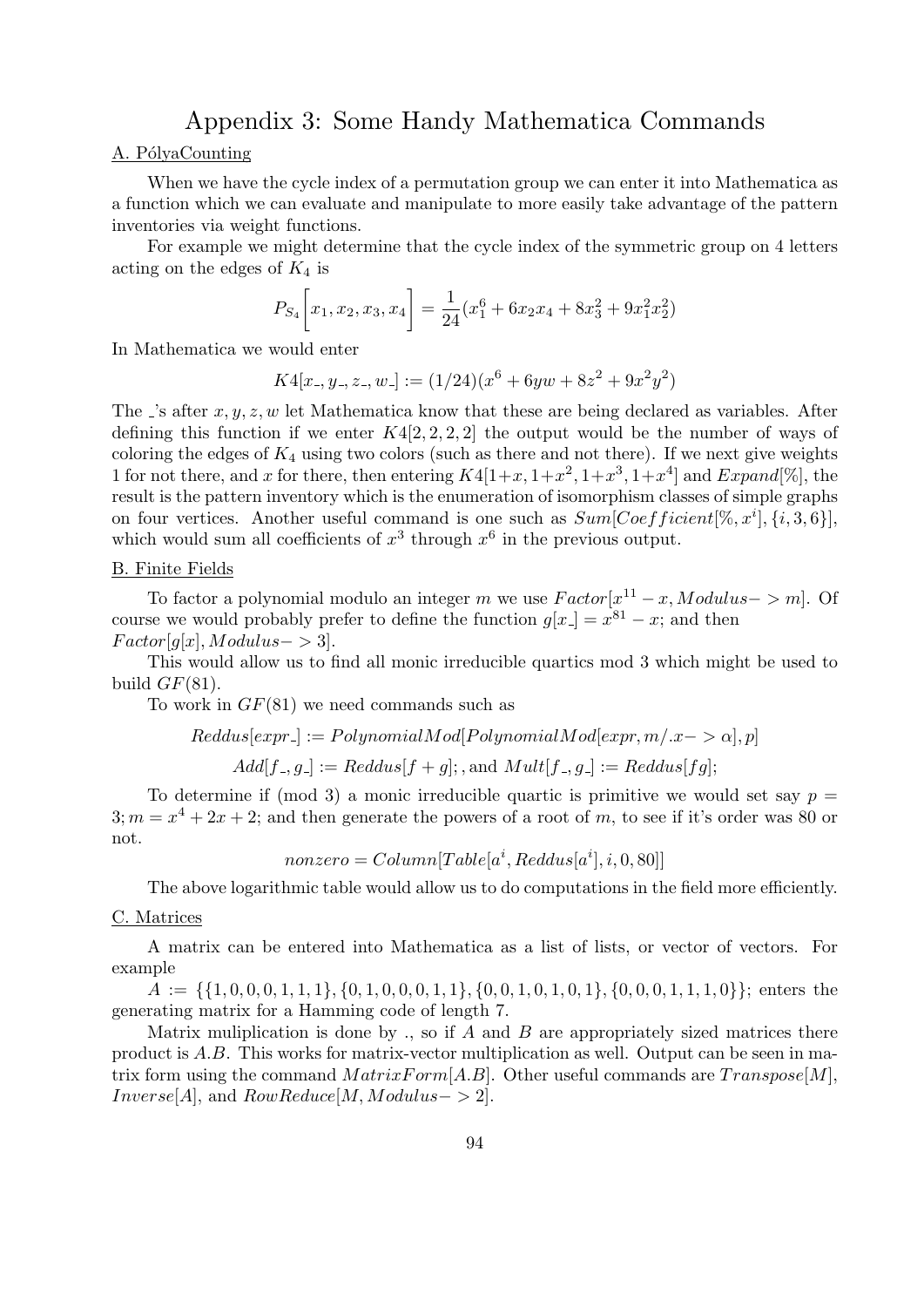# Appendix 3: Some Handy Mathematica Commands

A. Pólya­Counting

When we have the cycle index of a permutation group we can enter it into Mathematica as a function which we can evaluate and manipulate to more easily take advantage of the pattern inventories via weight functions.

For example we might determine that the cycle index of the symmetric group on 4 letters acting on the edges of $K_4$ is

$$P_{S_4}\left[x_1, x_2, x_3, x_4\right] = \frac{1}{24}(x_1^6 + 6x_2x_4 + 8x_3^2 + 9x_1^2x_2^2)$$

In Mathematica we would enter

$$K4[x\_, y\_, z\_, w\_] := (1/24)(x^6 + 6yw + 8z^2 + 9x^2y^2)$$

The _'s after $x, y, z, w$ let Mathematica know that these are being declared as variables. After defining this function if we enter $K4[2, 2, 2, 2]$ the output would be the number of ways of coloring the edges of $K_4$ using two colors (such as there and not there). If we next give weights 1 for not there, and $x$ for there, then entering $K4[1+x, 1+x^2, 1+x^3, 1+x^4]$ and $Expand[\%]$, the result is the pattern inventory which is the enumeration of isomorphism classes of simple graphs on four vertices. Another useful command is one such as $Sum[Coefficient[\%, x^i], \{i, 3, 6\}]$, which would sum all coefficients of $x^3$ through $x^6$ in the previous output.

B. Finite Fields

To factor a polynomial modulo an integer $m$ we use $Factor[x^{11} - x, Modulus-> m]$. Of course we would probably prefer to define the function $g[x\_] = x^{81} - x$; and then $Factor[g[x], Modulus-> 3]$.

This would allow us to find all monic irreducible quartics mod 3 which might be used to build $GF(81)$.

To work in $GF(81)$ we need commands such as

$$Reddus[expr\_] := PolynomialMod[PolynomialMod[expr, m/.x-> \alpha], p]$$

$$Add[f\_, g\_] := Reddus[f + g];, \text{and } Mult[f\_, g\_] := Reddus[fg];$$

To determine if (mod 3) a monic irreducible quartic is primitive we would set say $p = 3; m = x^4 + 2x + 2$; and then generate the powers of a root of $m$, to see if it's order was 80 or not.

$$nonzero = Column[Table[a^i, Reddus[a^i], i, 0, 80]]$$

The above logarithmic table would allow us to do computations in the field more efficiently.

C. Matrices

A matrix can be entered into Mathematica as a list of lists, or vector of vectors. For example

$A := \{\{1, 0, 0, 0, 1, 1, 1\}, \{0, 1, 0, 0, 0, 1, 1\}, \{0, 0, 1, 0, 1, 0, 1\}, \{0, 0, 0, 1, 1, 1, 0\}\}$; enters the generating matrix for a Hamming code of length 7.

Matrix muliplication is done by ., so if $A$ and $B$ are appropriately sized matrices there product is $A.B$. This works for matrix-vector multiplication as well. Output can be seen in matrix form using the command $MatrixForm[A.B]$. Other useful commands are $Transpose[M]$, $Inverse[A]$, and $RowReduce[M, Modulus-> 2]$.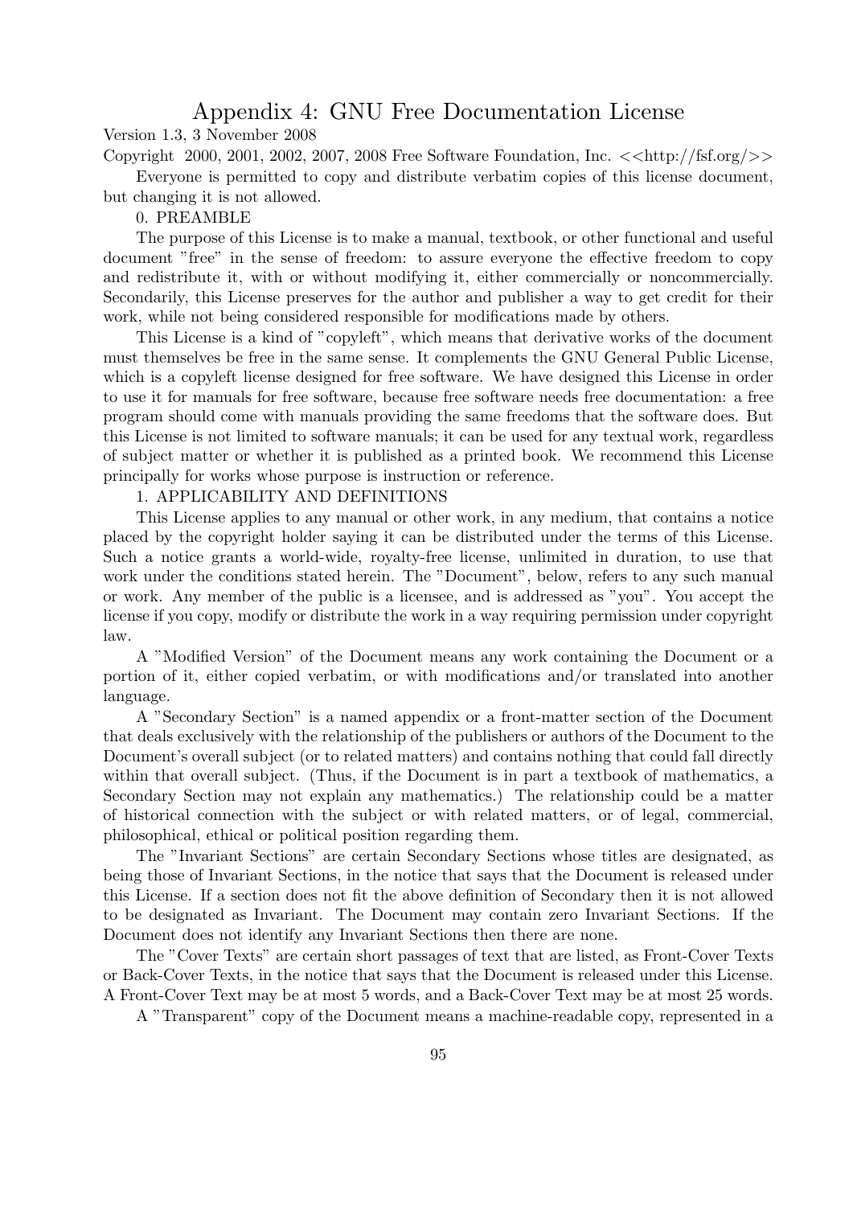# Appendix 4: GNU Free Documentation License

Version 1.3, 3 November 2008

Copyright 2000, 2001, 2002, 2007, 2008 Free Software Foundation, Inc. <<http://fsf.org/>>

Everyone is permitted to copy and distribute verbatim copies of this license document, but changing it is not allowed.

0. PREAMBLE

The purpose of this License is to make a manual, textbook, or other functional and useful document "free" in the sense of freedom: to assure everyone the effective freedom to copy and redistribute it, with or without modifying it, either commercially or noncommercially. Secondarily, this License preserves for the author and publisher a way to get credit for their work, while not being considered responsible for modifications made by others.

This License is a kind of "copyleft", which means that derivative works of the document must themselves be free in the same sense. It complements the GNU General Public License, which is a copyleft license designed for free software. We have designed this License in order to use it for manuals for free software, because free software needs free documentation: a free program should come with manuals providing the same freedoms that the software does. But this License is not limited to software manuals; it can be used for any textual work, regardless of subject matter or whether it is published as a printed book. We recommend this License principally for works whose purpose is instruction or reference.

1. APPLICABILITY AND DEFINITIONS

This License applies to any manual or other work, in any medium, that contains a notice placed by the copyright holder saying it can be distributed under the terms of this License. Such a notice grants a world-wide, royalty-free license, unlimited in duration, to use that work under the conditions stated herein. The "Document", below, refers to any such manual or work. Any member of the public is a licensee, and is addressed as "you". You accept the license if you copy, modify or distribute the work in a way requiring permission under copyright law.

A "Modified Version" of the Document means any work containing the Document or a portion of it, either copied verbatim, or with modifications and/or translated into another language.

A "Secondary Section" is a named appendix or a front-matter section of the Document that deals exclusively with the relationship of the publishers or authors of the Document to the Document's overall subject (or to related matters) and contains nothing that could fall directly within that overall subject. (Thus, if the Document is in part a textbook of mathematics, a Secondary Section may not explain any mathematics.) The relationship could be a matter of historical connection with the subject or with related matters, or of legal, commercial, philosophical, ethical or political position regarding them.

The "Invariant Sections" are certain Secondary Sections whose titles are designated, as being those of Invariant Sections, in the notice that says that the Document is released under this License. If a section does not fit the above definition of Secondary then it is not allowed to be designated as Invariant. The Document may contain zero Invariant Sections. If the Document does not identify any Invariant Sections then there are none.

The "Cover Texts" are certain short passages of text that are listed, as Front-Cover Texts or Back-Cover Texts, in the notice that says that the Document is released under this License. A Front-Cover Text may be at most 5 words, and a Back-Cover Text may be at most 25 words.

A "Transparent" copy of the Document means a machine-readable copy, represented in a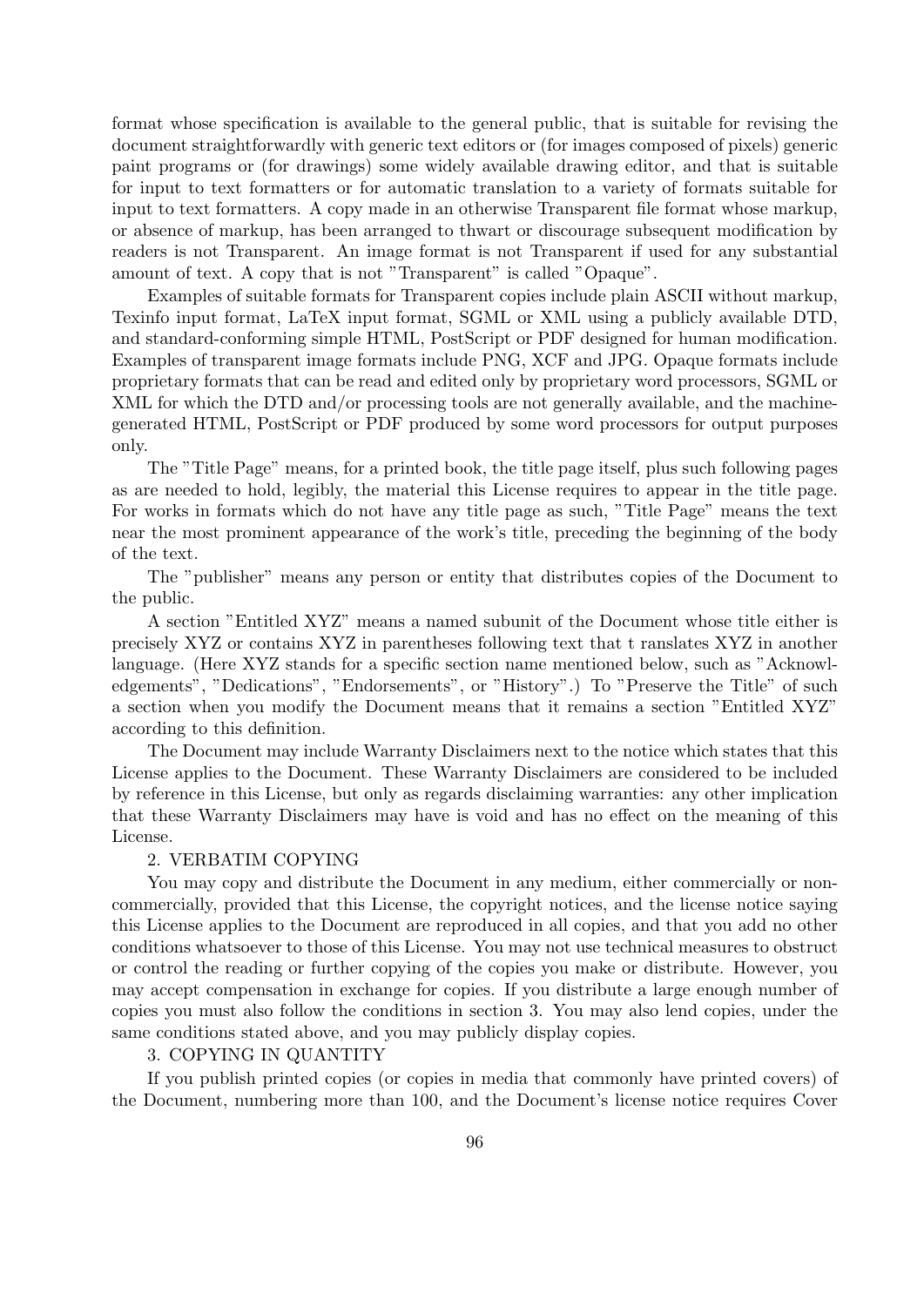format whose specification is available to the general public, that is suitable for revising the document straightforwardly with generic text editors or (for images composed of pixels) generic paint programs or (for drawings) some widely available drawing editor, and that is suitable for input to text formatters or for automatic translation to a variety of formats suitable for input to text formatters. A copy made in an otherwise Transparent file format whose markup, or absence of markup, has been arranged to thwart or discourage subsequent modification by readers is not Transparent. An image format is not Transparent if used for any substantial amount of text. A copy that is not "Transparent" is called "Opaque".

Examples of suitable formats for Transparent copies include plain ASCII without markup, Texinfo input format, LaTeX input format, SGML or XML using a publicly available DTD, and standard-conforming simple HTML, PostScript or PDF designed for human modification. Examples of transparent image formats include PNG, XCF and JPG. Opaque formats include proprietary formats that can be read and edited only by proprietary word processors, SGML or XML for which the DTD and/or processing tools are not generally available, and the machine-generated HTML, PostScript or PDF produced by some word processors for output purposes only.

The "Title Page" means, for a printed book, the title page itself, plus such following pages as are needed to hold, legibly, the material this License requires to appear in the title page. For works in formats which do not have any title page as such, "Title Page" means the text near the most prominent appearance of the work's title, preceding the beginning of the body of the text.

The "publisher" means any person or entity that distributes copies of the Document to the public.

A section "Entitled XYZ" means a named subunit of the Document whose title either is precisely XYZ or contains XYZ in parentheses following text that t ranslates XYZ in another language. (Here XYZ stands for a specific section name mentioned below, such as "Acknowledgements", "Dedications", "Endorsements", or "History".) To "Preserve the Title" of such a section when you modify the Document means that it remains a section "Entitled XYZ" according to this definition.

The Document may include Warranty Disclaimers next to the notice which states that this License applies to the Document. These Warranty Disclaimers are considered to be included by reference in this License, but only as regards disclaiming warranties: any other implication that these Warranty Disclaimers may have is void and has no effect on the meaning of this License.

2. VERBATIM COPYING

You may copy and distribute the Document in any medium, either commercially or noncommercially, provided that this License, the copyright notices, and the license notice saying this License applies to the Document are reproduced in all copies, and that you add no other conditions whatsoever to those of this License. You may not use technical measures to obstruct or control the reading or further copying of the copies you make or distribute. However, you may accept compensation in exchange for copies. If you distribute a large enough number of copies you must also follow the conditions in section 3. You may also lend copies, under the same conditions stated above, and you may publicly display copies.

3. COPYING IN QUANTITY

If you publish printed copies (or copies in media that commonly have printed covers) of the Document, numbering more than 100, and the Document's license notice requires Cover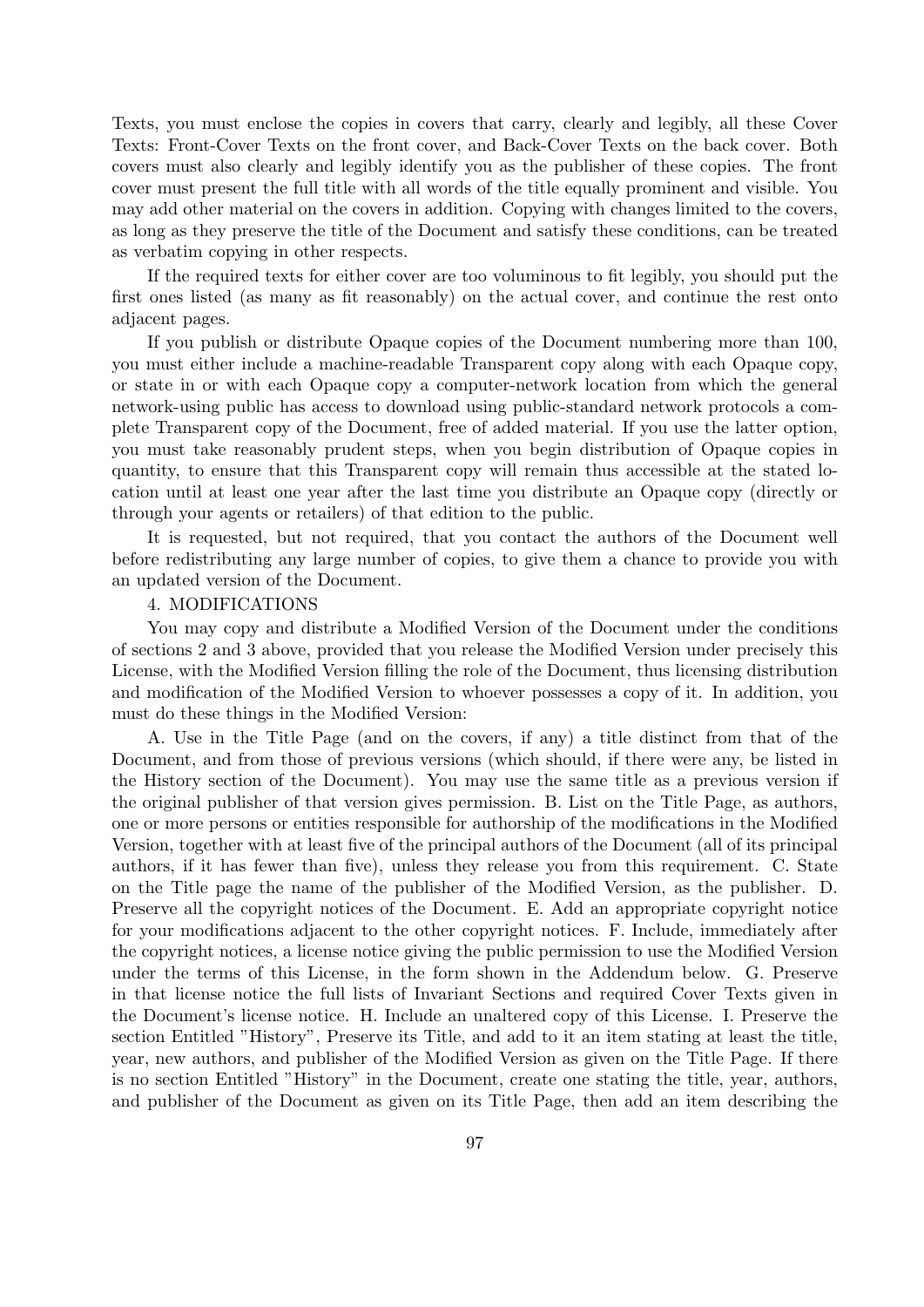Texts, you must enclose the copies in covers that carry, clearly and legibly, all these Cover Texts: Front-Cover Texts on the front cover, and Back-Cover Texts on the back cover. Both covers must also clearly and legibly identify you as the publisher of these copies. The front cover must present the full title with all words of the title equally prominent and visible. You may add other material on the covers in addition. Copying with changes limited to the covers, as long as they preserve the title of the Document and satisfy these conditions, can be treated as verbatim copying in other respects.

If the required texts for either cover are too voluminous to fit legibly, you should put the first ones listed (as many as fit reasonably) on the actual cover, and continue the rest onto adjacent pages.

If you publish or distribute Opaque copies of the Document numbering more than 100, you must either include a machine-readable Transparent copy along with each Opaque copy, or state in or with each Opaque copy a computer-network location from which the general network-using public has access to download using public-standard network protocols a complete Transparent copy of the Document, free of added material. If you use the latter option, you must take reasonably prudent steps, when you begin distribution of Opaque copies in quantity, to ensure that this Transparent copy will remain thus accessible at the stated location until at least one year after the last time you distribute an Opaque copy (directly or through your agents or retailers) of that edition to the public.

It is requested, but not required, that you contact the authors of the Document well before redistributing any large number of copies, to give them a chance to provide you with an updated version of the Document.

4. MODIFICATIONS

You may copy and distribute a Modified Version of the Document under the conditions of sections 2 and 3 above, provided that you release the Modified Version under precisely this License, with the Modified Version filling the role of the Document, thus licensing distribution and modification of the Modified Version to whoever possesses a copy of it. In addition, you must do these things in the Modified Version:

A. Use in the Title Page (and on the covers, if any) a title distinct from that of the Document, and from those of previous versions (which should, if there were any, be listed in the History section of the Document). You may use the same title as a previous version if the original publisher of that version gives permission. B. List on the Title Page, as authors, one or more persons or entities responsible for authorship of the modifications in the Modified Version, together with at least five of the principal authors of the Document (all of its principal authors, if it has fewer than five), unless they release you from this requirement. C. State on the Title page the name of the publisher of the Modified Version, as the publisher. D. Preserve all the copyright notices of the Document. E. Add an appropriate copyright notice for your modifications adjacent to the other copyright notices. F. Include, immediately after the copyright notices, a license notice giving the public permission to use the Modified Version under the terms of this License, in the form shown in the Addendum below. G. Preserve in that license notice the full lists of Invariant Sections and required Cover Texts given in the Document's license notice. H. Include an unaltered copy of this License. I. Preserve the section Entitled "History", Preserve its Title, and add to it an item stating at least the title, year, new authors, and publisher of the Modified Version as given on the Title Page. If there is no section Entitled "History" in the Document, create one stating the title, year, authors, and publisher of the Document as given on its Title Page, then add an item describing the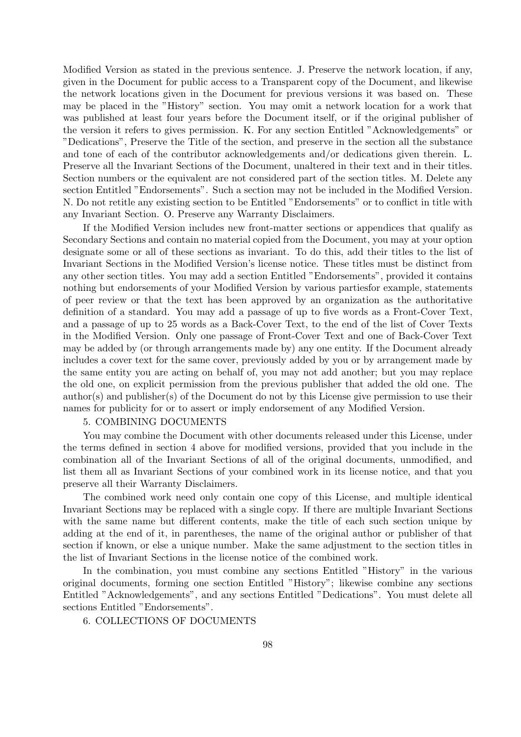Modified Version as stated in the previous sentence. J. Preserve the network location, if any, given in the Document for public access to a Transparent copy of the Document, and likewise the network locations given in the Document for previous versions it was based on. These may be placed in the "History" section. You may omit a network location for a work that was published at least four years before the Document itself, or if the original publisher of the version it refers to gives permission. K. For any section Entitled "Acknowledgements" or "Dedications", Preserve the Title of the section, and preserve in the section all the substance and tone of each of the contributor acknowledgements and/or dedications given therein. L. Preserve all the Invariant Sections of the Document, unaltered in their text and in their titles. Section numbers or the equivalent are not considered part of the section titles. M. Delete any section Entitled "Endorsements". Such a section may not be included in the Modified Version. N. Do not retitle any existing section to be Entitled "Endorsements" or to conflict in title with any Invariant Section. O. Preserve any Warranty Disclaimers.

If the Modified Version includes new front-matter sections or appendices that qualify as Secondary Sections and contain no material copied from the Document, you may at your option designate some or all of these sections as invariant. To do this, add their titles to the list of Invariant Sections in the Modified Version's license notice. These titles must be distinct from any other section titles. You may add a section Entitled "Endorsements", provided it contains nothing but endorsements of your Modified Version by various partiesfor example, statements of peer review or that the text has been approved by an organization as the authoritative definition of a standard. You may add a passage of up to five words as a Front-Cover Text, and a passage of up to 25 words as a Back-Cover Text, to the end of the list of Cover Texts in the Modified Version. Only one passage of Front-Cover Text and one of Back-Cover Text may be added by (or through arrangements made by) any one entity. If the Document already includes a cover text for the same cover, previously added by you or by arrangement made by the same entity you are acting on behalf of, you may not add another; but you may replace the old one, on explicit permission from the previous publisher that added the old one. The author(s) and publisher(s) of the Document do not by this License give permission to use their names for publicity for or to assert or imply endorsement of any Modified Version.

5. COMBINING DOCUMENTS

You may combine the Document with other documents released under this License, under the terms defined in section 4 above for modified versions, provided that you include in the combination all of the Invariant Sections of all of the original documents, unmodified, and list them all as Invariant Sections of your combined work in its license notice, and that you preserve all their Warranty Disclaimers.

The combined work need only contain one copy of this License, and multiple identical Invariant Sections may be replaced with a single copy. If there are multiple Invariant Sections with the same name but different contents, make the title of each such section unique by adding at the end of it, in parentheses, the name of the original author or publisher of that section if known, or else a unique number. Make the same adjustment to the section titles in the list of Invariant Sections in the license notice of the combined work.

In the combination, you must combine any sections Entitled "History" in the various original documents, forming one section Entitled "History"; likewise combine any sections Entitled "Acknowledgements", and any sections Entitled "Dedications". You must delete all sections Entitled "Endorsements".

6. COLLECTIONS OF DOCUMENTS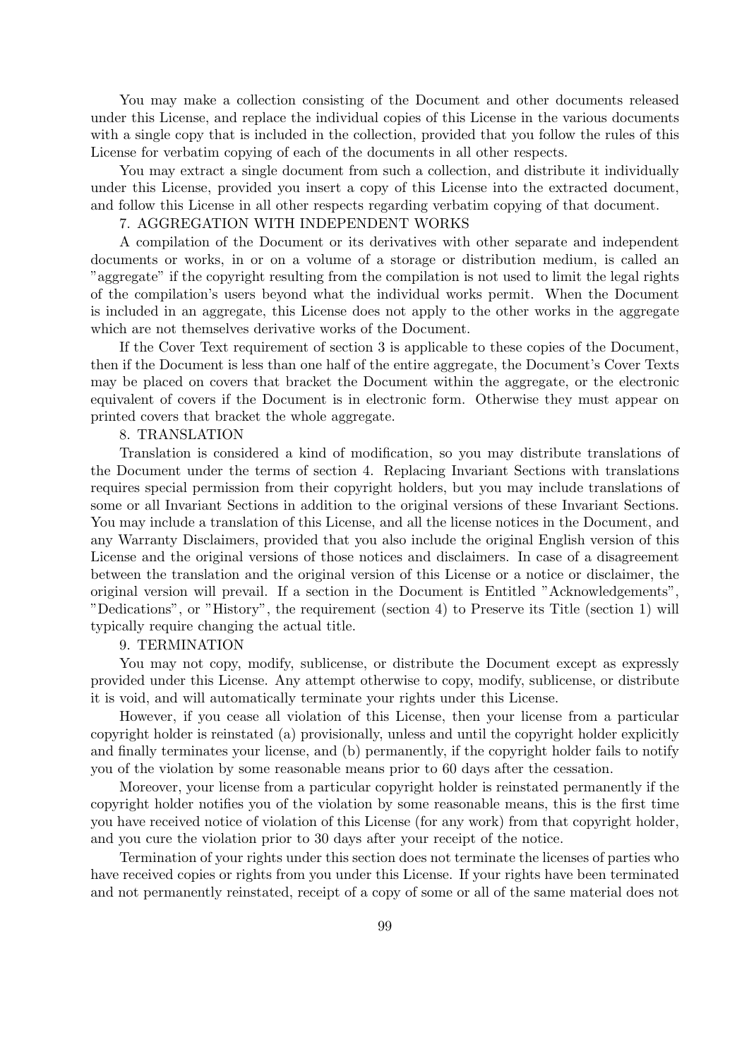You may make a collection consisting of the Document and other documents released under this License, and replace the individual copies of this License in the various documents with a single copy that is included in the collection, provided that you follow the rules of this License for verbatim copying of each of the documents in all other respects.

You may extract a single document from such a collection, and distribute it individually under this License, provided you insert a copy of this License into the extracted document, and follow this License in all other respects regarding verbatim copying of that document.

7. AGGREGATION WITH INDEPENDENT WORKS

A compilation of the Document or its derivatives with other separate and independent documents or works, in or on a volume of a storage or distribution medium, is called an "aggregate" if the copyright resulting from the compilation is not used to limit the legal rights of the compilation's users beyond what the individual works permit. When the Document is included in an aggregate, this License does not apply to the other works in the aggregate which are not themselves derivative works of the Document.

If the Cover Text requirement of section 3 is applicable to these copies of the Document, then if the Document is less than one half of the entire aggregate, the Document's Cover Texts may be placed on covers that bracket the Document within the aggregate, or the electronic equivalent of covers if the Document is in electronic form. Otherwise they must appear on printed covers that bracket the whole aggregate.

8. TRANSLATION

Translation is considered a kind of modification, so you may distribute translations of the Document under the terms of section 4. Replacing Invariant Sections with translations requires special permission from their copyright holders, but you may include translations of some or all Invariant Sections in addition to the original versions of these Invariant Sections. You may include a translation of this License, and all the license notices in the Document, and any Warranty Disclaimers, provided that you also include the original English version of this License and the original versions of those notices and disclaimers. In case of a disagreement between the translation and the original version of this License or a notice or disclaimer, the original version will prevail. If a section in the Document is Entitled "Acknowledgements", "Dedications", or "History", the requirement (section 4) to Preserve its Title (section 1) will typically require changing the actual title.

9. TERMINATION

You may not copy, modify, sublicense, or distribute the Document except as expressly provided under this License. Any attempt otherwise to copy, modify, sublicense, or distribute it is void, and will automatically terminate your rights under this License.

However, if you cease all violation of this License, then your license from a particular copyright holder is reinstated (a) provisionally, unless and until the copyright holder explicitly and finally terminates your license, and (b) permanently, if the copyright holder fails to notify you of the violation by some reasonable means prior to 60 days after the cessation.

Moreover, your license from a particular copyright holder is reinstated permanently if the copyright holder notifies you of the violation by some reasonable means, this is the first time you have received notice of violation of this License (for any work) from that copyright holder, and you cure the violation prior to 30 days after your receipt of the notice.

Termination of your rights under this section does not terminate the licenses of parties who have received copies or rights from you under this License. If your rights have been terminated and not permanently reinstated, receipt of a copy of some or all of the same material does not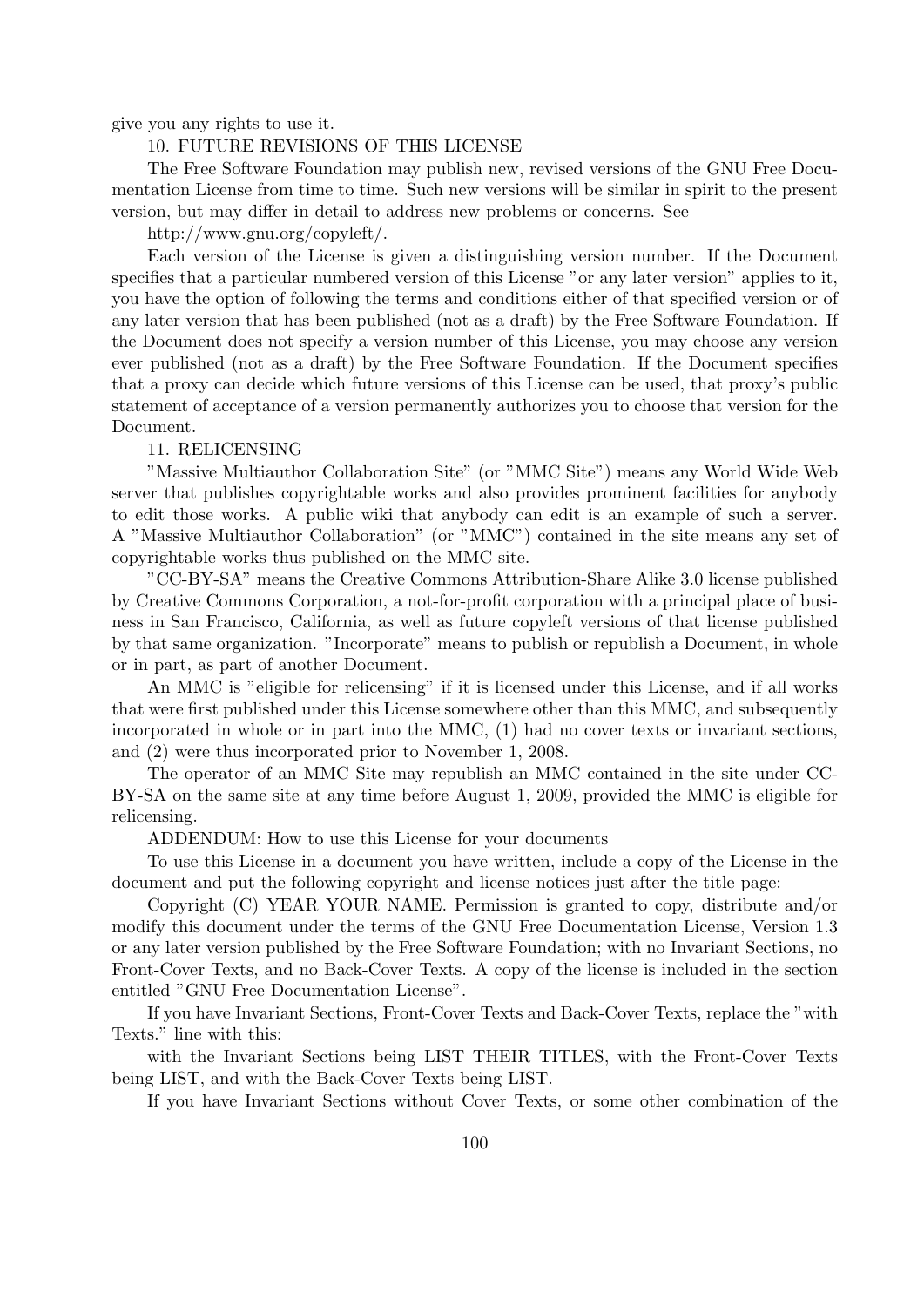give you any rights to use it.

10. FUTURE REVISIONS OF THIS LICENSE

The Free Software Foundation may publish new, revised versions of the GNU Free Documentation License from time to time. Such new versions will be similar in spirit to the present version, but may differ in detail to address new problems or concerns. See

http://www.gnu.org/copyleft/.

Each version of the License is given a distinguishing version number. If the Document specifies that a particular numbered version of this License "or any later version" applies to it, you have the option of following the terms and conditions either of that specified version or of any later version that has been published (not as a draft) by the Free Software Foundation. If the Document does not specify a version number of this License, you may choose any version ever published (not as a draft) by the Free Software Foundation. If the Document specifies that a proxy can decide which future versions of this License can be used, that proxy's public statement of acceptance of a version permanently authorizes you to choose that version for the Document.

11. RELICENSING

"Massive Multiauthor Collaboration Site" (or "MMC Site") means any World Wide Web server that publishes copyrightable works and also provides prominent facilities for anybody to edit those works. A public wiki that anybody can edit is an example of such a server. A "Massive Multiauthor Collaboration" (or "MMC") contained in the site means any set of copyrightable works thus published on the MMC site.

"CC-BY-SA" means the Creative Commons Attribution-Share Alike 3.0 license published by Creative Commons Corporation, a not-for-profit corporation with a principal place of business in San Francisco, California, as well as future copyleft versions of that license published by that same organization. "Incorporate" means to publish or republish a Document, in whole or in part, as part of another Document.

An MMC is "eligible for relicensing" if it is licensed under this License, and if all works that were first published under this License somewhere other than this MMC, and subsequently incorporated in whole or in part into the MMC, (1) had no cover texts or invariant sections, and (2) were thus incorporated prior to November 1, 2008.

The operator of an MMC Site may republish an MMC contained in the site under CC-BY-SA on the same site at any time before August 1, 2009, provided the MMC is eligible for relicensing.

ADDENDUM: How to use this License for your documents

To use this License in a document you have written, include a copy of the License in the document and put the following copyright and license notices just after the title page:

Copyright (C) YEAR YOUR NAME. Permission is granted to copy, distribute and/or modify this document under the terms of the GNU Free Documentation License, Version 1.3 or any later version published by the Free Software Foundation; with no Invariant Sections, no Front-Cover Texts, and no Back-Cover Texts. A copy of the license is included in the section entitled "GNU Free Documentation License".

If you have Invariant Sections, Front-Cover Texts and Back-Cover Texts, replace the "with Texts." line with this:

with the Invariant Sections being LIST THEIR TITLES, with the Front-Cover Texts being LIST, and with the Back-Cover Texts being LIST.

If you have Invariant Sections without Cover Texts, or some other combination of the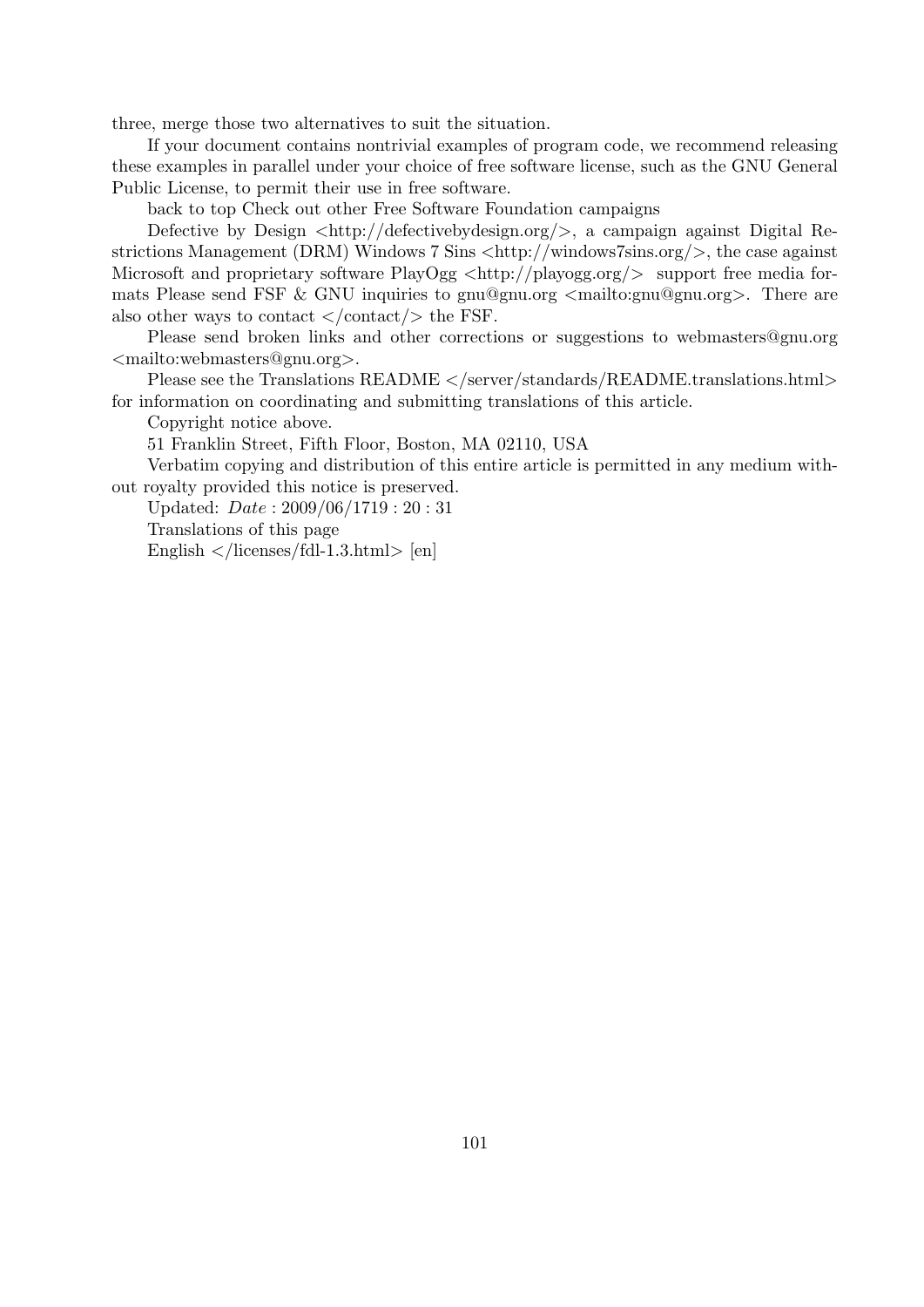three, merge those two alternatives to suit the situation.

If your document contains nontrivial examples of program code, we recommend releasing these examples in parallel under your choice of free software license, such as the GNU General Public License, to permit their use in free software.

back to top Check out other Free Software Foundation campaigns

Defective by Design <http://defectivebydesign.org/>, a campaign against Digital Restrictions Management (DRM) Windows 7 Sins <http://windows7sins.org/>, the case against Microsoft and proprietary software PlayOgg <http://playogg.org/> support free media formats Please send FSF & GNU inquiries to gnu@gnu.org <mailto:gnu@gnu.org>. There are also other ways to contact </contact/> the FSF.

Please send broken links and other corrections or suggestions to webmasters@gnu.org <mailto:webmasters@gnu.org>.

Please see the Translations README </server/standards/README.translations.html> for information on coordinating and submitting translations of this article.

Copyright notice above.

51 Franklin Street, Fifth Floor, Boston, MA 02110, USA

Verbatim copying and distribution of this entire article is permitted in any medium without royalty provided this notice is preserved.

Updated: $Date: 2009/06/1719:20:31$

Translations of this page

English </licenses/fdl-1.3.html> [en]